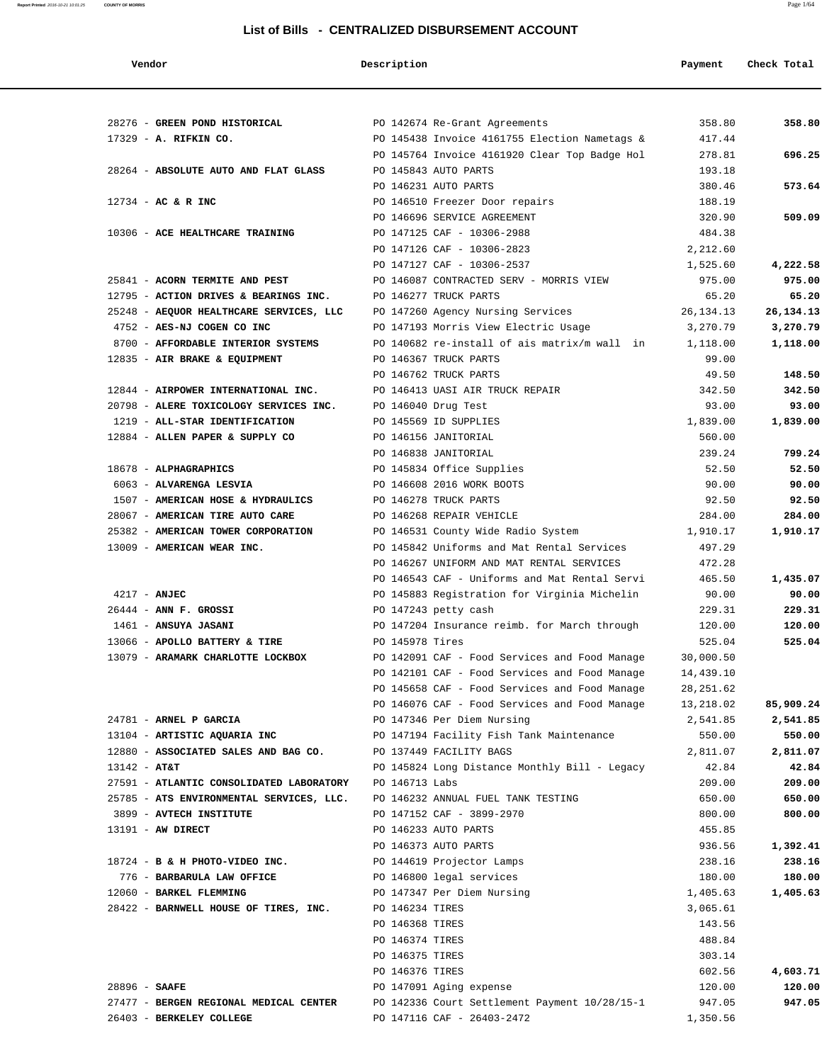## List of Bills - CENTRALIZED DISBURSEMENT ACCOUNT

| Vendor | Description | Payment | Check Total |
|---|---|---|---|
| 28276 - **GREEN POND HISTORICAL** | PO 142674 Re-Grant Agreements | 358.80 | **358.80** |
| 17329 - **A. RIFKIN CO.** | PO 145438 Invoice 4161755 Election Nametags & | 417.44 | |
| | PO 145764 Invoice 4161920 Clear Top Badge Hol | 278.81 | **696.25** |
| 28264 - **ABSOLUTE AUTO AND FLAT GLASS** | PO 145843 AUTO PARTS | 193.18 | |
| | PO 146231 AUTO PARTS | 380.46 | **573.64** |
| 12734 - **AC & R INC** | PO 146510 Freezer Door repairs | 188.19 | |
| | PO 146696 SERVICE AGREEMENT | 320.90 | **509.09** |
| 10306 - **ACE HEALTHCARE TRAINING** | PO 147125 CAF - 10306-2988 | 484.38 | |
| | PO 147126 CAF - 10306-2823 | 2,212.60 | |
| | PO 147127 CAF - 10306-2537 | 1,525.60 | **4,222.58** |
| 25841 - **ACORN TERMITE AND PEST** | PO 146087 CONTRACTED SERV - MORRIS VIEW | 975.00 | **975.00** |
| 12795 - **ACTION DRIVES & BEARINGS INC.** | PO 146277 TRUCK PARTS | 65.20 | **65.20** |
| 25248 - **AEQUOR HEALTHCARE SERVICES, LLC** | PO 147260 Agency Nursing Services | 26,134.13 | **26,134.13** |
| 4752 - **AES-NJ COGEN CO INC** | PO 147193 Morris View Electric Usage | 3,270.79 | **3,270.79** |
| 8700 - **AFFORDABLE INTERIOR SYSTEMS** | PO 140682 re-install of ais matrix/m wall in | 1,118.00 | **1,118.00** |
| 12835 - **AIR BRAKE & EQUIPMENT** | PO 146367 TRUCK PARTS | 99.00 | |
| | PO 146762 TRUCK PARTS | 49.50 | **148.50** |
| 12844 - **AIRPOWER INTERNATIONAL INC.** | PO 146413 UASI AIR TRUCK REPAIR | 342.50 | **342.50** |
| 20798 - **ALERE TOXICOLOGY SERVICES INC.** | PO 146040 Drug Test | 93.00 | **93.00** |
| 1219 - **ALL-STAR IDENTIFICATION** | PO 145569 ID SUPPLIES | 1,839.00 | **1,839.00** |
| 12884 - **ALLEN PAPER & SUPPLY CO** | PO 146156 JANITORIAL | 560.00 | |
| | PO 146838 JANITORIAL | 239.24 | **799.24** |
| 18678 - **ALPHAGRAPHICS** | PO 145834 Office Supplies | 52.50 | **52.50** |
| 6063 - **ALVARENGA LESVIA** | PO 146608 2016 WORK BOOTS | 90.00 | **90.00** |
| 1507 - **AMERICAN HOSE & HYDRAULICS** | PO 146278 TRUCK PARTS | 92.50 | **92.50** |
| 28067 - **AMERICAN TIRE AUTO CARE** | PO 146268 REPAIR VEHICLE | 284.00 | **284.00** |
| 25382 - **AMERICAN TOWER CORPORATION** | PO 146531 County Wide Radio System | 1,910.17 | **1,910.17** |
| 13009 - **AMERICAN WEAR INC.** | PO 145842 Uniforms and Mat Rental Services | 497.29 | |
| | PO 146267 UNIFORM AND MAT RENTAL SERVICES | 472.28 | |
| | PO 146543 CAF - Uniforms and Mat Rental Servi | 465.50 | **1,435.07** |
| 4217 - **ANJEC** | PO 145883 Registration for Virginia Michelin | 90.00 | **90.00** |
| 26444 - **ANN F. GROSSI** | PO 147243 petty cash | 229.31 | **229.31** |
| 1461 - **ANSUYA JASANI** | PO 147204 Insurance reimb. for March through | 120.00 | **120.00** |
| 13066 - **APOLLO BATTERY & TIRE** | PO 145978 Tires | 525.04 | **525.04** |
| 13079 - **ARAMARK CHARLOTTE LOCKBOX** | PO 142091 CAF - Food Services and Food Manage | 30,000.50 | |
| | PO 142101 CAF - Food Services and Food Manage | 14,439.10 | |
| | PO 145658 CAF - Food Services and Food Manage | 28,251.62 | |
| | PO 146076 CAF - Food Services and Food Manage | 13,218.02 | **85,909.24** |
| 24781 - **ARNEL P GARCIA** | PO 147346 Per Diem Nursing | 2,541.85 | **2,541.85** |
| 13104 - **ARTISTIC AQUARIA INC** | PO 147194 Facility Fish Tank Maintenance | 550.00 | **550.00** |
| 12880 - **ASSOCIATED SALES AND BAG CO.** | PO 137449 FACILITY BAGS | 2,811.07 | **2,811.07** |
| 13142 - **AT&T** | PO 145824 Long Distance Monthly Bill - Legacy | 42.84 | **42.84** |
| 27591 - **ATLANTIC CONSOLIDATED LABORATORY** | PO 146713 Labs | 209.00 | **209.00** |
| 25785 - **ATS ENVIRONMENTAL SERVICES, LLC.** | PO 146232 ANNUAL FUEL TANK TESTING | 650.00 | **650.00** |
| 3899 - **AVTECH INSTITUTE** | PO 147152 CAF - 3899-2970 | 800.00 | **800.00** |
| 13191 - **AW DIRECT** | PO 146233 AUTO PARTS | 455.85 | |
| | PO 146373 AUTO PARTS | 936.56 | **1,392.41** |
| 18724 - **B & H PHOTO-VIDEO INC.** | PO 144619 Projector Lamps | 238.16 | **238.16** |
| 776 - **BARBARULA LAW OFFICE** | PO 146800 legal services | 180.00 | **180.00** |
| 12060 - **BARKEL FLEMMING** | PO 147347 Per Diem Nursing | 1,405.63 | **1,405.63** |
| 28422 - **BARNWELL HOUSE OF TIRES, INC.** | PO 146234 TIRES | 3,065.61 | |
| | PO 146368 TIRES | 143.56 | |
| | PO 146374 TIRES | 488.84 | |
| | PO 146375 TIRES | 303.14 | |
| | PO 146376 TIRES | 602.56 | **4,603.71** |
| 28896 - **SAAFE** | PO 147091 Aging expense | 120.00 | **120.00** |
| 27477 - **BERGEN REGIONAL MEDICAL CENTER** | PO 142336 Court Settlement Payment 10/28/15-1 | 947.05 | **947.05** |
| 26403 - **BERKELEY COLLEGE** | PO 147116 CAF - 26403-2472 | 1,350.56 | |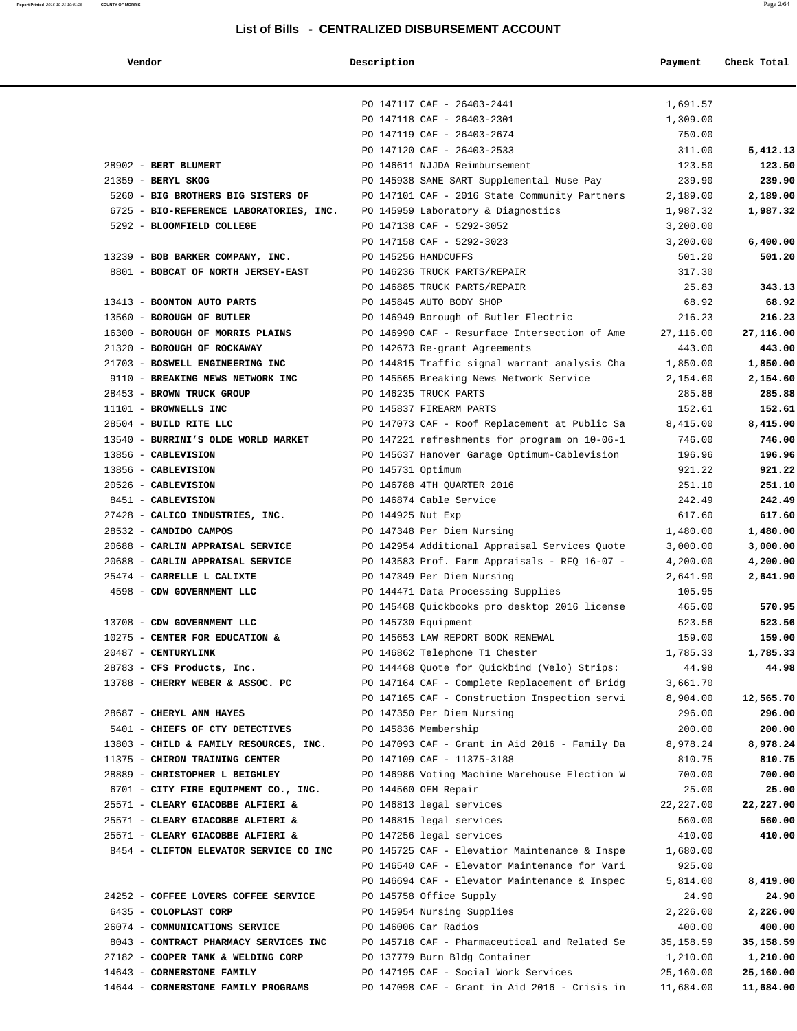# List of Bills - CENTRALIZED DISBURSEMENT ACCOUNT

| Vendor | Description | Payment | Check Total |
|---|---|---|---|
| | PO 147117 CAF - 26403-2441 | 1,691.57 | |
| | PO 147118 CAF - 26403-2301 | 1,309.00 | |
| | PO 147119 CAF - 26403-2674 | 750.00 | |
| | PO 147120 CAF - 26403-2533 | 311.00 | **5,412.13** |
| 28902 - **BERT BLUMERT** | PO 146611 NJJDA Reimbursement | 123.50 | **123.50** |
| 21359 - **BERYL SKOG** | PO 145938 SANE SART Supplemental Nuse Pay | 239.90 | **239.90** |
| 5260 - **BIG BROTHERS BIG SISTERS OF** | PO 147101 CAF - 2016 State Community Partners | 2,189.00 | **2,189.00** |
| 6725 - **BIO-REFERENCE LABORATORIES, INC.** | PO 145959 Laboratory & Diagnostics | 1,987.32 | **1,987.32** |
| 5292 - **BLOOMFIELD COLLEGE** | PO 147138 CAF - 5292-3052 | 3,200.00 | |
| | PO 147158 CAF - 5292-3023 | 3,200.00 | **6,400.00** |
| 13239 - **BOB BARKER COMPANY, INC.** | PO 145256 HANDCUFFS | 501.20 | **501.20** |
| 8801 - **BOBCAT OF NORTH JERSEY-EAST** | PO 146236 TRUCK PARTS/REPAIR | 317.30 | |
| | PO 146885 TRUCK PARTS/REPAIR | 25.83 | **343.13** |
| 13413 - **BOONTON AUTO PARTS** | PO 145845 AUTO BODY SHOP | 68.92 | **68.92** |
| 13560 - **BOROUGH OF BUTLER** | PO 146949 Borough of Butler Electric | 216.23 | **216.23** |
| 16300 - **BOROUGH OF MORRIS PLAINS** | PO 146990 CAF - Resurface Intersection of Ame | 27,116.00 | **27,116.00** |
| 21320 - **BOROUGH OF ROCKAWAY** | PO 142673 Re-grant Agreements | 443.00 | **443.00** |
| 21703 - **BOSWELL ENGINEERING INC** | PO 144815 Traffic signal warrant analysis Cha | 1,850.00 | **1,850.00** |
| 9110 - **BREAKING NEWS NETWORK INC** | PO 145565 Breaking News Network Service | 2,154.60 | **2,154.60** |
| 28453 - **BROWN TRUCK GROUP** | PO 146235 TRUCK PARTS | 285.88 | **285.88** |
| 11101 - **BROWNELLS INC** | PO 145837 FIREARM PARTS | 152.61 | **152.61** |
| 28504 - **BUILD RITE LLC** | PO 147073 CAF - Roof Replacement at Public Sa | 8,415.00 | **8,415.00** |
| 13540 - **BURRINI'S OLDE WORLD MARKET** | PO 147221 refreshments for program on 10-06-1 | 746.00 | **746.00** |
| 13856 - **CABLEVISION** | PO 145637 Hanover Garage Optimum-Cablevision | 196.96 | **196.96** |
| 13856 - **CABLEVISION** | PO 145731 Optimum | 921.22 | **921.22** |
| 20526 - **CABLEVISION** | PO 146788 4TH QUARTER 2016 | 251.10 | **251.10** |
| 8451 - **CABLEVISION** | PO 146874 Cable Service | 242.49 | **242.49** |
| 27428 - **CALICO INDUSTRIES, INC.** | PO 144925 Nut Exp | 617.60 | **617.60** |
| 28532 - **CANDIDO CAMPOS** | PO 147348 Per Diem Nursing | 1,480.00 | **1,480.00** |
| 20688 - **CARLIN APPRAISAL SERVICE** | PO 142954 Additional Appraisal Services Quote | 3,000.00 | **3,000.00** |
| 20688 - **CARLIN APPRAISAL SERVICE** | PO 143583 Prof. Farm Appraisals - RFQ 16-07 - | 4,200.00 | **4,200.00** |
| 25474 - **CARRELLE L CALIXTE** | PO 147349 Per Diem Nursing | 2,641.90 | **2,641.90** |
| 4598 - **CDW GOVERNMENT LLC** | PO 144471 Data Processing Supplies | 105.95 | |
| | PO 145468 Quickbooks pro desktop 2016 license | 465.00 | **570.95** |
| 13708 - **CDW GOVERNMENT LLC** | PO 145730 Equipment | 523.56 | **523.56** |
| 10275 - **CENTER FOR EDUCATION &** | PO 145653 LAW REPORT BOOK RENEWAL | 159.00 | **159.00** |
| 20487 - **CENTURYLINK** | PO 146862 Telephone T1 Chester | 1,785.33 | **1,785.33** |
| 28783 - **CFS Products, Inc.** | PO 144468 Quote for Quickbind (Velo) Strips: | 44.98 | **44.98** |
| 13788 - **CHERRY WEBER & ASSOC. PC** | PO 147164 CAF - Complete Replacement of Bridg | 3,661.70 | |
| | PO 147165 CAF - Construction Inspection servi | 8,904.00 | **12,565.70** |
| 28687 - **CHERYL ANN HAYES** | PO 147350 Per Diem Nursing | 296.00 | **296.00** |
| 5401 - **CHIEFS OF CTY DETECTIVES** | PO 145836 Membership | 200.00 | **200.00** |
| 13803 - **CHILD & FAMILY RESOURCES, INC.** | PO 147093 CAF - Grant in Aid 2016 - Family Da | 8,978.24 | **8,978.24** |
| 11375 - **CHIRON TRAINING CENTER** | PO 147109 CAF - 11375-3188 | 810.75 | **810.75** |
| 28889 - **CHRISTOPHER L BEIGHLEY** | PO 146986 Voting Machine Warehouse Election W | 700.00 | **700.00** |
| 6701 - **CITY FIRE EQUIPMENT CO., INC.** | PO 144560 OEM Repair | 25.00 | **25.00** |
| 25571 - **CLEARY GIACOBBE ALFIERI &** | PO 146813 legal services | 22,227.00 | **22,227.00** |
| 25571 - **CLEARY GIACOBBE ALFIERI &** | PO 146815 legal services | 560.00 | **560.00** |
| 25571 - **CLEARY GIACOBBE ALFIERI &** | PO 147256 legal services | 410.00 | **410.00** |
| 8454 - **CLIFTON ELEVATOR SERVICE CO INC** | PO 145725 CAF - Elevatior Maintenance & Inspe | 1,680.00 | |
| | PO 146540 CAF - Elevator Maintenance for Vari | 925.00 | |
| | PO 146694 CAF - Elevator Maintenance & Inspec | 5,814.00 | **8,419.00** |
| 24252 - **COFFEE LOVERS COFFEE SERVICE** | PO 145758 Office Supply | 24.90 | **24.90** |
| 6435 - **COLOPLAST CORP** | PO 145954 Nursing Supplies | 2,226.00 | **2,226.00** |
| 26074 - **COMMUNICATIONS SERVICE** | PO 146006 Car Radios | 400.00 | **400.00** |
| 8043 - **CONTRACT PHARMACY SERVICES INC** | PO 145718 CAF - Pharmaceutical and Related Se | 35,158.59 | **35,158.59** |
| 27182 - **COOPER TANK & WELDING CORP** | PO 137779 Burn Bldg Container | 1,210.00 | **1,210.00** |
| 14643 - **CORNERSTONE FAMILY** | PO 147195 CAF - Social Work Services | 25,160.00 | **25,160.00** |
| 14644 - **CORNERSTONE FAMILY PROGRAMS** | PO 147098 CAF - Grant in Aid 2016 - Crisis in | 11,684.00 | **11,684.00** |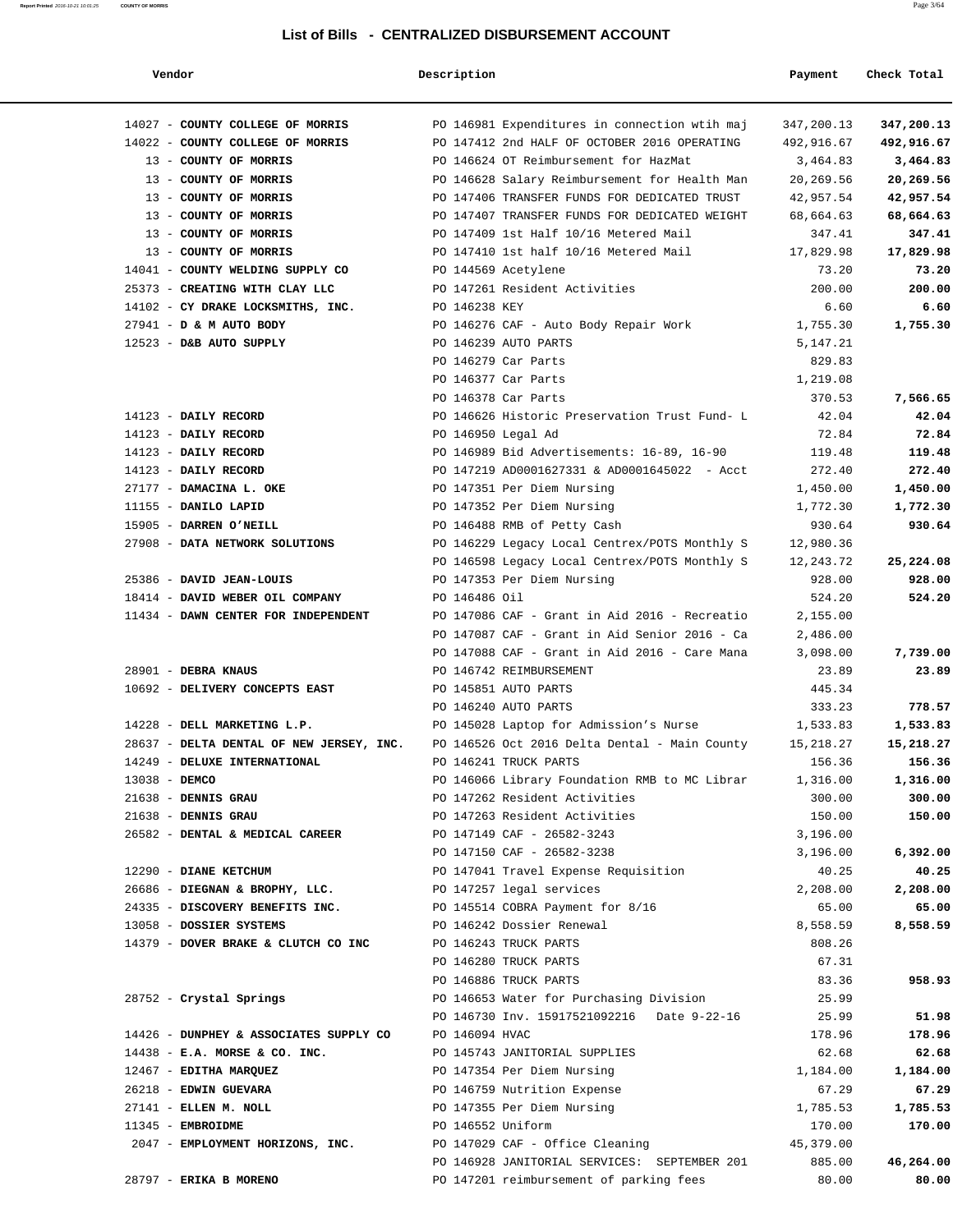# List of Bills - CENTRALIZED DISBURSEMENT ACCOUNT

| Vendor | Description | Payment | Check Total |
|---|---|---|---|
| 14027 - **COUNTY COLLEGE OF MORRIS** | PO 146981 Expenditures in connection wtih maj | 347,200.13 | **347,200.13** |
| 14022 - **COUNTY COLLEGE OF MORRIS** | PO 147412 2nd HALF OF OCTOBER 2016 OPERATING | 492,916.67 | **492,916.67** |
| 13 - **COUNTY OF MORRIS** | PO 146624 OT Reimbursement for HazMat | 3,464.83 | **3,464.83** |
| 13 - **COUNTY OF MORRIS** | PO 146628 Salary Reimbursement for Health Man | 20,269.56 | **20,269.56** |
| 13 - **COUNTY OF MORRIS** | PO 147406 TRANSFER FUNDS FOR DEDICATED TRUST | 42,957.54 | **42,957.54** |
| 13 - **COUNTY OF MORRIS** | PO 147407 TRANSFER FUNDS FOR DEDICATED WEIGHT | 68,664.63 | **68,664.63** |
| 13 - **COUNTY OF MORRIS** | PO 147409 1st Half 10/16 Metered Mail | 347.41 | **347.41** |
| 13 - **COUNTY OF MORRIS** | PO 147410 1st half 10/16 Metered Mail | 17,829.98 | **17,829.98** |
| 14041 - **COUNTY WELDING SUPPLY CO** | PO 144569 Acetylene | 73.20 | **73.20** |
| 25373 - **CREATING WITH CLAY LLC** | PO 147261 Resident Activities | 200.00 | **200.00** |
| 14102 - **CY DRAKE LOCKSMITHS, INC.** | PO 146238 KEY | 6.60 | **6.60** |
| 27941 - **D & M AUTO BODY** | PO 146276 CAF - Auto Body Repair Work | 1,755.30 | **1,755.30** |
| 12523 - **D&B AUTO SUPPLY** | PO 146239 AUTO PARTS | 5,147.21 | |
| | PO 146279 Car Parts | 829.83 | |
| | PO 146377 Car Parts | 1,219.08 | |
| | PO 146378 Car Parts | 370.53 | **7,566.65** |
| 14123 - **DAILY RECORD** | PO 146626 Historic Preservation Trust Fund- L | 42.04 | **42.04** |
| 14123 - **DAILY RECORD** | PO 146950 Legal Ad | 72.84 | **72.84** |
| 14123 - **DAILY RECORD** | PO 146989 Bid Advertisements: 16-89, 16-90 | 119.48 | **119.48** |
| 14123 - **DAILY RECORD** | PO 147219 AD0001627331 & AD0001645022 - Acct | 272.40 | **272.40** |
| 27177 - **DAMACINA L. OKE** | PO 147351 Per Diem Nursing | 1,450.00 | **1,450.00** |
| 11155 - **DANILO LAPID** | PO 147352 Per Diem Nursing | 1,772.30 | **1,772.30** |
| 15905 - **DARREN O'NEILL** | PO 146488 RMB of Petty Cash | 930.64 | **930.64** |
| 27908 - **DATA NETWORK SOLUTIONS** | PO 146229 Legacy Local Centrex/POTS Monthly S | 12,980.36 | |
| | PO 146598 Legacy Local Centrex/POTS Monthly S | 12,243.72 | **25,224.08** |
| 25386 - **DAVID JEAN-LOUIS** | PO 147353 Per Diem Nursing | 928.00 | **928.00** |
| 18414 - **DAVID WEBER OIL COMPANY** | PO 146486 Oil | 524.20 | **524.20** |
| 11434 - **DAWN CENTER FOR INDEPENDENT** | PO 147086 CAF - Grant in Aid 2016 - Recreatio | 2,155.00 | |
| | PO 147087 CAF - Grant in Aid Senior 2016 - Ca | 2,486.00 | |
| | PO 147088 CAF - Grant in Aid 2016 - Care Mana | 3,098.00 | **7,739.00** |
| 28901 - **DEBRA KNAUS** | PO 146742 REIMBURSEMENT | 23.89 | **23.89** |
| 10692 - **DELIVERY CONCEPTS EAST** | PO 145851 AUTO PARTS | 445.34 | |
| | PO 146240 AUTO PARTS | 333.23 | **778.57** |
| 14228 - **DELL MARKETING L.P.** | PO 145028 Laptop for Admission's Nurse | 1,533.83 | **1,533.83** |
| 28637 - **DELTA DENTAL OF NEW JERSEY, INC.** | PO 146526 Oct 2016 Delta Dental - Main County | 15,218.27 | **15,218.27** |
| 14249 - **DELUXE INTERNATIONAL** | PO 146241 TRUCK PARTS | 156.36 | **156.36** |
| 13038 - **DEMCO** | PO 146066 Library Foundation RMB to MC Librar | 1,316.00 | **1,316.00** |
| 21638 - **DENNIS GRAU** | PO 147262 Resident Activities | 300.00 | **300.00** |
| 21638 - **DENNIS GRAU** | PO 147263 Resident Activities | 150.00 | **150.00** |
| 26582 - **DENTAL & MEDICAL CAREER** | PO 147149 CAF - 26582-3243 | 3,196.00 | |
| | PO 147150 CAF - 26582-3238 | 3,196.00 | **6,392.00** |
| 12290 - **DIANE KETCHUM** | PO 147041 Travel Expense Requisition | 40.25 | **40.25** |
| 26686 - **DIEGNAN & BROPHY, LLC.** | PO 147257 legal services | 2,208.00 | **2,208.00** |
| 24335 - **DISCOVERY BENEFITS INC.** | PO 145514 COBRA Payment for 8/16 | 65.00 | **65.00** |
| 13058 - **DOSSIER SYSTEMS** | PO 146242 Dossier Renewal | 8,558.59 | **8,558.59** |
| 14379 - **DOVER BRAKE & CLUTCH CO INC** | PO 146243 TRUCK PARTS | 808.26 | |
| | PO 146280 TRUCK PARTS | 67.31 | |
| | PO 146886 TRUCK PARTS | 83.36 | **958.93** |
| 28752 - **Crystal Springs** | PO 146653 Water for Purchasing Division | 25.99 | |
| | PO 146730 Inv. 15917521092216 Date 9-22-16 | 25.99 | **51.98** |
| 14426 - **DUNPHEY & ASSOCIATES SUPPLY CO** | PO 146094 HVAC | 178.96 | **178.96** |
| 14438 - **E.A. MORSE & CO. INC.** | PO 145743 JANITORIAL SUPPLIES | 62.68 | **62.68** |
| 12467 - **EDITHA MARQUEZ** | PO 147354 Per Diem Nursing | 1,184.00 | **1,184.00** |
| 26218 - **EDWIN GUEVARA** | PO 146759 Nutrition Expense | 67.29 | **67.29** |
| 27141 - **ELLEN M. NOLL** | PO 147355 Per Diem Nursing | 1,785.53 | **1,785.53** |
| 11345 - **EMBROIDME** | PO 146552 Uniform | 170.00 | **170.00** |
| 2047 - **EMPLOYMENT HORIZONS, INC.** | PO 147029 CAF - Office Cleaning | 45,379.00 | |
| | PO 146928 JANITORIAL SERVICES: SEPTEMBER 201 | 885.00 | **46,264.00** |
| 28797 - **ERIKA B MORENO** | PO 147201 reimbursement of parking fees | 80.00 | **80.00** |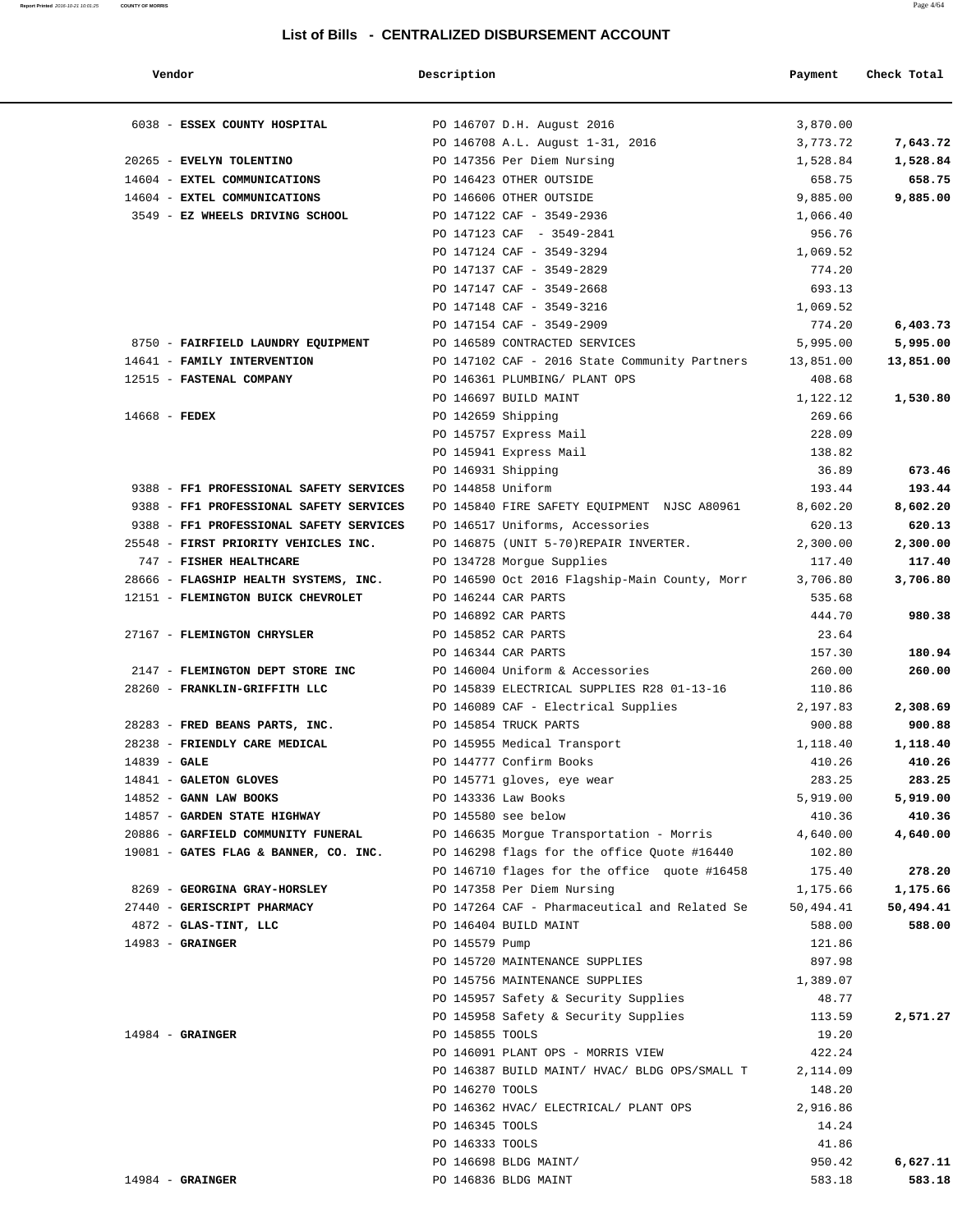## List of Bills - CENTRALIZED DISBURSEMENT ACCOUNT

| Vendor | Description | Payment | Check Total |
|---|---|---|---|
| 6038 - **ESSEX COUNTY HOSPITAL** | PO 146707 D.H. August 2016 | 3,870.00 | |
| | PO 146708 A.L. August 1-31, 2016 | 3,773.72 | **7,643.72** |
| 20265 - **EVELYN TOLENTINO** | PO 147356 Per Diem Nursing | 1,528.84 | **1,528.84** |
| 14604 - **EXTEL COMMUNICATIONS** | PO 146423 OTHER OUTSIDE | 658.75 | **658.75** |
| 14604 - **EXTEL COMMUNICATIONS** | PO 146606 OTHER OUTSIDE | 9,885.00 | **9,885.00** |
| 3549 - **EZ WHEELS DRIVING SCHOOL** | PO 147122 CAF - 3549-2936 | 1,066.40 | |
| | PO 147123 CAF - 3549-2841 | 956.76 | |
| | PO 147124 CAF - 3549-3294 | 1,069.52 | |
| | PO 147137 CAF - 3549-2829 | 774.20 | |
| | PO 147147 CAF - 3549-2668 | 693.13 | |
| | PO 147148 CAF - 3549-3216 | 1,069.52 | |
| | PO 147154 CAF - 3549-2909 | 774.20 | **6,403.73** |
| 8750 - **FAIRFIELD LAUNDRY EQUIPMENT** | PO 146589 CONTRACTED SERVICES | 5,995.00 | **5,995.00** |
| 14641 - **FAMILY INTERVENTION** | PO 147102 CAF - 2016 State Community Partners | 13,851.00 | **13,851.00** |
| 12515 - **FASTENAL COMPANY** | PO 146361 PLUMBING/ PLANT OPS | 408.68 | |
| | PO 146697 BUILD MAINT | 1,122.12 | **1,530.80** |
| 14668 - **FEDEX** | PO 142659 Shipping | 269.66 | |
| | PO 145757 Express Mail | 228.09 | |
| | PO 145941 Express Mail | 138.82 | |
| | PO 146931 Shipping | 36.89 | **673.46** |
| 9388 - **FF1 PROFESSIONAL SAFETY SERVICES** | PO 144858 Uniform | 193.44 | **193.44** |
| 9388 - **FF1 PROFESSIONAL SAFETY SERVICES** | PO 145840 FIRE SAFETY EQUIPMENT NJSC A80961 | 8,602.20 | **8,602.20** |
| 9388 - **FF1 PROFESSIONAL SAFETY SERVICES** | PO 146517 Uniforms, Accessories | 620.13 | **620.13** |
| 25548 - **FIRST PRIORITY VEHICLES INC.** | PO 146875 (UNIT 5-70)REPAIR INVERTER. | 2,300.00 | **2,300.00** |
| 747 - **FISHER HEALTHCARE** | PO 134728 Morgue Supplies | 117.40 | **117.40** |
| 28666 - **FLAGSHIP HEALTH SYSTEMS, INC.** | PO 146590 Oct 2016 Flagship-Main County, Morr | 3,706.80 | **3,706.80** |
| 12151 - **FLEMINGTON BUICK CHEVROLET** | PO 146244 CAR PARTS | 535.68 | |
| | PO 146892 CAR PARTS | 444.70 | **980.38** |
| 27167 - **FLEMINGTON CHRYSLER** | PO 145852 CAR PARTS | 23.64 | |
| | PO 146344 CAR PARTS | 157.30 | **180.94** |
| 2147 - **FLEMINGTON DEPT STORE INC** | PO 146004 Uniform & Accessories | 260.00 | **260.00** |
| 28260 - **FRANKLIN-GRIFFITH LLC** | PO 145839 ELECTRICAL SUPPLIES R28 01-13-16 | 110.86 | |
| | PO 146089 CAF - Electrical Supplies | 2,197.83 | **2,308.69** |
| 28283 - **FRED BEANS PARTS, INC.** | PO 145854 TRUCK PARTS | 900.88 | **900.88** |
| 28238 - **FRIENDLY CARE MEDICAL** | PO 145955 Medical Transport | 1,118.40 | **1,118.40** |
| 14839 - **GALE** | PO 144777 Confirm Books | 410.26 | **410.26** |
| 14841 - **GALETON GLOVES** | PO 145771 gloves, eye wear | 283.25 | **283.25** |
| 14852 - **GANN LAW BOOKS** | PO 143336 Law Books | 5,919.00 | **5,919.00** |
| 14857 - **GARDEN STATE HIGHWAY** | PO 145580 see below | 410.36 | **410.36** |
| 20886 - **GARFIELD COMMUNITY FUNERAL** | PO 146635 Morgue Transportation - Morris | 4,640.00 | **4,640.00** |
| 19081 - **GATES FLAG & BANNER, CO. INC.** | PO 146298 flags for the office Quote #16440 | 102.80 | |
| | PO 146710 flages for the office quote #16458 | 175.40 | **278.20** |
| 8269 - **GEORGINA GRAY-HORSLEY** | PO 147358 Per Diem Nursing | 1,175.66 | **1,175.66** |
| 27440 - **GERISCRIPT PHARMACY** | PO 147264 CAF - Pharmaceutical and Related Se | 50,494.41 | **50,494.41** |
| 4872 - **GLAS-TINT, LLC** | PO 146404 BUILD MAINT | 588.00 | **588.00** |
| 14983 - **GRAINGER** | PO 145579 Pump | 121.86 | |
| | PO 145720 MAINTENANCE SUPPLIES | 897.98 | |
| | PO 145756 MAINTENANCE SUPPLIES | 1,389.07 | |
| | PO 145957 Safety & Security Supplies | 48.77 | |
| | PO 145958 Safety & Security Supplies | 113.59 | **2,571.27** |
| 14984 - **GRAINGER** | PO 145855 TOOLS | 19.20 | |
| | PO 146091 PLANT OPS - MORRIS VIEW | 422.24 | |
| | PO 146387 BUILD MAINT/ HVAC/ BLDG OPS/SMALL T | 2,114.09 | |
| | PO 146270 TOOLS | 148.20 | |
| | PO 146362 HVAC/ ELECTRICAL/ PLANT OPS | 2,916.86 | |
| | PO 146345 TOOLS | 14.24 | |
| | PO 146333 TOOLS | 41.86 | |
| | PO 146698 BLDG MAINT/ | 950.42 | **6,627.11** |
| 14984 - **GRAINGER** | PO 146836 BLDG MAINT | 583.18 | **583.18** |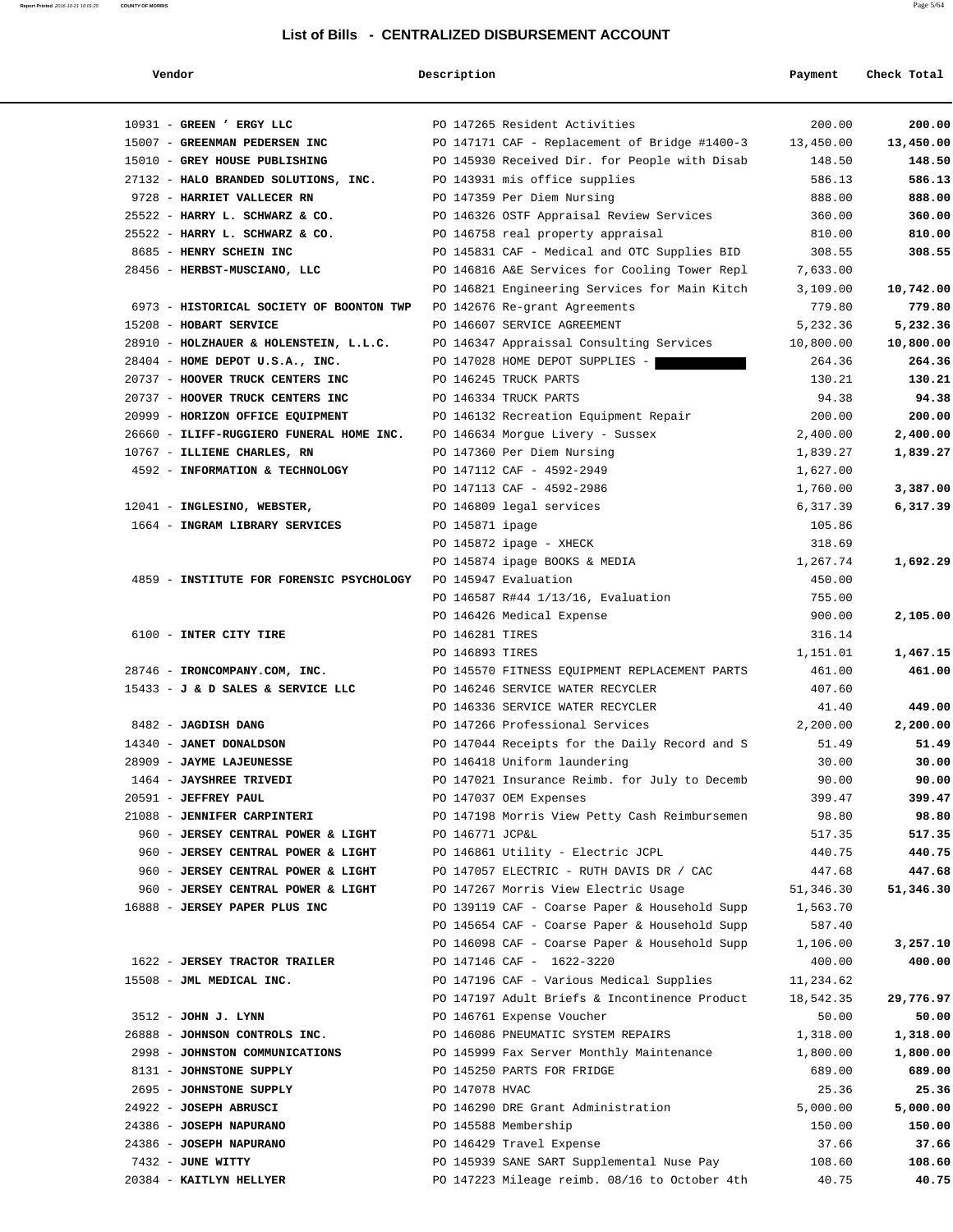# List of Bills - CENTRALIZED DISBURSEMENT ACCOUNT

| Vendor | Description | Payment | Check Total |
|---|---|---|---|
| 10931 - **GREEN ' ERGY LLC** | PO 147265 Resident Activities | 200.00 | **200.00** |
| 15007 - **GREENMAN PEDERSEN INC** | PO 147171 CAF - Replacement of Bridge #1400-3 | 13,450.00 | **13,450.00** |
| 15010 - **GREY HOUSE PUBLISHING** | PO 145930 Received Dir. for People with Disab | 148.50 | **148.50** |
| 27132 - **HALO BRANDED SOLUTIONS, INC.** | PO 143931 mis office supplies | 586.13 | **586.13** |
| 9728 - **HARRIET VALLECER RN** | PO 147359 Per Diem Nursing | 888.00 | **888.00** |
| 25522 - **HARRY L. SCHWARZ & CO.** | PO 146326 OSTF Appraisal Review Services | 360.00 | **360.00** |
| 25522 - **HARRY L. SCHWARZ & CO.** | PO 146758 real property appraisal | 810.00 | **810.00** |
| 8685 - **HENRY SCHEIN INC** | PO 145831 CAF - Medical and OTC Supplies BID | 308.55 | **308.55** |
| 28456 - **HERBST-MUSCIANO, LLC** | PO 146816 A&E Services for Cooling Tower Repl | 7,633.00 | |
| | PO 146821 Engineering Services for Main Kitch | 3,109.00 | **10,742.00** |
| 6973 - **HISTORICAL SOCIETY OF BOONTON TWP** | PO 142676 Re-grant Agreements | 779.80 | **779.80** |
| 15208 - **HOBART SERVICE** | PO 146607 SERVICE AGREEMENT | 5,232.36 | **5,232.36** |
| 28910 - **HOLZHAUER & HOLENSTEIN, L.L.C.** | PO 146347 Appraissal Consulting Services | 10,800.00 | **10,800.00** |
| 28404 - **HOME DEPOT U.S.A., INC.** | PO 147028 HOME DEPOT SUPPLIES - | 264.36 | **264.36** |
| 20737 - **HOOVER TRUCK CENTERS INC** | PO 146245 TRUCK PARTS | 130.21 | **130.21** |
| 20737 - **HOOVER TRUCK CENTERS INC** | PO 146334 TRUCK PARTS | 94.38 | **94.38** |
| 20999 - **HORIZON OFFICE EQUIPMENT** | PO 146132 Recreation Equipment Repair | 200.00 | **200.00** |
| 26660 - **ILIFF-RUGGIERO FUNERAL HOME INC.** | PO 146634 Morgue Livery - Sussex | 2,400.00 | **2,400.00** |
| 10767 - **ILLIENE CHARLES, RN** | PO 147360 Per Diem Nursing | 1,839.27 | **1,839.27** |
| 4592 - **INFORMATION & TECHNOLOGY** | PO 147112 CAF - 4592-2949 | 1,627.00 | |
| | PO 147113 CAF - 4592-2986 | 1,760.00 | **3,387.00** |
| 12041 - **INGLESINO, WEBSTER,** | PO 146809 legal services | 6,317.39 | **6,317.39** |
| 1664 - **INGRAM LIBRARY SERVICES** | PO 145871 ipage | 105.86 | |
| | PO 145872 ipage - XHECK | 318.69 | |
| | PO 145874 ipage BOOKS & MEDIA | 1,267.74 | **1,692.29** |
| 4859 - **INSTITUTE FOR FORENSIC PSYCHOLOGY** | PO 145947 Evaluation | 450.00 | |
| | PO 146587 R#44 1/13/16, Evaluation | 755.00 | |
| | PO 146426 Medical Expense | 900.00 | **2,105.00** |
| 6100 - **INTER CITY TIRE** | PO 146281 TIRES | 316.14 | |
| | PO 146893 TIRES | 1,151.01 | **1,467.15** |
| 28746 - **IRONCOMPANY.COM, INC.** | PO 145570 FITNESS EQUIPMENT REPLACEMENT PARTS | 461.00 | **461.00** |
| 15433 - **J & D SALES & SERVICE LLC** | PO 146246 SERVICE WATER RECYCLER | 407.60 | |
| | PO 146336 SERVICE WATER RECYCLER | 41.40 | **449.00** |
| 8482 - **JAGDISH DANG** | PO 147266 Professional Services | 2,200.00 | **2,200.00** |
| 14340 - **JANET DONALDSON** | PO 147044 Receipts for the Daily Record and S | 51.49 | **51.49** |
| 28909 - **JAYME LAJEUNESSE** | PO 146418 Uniform laundering | 30.00 | **30.00** |
| 1464 - **JAYSHREE TRIVEDI** | PO 147021 Insurance Reimb. for July to Decemb | 90.00 | **90.00** |
| 20591 - **JEFFREY PAUL** | PO 147037 OEM Expenses | 399.47 | **399.47** |
| 21088 - **JENNIFER CARPINTERI** | PO 147198 Morris View Petty Cash Reimbursemen | 98.80 | **98.80** |
| 960 - **JERSEY CENTRAL POWER & LIGHT** | PO 146771 JCP&L | 517.35 | **517.35** |
| 960 - **JERSEY CENTRAL POWER & LIGHT** | PO 146861 Utility - Electric JCPL | 440.75 | **440.75** |
| 960 - **JERSEY CENTRAL POWER & LIGHT** | PO 147057 ELECTRIC - RUTH DAVIS DR / CAC | 447.68 | **447.68** |
| 960 - **JERSEY CENTRAL POWER & LIGHT** | PO 147267 Morris View Electric Usage | 51,346.30 | **51,346.30** |
| 16888 - **JERSEY PAPER PLUS INC** | PO 139119 CAF - Coarse Paper & Household Supp | 1,563.70 | |
| | PO 145654 CAF - Coarse Paper & Household Supp | 587.40 | |
| | PO 146098 CAF - Coarse Paper & Household Supp | 1,106.00 | **3,257.10** |
| 1622 - **JERSEY TRACTOR TRAILER** | PO 147146 CAF - 1622-3220 | 400.00 | **400.00** |
| 15508 - **JML MEDICAL INC.** | PO 147196 CAF - Various Medical Supplies | 11,234.62 | |
| | PO 147197 Adult Briefs & Incontinence Product | 18,542.35 | **29,776.97** |
| 3512 - **JOHN J. LYNN** | PO 146761 Expense Voucher | 50.00 | **50.00** |
| 26888 - **JOHNSON CONTROLS INC.** | PO 146086 PNEUMATIC SYSTEM REPAIRS | 1,318.00 | **1,318.00** |
| 2998 - **JOHNSTON COMMUNICATIONS** | PO 145999 Fax Server Monthly Maintenance | 1,800.00 | **1,800.00** |
| 8131 - **JOHNSTONE SUPPLY** | PO 145250 PARTS FOR FRIDGE | 689.00 | **689.00** |
| 2695 - **JOHNSTONE SUPPLY** | PO 147078 HVAC | 25.36 | **25.36** |
| 24922 - **JOSEPH ABRUSCI** | PO 146290 DRE Grant Administration | 5,000.00 | **5,000.00** |
| 24386 - **JOSEPH NAPURANO** | PO 145588 Membership | 150.00 | **150.00** |
| 24386 - **JOSEPH NAPURANO** | PO 146429 Travel Expense | 37.66 | **37.66** |
| 7432 - **JUNE WITTY** | PO 145939 SANE SART Supplemental Nuse Pay | 108.60 | **108.60** |
| 20384 - **KAITLYN HELLYER** | PO 147223 Mileage reimb. 08/16 to October 4th | 40.75 | **40.75** |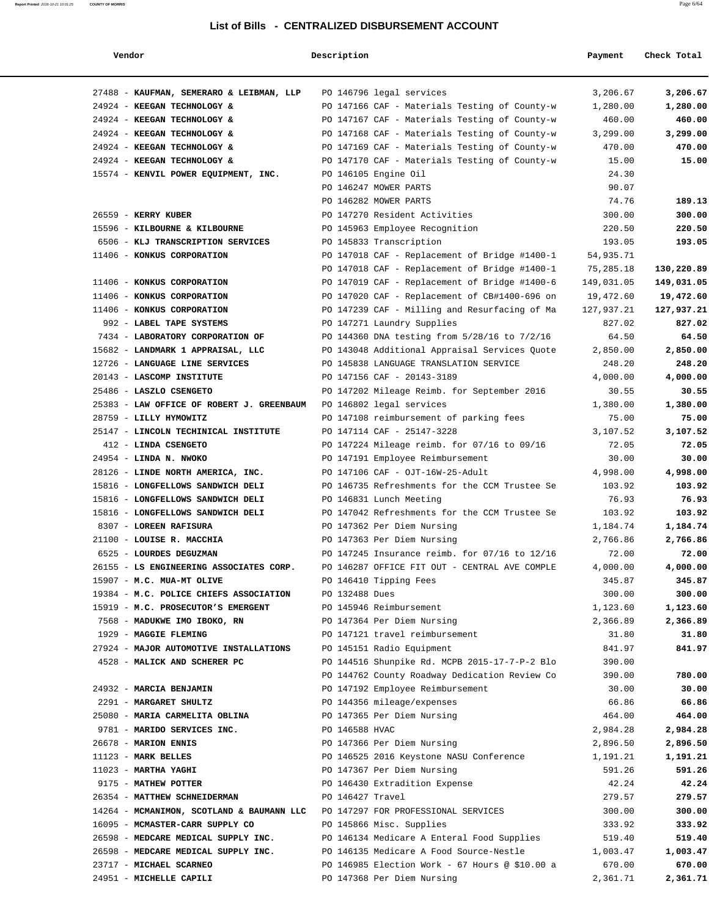# List of Bills - CENTRALIZED DISBURSEMENT ACCOUNT

| Vendor | Description | Payment | Check Total |
|---|---|---|---|
| 27488 - **KAUFMAN, SEMERARO & LEIBMAN, LLP** | PO 146796 legal services | 3,206.67 | **3,206.67** |
| 24924 - **KEEGAN TECHNOLOGY &** | PO 147166 CAF - Materials Testing of County-w | 1,280.00 | **1,280.00** |
| 24924 - **KEEGAN TECHNOLOGY &** | PO 147167 CAF - Materials Testing of County-w | 460.00 | **460.00** |
| 24924 - **KEEGAN TECHNOLOGY &** | PO 147168 CAF - Materials Testing of County-w | 3,299.00 | **3,299.00** |
| 24924 - **KEEGAN TECHNOLOGY &** | PO 147169 CAF - Materials Testing of County-w | 470.00 | **470.00** |
| 24924 - **KEEGAN TECHNOLOGY &** | PO 147170 CAF - Materials Testing of County-w | 15.00 | **15.00** |
| 15574 - **KENVIL POWER EQUIPMENT, INC.** | PO 146105 Engine Oil | 24.30 | |
| | PO 146247 MOWER PARTS | 90.07 | |
| | PO 146282 MOWER PARTS | 74.76 | **189.13** |
| 26559 - **KERRY KUBER** | PO 147270 Resident Activities | 300.00 | **300.00** |
| 15596 - **KILBOURNE & KILBOURNE** | PO 145963 Employee Recognition | 220.50 | **220.50** |
| 6506 - **KLJ TRANSCRIPTION SERVICES** | PO 145833 Transcription | 193.05 | **193.05** |
| 11406 - **KONKUS CORPORATION** | PO 147018 CAF - Replacement of Bridge #1400-1 | 54,935.71 | |
| | PO 147018 CAF - Replacement of Bridge #1400-1 | 75,285.18 | **130,220.89** |
| 11406 - **KONKUS CORPORATION** | PO 147019 CAF - Replacement of Bridge #1400-6 | 149,031.05 | **149,031.05** |
| 11406 - **KONKUS CORPORATION** | PO 147020 CAF - Replacement of CB#1400-696 on | 19,472.60 | **19,472.60** |
| 11406 - **KONKUS CORPORATION** | PO 147239 CAF - Milling and Resurfacing of Ma | 127,937.21 | **127,937.21** |
| 992 - **LABEL TAPE SYSTEMS** | PO 147271 Laundry Supplies | 827.02 | **827.02** |
| 7434 - **LABORATORY CORPORATION OF** | PO 144360 DNA testing from 5/28/16 to 7/2/16 | 64.50 | **64.50** |
| 15682 - **LANDMARK 1 APPRAISAL, LLC** | PO 143048 Additional Appraisal Services Quote | 2,850.00 | **2,850.00** |
| 12726 - **LANGUAGE LINE SERVICES** | PO 145838 LANGUAGE TRANSLATION SERVICE | 248.20 | **248.20** |
| 20143 - **LASCOMP INSTITUTE** | PO 147156 CAF - 20143-3189 | 4,000.00 | **4,000.00** |
| 25486 - **LASZLO CSENGETO** | PO 147202 Mileage Reimb. for September 2016 | 30.55 | **30.55** |
| 25383 - **LAW OFFICE OF ROBERT J. GREENBAUM** | PO 146802 legal services | 1,380.00 | **1,380.00** |
| 28759 - **LILLY HYMOWITZ** | PO 147108 reimbursement of parking fees | 75.00 | **75.00** |
| 25147 - **LINCOLN TECHINICAL INSTITUTE** | PO 147114 CAF - 25147-3228 | 3,107.52 | **3,107.52** |
| 412 - **LINDA CSENGETO** | PO 147224 Mileage reimb. for 07/16 to 09/16 | 72.05 | **72.05** |
| 24954 - **LINDA N. NWOKO** | PO 147191 Employee Reimbursement | 30.00 | **30.00** |
| 28126 - **LINDE NORTH AMERICA, INC.** | PO 147106 CAF - OJT-16W-25-Adult | 4,998.00 | **4,998.00** |
| 15816 - **LONGFELLOWS SANDWICH DELI** | PO 146735 Refreshments for the CCM Trustee Se | 103.92 | **103.92** |
| 15816 - **LONGFELLOWS SANDWICH DELI** | PO 146831 Lunch Meeting | 76.93 | **76.93** |
| 15816 - **LONGFELLOWS SANDWICH DELI** | PO 147042 Refreshments for the CCM Trustee Se | 103.92 | **103.92** |
| 8307 - **LOREEN RAFISURA** | PO 147362 Per Diem Nursing | 1,184.74 | **1,184.74** |
| 21100 - **LOUISE R. MACCHIA** | PO 147363 Per Diem Nursing | 2,766.86 | **2,766.86** |
| 6525 - **LOURDES DEGUZMAN** | PO 147245 Insurance reimb. for 07/16 to 12/16 | 72.00 | **72.00** |
| 26155 - **LS ENGINEERING ASSOCIATES CORP.** | PO 146287 OFFICE FIT OUT - CENTRAL AVE COMPLE | 4,000.00 | **4,000.00** |
| 15907 - **M.C. MUA-MT OLIVE** | PO 146410 Tipping Fees | 345.87 | **345.87** |
| 19384 - **M.C. POLICE CHIEFS ASSOCIATION** | PO 132488 Dues | 300.00 | **300.00** |
| 15919 - **M.C. PROSECUTOR'S EMERGENT** | PO 145946 Reimbursement | 1,123.60 | **1,123.60** |
| 7568 - **MADUKWE IMO IBOKO, RN** | PO 147364 Per Diem Nursing | 2,366.89 | **2,366.89** |
| 1929 - **MAGGIE FLEMING** | PO 147121 travel reimbursement | 31.80 | **31.80** |
| 27924 - **MAJOR AUTOMOTIVE INSTALLATIONS** | PO 145151 Radio Equipment | 841.97 | **841.97** |
| 4528 - **MALICK AND SCHERER PC** | PO 144516 Shunpike Rd. MCPB 2015-17-7-P-2 Blo | 390.00 | |
| | PO 144762 County Roadway Dedication Review Co | 390.00 | **780.00** |
| 24932 - **MARCIA BENJAMIN** | PO 147192 Employee Reimbursement | 30.00 | **30.00** |
| 2291 - **MARGARET SHULTZ** | PO 144356 mileage/expenses | 66.86 | **66.86** |
| 25080 - **MARIA CARMELITA OBLINA** | PO 147365 Per Diem Nursing | 464.00 | **464.00** |
| 9781 - **MARIDO SERVICES INC.** | PO 146588 HVAC | 2,984.28 | **2,984.28** |
| 26678 - **MARION ENNIS** | PO 147366 Per Diem Nursing | 2,896.50 | **2,896.50** |
| 11123 - **MARK BELLES** | PO 146525 2016 Keystone NASU Conference | 1,191.21 | **1,191.21** |
| 11023 - **MARTHA YAGHI** | PO 147367 Per Diem Nursing | 591.26 | **591.26** |
| 9175 - **MATHEW POTTER** | PO 146430 Extradition Expense | 42.24 | **42.24** |
| 26354 - **MATTHEW SCHNEIDERMAN** | PO 146427 Travel | 279.57 | **279.57** |
| 14264 - **MCMANIMON, SCOTLAND & BAUMANN LLC** | PO 147297 FOR PROFESSIONAL SERVICES | 300.00 | **300.00** |
| 16095 - **MCMASTER-CARR SUPPLY CO** | PO 145866 Misc. Supplies | 333.92 | **333.92** |
| 26598 - **MEDCARE MEDICAL SUPPLY INC.** | PO 146134 Medicare A Enteral Food Supplies | 519.40 | **519.40** |
| 26598 - **MEDCARE MEDICAL SUPPLY INC.** | PO 146135 Medicare A Food Source-Nestle | 1,003.47 | **1,003.47** |
| 23717 - **MICHAEL SCARNEO** | PO 146985 Election Work - 67 Hours @ $10.00 a | 670.00 | **670.00** |
| 24951 - **MICHELLE CAPILI** | PO 147368 Per Diem Nursing | 2,361.71 | **2,361.71** |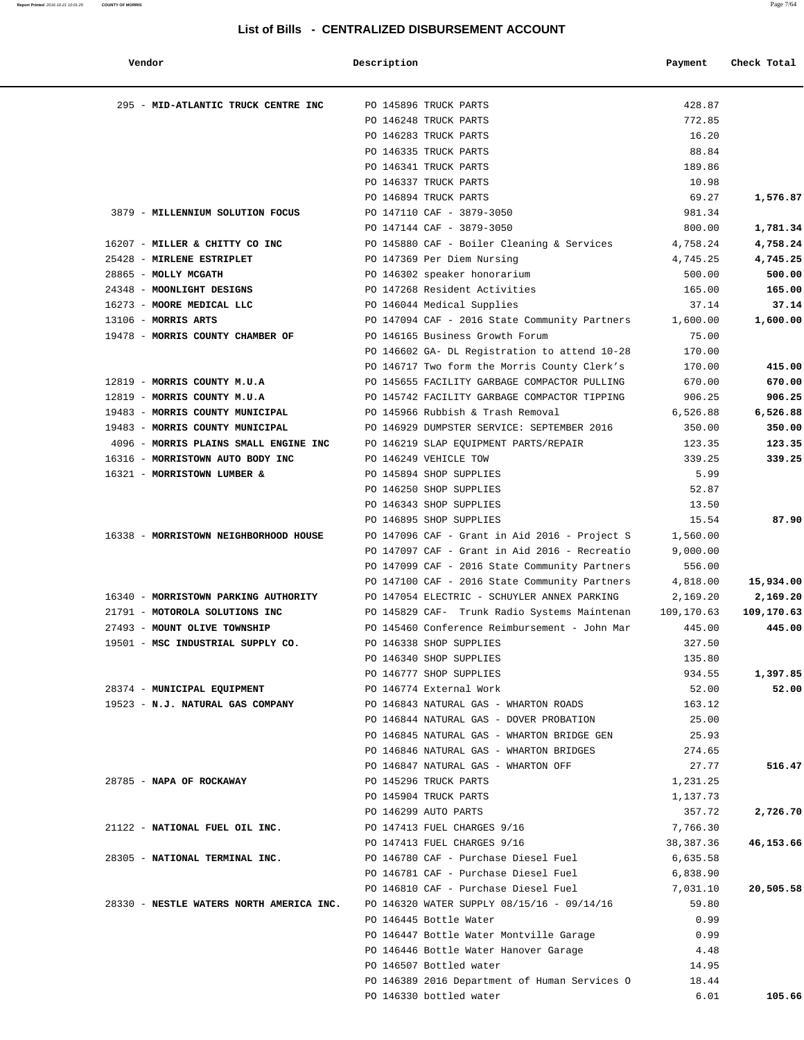## List of Bills - CENTRALIZED DISBURSEMENT ACCOUNT

| Vendor | Description | Payment | Check Total |
|---|---|---|---|
| 295 - **MID-ATLANTIC TRUCK CENTRE INC** | PO 145896 TRUCK PARTS | 428.87 | |
| | PO 146248 TRUCK PARTS | 772.85 | |
| | PO 146283 TRUCK PARTS | 16.20 | |
| | PO 146335 TRUCK PARTS | 88.84 | |
| | PO 146341 TRUCK PARTS | 189.86 | |
| | PO 146337 TRUCK PARTS | 10.98 | |
| | PO 146894 TRUCK PARTS | 69.27 | **1,576.87** |
| 3879 - **MILLENNIUM SOLUTION FOCUS** | PO 147110 CAF - 3879-3050 | 981.34 | |
| | PO 147144 CAF - 3879-3050 | 800.00 | **1,781.34** |
| 16207 - **MILLER & CHITTY CO INC** | PO 145880 CAF - Boiler Cleaning & Services | 4,758.24 | **4,758.24** |
| 25428 - **MIRLENE ESTRIPLET** | PO 147369 Per Diem Nursing | 4,745.25 | **4,745.25** |
| 28865 - **MOLLY MCGATH** | PO 146302 speaker honorarium | 500.00 | **500.00** |
| 24348 - **MOONLIGHT DESIGNS** | PO 147268 Resident Activities | 165.00 | **165.00** |
| 16273 - **MOORE MEDICAL LLC** | PO 146044 Medical Supplies | 37.14 | **37.14** |
| 13106 - **MORRIS ARTS** | PO 147094 CAF - 2016 State Community Partners | 1,600.00 | **1,600.00** |
| 19478 - **MORRIS COUNTY CHAMBER OF** | PO 146165 Business Growth Forum | 75.00 | |
| | PO 146602 GA- DL Registration to attend 10-28 | 170.00 | |
| | PO 146717 Two form the Morris County Clerk's | 170.00 | **415.00** |
| 12819 - **MORRIS COUNTY M.U.A** | PO 145655 FACILITY GARBAGE COMPACTOR PULLING | 670.00 | **670.00** |
| 12819 - **MORRIS COUNTY M.U.A** | PO 145742 FACILITY GARBAGE COMPACTOR TIPPING | 906.25 | **906.25** |
| 19483 - **MORRIS COUNTY MUNICIPAL** | PO 145966 Rubbish & Trash Removal | 6,526.88 | **6,526.88** |
| 19483 - **MORRIS COUNTY MUNICIPAL** | PO 146929 DUMPSTER SERVICE: SEPTEMBER 2016 | 350.00 | **350.00** |
| 4096 - **MORRIS PLAINS SMALL ENGINE INC** | PO 146219 SLAP EQUIPMENT PARTS/REPAIR | 123.35 | **123.35** |
| 16316 - **MORRISTOWN AUTO BODY INC** | PO 146249 VEHICLE TOW | 339.25 | **339.25** |
| 16321 - **MORRISTOWN LUMBER &** | PO 145894 SHOP SUPPLIES | 5.99 | |
| | PO 146250 SHOP SUPPLIES | 52.87 | |
| | PO 146343 SHOP SUPPLIES | 13.50 | |
| | PO 146895 SHOP SUPPLIES | 15.54 | **87.90** |
| 16338 - **MORRISTOWN NEIGHBORHOOD HOUSE** | PO 147096 CAF - Grant in Aid 2016 - Project S | 1,560.00 | |
| | PO 147097 CAF - Grant in Aid 2016 - Recreatio | 9,000.00 | |
| | PO 147099 CAF - 2016 State Community Partners | 556.00 | |
| | PO 147100 CAF - 2016 State Community Partners | 4,818.00 | **15,934.00** |
| 16340 - **MORRISTOWN PARKING AUTHORITY** | PO 147054 ELECTRIC - SCHUYLER ANNEX PARKING | 2,169.20 | **2,169.20** |
| 21791 - **MOTOROLA SOLUTIONS INC** | PO 145829 CAF- Trunk Radio Systems Maintenan | 109,170.63 | **109,170.63** |
| 27493 - **MOUNT OLIVE TOWNSHIP** | PO 145460 Conference Reimbursement - John Mar | 445.00 | **445.00** |
| 19501 - **MSC INDUSTRIAL SUPPLY CO.** | PO 146338 SHOP SUPPLIES | 327.50 | |
| | PO 146340 SHOP SUPPLIES | 135.80 | |
| | PO 146777 SHOP SUPPLIES | 934.55 | **1,397.85** |
| 28374 - **MUNICIPAL EQUIPMENT** | PO 146774 External Work | 52.00 | **52.00** |
| 19523 - **N.J. NATURAL GAS COMPANY** | PO 146843 NATURAL GAS - WHARTON ROADS | 163.12 | |
| | PO 146844 NATURAL GAS - DOVER PROBATION | 25.00 | |
| | PO 146845 NATURAL GAS - WHARTON BRIDGE GEN | 25.93 | |
| | PO 146846 NATURAL GAS - WHARTON BRIDGES | 274.65 | |
| | PO 146847 NATURAL GAS - WHARTON OFF | 27.77 | **516.47** |
| 28785 - **NAPA OF ROCKAWAY** | PO 145296 TRUCK PARTS | 1,231.25 | |
| | PO 145904 TRUCK PARTS | 1,137.73 | |
| | PO 146299 AUTO PARTS | 357.72 | **2,726.70** |
| 21122 - **NATIONAL FUEL OIL INC.** | PO 147413 FUEL CHARGES 9/16 | 7,766.30 | |
| | PO 147413 FUEL CHARGES 9/16 | 38,387.36 | **46,153.66** |
| 28305 - **NATIONAL TERMINAL INC.** | PO 146780 CAF - Purchase Diesel Fuel | 6,635.58 | |
| | PO 146781 CAF - Purchase Diesel Fuel | 6,838.90 | |
| | PO 146810 CAF - Purchase Diesel Fuel | 7,031.10 | **20,505.58** |
| 28330 - **NESTLE WATERS NORTH AMERICA INC.** | PO 146320 WATER SUPPLY 08/15/16 - 09/14/16 | 59.80 | |
| | PO 146445 Bottle Water | 0.99 | |
| | PO 146447 Bottle Water Montville Garage | 0.99 | |
| | PO 146446 Bottle Water Hanover Garage | 4.48 | |
| | PO 146507 Bottled water | 14.95 | |
| | PO 146389 2016 Department of Human Services O | 18.44 | |
| | PO 146330 bottled water | 6.01 | **105.66** |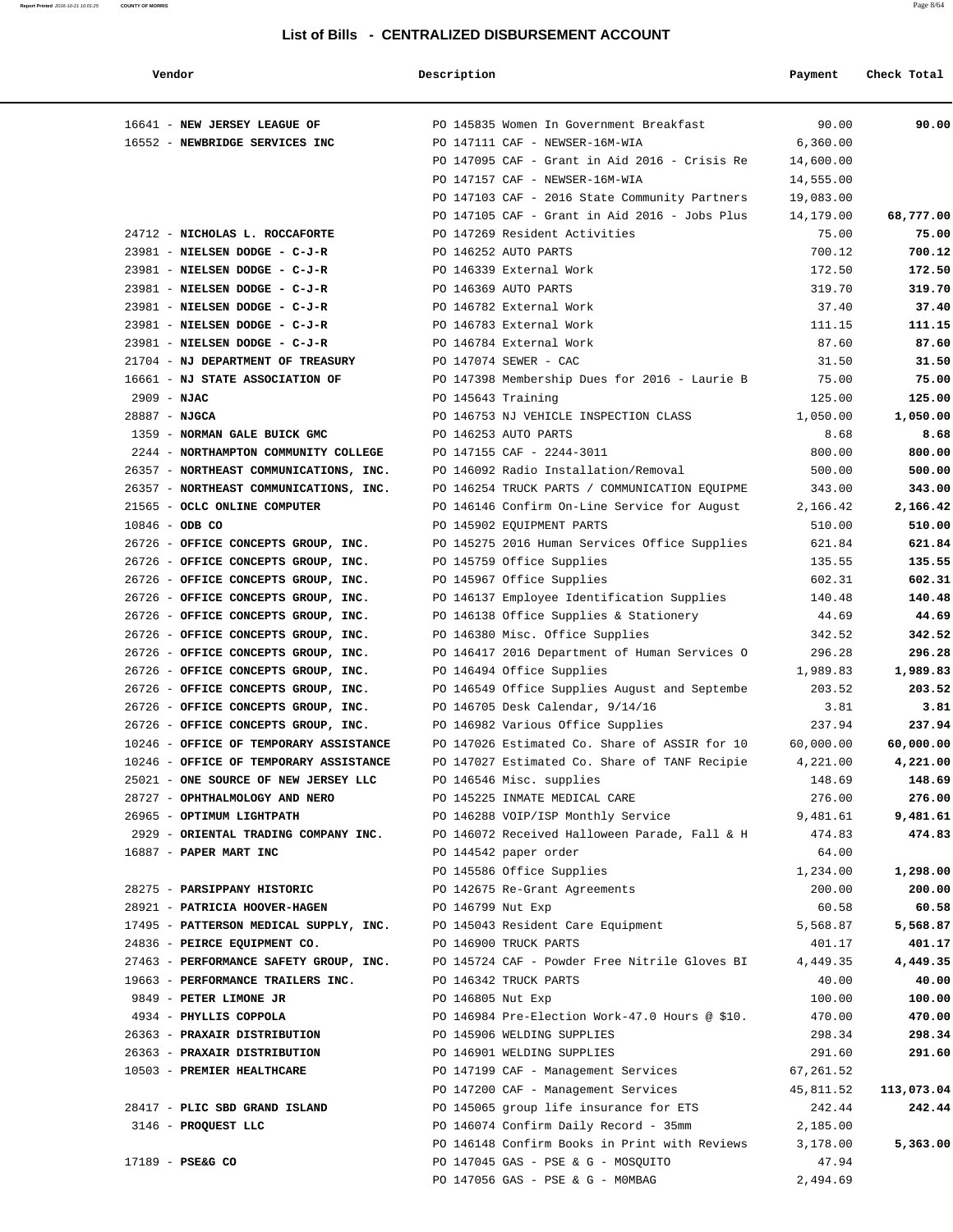## List of Bills - CENTRALIZED DISBURSEMENT ACCOUNT

| Vendor | Description | Payment | Check Total |
|---|---|---|---|
| 16641 - **NEW JERSEY LEAGUE OF** | PO 145835 Women In Government Breakfast | 90.00 | **90.00** |
| 16552 - **NEWBRIDGE SERVICES INC** | PO 147111 CAF - NEWSER-16M-WIA | 6,360.00 | |
| | PO 147095 CAF - Grant in Aid 2016 - Crisis Re | 14,600.00 | |
| | PO 147157 CAF - NEWSER-16M-WIA | 14,555.00 | |
| | PO 147103 CAF - 2016 State Community Partners | 19,083.00 | |
| | PO 147105 CAF - Grant in Aid 2016 - Jobs Plus | 14,179.00 | **68,777.00** |
| 24712 - **NICHOLAS L. ROCCAFORTE** | PO 147269 Resident Activities | 75.00 | **75.00** |
| 23981 - **NIELSEN DODGE - C-J-R** | PO 146252 AUTO PARTS | 700.12 | **700.12** |
| 23981 - **NIELSEN DODGE - C-J-R** | PO 146339 External Work | 172.50 | **172.50** |
| 23981 - **NIELSEN DODGE - C-J-R** | PO 146369 AUTO PARTS | 319.70 | **319.70** |
| 23981 - **NIELSEN DODGE - C-J-R** | PO 146782 External Work | 37.40 | **37.40** |
| 23981 - **NIELSEN DODGE - C-J-R** | PO 146783 External Work | 111.15 | **111.15** |
| 23981 - **NIELSEN DODGE - C-J-R** | PO 146784 External Work | 87.60 | **87.60** |
| 21704 - **NJ DEPARTMENT OF TREASURY** | PO 147074 SEWER - CAC | 31.50 | **31.50** |
| 16661 - **NJ STATE ASSOCIATION OF** | PO 147398 Membership Dues for 2016 - Laurie B | 75.00 | **75.00** |
| 2909 - **NJAC** | PO 145643 Training | 125.00 | **125.00** |
| 28887 - **NJGCA** | PO 146753 NJ VEHICLE INSPECTION CLASS | 1,050.00 | **1,050.00** |
| 1359 - **NORMAN GALE BUICK GMC** | PO 146253 AUTO PARTS | 8.68 | **8.68** |
| 2244 - **NORTHAMPTON COMMUNITY COLLEGE** | PO 147155 CAF - 2244-3011 | 800.00 | **800.00** |
| 26357 - **NORTHEAST COMMUNICATIONS, INC.** | PO 146092 Radio Installation/Removal | 500.00 | **500.00** |
| 26357 - **NORTHEAST COMMUNICATIONS, INC.** | PO 146254 TRUCK PARTS / COMMUNICATION EQUIPME | 343.00 | **343.00** |
| 21565 - **OCLC ONLINE COMPUTER** | PO 146146 Confirm On-Line Service for August | 2,166.42 | **2,166.42** |
| 10846 - **ODB CO** | PO 145902 EQUIPMENT PARTS | 510.00 | **510.00** |
| 26726 - **OFFICE CONCEPTS GROUP, INC.** | PO 145275 2016 Human Services Office Supplies | 621.84 | **621.84** |
| 26726 - **OFFICE CONCEPTS GROUP, INC.** | PO 145759 Office Supplies | 135.55 | **135.55** |
| 26726 - **OFFICE CONCEPTS GROUP, INC.** | PO 145967 Office Supplies | 602.31 | **602.31** |
| 26726 - **OFFICE CONCEPTS GROUP, INC.** | PO 146137 Employee Identification Supplies | 140.48 | **140.48** |
| 26726 - **OFFICE CONCEPTS GROUP, INC.** | PO 146138 Office Supplies & Stationery | 44.69 | **44.69** |
| 26726 - **OFFICE CONCEPTS GROUP, INC.** | PO 146380 Misc. Office Supplies | 342.52 | **342.52** |
| 26726 - **OFFICE CONCEPTS GROUP, INC.** | PO 146417 2016 Department of Human Services O | 296.28 | **296.28** |
| 26726 - **OFFICE CONCEPTS GROUP, INC.** | PO 146494 Office Supplies | 1,989.83 | **1,989.83** |
| 26726 - **OFFICE CONCEPTS GROUP, INC.** | PO 146549 Office Supplies August and Septembe | 203.52 | **203.52** |
| 26726 - **OFFICE CONCEPTS GROUP, INC.** | PO 146705 Desk Calendar, 9/14/16 | 3.81 | **3.81** |
| 26726 - **OFFICE CONCEPTS GROUP, INC.** | PO 146982 Various Office Supplies | 237.94 | **237.94** |
| 10246 - **OFFICE OF TEMPORARY ASSISTANCE** | PO 147026 Estimated Co. Share of ASSIR for 10 | 60,000.00 | **60,000.00** |
| 10246 - **OFFICE OF TEMPORARY ASSISTANCE** | PO 147027 Estimated Co. Share of TANF Recipie | 4,221.00 | **4,221.00** |
| 25021 - **ONE SOURCE OF NEW JERSEY LLC** | PO 146546 Misc. supplies | 148.69 | **148.69** |
| 28727 - **OPHTHALMOLOGY AND NERO** | PO 145225 INMATE MEDICAL CARE | 276.00 | **276.00** |
| 26965 - **OPTIMUM LIGHTPATH** | PO 146288 VOIP/ISP Monthly Service | 9,481.61 | **9,481.61** |
| 2929 - **ORIENTAL TRADING COMPANY INC.** | PO 146072 Received Halloween Parade, Fall & H | 474.83 | **474.83** |
| 16887 - **PAPER MART INC** | PO 144542 paper order | 64.00 | |
| | PO 145586 Office Supplies | 1,234.00 | **1,298.00** |
| 28275 - **PARSIPPANY HISTORIC** | PO 142675 Re-Grant Agreements | 200.00 | **200.00** |
| 28921 - **PATRICIA HOOVER-HAGEN** | PO 146799 Nut Exp | 60.58 | **60.58** |
| 17495 - **PATTERSON MEDICAL SUPPLY, INC.** | PO 145043 Resident Care Equipment | 5,568.87 | **5,568.87** |
| 24836 - **PEIRCE EQUIPMENT CO.** | PO 146900 TRUCK PARTS | 401.17 | **401.17** |
| 27463 - **PERFORMANCE SAFETY GROUP, INC.** | PO 145724 CAF - Powder Free Nitrile Gloves BI | 4,449.35 | **4,449.35** |
| 19663 - **PERFORMANCE TRAILERS INC.** | PO 146342 TRUCK PARTS | 40.00 | **40.00** |
| 9849 - **PETER LIMONE JR** | PO 146805 Nut Exp | 100.00 | **100.00** |
| 4934 - **PHYLLIS COPPOLA** | PO 146984 Pre-Election Work-47.0 Hours @ $10. | 470.00 | **470.00** |
| 26363 - **PRAXAIR DISTRIBUTION** | PO 145906 WELDING SUPPLIES | 298.34 | **298.34** |
| 26363 - **PRAXAIR DISTRIBUTION** | PO 146901 WELDING SUPPLIES | 291.60 | **291.60** |
| 10503 - **PREMIER HEALTHCARE** | PO 147199 CAF - Management Services | 67,261.52 | |
| | PO 147200 CAF - Management Services | 45,811.52 | **113,073.04** |
| 28417 - **PLIC SBD GRAND ISLAND** | PO 145065 group life insurance for ETS | 242.44 | **242.44** |
| 3146 - **PROQUEST LLC** | PO 146074 Confirm Daily Record - 35mm | 2,185.00 | |
| | PO 146148 Confirm Books in Print with Reviews | 3,178.00 | **5,363.00** |
| 17189 - **PSE&G CO** | PO 147045 GAS - PSE & G - MOSQUITO | 47.94 | |
| | PO 147056 GAS - PSE & G - M0MBAG | 2,494.69 | |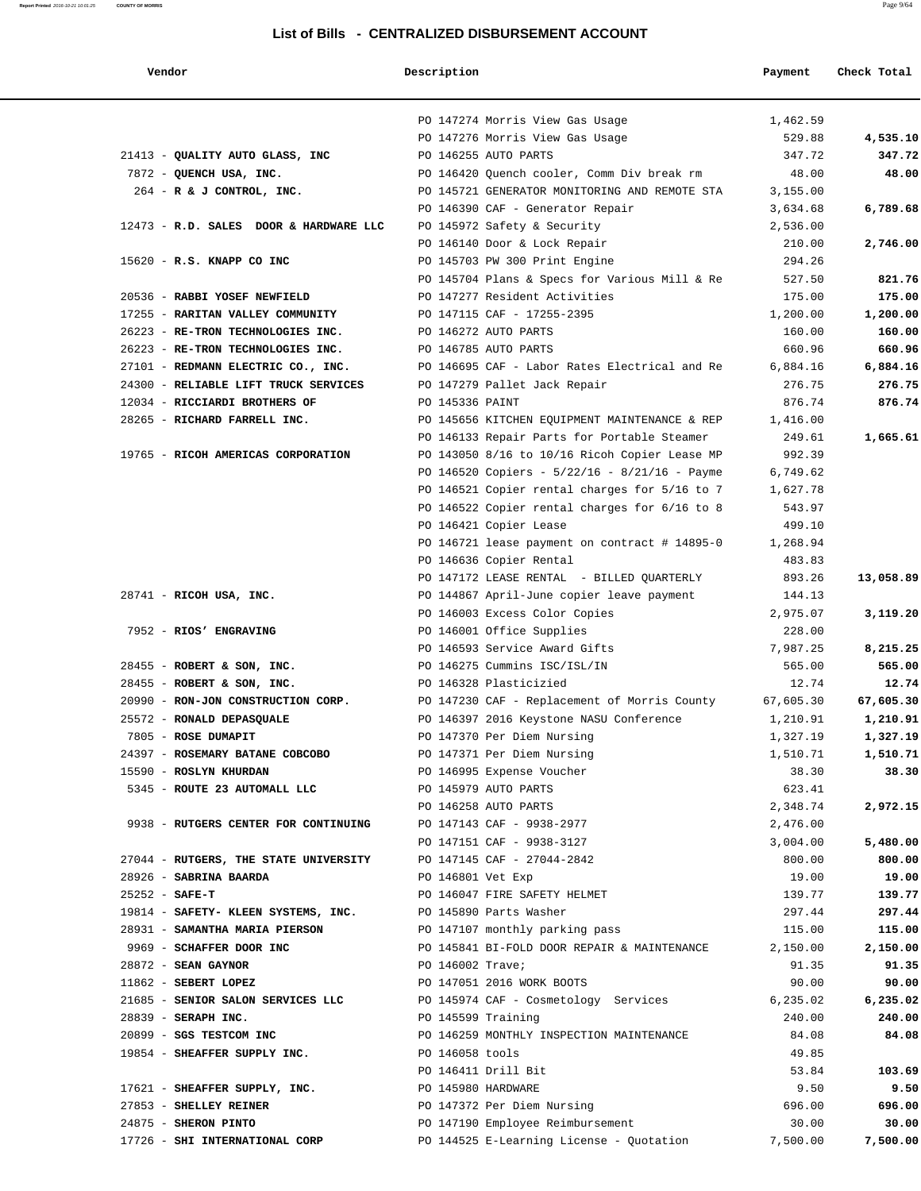## List of Bills - CENTRALIZED DISBURSEMENT ACCOUNT

| Vendor | Description | Payment | Check Total |
|---|---|---|---|
| | PO 147274 Morris View Gas Usage | 1,462.59 | |
| | PO 147276 Morris View Gas Usage | 529.88 | **4,535.10** |
| 21413 - **QUALITY AUTO GLASS, INC** | PO 146255 AUTO PARTS | 347.72 | **347.72** |
| 7872 - **QUENCH USA, INC.** | PO 146420 Quench cooler, Comm Div break rm | 48.00 | **48.00** |
| 264 - **R & J CONTROL, INC.** | PO 145721 GENERATOR MONITORING AND REMOTE STA | 3,155.00 | |
| | PO 146390 CAF - Generator Repair | 3,634.68 | **6,789.68** |
| 12473 - **R.D. SALES DOOR & HARDWARE LLC** | PO 145972 Safety & Security | 2,536.00 | |
| | PO 146140 Door & Lock Repair | 210.00 | **2,746.00** |
| 15620 - **R.S. KNAPP CO INC** | PO 145703 PW 300 Print Engine | 294.26 | |
| | PO 145704 Plans & Specs for Various Mill & Re | 527.50 | **821.76** |
| 20536 - **RABBI YOSEF NEWFIELD** | PO 147277 Resident Activities | 175.00 | **175.00** |
| 17255 - **RARITAN VALLEY COMMUNITY** | PO 147115 CAF - 17255-2395 | 1,200.00 | **1,200.00** |
| 26223 - **RE-TRON TECHNOLOGIES INC.** | PO 146272 AUTO PARTS | 160.00 | **160.00** |
| 26223 - **RE-TRON TECHNOLOGIES INC.** | PO 146785 AUTO PARTS | 660.96 | **660.96** |
| 27101 - **REDMANN ELECTRIC CO., INC.** | PO 146695 CAF - Labor Rates Electrical and Re | 6,884.16 | **6,884.16** |
| 24300 - **RELIABLE LIFT TRUCK SERVICES** | PO 147279 Pallet Jack Repair | 276.75 | **276.75** |
| 12034 - **RICCIARDI BROTHERS OF** | PO 145336 PAINT | 876.74 | **876.74** |
| 28265 - **RICHARD FARRELL INC.** | PO 145656 KITCHEN EQUIPMENT MAINTENANCE & REP | 1,416.00 | |
| | PO 146133 Repair Parts for Portable Steamer | 249.61 | **1,665.61** |
| 19765 - **RICOH AMERICAS CORPORATION** | PO 143050 8/16 to 10/16 Ricoh Copier Lease MP | 992.39 | |
| | PO 146520 Copiers - 5/22/16 - 8/21/16 - Payme | 6,749.62 | |
| | PO 146521 Copier rental charges for 5/16 to 7 | 1,627.78 | |
| | PO 146522 Copier rental charges for 6/16 to 8 | 543.97 | |
| | PO 146421 Copier Lease | 499.10 | |
| | PO 146721 lease payment on contract # 14895-0 | 1,268.94 | |
| | PO 146636 Copier Rental | 483.83 | |
| | PO 147172 LEASE RENTAL - BILLED QUARTERLY | 893.26 | **13,058.89** |
| 28741 - **RICOH USA, INC.** | PO 144867 April-June copier leave payment | 144.13 | |
| | PO 146003 Excess Color Copies | 2,975.07 | **3,119.20** |
| 7952 - **RIOS' ENGRAVING** | PO 146001 Office Supplies | 228.00 | |
| | PO 146593 Service Award Gifts | 7,987.25 | **8,215.25** |
| 28455 - **ROBERT & SON, INC.** | PO 146275 Cummins ISC/ISL/IN | 565.00 | **565.00** |
| 28455 - **ROBERT & SON, INC.** | PO 146328 Plasticizied | 12.74 | **12.74** |
| 20990 - **RON-JON CONSTRUCTION CORP.** | PO 147230 CAF - Replacement of Morris County | 67,605.30 | **67,605.30** |
| 25572 - **RONALD DEPASQUALE** | PO 146397 2016 Keystone NASU Conference | 1,210.91 | **1,210.91** |
| 7805 - **ROSE DUMAPIT** | PO 147370 Per Diem Nursing | 1,327.19 | **1,327.19** |
| 24397 - **ROSEMARY BATANE COBCOBO** | PO 147371 Per Diem Nursing | 1,510.71 | **1,510.71** |
| 15590 - **ROSLYN KHURDAN** | PO 146995 Expense Voucher | 38.30 | **38.30** |
| 5345 - **ROUTE 23 AUTOMALL LLC** | PO 145979 AUTO PARTS | 623.41 | |
| | PO 146258 AUTO PARTS | 2,348.74 | **2,972.15** |
| 9938 - **RUTGERS CENTER FOR CONTINUING** | PO 147143 CAF - 9938-2977 | 2,476.00 | |
| | PO 147151 CAF - 9938-3127 | 3,004.00 | **5,480.00** |
| 27044 - **RUTGERS, THE STATE UNIVERSITY** | PO 147145 CAF - 27044-2842 | 800.00 | **800.00** |
| 28926 - **SABRINA BAARDA** | PO 146801 Vet Exp | 19.00 | **19.00** |
| 25252 - **SAFE-T** | PO 146047 FIRE SAFETY HELMET | 139.77 | **139.77** |
| 19814 - **SAFETY- KLEEN SYSTEMS, INC.** | PO 145890 Parts Washer | 297.44 | **297.44** |
| 28931 - **SAMANTHA MARIA PIERSON** | PO 147107 monthly parking pass | 115.00 | **115.00** |
| 9969 - **SCHAFFER DOOR INC** | PO 145841 BI-FOLD DOOR REPAIR & MAINTENANCE | 2,150.00 | **2,150.00** |
| 28872 - **SEAN GAYNOR** | PO 146002 Trave; | 91.35 | **91.35** |
| 11862 - **SEBERT LOPEZ** | PO 147051 2016 WORK BOOTS | 90.00 | **90.00** |
| 21685 - **SENIOR SALON SERVICES LLC** | PO 145974 CAF - Cosmetology Services | 6,235.02 | **6,235.02** |
| 28839 - **SERAPH INC.** | PO 145599 Training | 240.00 | **240.00** |
| 20899 - **SGS TESTCOM INC** | PO 146259 MONTHLY INSPECTION MAINTENANCE | 84.08 | **84.08** |
| 19854 - **SHEAFFER SUPPLY INC.** | PO 146058 tools | 49.85 | |
| | PO 146411 Drill Bit | 53.84 | **103.69** |
| 17621 - **SHEAFFER SUPPLY, INC.** | PO 145980 HARDWARE | 9.50 | **9.50** |
| 27853 - **SHELLEY REINER** | PO 147372 Per Diem Nursing | 696.00 | **696.00** |
| 24875 - **SHERON PINTO** | PO 147190 Employee Reimbursement | 30.00 | **30.00** |
| 17726 - **SHI INTERNATIONAL CORP** | PO 144525 E-Learning License - Quotation | 7,500.00 | **7,500.00** |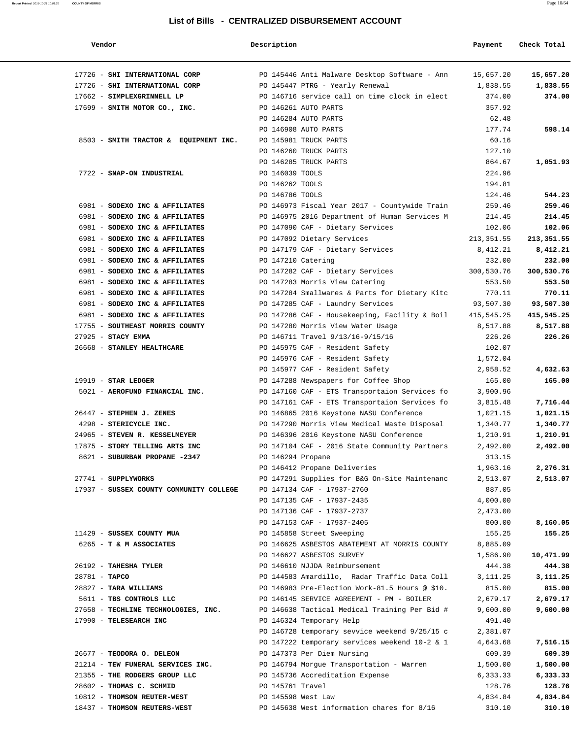## List of Bills - CENTRALIZED DISBURSEMENT ACCOUNT

| Vendor | Description | Payment | Check Total |
|---|---|---|---|
| 17726 - **SHI INTERNATIONAL CORP** | PO 145446 Anti Malware Desktop Software - Ann | 15,657.20 | **15,657.20** |
| 17726 - **SHI INTERNATIONAL CORP** | PO 145447 PTRG - Yearly Renewal | 1,838.55 | **1,838.55** |
| 17662 - **SIMPLEXGRINNELL LP** | PO 146716 service call on time clock in elect | 374.00 | **374.00** |
| 17699 - **SMITH MOTOR CO., INC.** | PO 146261 AUTO PARTS | 357.92 | |
| | PO 146284 AUTO PARTS | 62.48 | |
| | PO 146908 AUTO PARTS | 177.74 | **598.14** |
| 8503 - **SMITH TRACTOR & EQUIPMENT INC.** | PO 145981 TRUCK PARTS | 60.16 | |
| | PO 146260 TRUCK PARTS | 127.10 | |
| | PO 146285 TRUCK PARTS | 864.67 | **1,051.93** |
| 7722 - **SNAP-ON INDUSTRIAL** | PO 146039 TOOLS | 224.96 | |
| | PO 146262 TOOLS | 194.81 | |
| | PO 146786 TOOLS | 124.46 | **544.23** |
| 6981 - **SODEXO INC & AFFILIATES** | PO 146973 Fiscal Year 2017 - Countywide Train | 259.46 | **259.46** |
| 6981 - **SODEXO INC & AFFILIATES** | PO 146975 2016 Department of Human Services M | 214.45 | **214.45** |
| 6981 - **SODEXO INC & AFFILIATES** | PO 147090 CAF - Dietary Services | 102.06 | **102.06** |
| 6981 - **SODEXO INC & AFFILIATES** | PO 147092 Dietary Services | 213,351.55 | **213,351.55** |
| 6981 - **SODEXO INC & AFFILIATES** | PO 147179 CAF - Dietary Services | 8,412.21 | **8,412.21** |
| 6981 - **SODEXO INC & AFFILIATES** | PO 147210 Catering | 232.00 | **232.00** |
| 6981 - **SODEXO INC & AFFILIATES** | PO 147282 CAF - Dietary Services | 300,530.76 | **300,530.76** |
| 6981 - **SODEXO INC & AFFILIATES** | PO 147283 Morris View Catering | 553.50 | **553.50** |
| 6981 - **SODEXO INC & AFFILIATES** | PO 147284 Smallwares & Parts for Dietary Kitc | 770.11 | **770.11** |
| 6981 - **SODEXO INC & AFFILIATES** | PO 147285 CAF - Laundry Services | 93,507.30 | **93,507.30** |
| 6981 - **SODEXO INC & AFFILIATES** | PO 147286 CAF - Housekeeping, Facility & Boil | 415,545.25 | **415,545.25** |
| 17755 - **SOUTHEAST MORRIS COUNTY** | PO 147280 Morris View Water Usage | 8,517.88 | **8,517.88** |
| 27925 - **STACY EMMA** | PO 146711 Travel 9/13/16-9/15/16 | 226.26 | **226.26** |
| 26668 - **STANLEY HEALTHCARE** | PO 145975 CAF - Resident Safety | 102.07 | |
| | PO 145976 CAF - Resident Safety | 1,572.04 | |
| | PO 145977 CAF - Resident Safety | 2,958.52 | **4,632.63** |
| 19919 - **STAR LEDGER** | PO 147288 Newspapers for Coffee Shop | 165.00 | **165.00** |
| 5021 - **AEROFUND FINANCIAL INC.** | PO 147160 CAF - ETS Transportaion Services fo | 3,900.96 | |
| | PO 147161 CAF - ETS Transportaion Services fo | 3,815.48 | **7,716.44** |
| 26447 - **STEPHEN J. ZENES** | PO 146865 2016 Keystone NASU Conference | 1,021.15 | **1,021.15** |
| 4298 - **STERICYCLE INC.** | PO 147290 Morris View Medical Waste Disposal | 1,340.77 | **1,340.77** |
| 24965 - **STEVEN R. KESSELMEYER** | PO 146396 2016 Keystone NASU Conference | 1,210.91 | **1,210.91** |
| 17875 - **STORY TELLING ARTS INC** | PO 147104 CAF - 2016 State Community Partners | 2,492.00 | **2,492.00** |
| 8621 - **SUBURBAN PROPANE -2347** | PO 146294 Propane | 313.15 | |
| | PO 146412 Propane Deliveries | 1,963.16 | **2,276.31** |
| 27741 - **SUPPLYWORKS** | PO 147291 Supplies for B&G On-Site Maintenanc | 2,513.07 | **2,513.07** |
| 17937 - **SUSSEX COUNTY COMMUNITY COLLEGE** | PO 147134 CAF - 17937-2760 | 887.05 | |
| | PO 147135 CAF - 17937-2435 | 4,000.00 | |
| | PO 147136 CAF - 17937-2737 | 2,473.00 | |
| | PO 147153 CAF - 17937-2405 | 800.00 | **8,160.05** |
| 11429 - **SUSSEX COUNTY MUA** | PO 145858 Street Sweeping | 155.25 | **155.25** |
| 6265 - **T & M ASSOCIATES** | PO 146625 ASBESTOS ABATEMENT AT MORRIS COUNTY | 8,885.09 | |
| | PO 146627 ASBESTOS SURVEY | 1,586.90 | **10,471.99** |
| 26192 - **TAHESHA TYLER** | PO 146610 NJJDA Reimbursement | 444.38 | **444.38** |
| 28781 - **TAPCO** | PO 144583 Amardillo, Radar Traffic Data Coll | 3,111.25 | **3,111.25** |
| 28827 - **TARA WILLIAMS** | PO 146983 Pre-Election Work-81.5 Hours @ $10. | 815.00 | **815.00** |
| 5611 - **TBS CONTROLS LLC** | PO 146145 SERVICE AGREEMENT - PM - BOILER | 2,679.17 | **2,679.17** |
| 27658 - **TECHLINE TECHNOLOGIES, INC.** | PO 146638 Tactical Medical Training Per Bid # | 9,600.00 | **9,600.00** |
| 17990 - **TELESEARCH INC** | PO 146324 Temporary Help | 491.40 | |
| | PO 146728 temporary sevvice weekend 9/25/15 c | 2,381.07 | |
| | PO 147222 temporary services weekend 10-2 & 1 | 4,643.68 | **7,516.15** |
| 26677 - **TEODORA O. DELEON** | PO 147373 Per Diem Nursing | 609.39 | **609.39** |
| 21214 - **TEW FUNERAL SERVICES INC.** | PO 146794 Morgue Transportation - Warren | 1,500.00 | **1,500.00** |
| 21355 - **THE RODGERS GROUP LLC** | PO 145736 Accreditation Expense | 6,333.33 | **6,333.33** |
| 28602 - **THOMAS C. SCHMID** | PO 145761 Travel | 128.76 | **128.76** |
| 10812 - **THOMSON REUTER-WEST** | PO 145598 West Law | 4,834.84 | **4,834.84** |
| 18437 - **THOMSON REUTERS-WEST** | PO 145638 West information chares for 8/16 | 310.10 | **310.10** |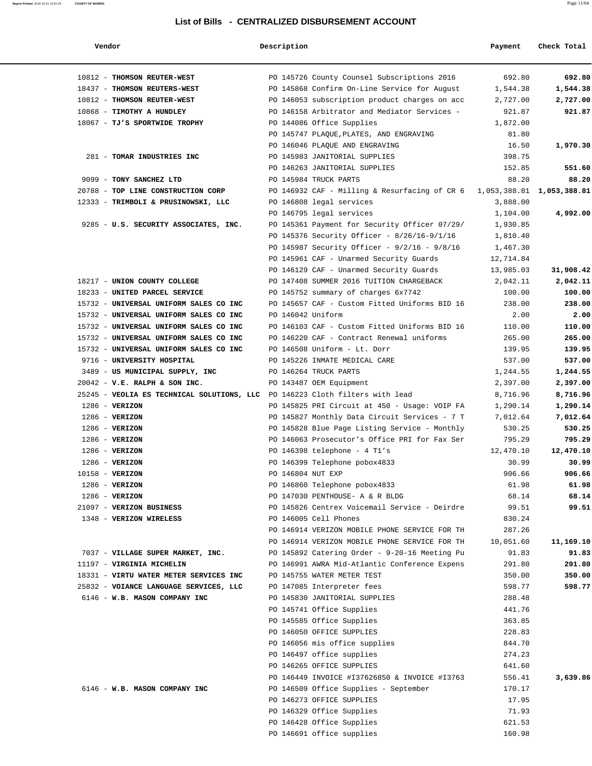# List of Bills - CENTRALIZED DISBURSEMENT ACCOUNT

| Vendor | Description | Payment | Check Total |
|---|---|---|---|
| 10812 - **THOMSON REUTER-WEST** | PO 145726 County Counsel Subscriptions 2016 | 692.80 | **692.80** |
| 18437 - **THOMSON REUTERS-WEST** | PO 145868 Confirm On-Line Service for August | 1,544.38 | **1,544.38** |
| 10812 - **THOMSON REUTER-WEST** | PO 146053 subscription product charges on acc | 2,727.00 | **2,727.00** |
| 10868 - **TIMOTHY A HUNDLEY** | PO 146158 Arbitrator and Mediator Services - | 921.87 | **921.87** |
| 18067 - **TJ'S SPORTWIDE TROPHY** | PO 144086 Office Supplies | 1,872.00 | |
| | PO 145747 PLAQUE,PLATES, AND ENGRAVING | 81.80 | |
| | PO 146046 PLAQUE AND ENGRAVING | 16.50 | **1,970.30** |
| 281 - **TOMAR INDUSTRIES INC** | PO 145983 JANITORIAL SUPPLIES | 398.75 | |
| | PO 146263 JANITORIAL SUPPLIES | 152.85 | **551.60** |
| 9099 - **TONY SANCHEZ LTD** | PO 145984 TRUCK PARTS | 88.20 | **88.20** |
| 20788 - **TOP LINE CONSTRUCTION CORP** | PO 146932 CAF - Milling & Resurfacing of CR 6 | 1,053,388.81 | **1,053,388.81** |
| 12333 - **TRIMBOLI & PRUSINOWSKI, LLC** | PO 146808 legal services | 3,888.00 | |
| | PO 146795 legal services | 1,104.00 | **4,992.00** |
| 9285 - **U.S. SECURITY ASSOCIATES, INC.** | PO 145361 Payment for Security Officer 07/29/ | 1,930.85 | |
| | PO 145376 Security Officer - 8/26/16-9/1/16 | 1,810.40 | |
| | PO 145987 Security Officer - 9/2/16 - 9/8/16 | 1,467.30 | |
| | PO 145961 CAF - Unarmed Security Guards | 12,714.84 | |
| | PO 146129 CAF - Unarmed Security Guards | 13,985.03 | **31,908.42** |
| 18217 - **UNION COUNTY COLLEGE** | PO 147408 SUMMER 2016 TUITION CHARGEBACK | 2,042.11 | **2,042.11** |
| 18233 - **UNITED PARCEL SERVICE** | PO 145752 summary of charges 6x7742 | 100.00 | **100.00** |
| 15732 - **UNIVERSAL UNIFORM SALES CO INC** | PO 145657 CAF - Custom Fitted Uniforms BID 16 | 238.00 | **238.00** |
| 15732 - **UNIVERSAL UNIFORM SALES CO INC** | PO 146042 Uniform | 2.00 | **2.00** |
| 15732 - **UNIVERSAL UNIFORM SALES CO INC** | PO 146103 CAF - Custom Fitted Uniforms BID 16 | 110.00 | **110.00** |
| 15732 - **UNIVERSAL UNIFORM SALES CO INC** | PO 146220 CAF - Contract Renewal uniforms | 265.00 | **265.00** |
| 15732 - **UNIVERSAL UNIFORM SALES CO INC** | PO 146508 Uniform - Lt. Dorr | 139.95 | **139.95** |
| 9716 - **UNIVERSITY HOSPITAL** | PO 145226 INMATE MEDICAL CARE | 537.00 | **537.00** |
| 3489 - **US MUNICIPAL SUPPLY, INC** | PO 146264 TRUCK PARTS | 1,244.55 | **1,244.55** |
| 20042 - **V.E. RALPH & SON INC.** | PO 143487 OEM Equipment | 2,397.00 | **2,397.00** |
| 25245 - **VEOLIA ES TECHNICAL SOLUTIONS, LLC** | PO 146223 Cloth filters with lead | 8,716.96 | **8,716.96** |
| 1286 - **VERIZON** | PO 145825 PRI Circuit at 450 - Usage: VOIP FA | 1,290.14 | **1,290.14** |
| 1286 - **VERIZON** | PO 145827 Monthly Data Circuit Services - 7 T | 7,012.64 | **7,012.64** |
| 1286 - **VERIZON** | PO 145828 Blue Page Listing Service - Monthly | 530.25 | **530.25** |
| 1286 - **VERIZON** | PO 146063 Prosecutor's Office PRI for Fax Ser | 795.29 | **795.29** |
| 1286 - **VERIZON** | PO 146398 telephone - 4 T1's | 12,470.10 | **12,470.10** |
| 1286 - **VERIZON** | PO 146399 Telephone pobox4833 | 30.99 | **30.99** |
| 10158 - **VERIZON** | PO 146804 NUT EXP | 906.66 | **906.66** |
| 1286 - **VERIZON** | PO 146860 Telephone pobox4833 | 61.98 | **61.98** |
| 1286 - **VERIZON** | PO 147030 PENTHOUSE- A & R BLDG | 68.14 | **68.14** |
| 21097 - **VERIZON BUSINESS** | PO 145826 Centrex Voicemail Service - Deirdre | 99.51 | **99.51** |
| 1348 - **VERIZON WIRELESS** | PO 146005 Cell Phones | 830.24 | |
| | PO 146914 VERIZON MOBILE PHONE SERVICE FOR TH | 287.26 | |
| | PO 146914 VERIZON MOBILE PHONE SERVICE FOR TH | 10,051.60 | **11,169.10** |
| 7037 - **VILLAGE SUPER MARKET, INC.** | PO 145892 Catering Order - 9-20-16 Meeting Pu | 91.83 | **91.83** |
| 11197 - **VIRGINIA MICHELIN** | PO 146991 AWRA Mid-Atlantic Conference Expens | 291.80 | **291.80** |
| 18331 - **VIRTU WATER METER SERVICES INC** | PO 145755 WATER METER TEST | 350.00 | **350.00** |
| 25832 - **VOIANCE LANGUAGE SERVICES, LLC** | PO 147085 Interpreter fees | 598.77 | **598.77** |
| 6146 - **W.B. MASON COMPANY INC** | PO 145830 JANITORIAL SUPPLIES | 288.48 | |
| | PO 145741 Office Supplies | 441.76 | |
| | PO 145585 Office Supplies | 363.85 | |
| | PO 146050 OFFICE SUPPLIES | 228.83 | |
| | PO 146056 mis office supplies | 844.70 | |
| | PO 146497 office supplies | 274.23 | |
| | PO 146265 OFFICE SUPPLIES | 641.60 | |
| | PO 146449 INVOICE #I37626850 & INVOICE #I3763 | 556.41 | **3,639.86** |
| 6146 - **W.B. MASON COMPANY INC** | PO 146509 Office Supplies - September | 170.17 | |
| | PO 146273 OFFICE SUPPLIES | 17.95 | |
| | PO 146329 Office Supplies | 71.93 | |
| | PO 146428 Office Supplies | 621.53 | |
| | PO 146691 office supplies | 160.98 | |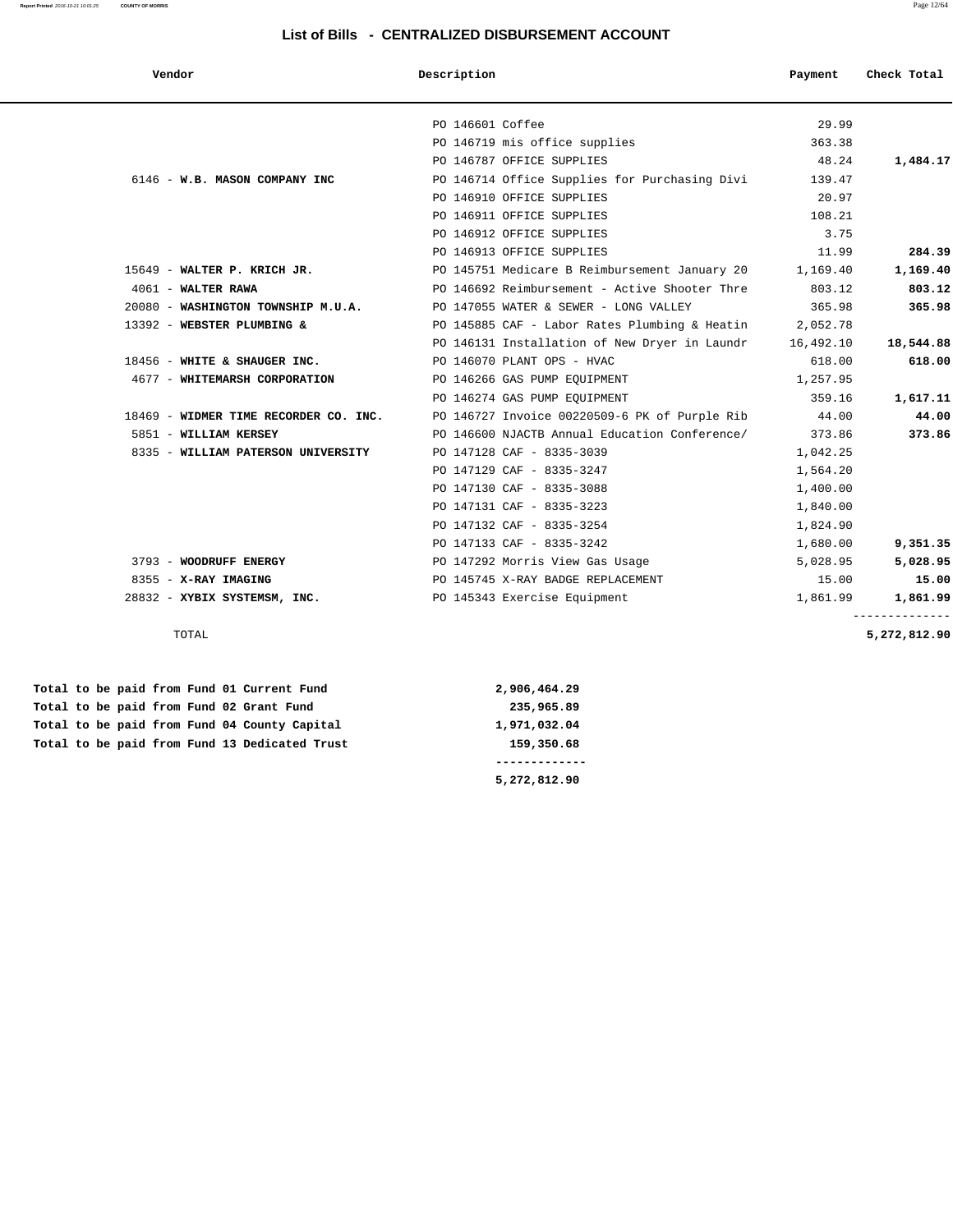# List of Bills - CENTRALIZED DISBURSEMENT ACCOUNT

| Vendor | Description | Payment | Check Total |
|---|---|---|---|
| | PO 146601 Coffee | 29.99 | |
| | PO 146719 mis office supplies | 363.38 | |
| | PO 146787 OFFICE SUPPLIES | 48.24 | **1,484.17** |
| 6146 - **W.B. MASON COMPANY INC** | PO 146714 Office Supplies for Purchasing Divi | 139.47 | |
| | PO 146910 OFFICE SUPPLIES | 20.97 | |
| | PO 146911 OFFICE SUPPLIES | 108.21 | |
| | PO 146912 OFFICE SUPPLIES | 3.75 | |
| | PO 146913 OFFICE SUPPLIES | 11.99 | **284.39** |
| 15649 - **WALTER P. KRICH JR.** | PO 145751 Medicare B Reimbursement January 20 | 1,169.40 | **1,169.40** |
| 4061 - **WALTER RAWA** | PO 146692 Reimbursement - Active Shooter Thre | 803.12 | **803.12** |
| 20080 - **WASHINGTON TOWNSHIP M.U.A.** | PO 147055 WATER & SEWER - LONG VALLEY | 365.98 | **365.98** |
| 13392 - **WEBSTER PLUMBING &** | PO 145885 CAF - Labor Rates Plumbing & Heatin | 2,052.78 | |
| | PO 146131 Installation of New Dryer in Laundr | 16,492.10 | **18,544.88** |
| 18456 - **WHITE & SHAUGER INC.** | PO 146070 PLANT OPS - HVAC | 618.00 | **618.00** |
| 4677 - **WHITEMARSH CORPORATION** | PO 146266 GAS PUMP EQUIPMENT | 1,257.95 | |
| | PO 146274 GAS PUMP EQUIPMENT | 359.16 | **1,617.11** |
| 18469 - **WIDMER TIME RECORDER CO. INC.** | PO 146727 Invoice 00220509-6 PK of Purple Rib | 44.00 | **44.00** |
| 5851 - **WILLIAM KERSEY** | PO 146600 NJACTB Annual Education Conference/ | 373.86 | **373.86** |
| 8335 - **WILLIAM PATERSON UNIVERSITY** | PO 147128 CAF - 8335-3039 | 1,042.25 | |
| | PO 147129 CAF - 8335-3247 | 1,564.20 | |
| | PO 147130 CAF - 8335-3088 | 1,400.00 | |
| | PO 147131 CAF - 8335-3223 | 1,840.00 | |
| | PO 147132 CAF - 8335-3254 | 1,824.90 | |
| | PO 147133 CAF - 8335-3242 | 1,680.00 | **9,351.35** |
| 3793 - **WOODRUFF ENERGY** | PO 147292 Morris View Gas Usage | 5,028.95 | **5,028.95** |
| 8355 - **X-RAY IMAGING** | PO 145745 X-RAY BADGE REPLACEMENT | 15.00 | **15.00** |
| 28832 - **XYBIX SYSTEMSM, INC.** | PO 145343 Exercise Equipment | 1,861.99 | **1,861.99** |
| TOTAL | | | **5,272,812.90** |

| | |
|---|---|
| **Total to be paid from Fund 01 Current Fund** | **2,906,464.29** |
| **Total to be paid from Fund 02 Grant Fund** | **235,965.89** |
| **Total to be paid from Fund 04 County Capital** | **1,971,032.04** |
| **Total to be paid from Fund 13 Dedicated Trust** | **159,350.68** |
| | **5,272,812.90** |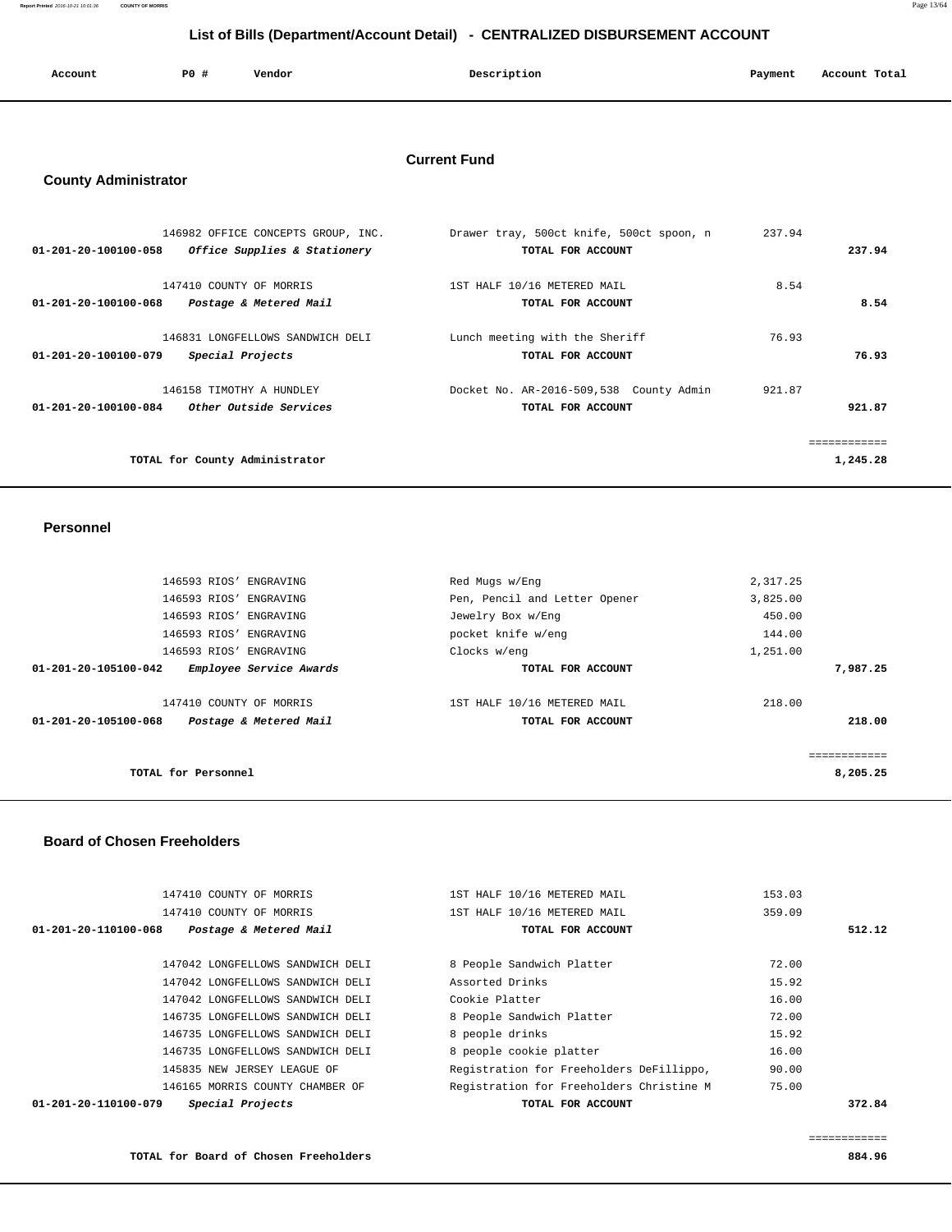# List of Bills (Department/Account Detail) - CENTRALIZED DISBURSEMENT ACCOUNT

| Account | PO # | Vendor | Description | Payment | Account Total |
|---|---|---|---|---|---|

## Current Fund

### County Administrator

| Account | PO # | Vendor | Description | Payment | Account Total |
|---|---|---|---|---|---|
| | 146982 | OFFICE CONCEPTS GROUP, INC. | Drawer tray, 500ct knife, 500ct spoon, n | 237.94 | |
| 01-201-20-100100-058 | | *Office Supplies & Stationery* | TOTAL FOR ACCOUNT | | 237.94 |
| | 147410 | COUNTY OF MORRIS | 1ST HALF 10/16 METERED MAIL | 8.54 | |
| 01-201-20-100100-068 | | *Postage & Metered Mail* | TOTAL FOR ACCOUNT | | 8.54 |
| | 146831 | LONGFELLOWS SANDWICH DELI | Lunch meeting with the Sheriff | 76.93 | |
| 01-201-20-100100-079 | | *Special Projects* | TOTAL FOR ACCOUNT | | 76.93 |
| | 146158 | TIMOTHY A HUNDLEY | Docket No. AR-2016-509,538 County Admin | 921.87 | |
| 01-201-20-100100-084 | | *Other Outside Services* | TOTAL FOR ACCOUNT | | 921.87 |
| | | | | | ============ |
| | | **TOTAL for County Administrator** | | | **1,245.28** |

### Personnel

| Account | PO # | Vendor | Description | Payment | Account Total |
|---|---|---|---|---|---|
| | 146593 | RIOS' ENGRAVING | Red Mugs w/Eng | 2,317.25 | |
| | 146593 | RIOS' ENGRAVING | Pen, Pencil and Letter Opener | 3,825.00 | |
| | 146593 | RIOS' ENGRAVING | Jewelry Box w/Eng | 450.00 | |
| | 146593 | RIOS' ENGRAVING | pocket knife w/eng | 144.00 | |
| | 146593 | RIOS' ENGRAVING | Clocks w/eng | 1,251.00 | |
| 01-201-20-105100-042 | | *Employee Service Awards* | TOTAL FOR ACCOUNT | | 7,987.25 |
| | 147410 | COUNTY OF MORRIS | 1ST HALF 10/16 METERED MAIL | 218.00 | |
| 01-201-20-105100-068 | | *Postage & Metered Mail* | TOTAL FOR ACCOUNT | | 218.00 |
| | | | | | ============ |
| | | **TOTAL for Personnel** | | | **8,205.25** |

### Board of Chosen Freeholders

| Account | PO # | Vendor | Description | Payment | Account Total |
|---|---|---|---|---|---|
| | 147410 | COUNTY OF MORRIS | 1ST HALF 10/16 METERED MAIL | 153.03 | |
| | 147410 | COUNTY OF MORRIS | 1ST HALF 10/16 METERED MAIL | 359.09 | |
| 01-201-20-110100-068 | | *Postage & Metered Mail* | TOTAL FOR ACCOUNT | | 512.12 |
| | 147042 | LONGFELLOWS SANDWICH DELI | 8 People Sandwich Platter | 72.00 | |
| | 147042 | LONGFELLOWS SANDWICH DELI | Assorted Drinks | 15.92 | |
| | 147042 | LONGFELLOWS SANDWICH DELI | Cookie Platter | 16.00 | |
| | 146735 | LONGFELLOWS SANDWICH DELI | 8 People Sandwich Platter | 72.00 | |
| | 146735 | LONGFELLOWS SANDWICH DELI | 8 people drinks | 15.92 | |
| | 146735 | LONGFELLOWS SANDWICH DELI | 8 people cookie platter | 16.00 | |
| | 145835 | NEW JERSEY LEAGUE OF | Registration for Freeholders DeFillippo, | 90.00 | |
| | 146165 | MORRIS COUNTY CHAMBER OF | Registration for Freeholders Christine M | 75.00 | |
| 01-201-20-110100-079 | | *Special Projects* | TOTAL FOR ACCOUNT | | 372.84 |
| | | | | | ============ |
| | | **TOTAL for Board of Chosen Freeholders** | | | **884.96** |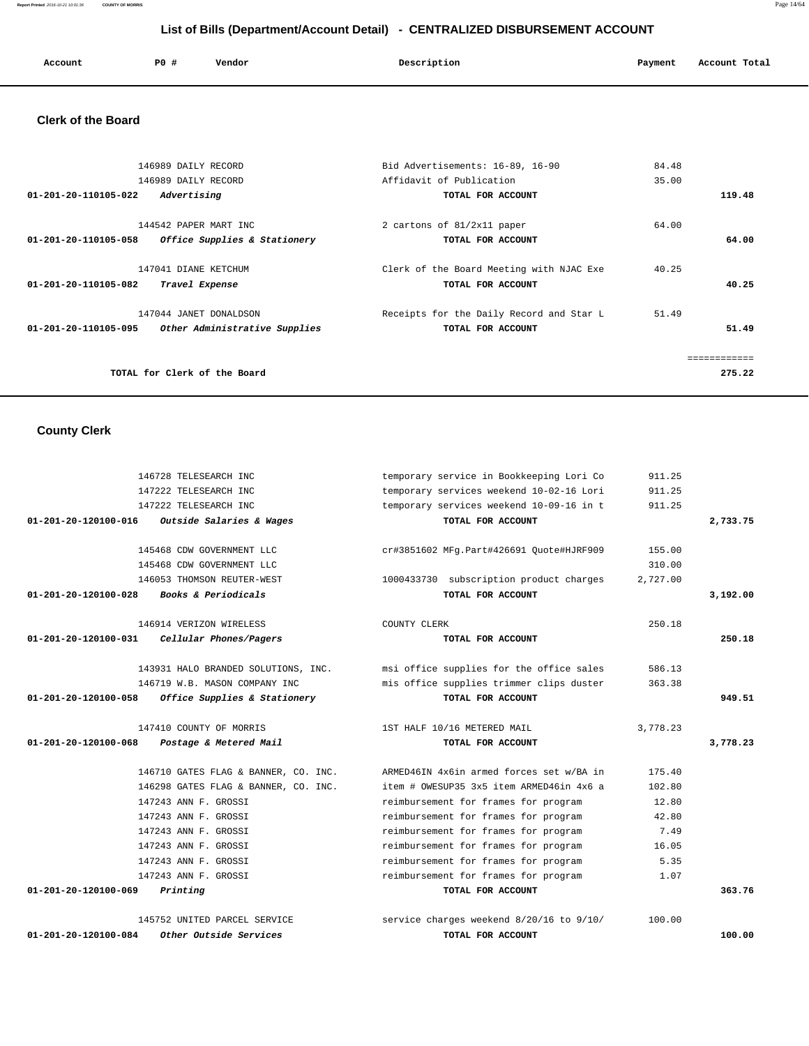## List of Bills (Department/Account Detail) - CENTRALIZED DISBURSEMENT ACCOUNT

### Clerk of the Board

| Account | PO # | Vendor | Description | Payment | Account Total |
|---|---|---|---|---|---|
| | 146989 | DAILY RECORD | Bid Advertisements: 16-89, 16-90 | 84.48 | |
| | 146989 | DAILY RECORD | Affidavit of Publication | 35.00 | |
| **01-201-20-110105-022** | | ***Advertising*** | **TOTAL FOR ACCOUNT** | | **119.48** |
| | 144542 | PAPER MART INC | 2 cartons of 81/2x11 paper | 64.00 | |
| **01-201-20-110105-058** | | ***Office Supplies & Stationery*** | **TOTAL FOR ACCOUNT** | | **64.00** |
| | 147041 | DIANE KETCHUM | Clerk of the Board Meeting with NJAC Exe | 40.25 | |
| **01-201-20-110105-082** | | ***Travel Expense*** | **TOTAL FOR ACCOUNT** | | **40.25** |
| | 147044 | JANET DONALDSON | Receipts for the Daily Record and Star L | 51.49 | |
| **01-201-20-110105-095** | | ***Other Administrative Supplies*** | **TOTAL FOR ACCOUNT** | | **51.49** |
| | | | | | ============ |
| | | **TOTAL for Clerk of the Board** | | | **275.22** |

### County Clerk

| Account | PO # | Vendor | Description | Payment | Account Total |
|---|---|---|---|---|---|
| | 146728 | TELESEARCH INC | temporary service in Bookkeeping Lori Co | 911.25 | |
| | 147222 | TELESEARCH INC | temporary services weekend 10-02-16 Lori | 911.25 | |
| | 147222 | TELESEARCH INC | temporary services weekend 10-09-16 in t | 911.25 | |
| **01-201-20-120100-016** | | ***Outside Salaries & Wages*** | **TOTAL FOR ACCOUNT** | | **2,733.75** |
| | 145468 | CDW GOVERNMENT LLC | cr#3851602 MFg.Part#426691 Quote#HJRF909 | 155.00 | |
| | 145468 | CDW GOVERNMENT LLC | | 310.00 | |
| | 146053 | THOMSON REUTER-WEST | 1000433730 subscription product charges | 2,727.00 | |
| **01-201-20-120100-028** | | ***Books & Periodicals*** | **TOTAL FOR ACCOUNT** | | **3,192.00** |
| | 146914 | VERIZON WIRELESS | COUNTY CLERK | 250.18 | |
| **01-201-20-120100-031** | | ***Cellular Phones/Pagers*** | **TOTAL FOR ACCOUNT** | | **250.18** |
| | 143931 | HALO BRANDED SOLUTIONS, INC. | msi office supplies for the office sales | 586.13 | |
| | 146719 | W.B. MASON COMPANY INC | mis office supplies trimmer clips duster | 363.38 | |
| **01-201-20-120100-058** | | ***Office Supplies & Stationery*** | **TOTAL FOR ACCOUNT** | | **949.51** |
| | 147410 | COUNTY OF MORRIS | 1ST HALF 10/16 METERED MAIL | 3,778.23 | |
| **01-201-20-120100-068** | | ***Postage & Metered Mail*** | **TOTAL FOR ACCOUNT** | | **3,778.23** |
| | 146710 | GATES FLAG & BANNER, CO. INC. | ARMED46IN 4x6in armed forces set w/BA in | 175.40 | |
| | 146298 | GATES FLAG & BANNER, CO. INC. | item # OWESUP35 3x5 item ARMED46in 4x6 a | 102.80 | |
| | 147243 | ANN F. GROSSI | reimbursement for frames for program | 12.80 | |
| | 147243 | ANN F. GROSSI | reimbursement for frames for program | 42.80 | |
| | 147243 | ANN F. GROSSI | reimbursement for frames for program | 7.49 | |
| | 147243 | ANN F. GROSSI | reimbursement for frames for program | 16.05 | |
| | 147243 | ANN F. GROSSI | reimbursement for frames for program | 5.35 | |
| | 147243 | ANN F. GROSSI | reimbursement for frames for program | 1.07 | |
| **01-201-20-120100-069** | | ***Printing*** | **TOTAL FOR ACCOUNT** | | **363.76** |
| | 145752 | UNITED PARCEL SERVICE | service charges weekend 8/20/16 to 9/10/ | 100.00 | |
| **01-201-20-120100-084** | | ***Other Outside Services*** | **TOTAL FOR ACCOUNT** | | **100.00** |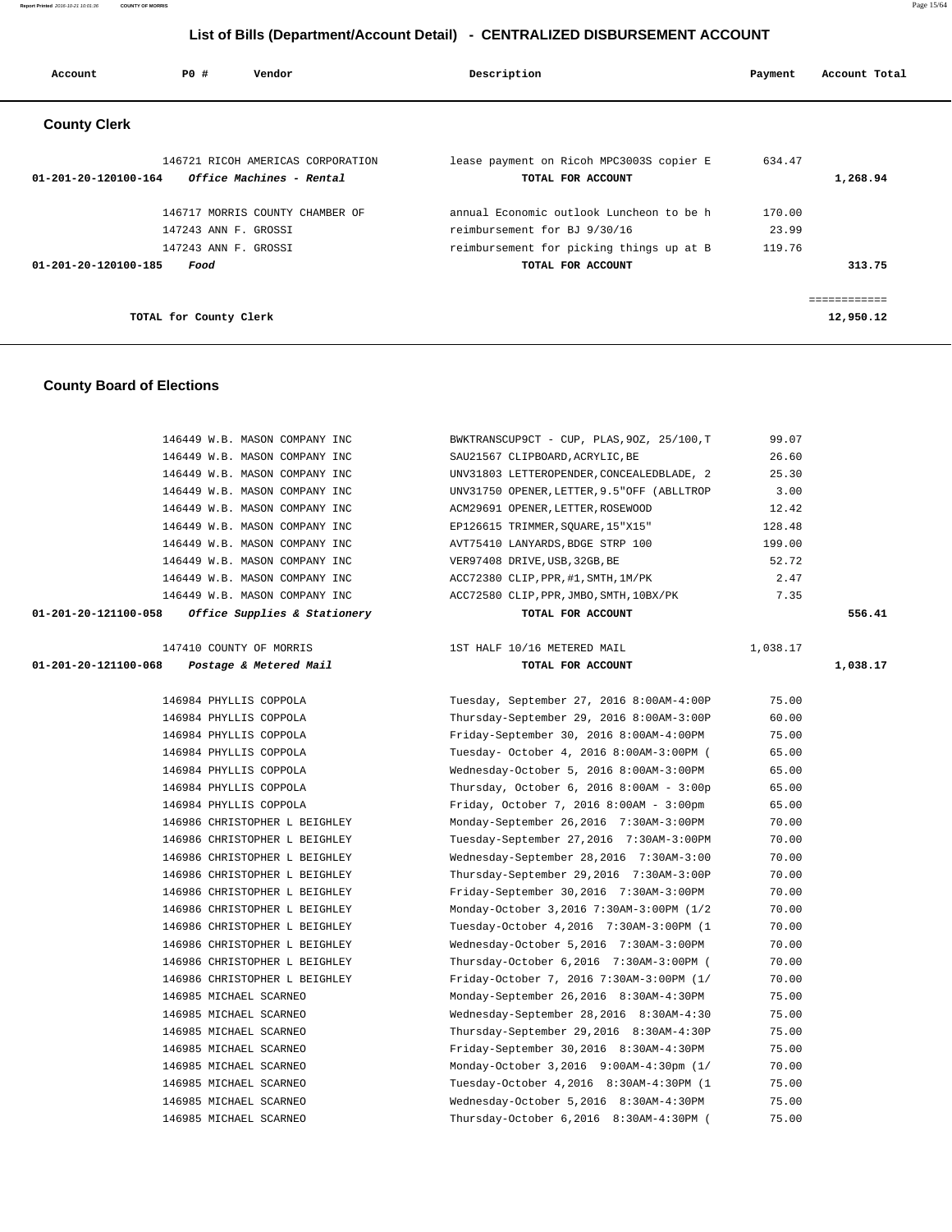# List of Bills (Department/Account Detail) - CENTRALIZED DISBURSEMENT ACCOUNT

| Account | PO # | Vendor | Description | Payment | Account Total |
|---|---|---|---|---|---|

## County Clerk

| Account | PO # | Vendor | Description | Payment | Account Total |
|---|---|---|---|---|---|
| | 146721 | RICOH AMERICAS CORPORATION | lease payment on Ricoh MPC3003S copier E | 634.47 | |
| 01-201-20-120100-164 | | *Office Machines - Rental* | TOTAL FOR ACCOUNT | | 1,268.94 |
| | 146717 | MORRIS COUNTY CHAMBER OF | annual Economic outlook Luncheon to be h | 170.00 | |
| | 147243 | ANN F. GROSSI | reimbursement for BJ 9/30/16 | 23.99 | |
| | 147243 | ANN F. GROSSI | reimbursement for picking things up at B | 119.76 | |
| 01-201-20-120100-185 | | *Food* | TOTAL FOR ACCOUNT | | 313.75 |

TOTAL for County Clerk: 12,950.12

## County Board of Elections

| Account | PO # | Vendor | Description | Payment | Account Total |
|---|---|---|---|---|---|
| | 146449 | W.B. MASON COMPANY INC | BWKTRANSCUP9CT - CUP, PLAS,9OZ, 25/100,T | 99.07 | |
| | 146449 | W.B. MASON COMPANY INC | SAU21567 CLIPBOARD,ACRYLIC,BE | 26.60 | |
| | 146449 | W.B. MASON COMPANY INC | UNV31803 LETTEROPENDER,CONCEALEDBLADE, 2 | 25.30 | |
| | 146449 | W.B. MASON COMPANY INC | UNV31750 OPENER,LETTER,9.5"OFF (ABLLTROP | 3.00 | |
| | 146449 | W.B. MASON COMPANY INC | ACM29691 OPENER,LETTER,ROSEWOOD | 12.42 | |
| | 146449 | W.B. MASON COMPANY INC | EP126615 TRIMMER,SQUARE,15"X15" | 128.48 | |
| | 146449 | W.B. MASON COMPANY INC | AVT75410 LANYARDS,BDGE STRP 100 | 199.00 | |
| | 146449 | W.B. MASON COMPANY INC | VER97408 DRIVE,USB,32GB,BE | 52.72 | |
| | 146449 | W.B. MASON COMPANY INC | ACC72380 CLIP,PPR,#1,SMTH,1M/PK | 2.47 | |
| | 146449 | W.B. MASON COMPANY INC | ACC72580 CLIP,PPR,JMBO,SMTH,10BX/PK | 7.35 | |
| 01-201-20-121100-058 | | *Office Supplies & Stationery* | TOTAL FOR ACCOUNT | | 556.41 |
| | 147410 | COUNTY OF MORRIS | 1ST HALF 10/16 METERED MAIL | 1,038.17 | |
| 01-201-20-121100-068 | | *Postage & Metered Mail* | TOTAL FOR ACCOUNT | | 1,038.17 |
| | 146984 | PHYLLIS COPPOLA | Tuesday, September 27, 2016 8:00AM-4:00P | 75.00 | |
| | 146984 | PHYLLIS COPPOLA | Thursday-September 29, 2016 8:00AM-3:00P | 60.00 | |
| | 146984 | PHYLLIS COPPOLA | Friday-September 30, 2016 8:00AM-4:00PM | 75.00 | |
| | 146984 | PHYLLIS COPPOLA | Tuesday- October 4, 2016 8:00AM-3:00PM ( | 65.00 | |
| | 146984 | PHYLLIS COPPOLA | Wednesday-October 5, 2016 8:00AM-3:00PM | 65.00 | |
| | 146984 | PHYLLIS COPPOLA | Thursday, October 6, 2016 8:00AM - 3:00p | 65.00 | |
| | 146984 | PHYLLIS COPPOLA | Friday, October 7, 2016 8:00AM - 3:00pm | 65.00 | |
| | 146986 | CHRISTOPHER L BEIGHLEY | Monday-September 26,2016 7:30AM-3:00PM | 70.00 | |
| | 146986 | CHRISTOPHER L BEIGHLEY | Tuesday-September 27,2016 7:30AM-3:00PM | 70.00 | |
| | 146986 | CHRISTOPHER L BEIGHLEY | Wednesday-September 28,2016 7:30AM-3:00 | 70.00 | |
| | 146986 | CHRISTOPHER L BEIGHLEY | Thursday-September 29,2016 7:30AM-3:00P | 70.00 | |
| | 146986 | CHRISTOPHER L BEIGHLEY | Friday-September 30,2016 7:30AM-3:00PM | 70.00 | |
| | 146986 | CHRISTOPHER L BEIGHLEY | Monday-October 3,2016 7:30AM-3:00PM (1/2 | 70.00 | |
| | 146986 | CHRISTOPHER L BEIGHLEY | Tuesday-October 4,2016 7:30AM-3:00PM (1 | 70.00 | |
| | 146986 | CHRISTOPHER L BEIGHLEY | Wednesday-October 5,2016 7:30AM-3:00PM | 70.00 | |
| | 146986 | CHRISTOPHER L BEIGHLEY | Thursday-October 6,2016 7:30AM-3:00PM ( | 70.00 | |
| | 146986 | CHRISTOPHER L BEIGHLEY | Friday-October 7, 2016 7:30AM-3:00PM (1/ | 70.00 | |
| | 146985 | MICHAEL SCARNEO | Monday-September 26,2016 8:30AM-4:30PM | 75.00 | |
| | 146985 | MICHAEL SCARNEO | Wednesday-September 28,2016 8:30AM-4:30 | 75.00 | |
| | 146985 | MICHAEL SCARNEO | Thursday-September 29,2016 8:30AM-4:30P | 75.00 | |
| | 146985 | MICHAEL SCARNEO | Friday-September 30,2016 8:30AM-4:30PM | 75.00 | |
| | 146985 | MICHAEL SCARNEO | Monday-October 3,2016 9:00AM-4:30pm (1/ | 70.00 | |
| | 146985 | MICHAEL SCARNEO | Tuesday-October 4,2016 8:30AM-4:30PM (1 | 75.00 | |
| | 146985 | MICHAEL SCARNEO | Wednesday-October 5,2016 8:30AM-4:30PM | 75.00 | |
| | 146985 | MICHAEL SCARNEO | Thursday-October 6,2016 8:30AM-4:30PM ( | 75.00 | |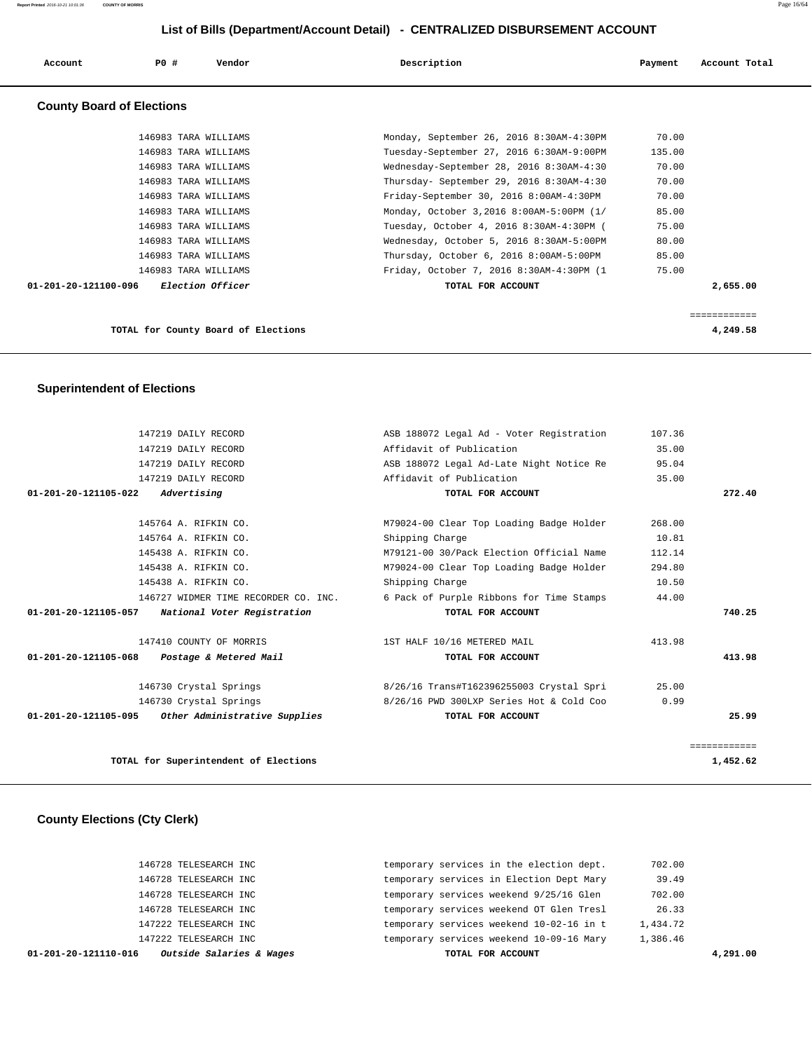## List of Bills (Department/Account Detail) - CENTRALIZED DISBURSEMENT ACCOUNT

| Account | PO # | Vendor | Description | Payment | Account Total |
|---|---|---|---|---|---|

### County Board of Elections

| Account | PO # | Vendor | Description | Payment | Account Total |
|---|---|---|---|---|---|
| | 146983 | TARA WILLIAMS | Monday, September 26, 2016 8:30AM-4:30PM | 70.00 | |
| | 146983 | TARA WILLIAMS | Tuesday-September 27, 2016 6:30AM-9:00PM | 135.00 | |
| | 146983 | TARA WILLIAMS | Wednesday-September 28, 2016 8:30AM-4:30 | 70.00 | |
| | 146983 | TARA WILLIAMS | Thursday- September 29, 2016 8:30AM-4:30 | 70.00 | |
| | 146983 | TARA WILLIAMS | Friday-September 30, 2016 8:00AM-4:30PM | 70.00 | |
| | 146983 | TARA WILLIAMS | Monday, October 3,2016 8:00AM-5:00PM (1/ | 85.00 | |
| | 146983 | TARA WILLIAMS | Tuesday, October 4, 2016 8:30AM-4:30PM ( | 75.00 | |
| | 146983 | TARA WILLIAMS | Wednesday, October 5, 2016 8:30AM-5:00PM | 80.00 | |
| | 146983 | TARA WILLIAMS | Thursday, October 6, 2016 8:00AM-5:00PM | 85.00 | |
| | 146983 | TARA WILLIAMS | Friday, October 7, 2016 8:30AM-4:30PM (1 | 75.00 | |
| **01-201-20-121100-096** | | ***Election Officer*** | **TOTAL FOR ACCOUNT** | | **2,655.00** |

**TOTAL for County Board of Elections** ============ **4,249.58**

### Superintendent of Elections

| Account | PO # | Vendor | Description | Payment | Account Total |
|---|---|---|---|---|---|
| | 147219 | DAILY RECORD | ASB 188072 Legal Ad - Voter Registration | 107.36 | |
| | 147219 | DAILY RECORD | Affidavit of Publication | 35.00 | |
| | 147219 | DAILY RECORD | ASB 188072 Legal Ad-Late Night Notice Re | 95.04 | |
| | 147219 | DAILY RECORD | Affidavit of Publication | 35.00 | |
| **01-201-20-121105-022** | | ***Advertising*** | **TOTAL FOR ACCOUNT** | | **272.40** |
| | 145764 | A. RIFKIN CO. | M79024-00 Clear Top Loading Badge Holder | 268.00 | |
| | 145764 | A. RIFKIN CO. | Shipping Charge | 10.81 | |
| | 145438 | A. RIFKIN CO. | M79121-00 30/Pack Election Official Name | 112.14 | |
| | 145438 | A. RIFKIN CO. | M79024-00 Clear Top Loading Badge Holder | 294.80 | |
| | 145438 | A. RIFKIN CO. | Shipping Charge | 10.50 | |
| | 146727 | WIDMER TIME RECORDER CO. INC. | 6 Pack of Purple Ribbons for Time Stamps | 44.00 | |
| **01-201-20-121105-057** | | ***National Voter Registration*** | **TOTAL FOR ACCOUNT** | | **740.25** |
| | 147410 | COUNTY OF MORRIS | 1ST HALF 10/16 METERED MAIL | 413.98 | |
| **01-201-20-121105-068** | | ***Postage & Metered Mail*** | **TOTAL FOR ACCOUNT** | | **413.98** |
| | 146730 | Crystal Springs | 8/26/16 Trans#T162396255003 Crystal Spri | 25.00 | |
| | 146730 | Crystal Springs | 8/26/16 PWD 300LXP Series Hot & Cold Coo | 0.99 | |
| **01-201-20-121105-095** | | ***Other Administrative Supplies*** | **TOTAL FOR ACCOUNT** | | **25.99** |

**TOTAL for Superintendent of Elections** ============ **1,452.62**

### County Elections (Cty Clerk)

| Account | PO # | Vendor | Description | Payment | Account Total |
|---|---|---|---|---|---|
| | 146728 | TELESEARCH INC | temporary services in the election dept. | 702.00 | |
| | 146728 | TELESEARCH INC | temporary services in Election Dept Mary | 39.49 | |
| | 146728 | TELESEARCH INC | temporary services weekend 9/25/16 Glen | 702.00 | |
| | 146728 | TELESEARCH INC | temporary services weekend OT Glen Tresl | 26.33 | |
| | 147222 | TELESEARCH INC | temporary services weekend 10-02-16 in t | 1,434.72 | |
| | 147222 | TELESEARCH INC | temporary services weekend 10-09-16 Mary | 1,386.46 | |
| **01-201-20-121110-016** | | ***Outside Salaries & Wages*** | **TOTAL FOR ACCOUNT** | | **4,291.00** |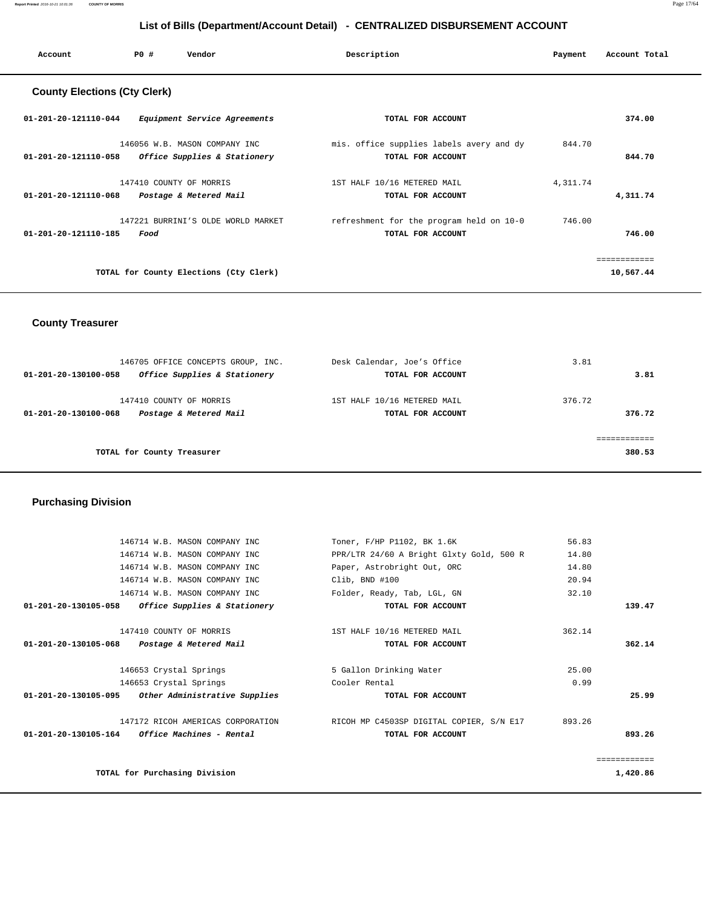# List of Bills (Department/Account Detail) - CENTRALIZED DISBURSEMENT ACCOUNT

| Account | PO # | Vendor | Description | Payment | Account Total |
|---|---|---|---|---|---|

## County Elections (Cty Clerk)

| Account | PO # | Vendor | Description | Payment | Account Total |
|---|---|---|---|---|---|
| 01-201-20-121110-044 | | *Equipment Service Agreements* | **TOTAL FOR ACCOUNT** | | **374.00** |
| | 146056 | W.B. MASON COMPANY INC | mis. office supplies labels avery and dy | 844.70 | |
| 01-201-20-121110-058 | | *Office Supplies & Stationery* | **TOTAL FOR ACCOUNT** | | **844.70** |
| | 147410 | COUNTY OF MORRIS | 1ST HALF 10/16 METERED MAIL | 4,311.74 | |
| 01-201-20-121110-068 | | *Postage & Metered Mail* | **TOTAL FOR ACCOUNT** | | **4,311.74** |
| | 147221 | BURRINI'S OLDE WORLD MARKET | refreshment for the program held on 10-0 | 746.00 | |
| 01-201-20-121110-185 | | *Food* | **TOTAL FOR ACCOUNT** | | **746.00** |
| | | | | | ============ |
| | | **TOTAL for County Elections (Cty Clerk)** | | | **10,567.44** |

## County Treasurer

| Account | PO # | Vendor | Description | Payment | Account Total |
|---|---|---|---|---|---|
| | 146705 | OFFICE CONCEPTS GROUP, INC. | Desk Calendar, Joe's Office | 3.81 | |
| 01-201-20-130100-058 | | *Office Supplies & Stationery* | **TOTAL FOR ACCOUNT** | | **3.81** |
| | 147410 | COUNTY OF MORRIS | 1ST HALF 10/16 METERED MAIL | 376.72 | |
| 01-201-20-130100-068 | | *Postage & Metered Mail* | **TOTAL FOR ACCOUNT** | | **376.72** |
| | | | | | ============ |
| | | **TOTAL for County Treasurer** | | | **380.53** |

## Purchasing Division

| Account | PO # | Vendor | Description | Payment | Account Total |
|---|---|---|---|---|---|
| | 146714 | W.B. MASON COMPANY INC | Toner, F/HP P1102, BK 1.6K | 56.83 | |
| | 146714 | W.B. MASON COMPANY INC | PPR/LTR 24/60 A Bright Glxty Gold, 500 R | 14.80 | |
| | 146714 | W.B. MASON COMPANY INC | Paper, Astrobright Out, ORC | 14.80 | |
| | 146714 | W.B. MASON COMPANY INC | Clib, BND #100 | 20.94 | |
| | 146714 | W.B. MASON COMPANY INC | Folder, Ready, Tab, LGL, GN | 32.10 | |
| 01-201-20-130105-058 | | *Office Supplies & Stationery* | **TOTAL FOR ACCOUNT** | | **139.47** |
| | 147410 | COUNTY OF MORRIS | 1ST HALF 10/16 METERED MAIL | 362.14 | |
| 01-201-20-130105-068 | | *Postage & Metered Mail* | **TOTAL FOR ACCOUNT** | | **362.14** |
| | 146653 | Crystal Springs | 5 Gallon Drinking Water | 25.00 | |
| | 146653 | Crystal Springs | Cooler Rental | 0.99 | |
| 01-201-20-130105-095 | | *Other Administrative Supplies* | **TOTAL FOR ACCOUNT** | | **25.99** |
| | 147172 | RICOH AMERICAS CORPORATION | RICOH MP C4503SP DIGITAL COPIER, S/N E17 | 893.26 | |
| 01-201-20-130105-164 | | *Office Machines - Rental* | **TOTAL FOR ACCOUNT** | | **893.26** |
| | | | | | ============ |
| | | **TOTAL for Purchasing Division** | | | **1,420.86** |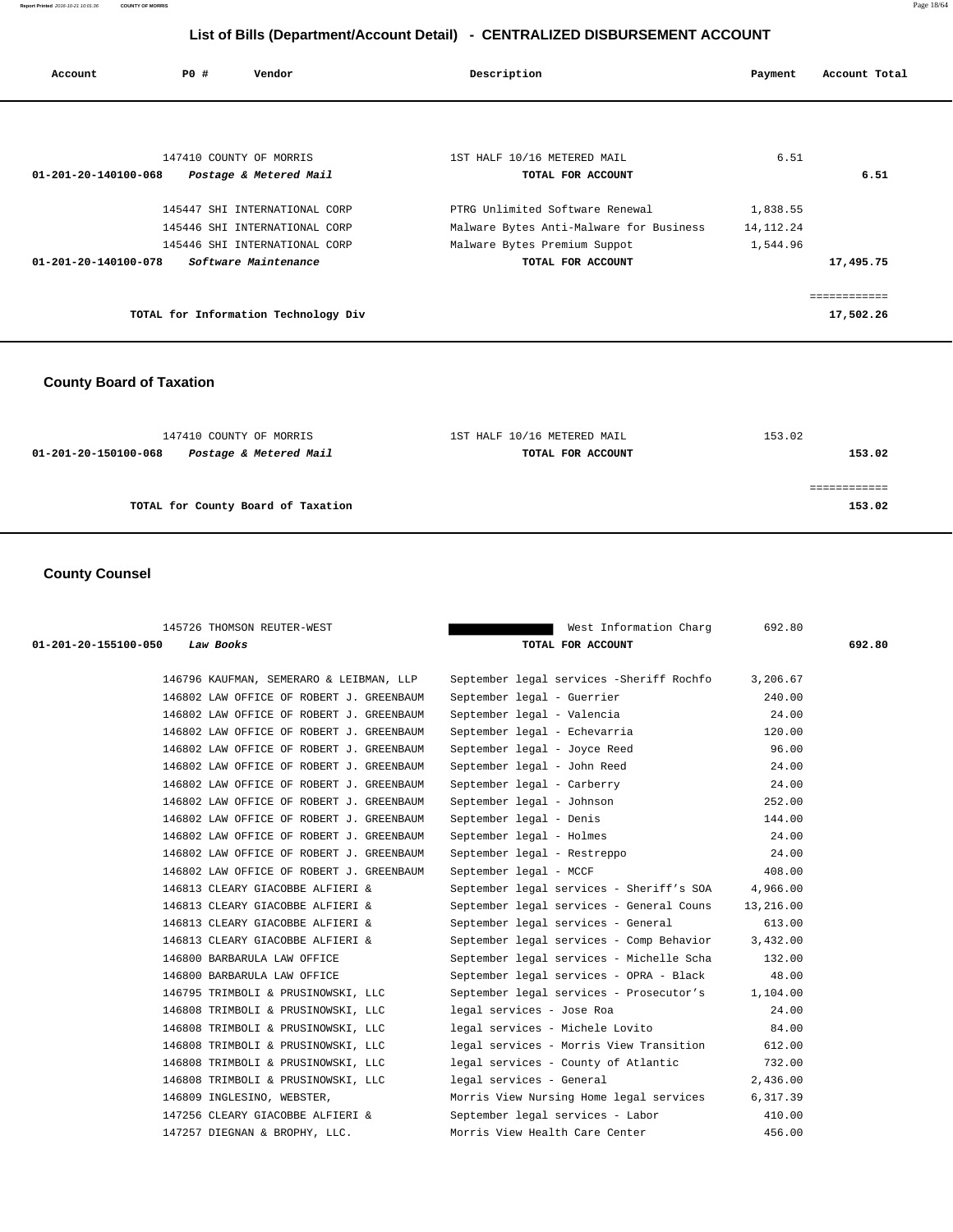## List of Bills (Department/Account Detail) - CENTRALIZED DISBURSEMENT ACCOUNT

| Account | PO # | Vendor | Description | Payment | Account Total |
|---|---|---|---|---|---|
| | 147410 | COUNTY OF MORRIS | 1ST HALF 10/16 METERED MAIL | 6.51 | |
| 01-201-20-140100-068 | | *Postage & Metered Mail* | TOTAL FOR ACCOUNT | | 6.51 |
| | 145447 | SHI INTERNATIONAL CORP | PTRG Unlimited Software Renewal | 1,838.55 | |
| | 145446 | SHI INTERNATIONAL CORP | Malware Bytes Anti-Malware for Business | 14,112.24 | |
| | 145446 | SHI INTERNATIONAL CORP | Malware Bytes Premium Suppot | 1,544.96 | |
| 01-201-20-140100-078 | | *Software Maintenance* | TOTAL FOR ACCOUNT | | 17,495.75 |
| | | TOTAL for Information Technology Div | | | 17,502.26 |

### County Board of Taxation

| Account | PO # | Vendor | Description | Payment | Account Total |
|---|---|---|---|---|---|
| | 147410 | COUNTY OF MORRIS | 1ST HALF 10/16 METERED MAIL | 153.02 | |
| 01-201-20-150100-068 | | *Postage & Metered Mail* | TOTAL FOR ACCOUNT | | 153.02 |
| | | TOTAL for County Board of Taxation | | | 153.02 |

### County Counsel

| Account | PO # | Vendor | Description | Payment | Account Total |
|---|---|---|---|---|---|
| | 145726 | THOMSON REUTER-WEST | [REDACTED] West Information Charg | 692.80 | |
| 01-201-20-155100-050 | | *Law Books* | TOTAL FOR ACCOUNT | | 692.80 |
| | 146796 | KAUFMAN, SEMERARO & LEIBMAN, LLP | September legal services -Sheriff Rochfo | 3,206.67 | |
| | 146802 | LAW OFFICE OF ROBERT J. GREENBAUM | September legal - Guerrier | 240.00 | |
| | 146802 | LAW OFFICE OF ROBERT J. GREENBAUM | September legal - Valencia | 24.00 | |
| | 146802 | LAW OFFICE OF ROBERT J. GREENBAUM | September legal - Echevarria | 120.00 | |
| | 146802 | LAW OFFICE OF ROBERT J. GREENBAUM | September legal - Joyce Reed | 96.00 | |
| | 146802 | LAW OFFICE OF ROBERT J. GREENBAUM | September legal - John Reed | 24.00 | |
| | 146802 | LAW OFFICE OF ROBERT J. GREENBAUM | September legal - Carberry | 24.00 | |
| | 146802 | LAW OFFICE OF ROBERT J. GREENBAUM | September legal - Johnson | 252.00 | |
| | 146802 | LAW OFFICE OF ROBERT J. GREENBAUM | September legal - Denis | 144.00 | |
| | 146802 | LAW OFFICE OF ROBERT J. GREENBAUM | September legal - Holmes | 24.00 | |
| | 146802 | LAW OFFICE OF ROBERT J. GREENBAUM | September legal - Restreppo | 24.00 | |
| | 146802 | LAW OFFICE OF ROBERT J. GREENBAUM | September legal - MCCF | 408.00 | |
| | 146813 | CLEARY GIACOBBE ALFIERI & | September legal services - Sheriff's SOA | 4,966.00 | |
| | 146813 | CLEARY GIACOBBE ALFIERI & | September legal services - General Couns | 13,216.00 | |
| | 146813 | CLEARY GIACOBBE ALFIERI & | September legal services - General | 613.00 | |
| | 146813 | CLEARY GIACOBBE ALFIERI & | September legal services - Comp Behavior | 3,432.00 | |
| | 146800 | BARBARULA LAW OFFICE | September legal services - Michelle Scha | 132.00 | |
| | 146800 | BARBARULA LAW OFFICE | September legal services - OPRA - Black | 48.00 | |
| | 146795 | TRIMBOLI & PRUSINOWSKI, LLC | September legal services - Prosecutor's | 1,104.00 | |
| | 146808 | TRIMBOLI & PRUSINOWSKI, LLC | legal services - Jose Roa | 24.00 | |
| | 146808 | TRIMBOLI & PRUSINOWSKI, LLC | legal services - Michele Lovito | 84.00 | |
| | 146808 | TRIMBOLI & PRUSINOWSKI, LLC | legal services - Morris View Transition | 612.00 | |
| | 146808 | TRIMBOLI & PRUSINOWSKI, LLC | legal services - County of Atlantic | 732.00 | |
| | 146808 | TRIMBOLI & PRUSINOWSKI, LLC | legal services - General | 2,436.00 | |
| | 146809 | INGLESINO, WEBSTER, | Morris View Nursing Home legal services | 6,317.39 | |
| | 147256 | CLEARY GIACOBBE ALFIERI & | September legal services - Labor | 410.00 | |
| | 147257 | DIEGNAN & BROPHY, LLC. | Morris View Health Care Center | 456.00 | |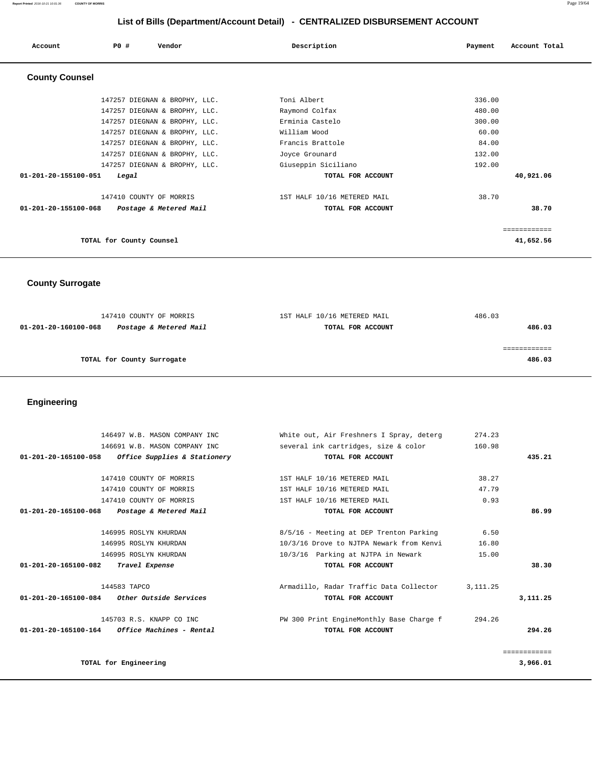## List of Bills (Department/Account Detail) - CENTRALIZED DISBURSEMENT ACCOUNT

| Account | PO # | Vendor | Description | Payment | Account Total |
|---|---|---|---|---|---|

### County Counsel

| Account | PO # | Vendor | Description | Payment | Account Total |
|---|---|---|---|---|---|
| | 147257 | DIEGNAN & BROPHY, LLC. | Toni Albert | 336.00 | |
| | 147257 | DIEGNAN & BROPHY, LLC. | Raymond Colfax | 480.00 | |
| | 147257 | DIEGNAN & BROPHY, LLC. | Erminia Castelo | 300.00 | |
| | 147257 | DIEGNAN & BROPHY, LLC. | William Wood | 60.00 | |
| | 147257 | DIEGNAN & BROPHY, LLC. | Francis Brattole | 84.00 | |
| | 147257 | DIEGNAN & BROPHY, LLC. | Joyce Grounard | 132.00 | |
| | 147257 | DIEGNAN & BROPHY, LLC. | Giuseppin Siciliano | 192.00 | |
| **01-201-20-155100-051** | | ***Legal*** | **TOTAL FOR ACCOUNT** | | **40,921.06** |
| | 147410 | COUNTY OF MORRIS | 1ST HALF 10/16 METERED MAIL | 38.70 | |
| **01-201-20-155100-068** | | ***Postage & Metered Mail*** | **TOTAL FOR ACCOUNT** | | **38.70** |
| | | **TOTAL for County Counsel** | | | **41,652.56** |

### County Surrogate

| Account | PO # | Vendor | Description | Payment | Account Total |
|---|---|---|---|---|---|
| | 147410 | COUNTY OF MORRIS | 1ST HALF 10/16 METERED MAIL | 486.03 | |
| **01-201-20-160100-068** | | ***Postage & Metered Mail*** | **TOTAL FOR ACCOUNT** | | **486.03** |
| | | **TOTAL for County Surrogate** | | | **486.03** |

### Engineering

| Account | PO # | Vendor | Description | Payment | Account Total |
|---|---|---|---|---|---|
| | 146497 | W.B. MASON COMPANY INC | White out, Air Freshners I Spray, deterg | 274.23 | |
| | 146691 | W.B. MASON COMPANY INC | several ink cartridges, size & color | 160.98 | |
| **01-201-20-165100-058** | | ***Office Supplies & Stationery*** | **TOTAL FOR ACCOUNT** | | **435.21** |
| | 147410 | COUNTY OF MORRIS | 1ST HALF 10/16 METERED MAIL | 38.27 | |
| | 147410 | COUNTY OF MORRIS | 1ST HALF 10/16 METERED MAIL | 47.79 | |
| | 147410 | COUNTY OF MORRIS | 1ST HALF 10/16 METERED MAIL | 0.93 | |
| **01-201-20-165100-068** | | ***Postage & Metered Mail*** | **TOTAL FOR ACCOUNT** | | **86.99** |
| | 146995 | ROSLYN KHURDAN | 8/5/16 - Meeting at DEP Trenton Parking | 6.50 | |
| | 146995 | ROSLYN KHURDAN | 10/3/16 Drove to NJTPA Newark from Kenvi | 16.80 | |
| | 146995 | ROSLYN KHURDAN | 10/3/16 Parking at NJTPA in Newark | 15.00 | |
| **01-201-20-165100-082** | | ***Travel Expense*** | **TOTAL FOR ACCOUNT** | | **38.30** |
| | 144583 | TAPCO | Armadillo, Radar Traffic Data Collector | 3,111.25 | |
| **01-201-20-165100-084** | | ***Other Outside Services*** | **TOTAL FOR ACCOUNT** | | **3,111.25** |
| | 145703 | R.S. KNAPP CO INC | PW 300 Print EngineMonthly Base Charge f | 294.26 | |
| **01-201-20-165100-164** | | ***Office Machines - Rental*** | **TOTAL FOR ACCOUNT** | | **294.26** |
| | | **TOTAL for Engineering** | | | **3,966.01** |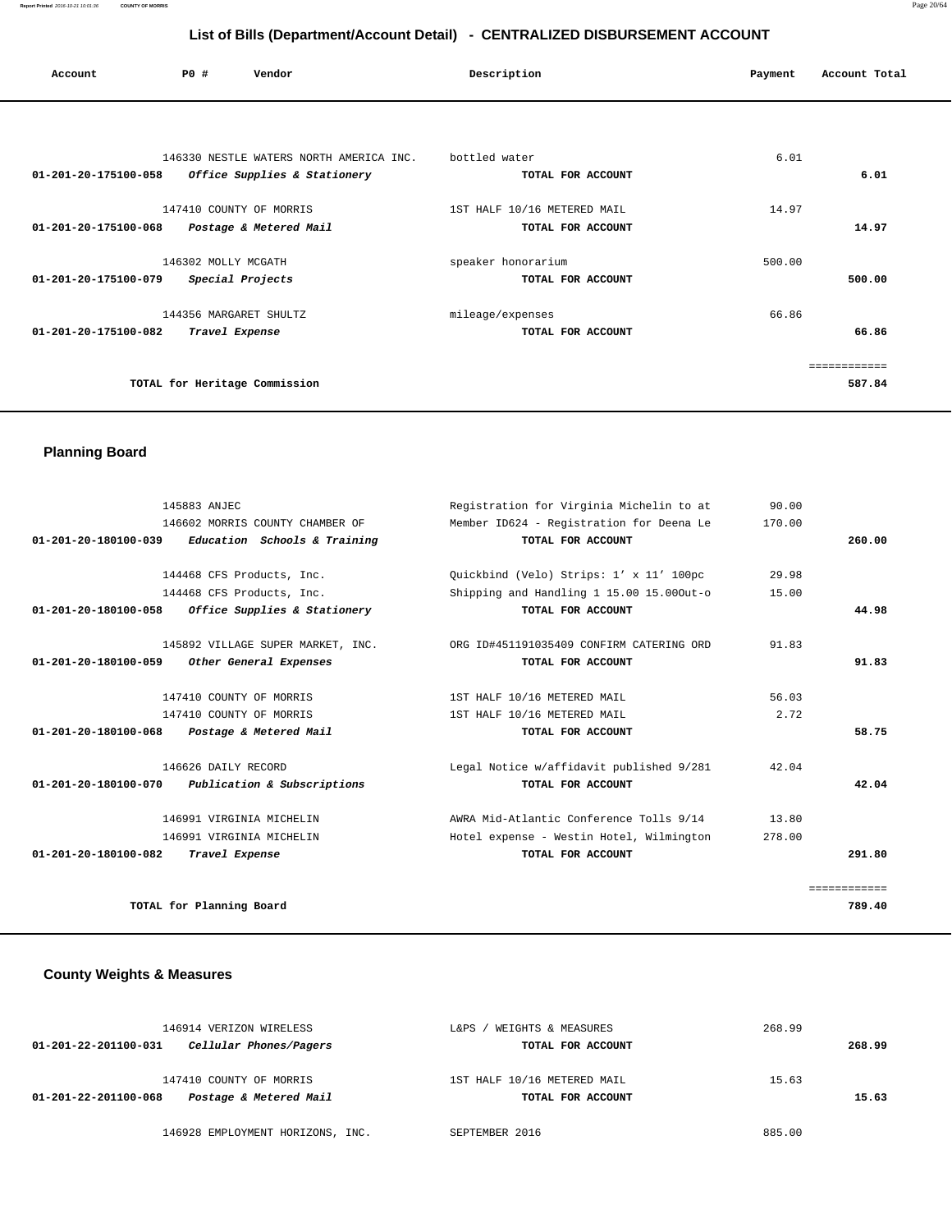# List of Bills (Department/Account Detail) - CENTRALIZED DISBURSEMENT ACCOUNT

| Account | PO # | Vendor | Description | Payment | Account Total |
|---|---|---|---|---|---|
| | 146330 | NESTLE WATERS NORTH AMERICA INC. | bottled water | 6.01 | |
| 01-201-20-175100-058 | | *Office Supplies & Stationery* | TOTAL FOR ACCOUNT | | 6.01 |
| | 147410 | COUNTY OF MORRIS | 1ST HALF 10/16 METERED MAIL | 14.97 | |
| 01-201-20-175100-068 | | *Postage & Metered Mail* | TOTAL FOR ACCOUNT | | 14.97 |
| | 146302 | MOLLY MCGATH | speaker honorarium | 500.00 | |
| 01-201-20-175100-079 | | *Special Projects* | TOTAL FOR ACCOUNT | | 500.00 |
| | 144356 | MARGARET SHULTZ | mileage/expenses | 66.86 | |
| 01-201-20-175100-082 | | *Travel Expense* | TOTAL FOR ACCOUNT | | 66.86 |
| | | | | | ============ |
| | | **TOTAL for Heritage Commission** | | | **587.84** |

## Planning Board

| Account | PO # | Vendor | Description | Payment | Account Total |
|---|---|---|---|---|---|
| | 145883 | ANJEC | Registration for Virginia Michelin to at | 90.00 | |
| | 146602 | MORRIS COUNTY CHAMBER OF | Member ID624 - Registration for Deena Le | 170.00 | |
| 01-201-20-180100-039 | | *Education Schools & Training* | TOTAL FOR ACCOUNT | | 260.00 |
| | 144468 | CFS Products, Inc. | Quickbind (Velo) Strips: 1' x 11' 100pc | 29.98 | |
| | 144468 | CFS Products, Inc. | Shipping and Handling 1 15.00 15.00Out-o | 15.00 | |
| 01-201-20-180100-058 | | *Office Supplies & Stationery* | TOTAL FOR ACCOUNT | | 44.98 |
| | 145892 | VILLAGE SUPER MARKET, INC. | ORG ID#451191035409 CONFIRM CATERING ORD | 91.83 | |
| 01-201-20-180100-059 | | *Other General Expenses* | TOTAL FOR ACCOUNT | | 91.83 |
| | 147410 | COUNTY OF MORRIS | 1ST HALF 10/16 METERED MAIL | 56.03 | |
| | 147410 | COUNTY OF MORRIS | 1ST HALF 10/16 METERED MAIL | 2.72 | |
| 01-201-20-180100-068 | | *Postage & Metered Mail* | TOTAL FOR ACCOUNT | | 58.75 |
| | 146626 | DAILY RECORD | Legal Notice w/affidavit published 9/281 | 42.04 | |
| 01-201-20-180100-070 | | *Publication & Subscriptions* | TOTAL FOR ACCOUNT | | 42.04 |
| | 146991 | VIRGINIA MICHELIN | AWRA Mid-Atlantic Conference Tolls 9/14 | 13.80 | |
| | 146991 | VIRGINIA MICHELIN | Hotel expense - Westin Hotel, Wilmington | 278.00 | |
| 01-201-20-180100-082 | | *Travel Expense* | TOTAL FOR ACCOUNT | | 291.80 |
| | | | | | ============ |
| | | **TOTAL for Planning Board** | | | **789.40** |

## County Weights & Measures

| Account | PO # | Vendor | Description | Payment | Account Total |
|---|---|---|---|---|---|
| | 146914 | VERIZON WIRELESS | L&PS / WEIGHTS & MEASURES | 268.99 | |
| 01-201-22-201100-031 | | *Cellular Phones/Pagers* | TOTAL FOR ACCOUNT | | 268.99 |
| | 147410 | COUNTY OF MORRIS | 1ST HALF 10/16 METERED MAIL | 15.63 | |
| 01-201-22-201100-068 | | *Postage & Metered Mail* | TOTAL FOR ACCOUNT | | 15.63 |
| | 146928 | EMPLOYMENT HORIZONS, INC. | SEPTEMBER 2016 | 885.00 | |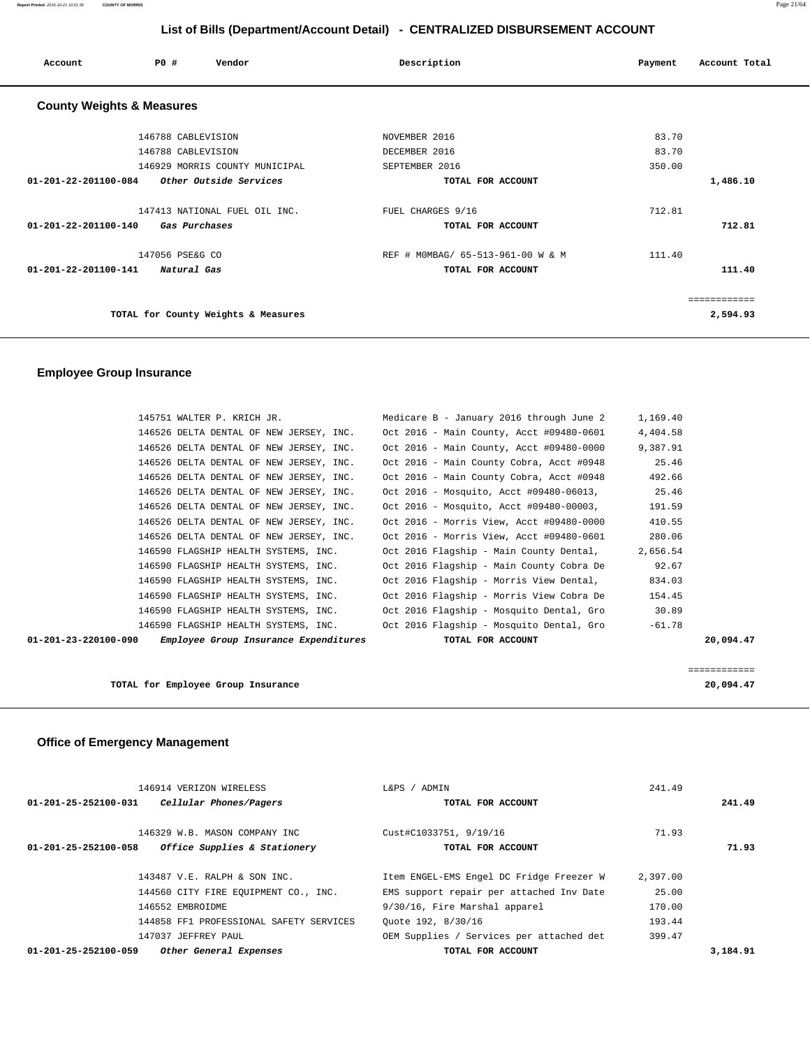## List of Bills (Department/Account Detail) - CENTRALIZED DISBURSEMENT ACCOUNT

| Account | PO # | Vendor | Description | Payment | Account Total |
|---|---|---|---|---|---|

### County Weights & Measures

| Account | PO # | Vendor | Description | Payment | Account Total |
|---|---|---|---|---|---|
| | 146788 | CABLEVISION | NOVEMBER 2016 | 83.70 | |
| | 146788 | CABLEVISION | DECEMBER 2016 | 83.70 | |
| | 146929 | MORRIS COUNTY MUNICIPAL | SEPTEMBER 2016 | 350.00 | |
| 01-201-22-201100-084 | | *Other Outside Services* | TOTAL FOR ACCOUNT | | 1,486.10 |
| | 147413 | NATIONAL FUEL OIL INC. | FUEL CHARGES 9/16 | 712.81 | |
| 01-201-22-201100-140 | | *Gas Purchases* | TOTAL FOR ACCOUNT | | 712.81 |
| | 147056 | PSE&G CO | REF # M0MBAG/ 65-513-961-00 W & M | 111.40 | |
| 01-201-22-201100-141 | | *Natural Gas* | TOTAL FOR ACCOUNT | | 111.40 |
| | | TOTAL for County Weights & Measures | | | 2,594.93 |

### Employee Group Insurance

| Account | PO # | Vendor | Description | Payment | Account Total |
|---|---|---|---|---|---|
| | 145751 | WALTER P. KRICH JR. | Medicare B - January 2016 through June 2 | 1,169.40 | |
| | 146526 | DELTA DENTAL OF NEW JERSEY, INC. | Oct 2016 - Main County, Acct #09480-0601 | 4,404.58 | |
| | 146526 | DELTA DENTAL OF NEW JERSEY, INC. | Oct 2016 - Main County, Acct #09480-0000 | 9,387.91 | |
| | 146526 | DELTA DENTAL OF NEW JERSEY, INC. | Oct 2016 - Main County Cobra, Acct #0948 | 25.46 | |
| | 146526 | DELTA DENTAL OF NEW JERSEY, INC. | Oct 2016 - Main County Cobra, Acct #0948 | 492.66 | |
| | 146526 | DELTA DENTAL OF NEW JERSEY, INC. | Oct 2016 - Mosquito, Acct #09480-06013, | 25.46 | |
| | 146526 | DELTA DENTAL OF NEW JERSEY, INC. | Oct 2016 - Mosquito, Acct #09480-00003, | 191.59 | |
| | 146526 | DELTA DENTAL OF NEW JERSEY, INC. | Oct 2016 - Morris View, Acct #09480-0000 | 410.55 | |
| | 146526 | DELTA DENTAL OF NEW JERSEY, INC. | Oct 2016 - Morris View, Acct #09480-0601 | 280.06 | |
| | 146590 | FLAGSHIP HEALTH SYSTEMS, INC. | Oct 2016 Flagship - Main County Dental, | 2,656.54 | |
| | 146590 | FLAGSHIP HEALTH SYSTEMS, INC. | Oct 2016 Flagship - Main County Cobra De | 92.67 | |
| | 146590 | FLAGSHIP HEALTH SYSTEMS, INC. | Oct 2016 Flagship - Morris View Dental, | 834.03 | |
| | 146590 | FLAGSHIP HEALTH SYSTEMS, INC. | Oct 2016 Flagship - Morris View Cobra De | 154.45 | |
| | 146590 | FLAGSHIP HEALTH SYSTEMS, INC. | Oct 2016 Flagship - Mosquito Dental, Gro | 30.89 | |
| | 146590 | FLAGSHIP HEALTH SYSTEMS, INC. | Oct 2016 Flagship - Mosquito Dental, Gro | -61.78 | |
| 01-201-23-220100-090 | | *Employee Group Insurance Expenditures* | TOTAL FOR ACCOUNT | | 20,094.47 |
| | | TOTAL for Employee Group Insurance | | | 20,094.47 |

### Office of Emergency Management

| Account | PO # | Vendor | Description | Payment | Account Total |
|---|---|---|---|---|---|
| | 146914 | VERIZON WIRELESS | L&PS / ADMIN | 241.49 | |
| 01-201-25-252100-031 | | *Cellular Phones/Pagers* | TOTAL FOR ACCOUNT | | 241.49 |
| | 146329 | W.B. MASON COMPANY INC | Cust#C1033751, 9/19/16 | 71.93 | |
| 01-201-25-252100-058 | | *Office Supplies & Stationery* | TOTAL FOR ACCOUNT | | 71.93 |
| | 143487 | V.E. RALPH & SON INC. | Item ENGEL-EMS Engel DC Fridge Freezer W | 2,397.00 | |
| | 144560 | CITY FIRE EQUIPMENT CO., INC. | EMS support repair per attached Inv Date | 25.00 | |
| | 146552 | EMBROIDME | 9/30/16, Fire Marshal apparel | 170.00 | |
| | 144858 | FF1 PROFESSIONAL SAFETY SERVICES | Quote 192, 8/30/16 | 193.44 | |
| | 147037 | JEFFREY PAUL | OEM Supplies / Services per attached det | 399.47 | |
| 01-201-25-252100-059 | | *Other General Expenses* | TOTAL FOR ACCOUNT | | 3,184.91 |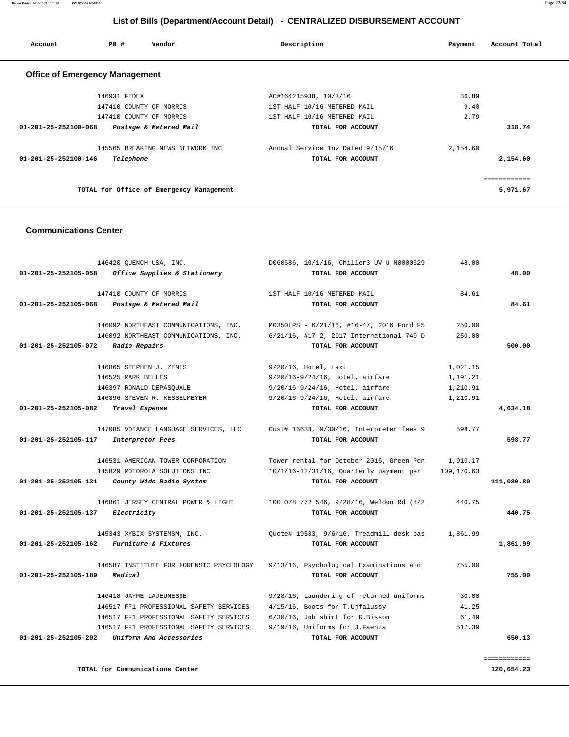# List of Bills (Department/Account Detail) - CENTRALIZED DISBURSEMENT ACCOUNT

| Account | PO # | Vendor | Description | Payment | Account Total |
|---|---|---|---|---|---|

## Office of Emergency Management

| Account | PO # | Vendor | Description | Payment | Account Total |
|---|---|---|---|---|---|
| | 146931 | FEDEX | AC#164215938, 10/3/16 | 36.89 | |
| | 147410 | COUNTY OF MORRIS | 1ST HALF 10/16 METERED MAIL | 9.40 | |
| | 147410 | COUNTY OF MORRIS | 1ST HALF 10/16 METERED MAIL | 2.79 | |
| **01-201-25-252100-068** | | *Postage & Metered Mail* | **TOTAL FOR ACCOUNT** | | **318.74** |
| | 145565 | BREAKING NEWS NETWORK INC | Annual Service Inv Dated 9/15/16 | 2,154.60 | |
| **01-201-25-252100-146** | | *Telephone* | **TOTAL FOR ACCOUNT** | | **2,154.60** |
| | | **TOTAL for Office of Emergency Management** | | | **5,971.67** |

## Communications Center

| Account | PO # | Vendor | Description | Payment | Account Total |
|---|---|---|---|---|---|
| | 146420 | QUENCH USA, INC. | D060586, 10/1/16, Chiller3-UV-U N0000629 | 48.00 | |
| **01-201-25-252105-058** | | *Office Supplies & Stationery* | **TOTAL FOR ACCOUNT** | | **48.00** |
| | 147410 | COUNTY OF MORRIS | 1ST HALF 10/16 METERED MAIL | 84.61 | |
| **01-201-25-252105-068** | | *Postage & Metered Mail* | **TOTAL FOR ACCOUNT** | | **84.61** |
| | 146092 | NORTHEAST COMMUNICATIONS, INC. | M0350LPS - 6/21/16, #16-47, 2016 Ford F5 | 250.00 | |
| | 146092 | NORTHEAST COMMUNICATIONS, INC. | 6/21/16, #17-2, 2017 International 740 D | 250.00 | |
| **01-201-25-252105-072** | | *Radio Repairs* | **TOTAL FOR ACCOUNT** | | **500.00** |
| | 146865 | STEPHEN J. ZENES | 9/20/16, Hotel, taxi | 1,021.15 | |
| | 146525 | MARK BELLES | 9/20/16-9/24/16, Hotel, airfare | 1,191.21 | |
| | 146397 | RONALD DEPASQUALE | 9/20/16-9/24/16, Hotel, airfare | 1,210.91 | |
| | 146396 | STEVEN R. KESSELMEYER | 9/20/16-9/24/16, Hotel, airfare | 1,210.91 | |
| **01-201-25-252105-082** | | *Travel Expense* | **TOTAL FOR ACCOUNT** | | **4,634.18** |
| | 147085 | VOIANCE LANGUAGE SERVICES, LLC | Cust# 16638, 9/30/16, Interpreter fees 9 | 598.77 | |
| **01-201-25-252105-117** | | *Interpretor Fees* | **TOTAL FOR ACCOUNT** | | **598.77** |
| | 146531 | AMERICAN TOWER CORPORATION | Tower rental for October 2016, Green Pon | 1,910.17 | |
| | 145829 | MOTOROLA SOLUTIONS INC | 10/1/16-12/31/16, Quarterly payment per | 109,170.63 | |
| **01-201-25-252105-131** | | *County Wide Radio System* | **TOTAL FOR ACCOUNT** | | **111,080.80** |
| | 146861 | JERSEY CENTRAL POWER & LIGHT | 100 078 772 546, 9/28/16, Weldon Rd (8/2 | 440.75 | |
| **01-201-25-252105-137** | | *Electricity* | **TOTAL FOR ACCOUNT** | | **440.75** |
| | 145343 | XYBIX SYSTEMSM, INC. | Quote# 19583, 9/6/16, Treadmill desk bas | 1,861.99 | |
| **01-201-25-252105-162** | | *Furniture & Fixtures* | **TOTAL FOR ACCOUNT** | | **1,861.99** |
| | 146587 | INSTITUTE FOR FORENSIC PSYCHOLOGY | 9/13/16, Psychological Examinations and | 755.00 | |
| **01-201-25-252105-189** | | *Medical* | **TOTAL FOR ACCOUNT** | | **755.00** |
| | 146418 | JAYME LAJEUNESSE | 9/28/16, Laundering of returned uniforms | 30.00 | |
| | 146517 | FF1 PROFESSIONAL SAFETY SERVICES | 4/15/16, Boots for T.Ujfalussy | 41.25 | |
| | 146517 | FF1 PROFESSIONAL SAFETY SERVICES | 6/30/16, Job shirt for R.Bisson | 61.49 | |
| | 146517 | FF1 PROFESSIONAL SAFETY SERVICES | 9/19/16, Uniforms for J.Faenza | 517.39 | |
| **01-201-25-252105-202** | | *Uniform And Accessories* | **TOTAL FOR ACCOUNT** | | **650.13** |
| | | **TOTAL for Communications Center** | | | **120,654.23** |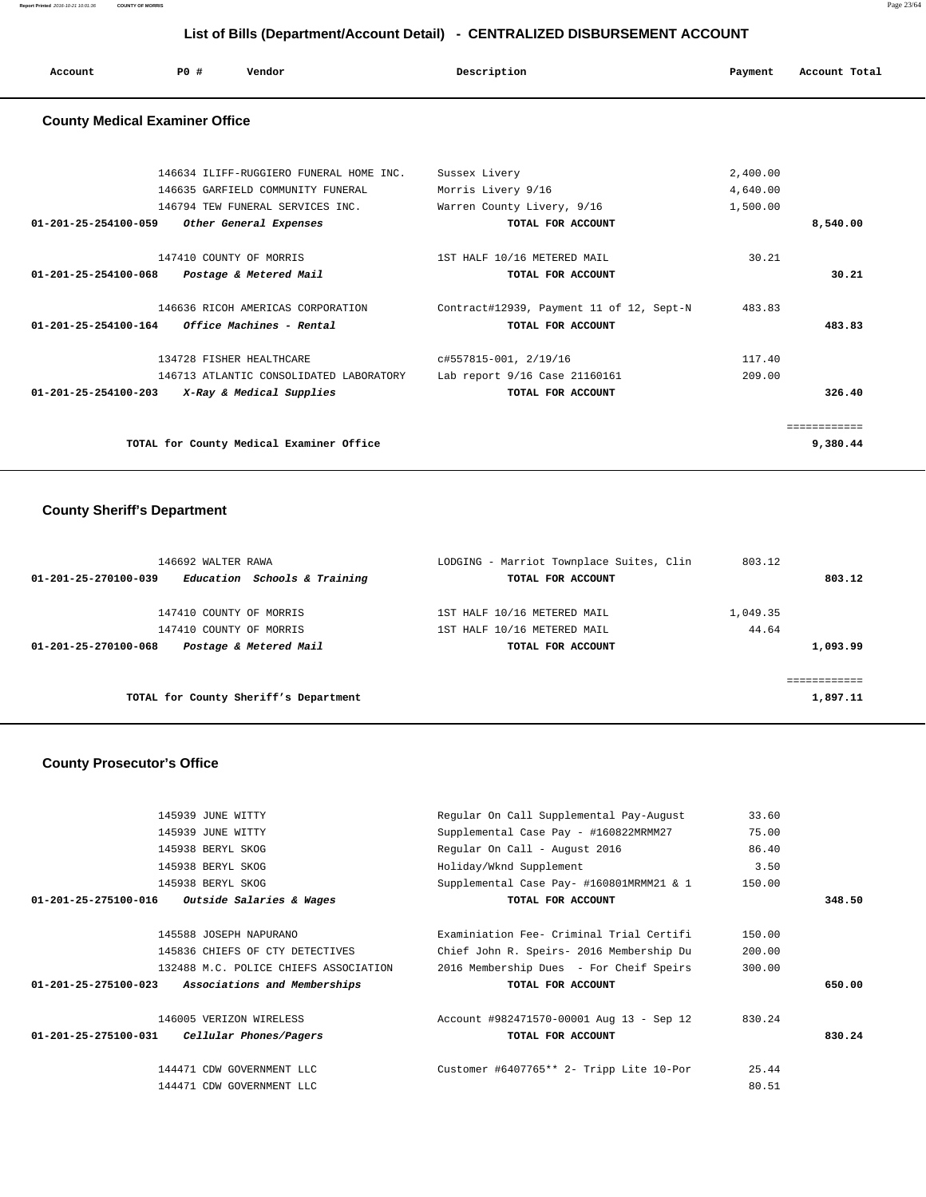## List of Bills (Department/Account Detail) - CENTRALIZED DISBURSEMENT ACCOUNT

| Account | PO # | Vendor | Description | Payment | Account Total |
|---|---|---|---|---|---|

### County Medical Examiner Office

| Account | PO # | Vendor | Description | Payment | Account Total |
|---|---|---|---|---|---|
| | 146634 | ILIFF-RUGGIERO FUNERAL HOME INC. | Sussex Livery | 2,400.00 | |
| | 146635 | GARFIELD COMMUNITY FUNERAL | Morris Livery 9/16 | 4,640.00 | |
| | 146794 | TEW FUNERAL SERVICES INC. | Warren County Livery, 9/16 | 1,500.00 | |
| **01-201-25-254100-059** | | *Other General Expenses* | **TOTAL FOR ACCOUNT** | | **8,540.00** |
| | 147410 | COUNTY OF MORRIS | 1ST HALF 10/16 METERED MAIL | 30.21 | |
| **01-201-25-254100-068** | | *Postage & Metered Mail* | **TOTAL FOR ACCOUNT** | | **30.21** |
| | 146636 | RICOH AMERICAS CORPORATION | Contract#12939, Payment 11 of 12, Sept-N | 483.83 | |
| **01-201-25-254100-164** | | *Office Machines - Rental* | **TOTAL FOR ACCOUNT** | | **483.83** |
| | 134728 | FISHER HEALTHCARE | c#557815-001, 2/19/16 | 117.40 | |
| | 146713 | ATLANTIC CONSOLIDATED LABORATORY | Lab report 9/16 Case 21160161 | 209.00 | |
| **01-201-25-254100-203** | | *X-Ray & Medical Supplies* | **TOTAL FOR ACCOUNT** | | **326.40** |
| | | **TOTAL for County Medical Examiner Office** | | | **9,380.44** |

### County Sheriff's Department

| Account | PO # | Vendor | Description | Payment | Account Total |
|---|---|---|---|---|---|
| | 146692 | WALTER RAWA | LODGING - Marriot Townplace Suites, Clin | 803.12 | |
| **01-201-25-270100-039** | | *Education Schools & Training* | **TOTAL FOR ACCOUNT** | | **803.12** |
| | 147410 | COUNTY OF MORRIS | 1ST HALF 10/16 METERED MAIL | 1,049.35 | |
| | 147410 | COUNTY OF MORRIS | 1ST HALF 10/16 METERED MAIL | 44.64 | |
| **01-201-25-270100-068** | | *Postage & Metered Mail* | **TOTAL FOR ACCOUNT** | | **1,093.99** |
| | | **TOTAL for County Sheriff's Department** | | | **1,897.11** |

### County Prosecutor's Office

| Account | PO # | Vendor | Description | Payment | Account Total |
|---|---|---|---|---|---|
| | 145939 | JUNE WITTY | Regular On Call Supplemental Pay-August | 33.60 | |
| | 145939 | JUNE WITTY | Supplemental Case Pay - #160822MRMM27 | 75.00 | |
| | 145938 | BERYL SKOG | Regular On Call - August 2016 | 86.40 | |
| | 145938 | BERYL SKOG | Holiday/Wknd Supplement | 3.50 | |
| | 145938 | BERYL SKOG | Supplemental Case Pay- #160801MRMM21 & 1 | 150.00 | |
| **01-201-25-275100-016** | | *Outside Salaries & Wages* | **TOTAL FOR ACCOUNT** | | **348.50** |
| | 145588 | JOSEPH NAPURANO | Examiniation Fee- Criminal Trial Certifi | 150.00 | |
| | 145836 | CHIEFS OF CTY DETECTIVES | Chief John R. Speirs- 2016 Membership Du | 200.00 | |
| | 132488 | M.C. POLICE CHIEFS ASSOCIATION | 2016 Membership Dues - For Cheif Speirs | 300.00 | |
| **01-201-25-275100-023** | | *Associations and Memberships* | **TOTAL FOR ACCOUNT** | | **650.00** |
| | 146005 | VERIZON WIRELESS | Account #982471570-00001 Aug 13 - Sep 12 | 830.24 | |
| **01-201-25-275100-031** | | *Cellular Phones/Pagers* | **TOTAL FOR ACCOUNT** | | **830.24** |
| | 144471 | CDW GOVERNMENT LLC | Customer #6407765** 2- Tripp Lite 10-Por | 25.44 | |
| | 144471 | CDW GOVERNMENT LLC | | 80.51 | |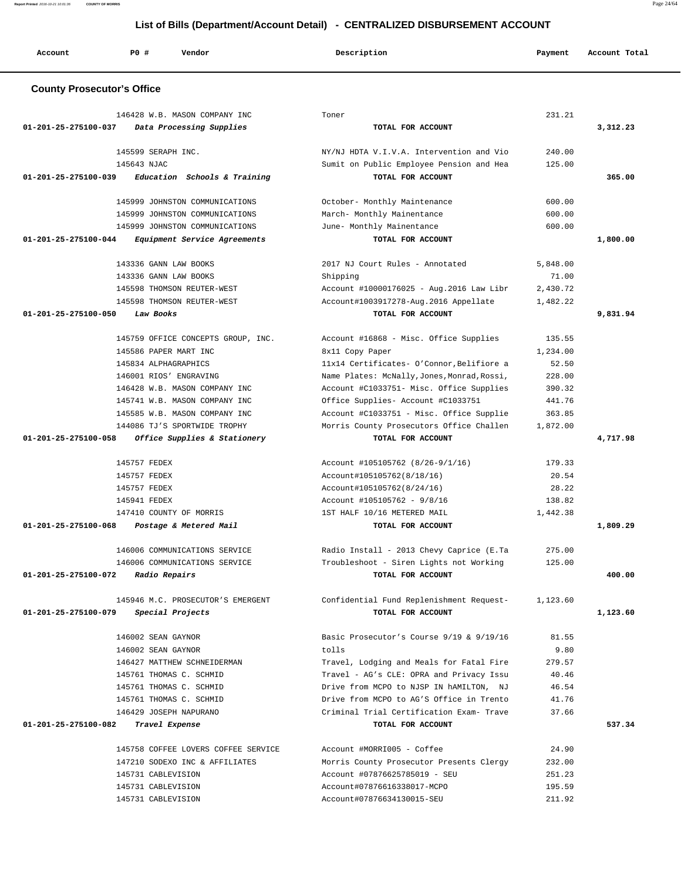## List of Bills (Department/Account Detail) - CENTRALIZED DISBURSEMENT ACCOUNT

| Account | PO # | Vendor | Description | Payment | Account Total |
|---|---|---|---|---|---|

### County Prosecutor's Office

| Account | PO # | Vendor | Description | Payment | Account Total |
|---|---|---|---|---|---|
| | 146428 | W.B. MASON COMPANY INC | Toner | 231.21 | |
| 01-201-25-275100-037 | | *Data Processing Supplies* | TOTAL FOR ACCOUNT | | 3,312.23 |
| | 145599 | SERAPH INC. | NY/NJ HDTA V.I.V.A. Intervention and Vio | 240.00 | |
| | 145643 | NJAC | Sumit on Public Employee Pension and Hea | 125.00 | |
| 01-201-25-275100-039 | | *Education Schools & Training* | TOTAL FOR ACCOUNT | | 365.00 |
| | 145999 | JOHNSTON COMMUNICATIONS | October- Monthly Maintenance | 600.00 | |
| | 145999 | JOHNSTON COMMUNICATIONS | March- Monthly Mainentance | 600.00 | |
| | 145999 | JOHNSTON COMMUNICATIONS | June- Monthly Mainentance | 600.00 | |
| 01-201-25-275100-044 | | *Equipment Service Agreements* | TOTAL FOR ACCOUNT | | 1,800.00 |
| | 143336 | GANN LAW BOOKS | 2017 NJ Court Rules - Annotated | 5,848.00 | |
| | 143336 | GANN LAW BOOKS | Shipping | 71.00 | |
| | 145598 | THOMSON REUTER-WEST | Account #10000176025 - Aug.2016 Law Libr | 2,430.72 | |
| | 145598 | THOMSON REUTER-WEST | Account#1003917278-Aug.2016 Appellate | 1,482.22 | |
| 01-201-25-275100-050 | | *Law Books* | TOTAL FOR ACCOUNT | | 9,831.94 |
| | 145759 | OFFICE CONCEPTS GROUP, INC. | Account #16868 - Misc. Office Supplies | 135.55 | |
| | 145586 | PAPER MART INC | 8x11 Copy Paper | 1,234.00 | |
| | 145834 | ALPHAGRAPHICS | 11x14 Certificates- O'Connor,Belifiore a | 52.50 | |
| | 146001 | RIOS' ENGRAVING | Name Plates: McNally,Jones,Monrad,Rossi, | 228.00 | |
| | 146428 | W.B. MASON COMPANY INC | Account #C1033751- Misc. Office Supplies | 390.32 | |
| | 145741 | W.B. MASON COMPANY INC | Office Supplies- Account #C1033751 | 441.76 | |
| | 145585 | W.B. MASON COMPANY INC | Account #C1033751 - Misc. Office Supplie | 363.85 | |
| | 144086 | TJ'S SPORTWIDE TROPHY | Morris County Prosecutors Office Challen | 1,872.00 | |
| 01-201-25-275100-058 | | *Office Supplies & Stationery* | TOTAL FOR ACCOUNT | | 4,717.98 |
| | 145757 | FEDEX | Account #105105762 (8/26-9/1/16) | 179.33 | |
| | 145757 | FEDEX | Account#105105762(8/18/16) | 20.54 | |
| | 145757 | FEDEX | Account#105105762(8/24/16) | 28.22 | |
| | 145941 | FEDEX | Account #105105762 - 9/8/16 | 138.82 | |
| | 147410 | COUNTY OF MORRIS | 1ST HALF 10/16 METERED MAIL | 1,442.38 | |
| 01-201-25-275100-068 | | *Postage & Metered Mail* | TOTAL FOR ACCOUNT | | 1,809.29 |
| | 146006 | COMMUNICATIONS SERVICE | Radio Install - 2013 Chevy Caprice (E.Ta | 275.00 | |
| | 146006 | COMMUNICATIONS SERVICE | Troubleshoot - Siren Lights not Working | 125.00 | |
| 01-201-25-275100-072 | | *Radio Repairs* | TOTAL FOR ACCOUNT | | 400.00 |
| | 145946 | M.C. PROSECUTOR'S EMERGENT | Confidential Fund Replenishment Request- | 1,123.60 | |
| 01-201-25-275100-079 | | *Special Projects* | TOTAL FOR ACCOUNT | | 1,123.60 |
| | 146002 | SEAN GAYNOR | Basic Prosecutor's Course 9/19 & 9/19/16 | 81.55 | |
| | 146002 | SEAN GAYNOR | tolls | 9.80 | |
| | 146427 | MATTHEW SCHNEIDERMAN | Travel, Lodging and Meals for Fatal Fire | 279.57 | |
| | 145761 | THOMAS C. SCHMID | Travel - AG's CLE: OPRA and Privacy Issu | 40.46 | |
| | 145761 | THOMAS C. SCHMID | Drive from MCPO to NJSP IN hAMILTON, NJ | 46.54 | |
| | 145761 | THOMAS C. SCHMID | Drive from MCPO to AG'S Office in Trento | 41.76 | |
| | 146429 | JOSEPH NAPURANO | Criminal Trial Certification Exam- Trave | 37.66 | |
| 01-201-25-275100-082 | | *Travel Expense* | TOTAL FOR ACCOUNT | | 537.34 |
| | 145758 | COFFEE LOVERS COFFEE SERVICE | Account #MORRI005 - Coffee | 24.90 | |
| | 147210 | SODEXO INC & AFFILIATES | Morris County Prosecutor Presents Clergy | 232.00 | |
| | 145731 | CABLEVISION | Account #07876625785019 - SEU | 251.23 | |
| | 145731 | CABLEVISION | Account#07876616338017-MCPO | 195.59 | |
| | 145731 | CABLEVISION | Account#07876634130015-SEU | 211.92 | |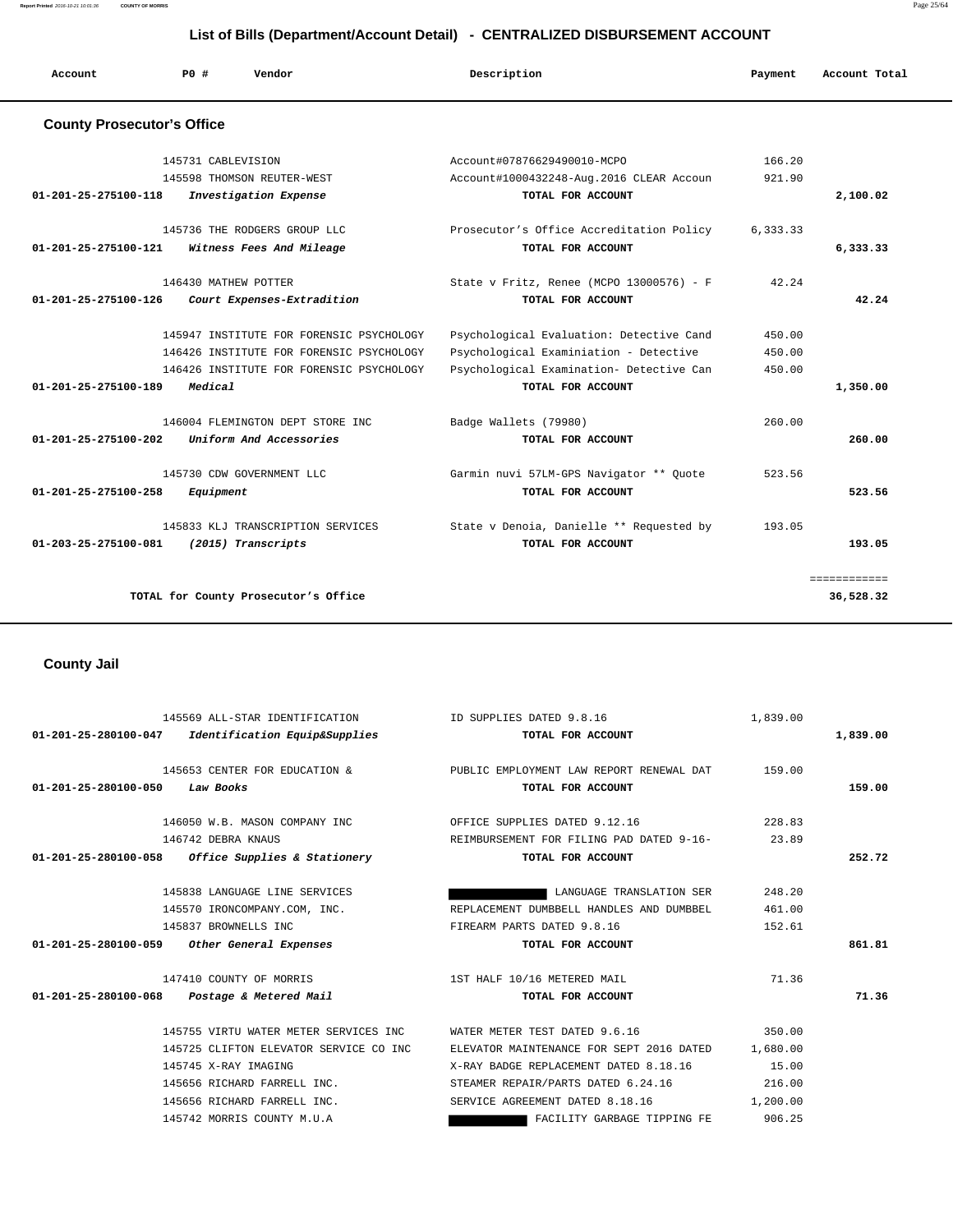## List of Bills (Department/Account Detail) - CENTRALIZED DISBURSEMENT ACCOUNT

| Account | PO # | Vendor | Description | Payment | Account Total |
|---|---|---|---|---|---|

### County Prosecutor's Office

| Account | PO # | Vendor | Description | Payment | Account Total |
|---|---|---|---|---|---|
| | 145731 | CABLEVISION | Account#07876629490010-MCPO | 166.20 | |
| | 145598 | THOMSON REUTER-WEST | Account#1000432248-Aug.2016 CLEAR Accoun | 921.90 | |
| **01-201-25-275100-118** | | ***Investigation Expense*** | **TOTAL FOR ACCOUNT** | | **2,100.02** |
| | 145736 | THE RODGERS GROUP LLC | Prosecutor's Office Accreditation Policy | 6,333.33 | |
| **01-201-25-275100-121** | | ***Witness Fees And Mileage*** | **TOTAL FOR ACCOUNT** | | **6,333.33** |
| | 146430 | MATHEW POTTER | State v Fritz, Renee (MCPO 13000576) - F | 42.24 | |
| **01-201-25-275100-126** | | ***Court Expenses-Extradition*** | **TOTAL FOR ACCOUNT** | | **42.24** |
| | 145947 | INSTITUTE FOR FORENSIC PSYCHOLOGY | Psychological Evaluation: Detective Cand | 450.00 | |
| | 146426 | INSTITUTE FOR FORENSIC PSYCHOLOGY | Psychological Examiniation - Detective | 450.00 | |
| | 146426 | INSTITUTE FOR FORENSIC PSYCHOLOGY | Psychological Examination- Detective Can | 450.00 | |
| **01-201-25-275100-189** | | ***Medical*** | **TOTAL FOR ACCOUNT** | | **1,350.00** |
| | 146004 | FLEMINGTON DEPT STORE INC | Badge Wallets (79980) | 260.00 | |
| **01-201-25-275100-202** | | ***Uniform And Accessories*** | **TOTAL FOR ACCOUNT** | | **260.00** |
| | 145730 | CDW GOVERNMENT LLC | Garmin nuvi 57LM-GPS Navigator ** Quote | 523.56 | |
| **01-201-25-275100-258** | | ***Equipment*** | **TOTAL FOR ACCOUNT** | | **523.56** |
| | 145833 | KLJ TRANSCRIPTION SERVICES | State v Denoia, Danielle ** Requested by | 193.05 | |
| **01-203-25-275100-081** | | ***(2015) Transcripts*** | **TOTAL FOR ACCOUNT** | | **193.05** |
| | | **TOTAL for County Prosecutor's Office** | | | **36,528.32** |

### County Jail

| Account | PO # | Vendor | Description | Payment | Account Total |
|---|---|---|---|---|---|
| | 145569 | ALL-STAR IDENTIFICATION | ID SUPPLIES DATED 9.8.16 | 1,839.00 | |
| **01-201-25-280100-047** | | ***Identification Equip&Supplies*** | **TOTAL FOR ACCOUNT** | | **1,839.00** |
| | 145653 | CENTER FOR EDUCATION & | PUBLIC EMPLOYMENT LAW REPORT RENEWAL DAT | 159.00 | |
| **01-201-25-280100-050** | | ***Law Books*** | **TOTAL FOR ACCOUNT** | | **159.00** |
| | 146050 | W.B. MASON COMPANY INC | OFFICE SUPPLIES DATED 9.12.16 | 228.83 | |
| | 146742 | DEBRA KNAUS | REIMBURSEMENT FOR FILING PAD DATED 9-16- | 23.89 | |
| **01-201-25-280100-058** | | ***Office Supplies & Stationery*** | **TOTAL FOR ACCOUNT** | | **252.72** |
| | 145838 | LANGUAGE LINE SERVICES | [REDACTED] LANGUAGE TRANSLATION SER | 248.20 | |
| | 145570 | IRONCOMPANY.COM, INC. | REPLACEMENT DUMBBELL HANDLES AND DUMBBEL | 461.00 | |
| | 145837 | BROWNELLS INC | FIREARM PARTS DATED 9.8.16 | 152.61 | |
| **01-201-25-280100-059** | | ***Other General Expenses*** | **TOTAL FOR ACCOUNT** | | **861.81** |
| | 147410 | COUNTY OF MORRIS | 1ST HALF 10/16 METERED MAIL | 71.36 | |
| **01-201-25-280100-068** | | ***Postage & Metered Mail*** | **TOTAL FOR ACCOUNT** | | **71.36** |
| | 145755 | VIRTU WATER METER SERVICES INC | WATER METER TEST DATED 9.6.16 | 350.00 | |
| | 145725 | CLIFTON ELEVATOR SERVICE CO INC | ELEVATOR MAINTENANCE FOR SEPT 2016 DATED | 1,680.00 | |
| | 145745 | X-RAY IMAGING | X-RAY BADGE REPLACEMENT DATED 8.18.16 | 15.00 | |
| | 145656 | RICHARD FARRELL INC. | STEAMER REPAIR/PARTS DATED 6.24.16 | 216.00 | |
| | 145656 | RICHARD FARRELL INC. | SERVICE AGREEMENT DATED 8.18.16 | 1,200.00 | |
| | 145742 | MORRIS COUNTY M.U.A | [REDACTED] FACILITY GARBAGE TIPPING FE | 906.25 | |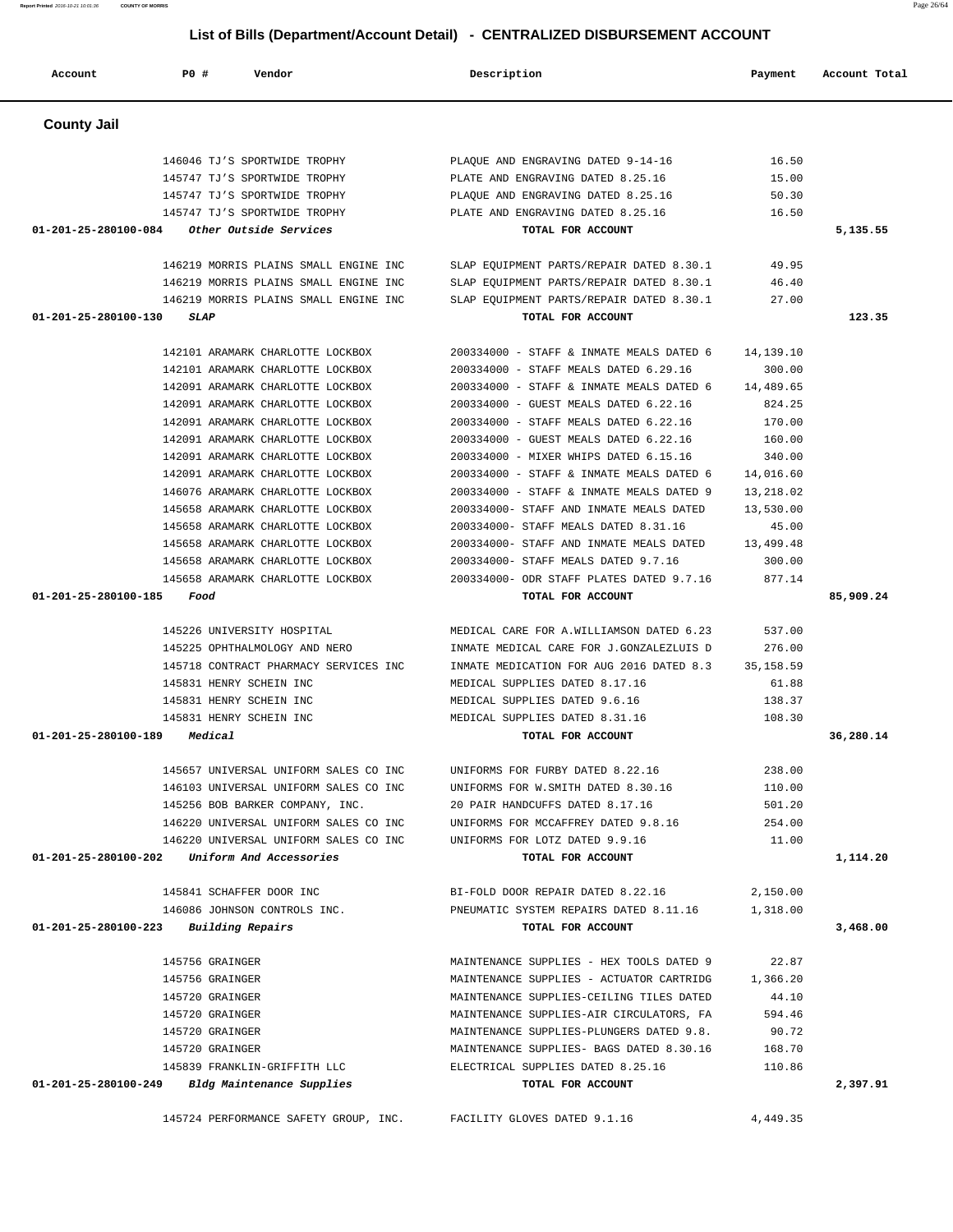## List of Bills (Department/Account Detail) - CENTRALIZED DISBURSEMENT ACCOUNT

| Account | PO # | Vendor | Description | Payment | Account Total |
|---|---|---|---|---|---|

### County Jail

| Account | PO # | Vendor | Description | Payment | Account Total |
|---|---|---|---|---|---|
| | 146046 | TJ'S SPORTWIDE TROPHY | PLAQUE AND ENGRAVING DATED 9-14-16 | 16.50 | |
| | 145747 | TJ'S SPORTWIDE TROPHY | PLATE AND ENGRAVING DATED 8.25.16 | 15.00 | |
| | 145747 | TJ'S SPORTWIDE TROPHY | PLAQUE AND ENGRAVING DATED 8.25.16 | 50.30 | |
| | 145747 | TJ'S SPORTWIDE TROPHY | PLATE AND ENGRAVING DATED 8.25.16 | 16.50 | |
| **01-201-25-280100-084** | | *Other Outside Services* | TOTAL FOR ACCOUNT | | **5,135.55** |
| | 146219 | MORRIS PLAINS SMALL ENGINE INC | SLAP EQUIPMENT PARTS/REPAIR DATED 8.30.1 | 49.95 | |
| | 146219 | MORRIS PLAINS SMALL ENGINE INC | SLAP EQUIPMENT PARTS/REPAIR DATED 8.30.1 | 46.40 | |
| | 146219 | MORRIS PLAINS SMALL ENGINE INC | SLAP EQUIPMENT PARTS/REPAIR DATED 8.30.1 | 27.00 | |
| **01-201-25-280100-130** | | *SLAP* | TOTAL FOR ACCOUNT | | **123.35** |
| | 142101 | ARAMARK CHARLOTTE LOCKBOX | 200334000 - STAFF & INMATE MEALS DATED 6 | 14,139.10 | |
| | 142101 | ARAMARK CHARLOTTE LOCKBOX | 200334000 - STAFF MEALS DATED 6.29.16 | 300.00 | |
| | 142091 | ARAMARK CHARLOTTE LOCKBOX | 200334000 - STAFF & INMATE MEALS DATED 6 | 14,489.65 | |
| | 142091 | ARAMARK CHARLOTTE LOCKBOX | 200334000 - GUEST MEALS DATED 6.22.16 | 824.25 | |
| | 142091 | ARAMARK CHARLOTTE LOCKBOX | 200334000 - STAFF MEALS DATED 6.22.16 | 170.00 | |
| | 142091 | ARAMARK CHARLOTTE LOCKBOX | 200334000 - GUEST MEALS DATED 6.22.16 | 160.00 | |
| | 142091 | ARAMARK CHARLOTTE LOCKBOX | 200334000 - MIXER WHIPS DATED 6.15.16 | 340.00 | |
| | 142091 | ARAMARK CHARLOTTE LOCKBOX | 200334000 - STAFF & INMATE MEALS DATED 6 | 14,016.60 | |
| | 146076 | ARAMARK CHARLOTTE LOCKBOX | 200334000 - STAFF & INMATE MEALS DATED 9 | 13,218.02 | |
| | 145658 | ARAMARK CHARLOTTE LOCKBOX | 200334000- STAFF AND INMATE MEALS DATED | 13,530.00 | |
| | 145658 | ARAMARK CHARLOTTE LOCKBOX | 200334000- STAFF MEALS DATED 8.31.16 | 45.00 | |
| | 145658 | ARAMARK CHARLOTTE LOCKBOX | 200334000- STAFF AND INMATE MEALS DATED | 13,499.48 | |
| | 145658 | ARAMARK CHARLOTTE LOCKBOX | 200334000- STAFF MEALS DATED 9.7.16 | 300.00 | |
| | 145658 | ARAMARK CHARLOTTE LOCKBOX | 200334000- ODR STAFF PLATES DATED 9.7.16 | 877.14 | |
| **01-201-25-280100-185** | | *Food* | TOTAL FOR ACCOUNT | | **85,909.24** |
| | 145226 | UNIVERSITY HOSPITAL | MEDICAL CARE FOR A.WILLIAMSON DATED 6.23 | 537.00 | |
| | 145225 | OPHTHALMOLOGY AND NERO | INMATE MEDICAL CARE FOR J.GONZALEZLUIS D | 276.00 | |
| | 145718 | CONTRACT PHARMACY SERVICES INC | INMATE MEDICATION FOR AUG 2016 DATED 8.3 | 35,158.59 | |
| | 145831 | HENRY SCHEIN INC | MEDICAL SUPPLIES DATED 8.17.16 | 61.88 | |
| | 145831 | HENRY SCHEIN INC | MEDICAL SUPPLIES DATED 9.6.16 | 138.37 | |
| | 145831 | HENRY SCHEIN INC | MEDICAL SUPPLIES DATED 8.31.16 | 108.30 | |
| **01-201-25-280100-189** | | *Medical* | TOTAL FOR ACCOUNT | | **36,280.14** |
| | 145657 | UNIVERSAL UNIFORM SALES CO INC | UNIFORMS FOR FURBY DATED 8.22.16 | 238.00 | |
| | 146103 | UNIVERSAL UNIFORM SALES CO INC | UNIFORMS FOR W.SMITH DATED 8.30.16 | 110.00 | |
| | 145256 | BOB BARKER COMPANY, INC. | 20 PAIR HANDCUFFS DATED 8.17.16 | 501.20 | |
| | 146220 | UNIVERSAL UNIFORM SALES CO INC | UNIFORMS FOR MCCAFFREY DATED 9.8.16 | 254.00 | |
| | 146220 | UNIVERSAL UNIFORM SALES CO INC | UNIFORMS FOR LOTZ DATED 9.9.16 | 11.00 | |
| **01-201-25-280100-202** | | *Uniform And Accessories* | TOTAL FOR ACCOUNT | | **1,114.20** |
| | 145841 | SCHAFFER DOOR INC | BI-FOLD DOOR REPAIR DATED 8.22.16 | 2,150.00 | |
| | 146086 | JOHNSON CONTROLS INC. | PNEUMATIC SYSTEM REPAIRS DATED 8.11.16 | 1,318.00 | |
| **01-201-25-280100-223** | | *Building Repairs* | TOTAL FOR ACCOUNT | | **3,468.00** |
| | 145756 | GRAINGER | MAINTENANCE SUPPLIES - HEX TOOLS DATED 9 | 22.87 | |
| | 145756 | GRAINGER | MAINTENANCE SUPPLIES - ACTUATOR CARTRIDG | 1,366.20 | |
| | 145720 | GRAINGER | MAINTENANCE SUPPLIES-CEILING TILES DATED | 44.10 | |
| | 145720 | GRAINGER | MAINTENANCE SUPPLIES-AIR CIRCULATORS, FA | 594.46 | |
| | 145720 | GRAINGER | MAINTENANCE SUPPLIES-PLUNGERS DATED 9.8. | 90.72 | |
| | 145720 | GRAINGER | MAINTENANCE SUPPLIES- BAGS DATED 8.30.16 | 168.70 | |
| | 145839 | FRANKLIN-GRIFFITH LLC | ELECTRICAL SUPPLIES DATED 8.25.16 | 110.86 | |
| **01-201-25-280100-249** | | *Bldg Maintenance Supplies* | TOTAL FOR ACCOUNT | | **2,397.91** |
| | 145724 | PERFORMANCE SAFETY GROUP, INC. | FACILITY GLOVES DATED 9.1.16 | 4,449.35 | |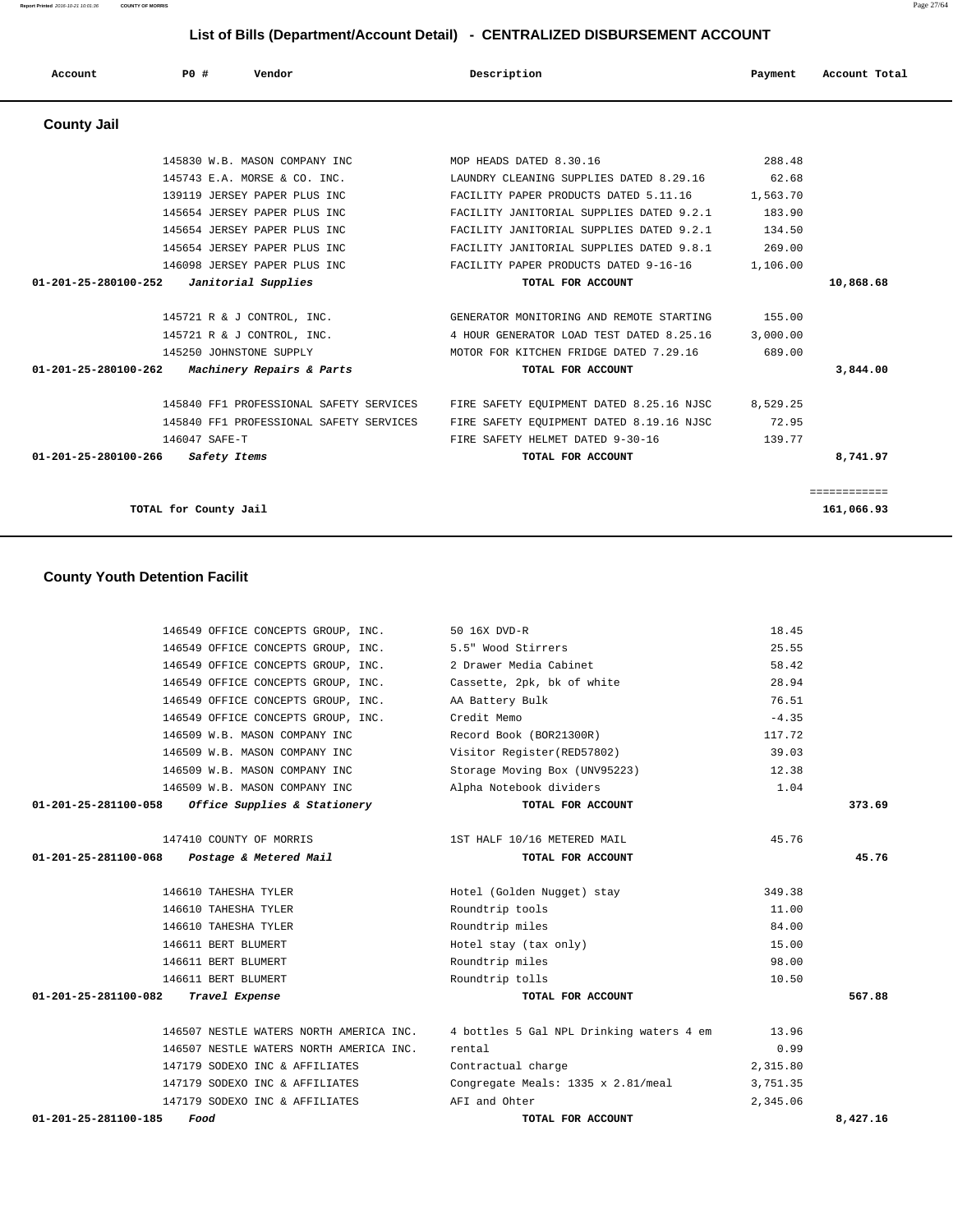## List of Bills (Department/Account Detail) - CENTRALIZED DISBURSEMENT ACCOUNT

| Account | PO # | Vendor | Description | Payment | Account Total |
|---|---|---|---|---|---|

### County Jail

| Account | PO # | Vendor | Description | Payment | Account Total |
|---|---|---|---|---|---|
| | 145830 | W.B. MASON COMPANY INC | MOP HEADS DATED 8.30.16 | 288.48 | |
| | 145743 | E.A. MORSE & CO. INC. | LAUNDRY CLEANING SUPPLIES DATED 8.29.16 | 62.68 | |
| | 139119 | JERSEY PAPER PLUS INC | FACILITY PAPER PRODUCTS DATED 5.11.16 | 1,563.70 | |
| | 145654 | JERSEY PAPER PLUS INC | FACILITY JANITORIAL SUPPLIES DATED 9.2.1 | 183.90 | |
| | 145654 | JERSEY PAPER PLUS INC | FACILITY JANITORIAL SUPPLIES DATED 9.2.1 | 134.50 | |
| | 145654 | JERSEY PAPER PLUS INC | FACILITY JANITORIAL SUPPLIES DATED 9.8.1 | 269.00 | |
| | 146098 | JERSEY PAPER PLUS INC | FACILITY PAPER PRODUCTS DATED 9-16-16 | 1,106.00 | |
| **01-201-25-280100-252** | | ***Janitorial Supplies*** | **TOTAL FOR ACCOUNT** | | **10,868.68** |
| | 145721 | R & J CONTROL, INC. | GENERATOR MONITORING AND REMOTE STARTING | 155.00 | |
| | 145721 | R & J CONTROL, INC. | 4 HOUR GENERATOR LOAD TEST DATED 8.25.16 | 3,000.00 | |
| | 145250 | JOHNSTONE SUPPLY | MOTOR FOR KITCHEN FRIDGE DATED 7.29.16 | 689.00 | |
| **01-201-25-280100-262** | | ***Machinery Repairs & Parts*** | **TOTAL FOR ACCOUNT** | | **3,844.00** |
| | 145840 | FF1 PROFESSIONAL SAFETY SERVICES | FIRE SAFETY EQUIPMENT DATED 8.25.16 NJSC | 8,529.25 | |
| | 145840 | FF1 PROFESSIONAL SAFETY SERVICES | FIRE SAFETY EQUIPMENT DATED 8.19.16 NJSC | 72.95 | |
| | 146047 | SAFE-T | FIRE SAFETY HELMET DATED 9-30-16 | 139.77 | |
| **01-201-25-280100-266** | | ***Safety Items*** | **TOTAL FOR ACCOUNT** | | **8,741.97** |
| | | | | | ============ |
| **TOTAL for County Jail** | | | | | **161,066.93** |

### County Youth Detention Facilit

| Account | PO # | Vendor | Description | Payment | Account Total |
|---|---|---|---|---|---|
| | 146549 | OFFICE CONCEPTS GROUP, INC. | 50 16X DVD-R | 18.45 | |
| | 146549 | OFFICE CONCEPTS GROUP, INC. | 5.5" Wood Stirrers | 25.55 | |
| | 146549 | OFFICE CONCEPTS GROUP, INC. | 2 Drawer Media Cabinet | 58.42 | |
| | 146549 | OFFICE CONCEPTS GROUP, INC. | Cassette, 2pk, bk of white | 28.94 | |
| | 146549 | OFFICE CONCEPTS GROUP, INC. | AA Battery Bulk | 76.51 | |
| | 146549 | OFFICE CONCEPTS GROUP, INC. | Credit Memo | -4.35 | |
| | 146509 | W.B. MASON COMPANY INC | Record Book (BOR21300R) | 117.72 | |
| | 146509 | W.B. MASON COMPANY INC | Visitor Register(RED57802) | 39.03 | |
| | 146509 | W.B. MASON COMPANY INC | Storage Moving Box (UNV95223) | 12.38 | |
| | 146509 | W.B. MASON COMPANY INC | Alpha Notebook dividers | 1.04 | |
| **01-201-25-281100-058** | | ***Office Supplies & Stationery*** | **TOTAL FOR ACCOUNT** | | **373.69** |
| | 147410 | COUNTY OF MORRIS | 1ST HALF 10/16 METERED MAIL | 45.76 | |
| **01-201-25-281100-068** | | ***Postage & Metered Mail*** | **TOTAL FOR ACCOUNT** | | **45.76** |
| | 146610 | TAHESHA TYLER | Hotel (Golden Nugget) stay | 349.38 | |
| | 146610 | TAHESHA TYLER | Roundtrip tools | 11.00 | |
| | 146610 | TAHESHA TYLER | Roundtrip miles | 84.00 | |
| | 146611 | BERT BLUMERT | Hotel stay (tax only) | 15.00 | |
| | 146611 | BERT BLUMERT | Roundtrip miles | 98.00 | |
| | 146611 | BERT BLUMERT | Roundtrip tolls | 10.50 | |
| **01-201-25-281100-082** | | ***Travel Expense*** | **TOTAL FOR ACCOUNT** | | **567.88** |
| | 146507 | NESTLE WATERS NORTH AMERICA INC. | 4 bottles 5 Gal NPL Drinking waters 4 em | 13.96 | |
| | 146507 | NESTLE WATERS NORTH AMERICA INC. | rental | 0.99 | |
| | 147179 | SODEXO INC & AFFILIATES | Contractual charge | 2,315.80 | |
| | 147179 | SODEXO INC & AFFILIATES | Congregate Meals: 1335 x 2.81/meal | 3,751.35 | |
| | 147179 | SODEXO INC & AFFILIATES | AFI and Ohter | 2,345.06 | |
| **01-201-25-281100-185** | | ***Food*** | **TOTAL FOR ACCOUNT** | | **8,427.16** |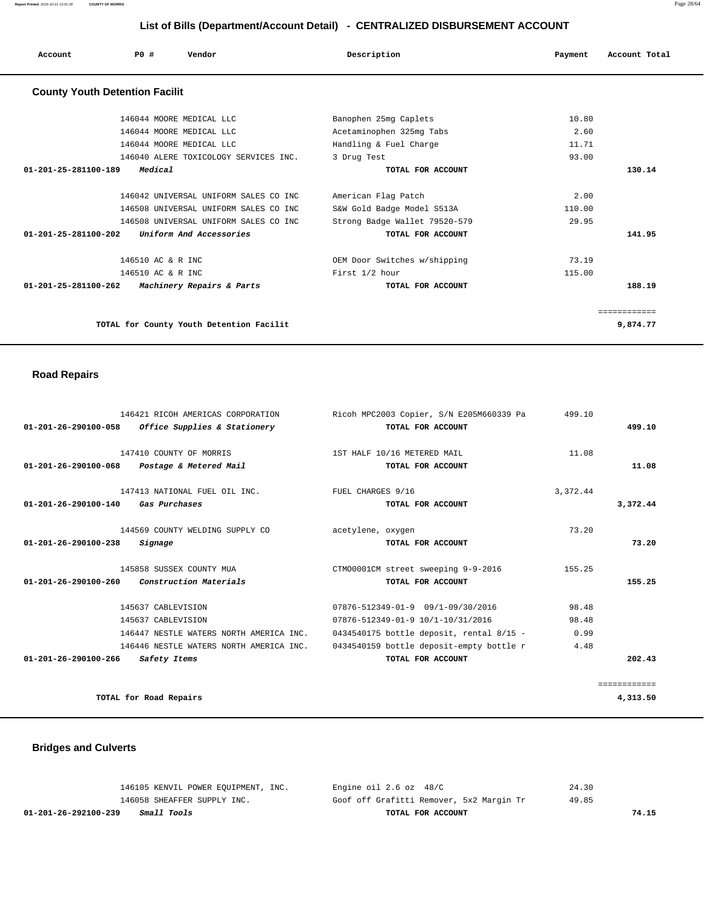## List of Bills (Department/Account Detail) - CENTRALIZED DISBURSEMENT ACCOUNT

| Account | PO # | Vendor | Description | Payment | Account Total |
|---|---|---|---|---|---|

### County Youth Detention Facilit

| Account | PO # | Vendor | Description | Payment | Account Total |
|---|---|---|---|---|---|
| | 146044 | MOORE MEDICAL LLC | Banophen 25mg Caplets | 10.80 | |
| | 146044 | MOORE MEDICAL LLC | Acetaminophen 325mg Tabs | 2.60 | |
| | 146044 | MOORE MEDICAL LLC | Handling & Fuel Charge | 11.71 | |
| | 146040 | ALERE TOXICOLOGY SERVICES INC. | 3 Drug Test | 93.00 | |
| **01-201-25-281100-189** | *Medical* | | **TOTAL FOR ACCOUNT** | | **130.14** |
| | 146042 | UNIVERSAL UNIFORM SALES CO INC | American Flag Patch | 2.00 | |
| | 146508 | UNIVERSAL UNIFORM SALES CO INC | S&W Gold Badge Model S513A | 110.00 | |
| | 146508 | UNIVERSAL UNIFORM SALES CO INC | Strong Badge Wallet 79520-579 | 29.95 | |
| **01-201-25-281100-202** | *Uniform And Accessories* | | **TOTAL FOR ACCOUNT** | | **141.95** |
| | 146510 | AC & R INC | OEM Door Switches w/shipping | 73.19 | |
| | 146510 | AC & R INC | First 1/2 hour | 115.00 | |
| **01-201-25-281100-262** | *Machinery Repairs & Parts* | | **TOTAL FOR ACCOUNT** | | **188.19** |
| | | | | | ============ |
| | **TOTAL for County Youth Detention Facilit** | | | | **9,874.77** |

### Road Repairs

| Account | PO # | Vendor | Description | Payment | Account Total |
|---|---|---|---|---|---|
| | 146421 | RICOH AMERICAS CORPORATION | Ricoh MPC2003 Copier, S/N E205M660339 Pa | 499.10 | |
| **01-201-26-290100-058** | *Office Supplies & Stationery* | | **TOTAL FOR ACCOUNT** | | **499.10** |
| | 147410 | COUNTY OF MORRIS | 1ST HALF 10/16 METERED MAIL | 11.08 | |
| **01-201-26-290100-068** | *Postage & Metered Mail* | | **TOTAL FOR ACCOUNT** | | **11.08** |
| | 147413 | NATIONAL FUEL OIL INC. | FUEL CHARGES 9/16 | 3,372.44 | |
| **01-201-26-290100-140** | *Gas Purchases* | | **TOTAL FOR ACCOUNT** | | **3,372.44** |
| | 144569 | COUNTY WELDING SUPPLY CO | acetylene, oxygen | 73.20 | |
| **01-201-26-290100-238** | *Signage* | | **TOTAL FOR ACCOUNT** | | **73.20** |
| | 145858 | SUSSEX COUNTY MUA | CTMO0001CM street sweeping 9-9-2016 | 155.25 | |
| **01-201-26-290100-260** | *Construction Materials* | | **TOTAL FOR ACCOUNT** | | **155.25** |
| | 145637 | CABLEVISION | 07876-512349-01-9 09/1-09/30/2016 | 98.48 | |
| | 145637 | CABLEVISION | 07876-512349-01-9 10/1-10/31/2016 | 98.48 | |
| | 146447 | NESTLE WATERS NORTH AMERICA INC. | 0434540175 bottle deposit, rental 8/15 - | 0.99 | |
| | 146446 | NESTLE WATERS NORTH AMERICA INC. | 0434540159 bottle deposit-empty bottle r | 4.48 | |
| **01-201-26-290100-266** | *Safety Items* | | **TOTAL FOR ACCOUNT** | | **202.43** |
| | | | | | ============ |
| | **TOTAL for Road Repairs** | | | | **4,313.50** |

### Bridges and Culverts

| Account | PO # | Vendor | Description | Payment | Account Total |
|---|---|---|---|---|---|
| | 146105 | KENVIL POWER EQUIPMENT, INC. | Engine oil 2.6 oz 48/C | 24.30 | |
| | 146058 | SHEAFFER SUPPLY INC. | Goof off Grafitti Remover, 5x2 Margin Tr | 49.85 | |
| **01-201-26-292100-239** | *Small Tools* | | **TOTAL FOR ACCOUNT** | | **74.15** |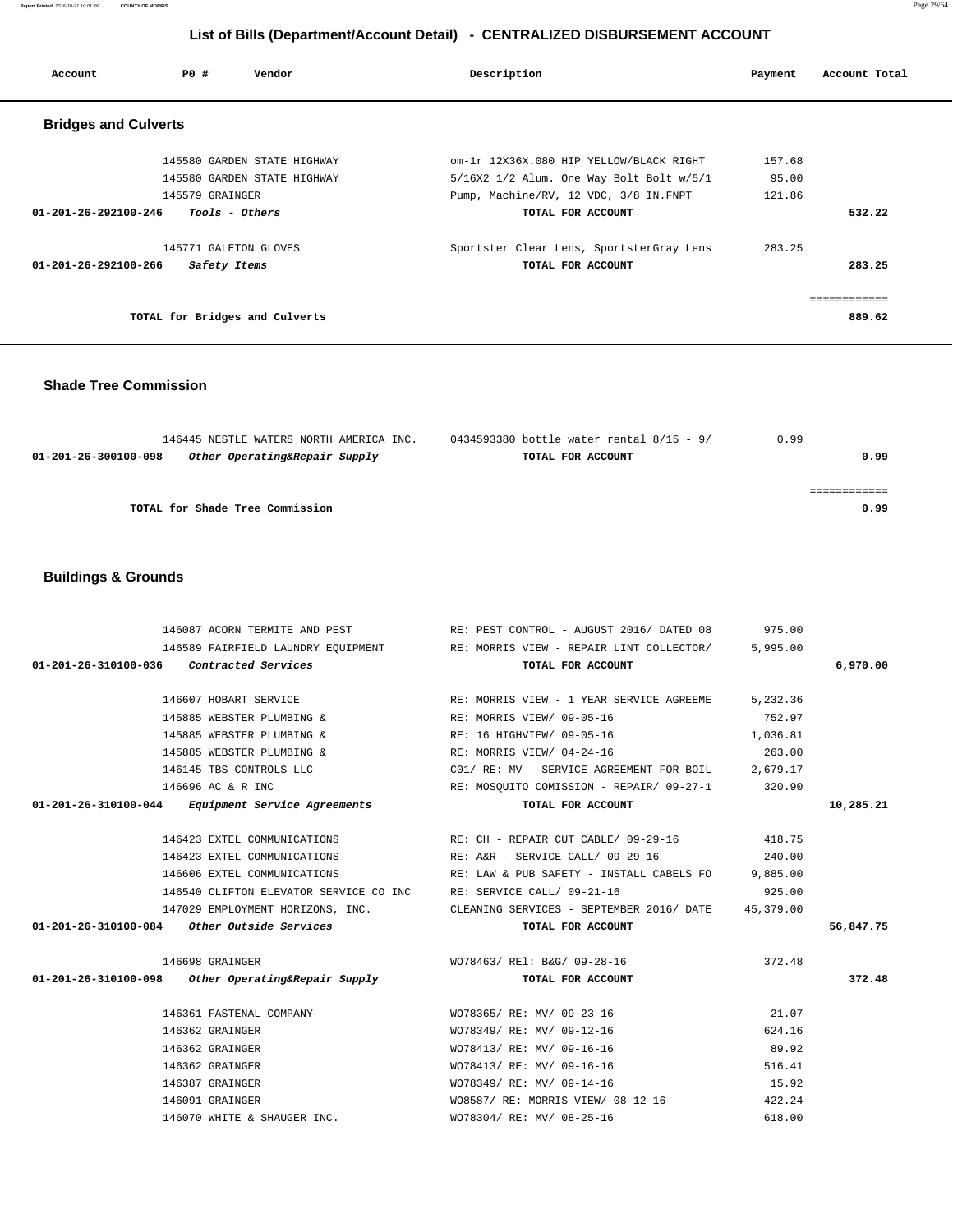## List of Bills (Department/Account Detail) - CENTRALIZED DISBURSEMENT ACCOUNT

| Account | PO # | Vendor | Description | Payment | Account Total |
|---|---|---|---|---|---|

### Bridges and Culverts

| Account | PO # | Vendor | Description | Payment | Account Total |
|---|---|---|---|---|---|
| | 145580 | GARDEN STATE HIGHWAY | om-1r 12X36X.080 HIP YELLOW/BLACK RIGHT | 157.68 | |
| | 145580 | GARDEN STATE HIGHWAY | 5/16X2 1/2 Alum. One Way Bolt Bolt w/5/1 | 95.00 | |
| | 145579 | GRAINGER | Pump, Machine/RV, 12 VDC, 3/8 IN.FNPT | 121.86 | |
| 01-201-26-292100-246 | | *Tools - Others* | TOTAL FOR ACCOUNT | | 532.22 |
| | 145771 | GALETON GLOVES | Sportster Clear Lens, SportsterGray Lens | 283.25 | |
| 01-201-26-292100-266 | | *Safety Items* | TOTAL FOR ACCOUNT | | 283.25 |
| | | TOTAL for Bridges and Culverts | | | 889.62 |

### Shade Tree Commission

| Account | PO # | Vendor | Description | Payment | Account Total |
|---|---|---|---|---|---|
| | 146445 | NESTLE WATERS NORTH AMERICA INC. | 0434593380 bottle water rental 8/15 - 9/ | 0.99 | |
| 01-201-26-300100-098 | | *Other Operating&Repair Supply* | TOTAL FOR ACCOUNT | | 0.99 |
| | | TOTAL for Shade Tree Commission | | | 0.99 |

### Buildings & Grounds

| Account | PO # | Vendor | Description | Payment | Account Total |
|---|---|---|---|---|---|
| | 146087 | ACORN TERMITE AND PEST | RE: PEST CONTROL - AUGUST 2016/ DATED 08 | 975.00 | |
| | 146589 | FAIRFIELD LAUNDRY EQUIPMENT | RE: MORRIS VIEW - REPAIR LINT COLLECTOR/ | 5,995.00 | |
| 01-201-26-310100-036 | | *Contracted Services* | TOTAL FOR ACCOUNT | | 6,970.00 |
| | 146607 | HOBART SERVICE | RE: MORRIS VIEW - 1 YEAR SERVICE AGREEME | 5,232.36 | |
| | 145885 | WEBSTER PLUMBING & | RE: MORRIS VIEW/ 09-05-16 | 752.97 | |
| | 145885 | WEBSTER PLUMBING & | RE: 16 HIGHVIEW/ 09-05-16 | 1,036.81 | |
| | 145885 | WEBSTER PLUMBING & | RE: MORRIS VIEW/ 04-24-16 | 263.00 | |
| | 146145 | TBS CONTROLS LLC | C01/ RE: MV - SERVICE AGREEMENT FOR BOIL | 2,679.17 | |
| | 146696 | AC & R INC | RE: MOSQUITO COMISSION - REPAIR/ 09-27-1 | 320.90 | |
| 01-201-26-310100-044 | | *Equipment Service Agreements* | TOTAL FOR ACCOUNT | | 10,285.21 |
| | 146423 | EXTEL COMMUNICATIONS | RE: CH - REPAIR CUT CABLE/ 09-29-16 | 418.75 | |
| | 146423 | EXTEL COMMUNICATIONS | RE: A&R - SERVICE CALL/ 09-29-16 | 240.00 | |
| | 146606 | EXTEL COMMUNICATIONS | RE: LAW & PUB SAFETY - INSTALL CABELS FO | 9,885.00 | |
| | 146540 | CLIFTON ELEVATOR SERVICE CO INC | RE: SERVICE CALL/ 09-21-16 | 925.00 | |
| | 147029 | EMPLOYMENT HORIZONS, INC. | CLEANING SERVICES - SEPTEMBER 2016/ DATE | 45,379.00 | |
| 01-201-26-310100-084 | | *Other Outside Services* | TOTAL FOR ACCOUNT | | 56,847.75 |
| | 146698 | GRAINGER | WO78463/ REl: B&G/ 09-28-16 | 372.48 | |
| 01-201-26-310100-098 | | *Other Operating&Repair Supply* | TOTAL FOR ACCOUNT | | 372.48 |
| | 146361 | FASTENAL COMPANY | WO78365/ RE: MV/ 09-23-16 | 21.07 | |
| | 146362 | GRAINGER | WO78349/ RE: MV/ 09-12-16 | 624.16 | |
| | 146362 | GRAINGER | WO78413/ RE: MV/ 09-16-16 | 89.92 | |
| | 146362 | GRAINGER | WO78413/ RE: MV/ 09-16-16 | 516.41 | |
| | 146387 | GRAINGER | WO78349/ RE: MV/ 09-14-16 | 15.92 | |
| | 146091 | GRAINGER | WO8587/ RE: MORRIS VIEW/ 08-12-16 | 422.24 | |
| | 146070 | WHITE & SHAUGER INC. | WO78304/ RE: MV/ 08-25-16 | 618.00 | |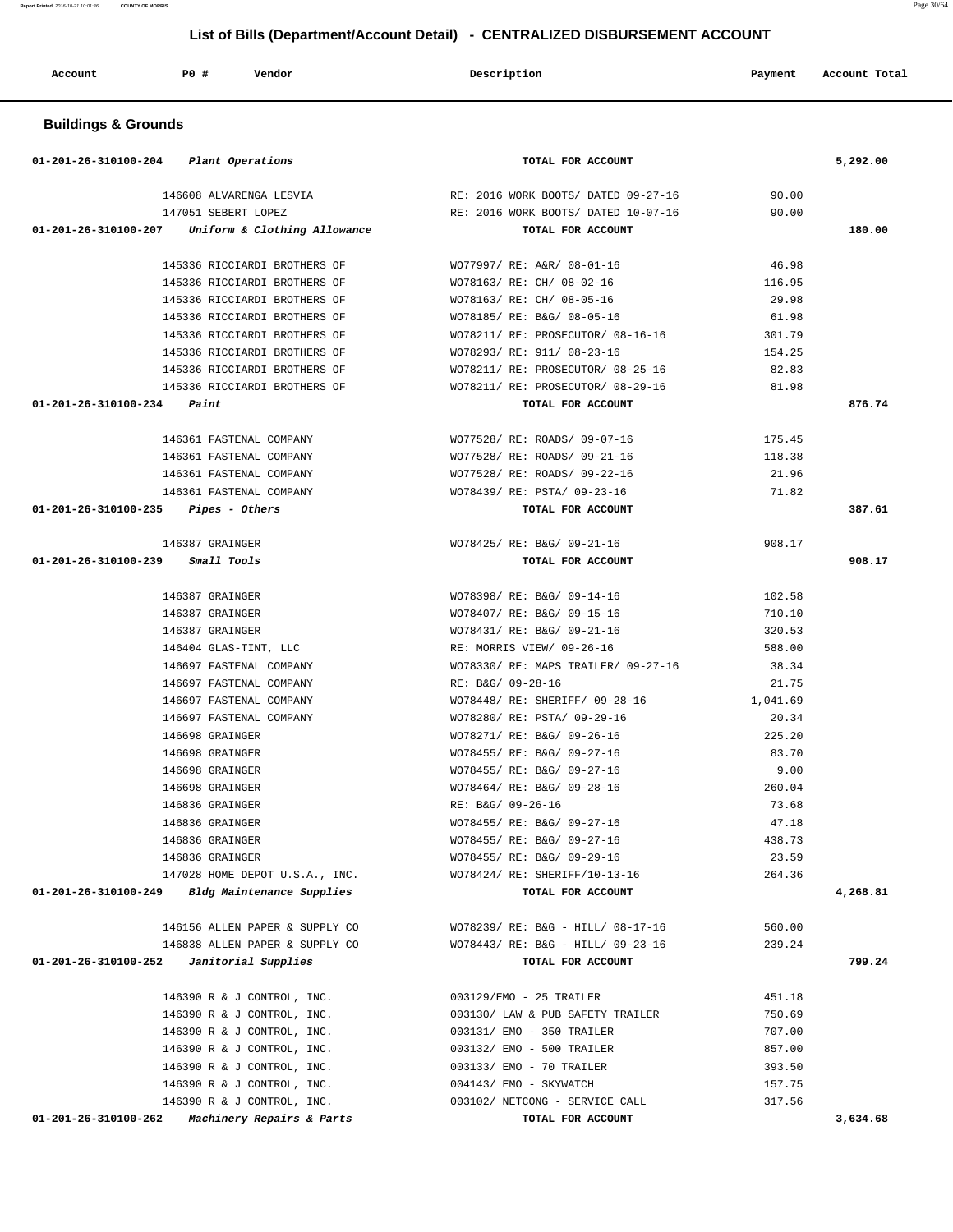## List of Bills (Department/Account Detail) - CENTRALIZED DISBURSEMENT ACCOUNT

| Account | PO # | Vendor | Description | Payment | Account Total |
|---|---|---|---|---|---|

### Buildings & Grounds

| Account | PO # | Vendor | Description | Payment | Account Total |
|---|---|---|---|---|---|
| 01-201-26-310100-204 *Plant Operations* | | | TOTAL FOR ACCOUNT | | 5,292.00 |
| | 146608 | ALVARENGA LESVIA | RE: 2016 WORK BOOTS/ DATED 09-27-16 | 90.00 | |
| | 147051 | SEBERT LOPEZ | RE: 2016 WORK BOOTS/ DATED 10-07-16 | 90.00 | |
| 01-201-26-310100-207 *Uniform & Clothing Allowance* | | | TOTAL FOR ACCOUNT | | 180.00 |
| | 145336 | RICCIARDI BROTHERS OF | WO77997/ RE: A&R/ 08-01-16 | 46.98 | |
| | 145336 | RICCIARDI BROTHERS OF | WO78163/ RE: CH/ 08-02-16 | 116.95 | |
| | 145336 | RICCIARDI BROTHERS OF | WO78163/ RE: CH/ 08-05-16 | 29.98 | |
| | 145336 | RICCIARDI BROTHERS OF | WO78185/ RE: B&G/ 08-05-16 | 61.98 | |
| | 145336 | RICCIARDI BROTHERS OF | WO78211/ RE: PROSECUTOR/ 08-16-16 | 301.79 | |
| | 145336 | RICCIARDI BROTHERS OF | WO78293/ RE: 911/ 08-23-16 | 154.25 | |
| | 145336 | RICCIARDI BROTHERS OF | WO78211/ RE: PROSECUTOR/ 08-25-16 | 82.83 | |
| | 145336 | RICCIARDI BROTHERS OF | WO78211/ RE: PROSECUTOR/ 08-29-16 | 81.98 | |
| 01-201-26-310100-234 *Paint* | | | TOTAL FOR ACCOUNT | | 876.74 |
| | 146361 | FASTENAL COMPANY | WO77528/ RE: ROADS/ 09-07-16 | 175.45 | |
| | 146361 | FASTENAL COMPANY | WO77528/ RE: ROADS/ 09-21-16 | 118.38 | |
| | 146361 | FASTENAL COMPANY | WO77528/ RE: ROADS/ 09-22-16 | 21.96 | |
| | 146361 | FASTENAL COMPANY | WO78439/ RE: PSTA/ 09-23-16 | 71.82 | |
| 01-201-26-310100-235 *Pipes - Others* | | | TOTAL FOR ACCOUNT | | 387.61 |
| | 146387 | GRAINGER | WO78425/ RE: B&G/ 09-21-16 | 908.17 | |
| 01-201-26-310100-239 *Small Tools* | | | TOTAL FOR ACCOUNT | | 908.17 |
| | 146387 | GRAINGER | WO78398/ RE: B&G/ 09-14-16 | 102.58 | |
| | 146387 | GRAINGER | WO78407/ RE: B&G/ 09-15-16 | 710.10 | |
| | 146387 | GRAINGER | WO78431/ RE: B&G/ 09-21-16 | 320.53 | |
| | 146404 | GLAS-TINT, LLC | RE: MORRIS VIEW/ 09-26-16 | 588.00 | |
| | 146697 | FASTENAL COMPANY | WO78330/ RE: MAPS TRAILER/ 09-27-16 | 38.34 | |
| | 146697 | FASTENAL COMPANY | RE: B&G/ 09-28-16 | 21.75 | |
| | 146697 | FASTENAL COMPANY | WO78448/ RE: SHERIFF/ 09-28-16 | 1,041.69 | |
| | 146697 | FASTENAL COMPANY | WO78280/ RE: PSTA/ 09-29-16 | 20.34 | |
| | 146698 | GRAINGER | WO78271/ RE: B&G/ 09-26-16 | 225.20 | |
| | 146698 | GRAINGER | WO78455/ RE: B&G/ 09-27-16 | 83.70 | |
| | 146698 | GRAINGER | WO78455/ RE: B&G/ 09-27-16 | 9.00 | |
| | 146698 | GRAINGER | WO78464/ RE: B&G/ 09-28-16 | 260.04 | |
| | 146836 | GRAINGER | RE: B&G/ 09-26-16 | 73.68 | |
| | 146836 | GRAINGER | WO78455/ RE: B&G/ 09-27-16 | 47.18 | |
| | 146836 | GRAINGER | WO78455/ RE: B&G/ 09-27-16 | 438.73 | |
| | 146836 | GRAINGER | WO78455/ RE: B&G/ 09-29-16 | 23.59 | |
| | 147028 | HOME DEPOT U.S.A., INC. | WO78424/ RE: SHERIFF/10-13-16 | 264.36 | |
| 01-201-26-310100-249 *Bldg Maintenance Supplies* | | | TOTAL FOR ACCOUNT | | 4,268.81 |
| | 146156 | ALLEN PAPER & SUPPLY CO | WO78239/ RE: B&G - HILL/ 08-17-16 | 560.00 | |
| | 146838 | ALLEN PAPER & SUPPLY CO | WO78443/ RE: B&G - HILL/ 09-23-16 | 239.24 | |
| 01-201-26-310100-252 *Janitorial Supplies* | | | TOTAL FOR ACCOUNT | | 799.24 |
| | 146390 | R & J CONTROL, INC. | 003129/EMO - 25 TRAILER | 451.18 | |
| | 146390 | R & J CONTROL, INC. | 003130/ LAW & PUB SAFETY TRAILER | 750.69 | |
| | 146390 | R & J CONTROL, INC. | 003131/ EMO - 350 TRAILER | 707.00 | |
| | 146390 | R & J CONTROL, INC. | 003132/ EMO - 500 TRAILER | 857.00 | |
| | 146390 | R & J CONTROL, INC. | 003133/ EMO - 70 TRAILER | 393.50 | |
| | 146390 | R & J CONTROL, INC. | 004143/ EMO - SKYWATCH | 157.75 | |
| | 146390 | R & J CONTROL, INC. | 003102/ NETCONG - SERVICE CALL | 317.56 | |
| 01-201-26-310100-262 *Machinery Repairs & Parts* | | | TOTAL FOR ACCOUNT | | 3,634.68 |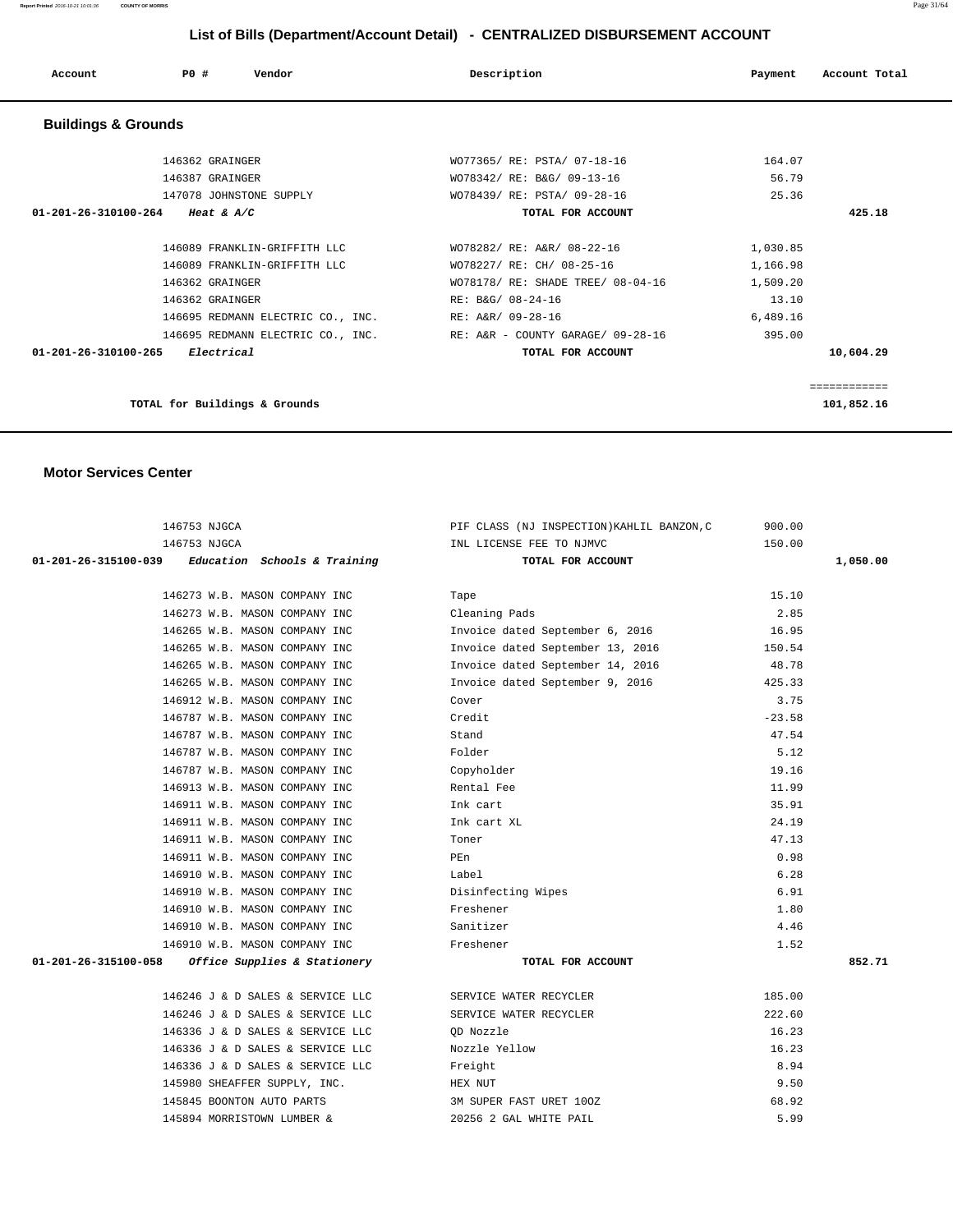# List of Bills (Department/Account Detail) - CENTRALIZED DISBURSEMENT ACCOUNT

| Account | PO # | Vendor | Description | Payment | Account Total |
|---|---|---|---|---|---|

## Buildings & Grounds

| Account | PO # | Vendor | Description | Payment | Account Total |
|---|---|---|---|---|---|
| | 146362 | GRAINGER | WO77365/ RE: PSTA/ 07-18-16 | 164.07 | |
| | 146387 | GRAINGER | WO78342/ RE: B&G/ 09-13-16 | 56.79 | |
| | 147078 | JOHNSTONE SUPPLY | WO78439/ RE: PSTA/ 09-28-16 | 25.36 | |
| **01-201-26-310100-264** | | ***Heat & A/C*** | **TOTAL FOR ACCOUNT** | | **425.18** |
| | 146089 | FRANKLIN-GRIFFITH LLC | WO78282/ RE: A&R/ 08-22-16 | 1,030.85 | |
| | 146089 | FRANKLIN-GRIFFITH LLC | WO78227/ RE: CH/ 08-25-16 | 1,166.98 | |
| | 146362 | GRAINGER | WO78178/ RE: SHADE TREE/ 08-04-16 | 1,509.20 | |
| | 146362 | GRAINGER | RE: B&G/ 08-24-16 | 13.10 | |
| | 146695 | REDMANN ELECTRIC CO., INC. | RE: A&R/ 09-28-16 | 6,489.16 | |
| | 146695 | REDMANN ELECTRIC CO., INC. | RE: A&R - COUNTY GARAGE/ 09-28-16 | 395.00 | |
| **01-201-26-310100-265** | | ***Electrical*** | **TOTAL FOR ACCOUNT** | | **10,604.29** |
| | | | | | ============ |
| | | **TOTAL for Buildings & Grounds** | | | **101,852.16** |

## Motor Services Center

| Account | PO # | Vendor | Description | Payment | Account Total |
|---|---|---|---|---|---|
| | 146753 | NJGCA | PIF CLASS (NJ INSPECTION)KAHLIL BANZON,C | 900.00 | |
| | 146753 | NJGCA | INL LICENSE FEE TO NJMVC | 150.00 | |
| **01-201-26-315100-039** | | ***Education Schools & Training*** | **TOTAL FOR ACCOUNT** | | **1,050.00** |
| | 146273 | W.B. MASON COMPANY INC | Tape | 15.10 | |
| | 146273 | W.B. MASON COMPANY INC | Cleaning Pads | 2.85 | |
| | 146265 | W.B. MASON COMPANY INC | Invoice dated September 6, 2016 | 16.95 | |
| | 146265 | W.B. MASON COMPANY INC | Invoice dated September 13, 2016 | 150.54 | |
| | 146265 | W.B. MASON COMPANY INC | Invoice dated September 14, 2016 | 48.78 | |
| | 146265 | W.B. MASON COMPANY INC | Invoice dated September 9, 2016 | 425.33 | |
| | 146912 | W.B. MASON COMPANY INC | Cover | 3.75 | |
| | 146787 | W.B. MASON COMPANY INC | Credit | -23.58 | |
| | 146787 | W.B. MASON COMPANY INC | Stand | 47.54 | |
| | 146787 | W.B. MASON COMPANY INC | Folder | 5.12 | |
| | 146787 | W.B. MASON COMPANY INC | Copyholder | 19.16 | |
| | 146913 | W.B. MASON COMPANY INC | Rental Fee | 11.99 | |
| | 146911 | W.B. MASON COMPANY INC | Ink cart | 35.91 | |
| | 146911 | W.B. MASON COMPANY INC | Ink cart XL | 24.19 | |
| | 146911 | W.B. MASON COMPANY INC | Toner | 47.13 | |
| | 146911 | W.B. MASON COMPANY INC | PEn | 0.98 | |
| | 146910 | W.B. MASON COMPANY INC | Label | 6.28 | |
| | 146910 | W.B. MASON COMPANY INC | Disinfecting Wipes | 6.91 | |
| | 146910 | W.B. MASON COMPANY INC | Freshener | 1.80 | |
| | 146910 | W.B. MASON COMPANY INC | Sanitizer | 4.46 | |
| | 146910 | W.B. MASON COMPANY INC | Freshener | 1.52 | |
| **01-201-26-315100-058** | | ***Office Supplies & Stationery*** | **TOTAL FOR ACCOUNT** | | **852.71** |
| | 146246 | J & D SALES & SERVICE LLC | SERVICE WATER RECYCLER | 185.00 | |
| | 146246 | J & D SALES & SERVICE LLC | SERVICE WATER RECYCLER | 222.60 | |
| | 146336 | J & D SALES & SERVICE LLC | QD Nozzle | 16.23 | |
| | 146336 | J & D SALES & SERVICE LLC | Nozzle Yellow | 16.23 | |
| | 146336 | J & D SALES & SERVICE LLC | Freight | 8.94 | |
| | 145980 | SHEAFFER SUPPLY, INC. | HEX NUT | 9.50 | |
| | 145845 | BOONTON AUTO PARTS | 3M SUPER FAST URET 10OZ | 68.92 | |
| | 145894 | MORRISTOWN LUMBER & | 20256 2 GAL WHITE PAIL | 5.99 | |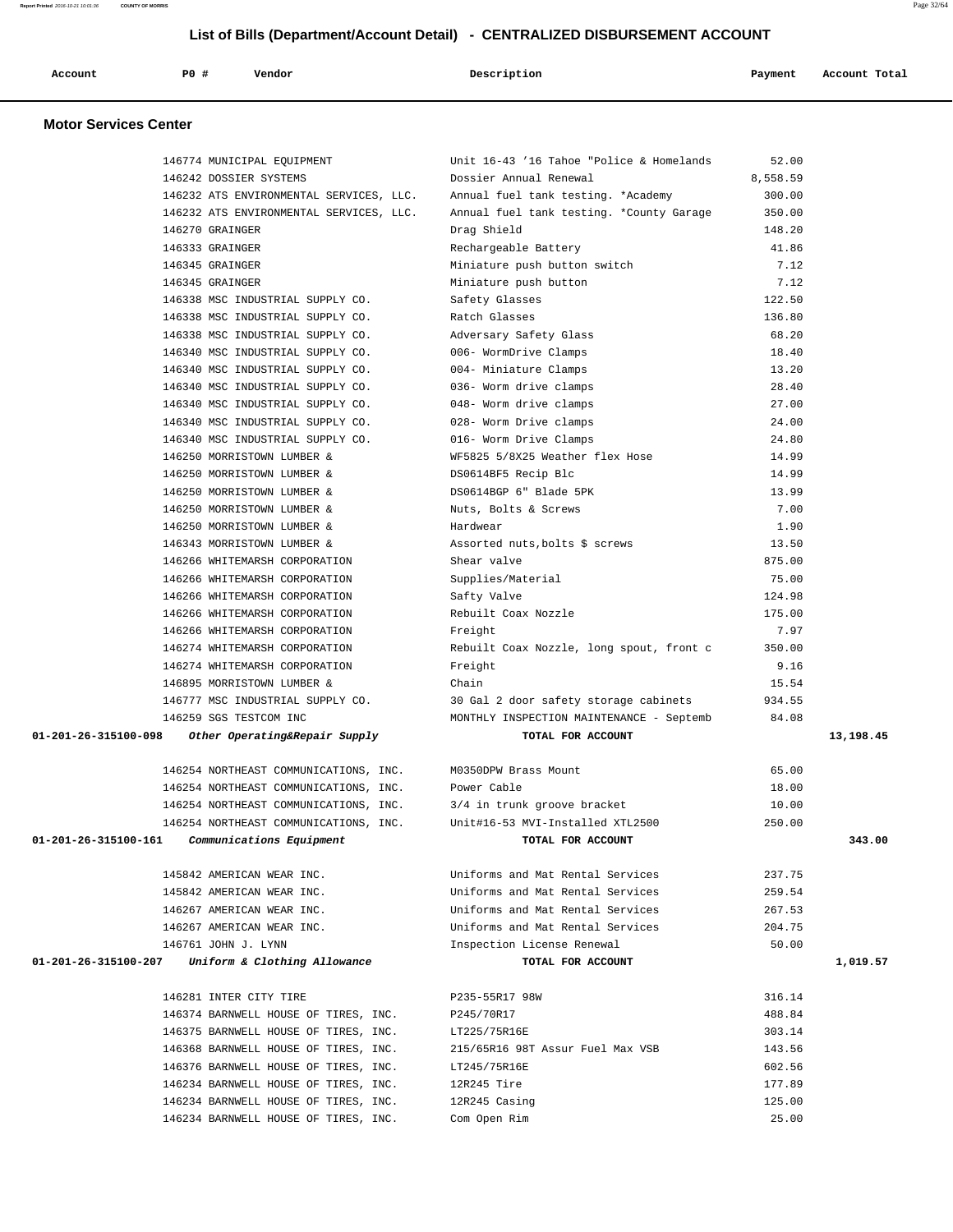## List of Bills (Department/Account Detail) - CENTRALIZED DISBURSEMENT ACCOUNT

### Motor Services Center

| Account | PO # | Vendor | Description | Payment | Account Total |
|---|---|---|---|---|---|
| | 146774 | MUNICIPAL EQUIPMENT | Unit 16-43 '16 Tahoe "Police & Homelands | 52.00 | |
| | 146242 | DOSSIER SYSTEMS | Dossier Annual Renewal | 8,558.59 | |
| | 146232 | ATS ENVIRONMENTAL SERVICES, LLC. | Annual fuel tank testing. *Academy | 300.00 | |
| | 146232 | ATS ENVIRONMENTAL SERVICES, LLC. | Annual fuel tank testing. *County Garage | 350.00 | |
| | 146270 | GRAINGER | Drag Shield | 148.20 | |
| | 146333 | GRAINGER | Rechargeable Battery | 41.86 | |
| | 146345 | GRAINGER | Miniature push button switch | 7.12 | |
| | 146345 | GRAINGER | Miniature push button | 7.12 | |
| | 146338 | MSC INDUSTRIAL SUPPLY CO. | Safety Glasses | 122.50 | |
| | 146338 | MSC INDUSTRIAL SUPPLY CO. | Ratch Glasses | 136.80 | |
| | 146338 | MSC INDUSTRIAL SUPPLY CO. | Adversary Safety Glass | 68.20 | |
| | 146340 | MSC INDUSTRIAL SUPPLY CO. | 006- WormDrive Clamps | 18.40 | |
| | 146340 | MSC INDUSTRIAL SUPPLY CO. | 004- Miniature Clamps | 13.20 | |
| | 146340 | MSC INDUSTRIAL SUPPLY CO. | 036- Worm drive clamps | 28.40 | |
| | 146340 | MSC INDUSTRIAL SUPPLY CO. | 048- Worm drive clamps | 27.00 | |
| | 146340 | MSC INDUSTRIAL SUPPLY CO. | 028- Worm Drive clamps | 24.00 | |
| | 146340 | MSC INDUSTRIAL SUPPLY CO. | 016- Worm Drive Clamps | 24.80 | |
| | 146250 | MORRISTOWN LUMBER & | WF5825 5/8X25 Weather flex Hose | 14.99 | |
| | 146250 | MORRISTOWN LUMBER & | DS0614BF5 Recip Blc | 14.99 | |
| | 146250 | MORRISTOWN LUMBER & | DS0614BGP 6" Blade 5PK | 13.99 | |
| | 146250 | MORRISTOWN LUMBER & | Nuts, Bolts & Screws | 7.00 | |
| | 146250 | MORRISTOWN LUMBER & | Hardwear | 1.90 | |
| | 146343 | MORRISTOWN LUMBER & | Assorted nuts,bolts $ screws | 13.50 | |
| | 146266 | WHITEMARSH CORPORATION | Shear valve | 875.00 | |
| | 146266 | WHITEMARSH CORPORATION | Supplies/Material | 75.00 | |
| | 146266 | WHITEMARSH CORPORATION | Safty Valve | 124.98 | |
| | 146266 | WHITEMARSH CORPORATION | Rebuilt Coax Nozzle | 175.00 | |
| | 146266 | WHITEMARSH CORPORATION | Freight | 7.97 | |
| | 146274 | WHITEMARSH CORPORATION | Rebuilt Coax Nozzle, long spout, front c | 350.00 | |
| | 146274 | WHITEMARSH CORPORATION | Freight | 9.16 | |
| | 146895 | MORRISTOWN LUMBER & | Chain | 15.54 | |
| | 146777 | MSC INDUSTRIAL SUPPLY CO. | 30 Gal 2 door safety storage cabinets | 934.55 | |
| | 146259 | SGS TESTCOM INC | MONTHLY INSPECTION MAINTENANCE - Septemb | 84.08 | |
| **01-201-26-315100-098** | | ***Other Operating&Repair Supply*** | **TOTAL FOR ACCOUNT** | | **13,198.45** |
| | 146254 | NORTHEAST COMMUNICATIONS, INC. | M0350DPW Brass Mount | 65.00 | |
| | 146254 | NORTHEAST COMMUNICATIONS, INC. | Power Cable | 18.00 | |
| | 146254 | NORTHEAST COMMUNICATIONS, INC. | 3/4 in trunk groove bracket | 10.00 | |
| | 146254 | NORTHEAST COMMUNICATIONS, INC. | Unit#16-53 MVI-Installed XTL2500 | 250.00 | |
| **01-201-26-315100-161** | | ***Communications Equipment*** | **TOTAL FOR ACCOUNT** | | **343.00** |
| | 145842 | AMERICAN WEAR INC. | Uniforms and Mat Rental Services | 237.75 | |
| | 145842 | AMERICAN WEAR INC. | Uniforms and Mat Rental Services | 259.54 | |
| | 146267 | AMERICAN WEAR INC. | Uniforms and Mat Rental Services | 267.53 | |
| | 146267 | AMERICAN WEAR INC. | Uniforms and Mat Rental Services | 204.75 | |
| | 146761 | JOHN J. LYNN | Inspection License Renewal | 50.00 | |
| **01-201-26-315100-207** | | ***Uniform & Clothing Allowance*** | **TOTAL FOR ACCOUNT** | | **1,019.57** |
| | 146281 | INTER CITY TIRE | P235-55R17 98W | 316.14 | |
| | 146374 | BARNWELL HOUSE OF TIRES, INC. | P245/70R17 | 488.84 | |
| | 146375 | BARNWELL HOUSE OF TIRES, INC. | LT225/75R16E | 303.14 | |
| | 146368 | BARNWELL HOUSE OF TIRES, INC. | 215/65R16 98T Assur Fuel Max VSB | 143.56 | |
| | 146376 | BARNWELL HOUSE OF TIRES, INC. | LT245/75R16E | 602.56 | |
| | 146234 | BARNWELL HOUSE OF TIRES, INC. | 12R245 Tire | 177.89 | |
| | 146234 | BARNWELL HOUSE OF TIRES, INC. | 12R245 Casing | 125.00 | |
| | 146234 | BARNWELL HOUSE OF TIRES, INC. | Com Open Rim | 25.00 | |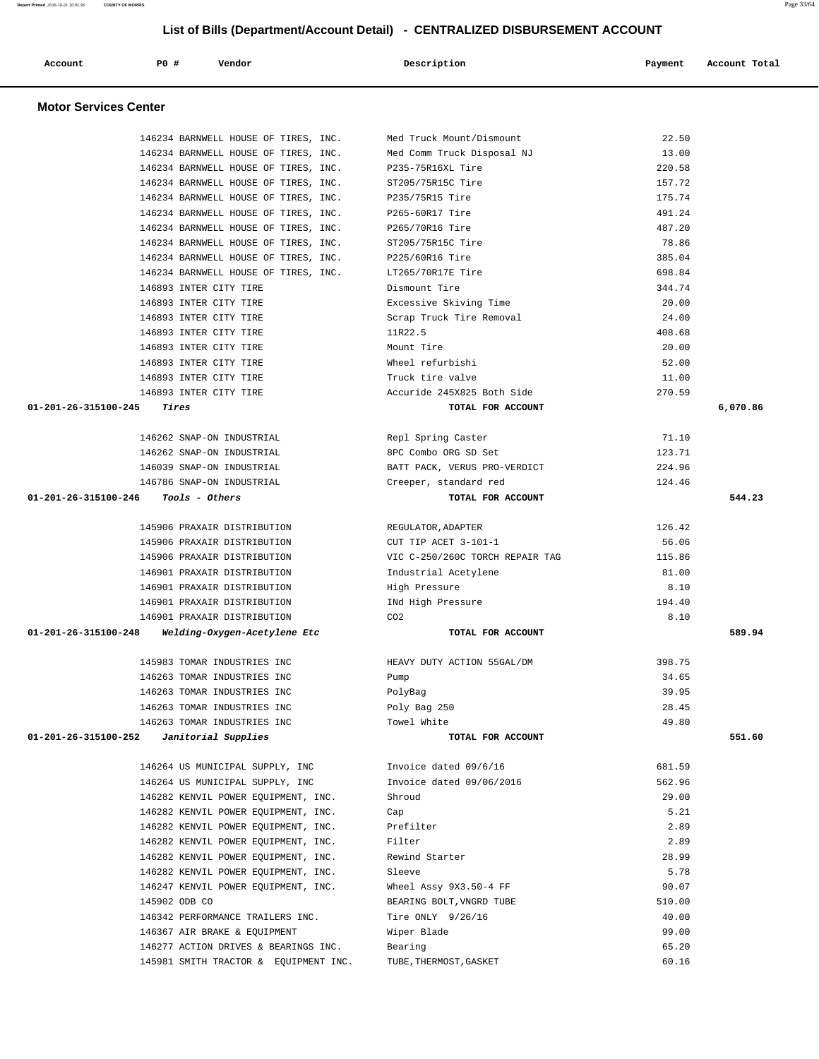## List of Bills (Department/Account Detail) - CENTRALIZED DISBURSEMENT ACCOUNT

| Account | PO # | Vendor | Description | Payment | Account Total |
|---|---|---|---|---|---|

### Motor Services Center

| Account | PO # | Vendor | Description | Payment | Account Total |
|---|---|---|---|---|---|
| | 146234 | BARNWELL HOUSE OF TIRES, INC. | Med Truck Mount/Dismount | 22.50 | |
| | 146234 | BARNWELL HOUSE OF TIRES, INC. | Med Comm Truck Disposal NJ | 13.00 | |
| | 146234 | BARNWELL HOUSE OF TIRES, INC. | P235-75R16XL Tire | 220.58 | |
| | 146234 | BARNWELL HOUSE OF TIRES, INC. | ST205/75R15C Tire | 157.72 | |
| | 146234 | BARNWELL HOUSE OF TIRES, INC. | P235/75R15 Tire | 175.74 | |
| | 146234 | BARNWELL HOUSE OF TIRES, INC. | P265-60R17 Tire | 491.24 | |
| | 146234 | BARNWELL HOUSE OF TIRES, INC. | P265/70R16 Tire | 487.20 | |
| | 146234 | BARNWELL HOUSE OF TIRES, INC. | ST205/75R15C Tire | 78.86 | |
| | 146234 | BARNWELL HOUSE OF TIRES, INC. | P225/60R16 Tire | 385.04 | |
| | 146234 | BARNWELL HOUSE OF TIRES, INC. | LT265/70R17E Tire | 698.84 | |
| | 146893 | INTER CITY TIRE | Dismount Tire | 344.74 | |
| | 146893 | INTER CITY TIRE | Excessive Skiving Time | 20.00 | |
| | 146893 | INTER CITY TIRE | Scrap Truck Tire Removal | 24.00 | |
| | 146893 | INTER CITY TIRE | 11R22.5 | 408.68 | |
| | 146893 | INTER CITY TIRE | Mount Tire | 20.00 | |
| | 146893 | INTER CITY TIRE | Wheel refurbishi | 52.00 | |
| | 146893 | INTER CITY TIRE | Truck tire valve | 11.00 | |
| | 146893 | INTER CITY TIRE | Accuride 245X825 Both Side | 270.59 | |
| **01-201-26-315100-245** | ***Tires*** | | **TOTAL FOR ACCOUNT** | | **6,070.86** |
| | 146262 | SNAP-ON INDUSTRIAL | Repl Spring Caster | 71.10 | |
| | 146262 | SNAP-ON INDUSTRIAL | 8PC Combo ORG SD Set | 123.71 | |
| | 146039 | SNAP-ON INDUSTRIAL | BATT PACK, VERUS PRO-VERDICT | 224.96 | |
| | 146786 | SNAP-ON INDUSTRIAL | Creeper, standard red | 124.46 | |
| **01-201-26-315100-246** | ***Tools - Others*** | | **TOTAL FOR ACCOUNT** | | **544.23** |
| | 145906 | PRAXAIR DISTRIBUTION | REGULATOR,ADAPTER | 126.42 | |
| | 145906 | PRAXAIR DISTRIBUTION | CUT TIP ACET 3-101-1 | 56.06 | |
| | 145906 | PRAXAIR DISTRIBUTION | VIC C-250/260C TORCH REPAIR TAG | 115.86 | |
| | 146901 | PRAXAIR DISTRIBUTION | Industrial Acetylene | 81.00 | |
| | 146901 | PRAXAIR DISTRIBUTION | High Pressure | 8.10 | |
| | 146901 | PRAXAIR DISTRIBUTION | INd High Pressure | 194.40 | |
| | 146901 | PRAXAIR DISTRIBUTION | CO2 | 8.10 | |
| **01-201-26-315100-248** | ***Welding-Oxygen-Acetylene Etc*** | | **TOTAL FOR ACCOUNT** | | **589.94** |
| | 145983 | TOMAR INDUSTRIES INC | HEAVY DUTY ACTION 55GAL/DM | 398.75 | |
| | 146263 | TOMAR INDUSTRIES INC | Pump | 34.65 | |
| | 146263 | TOMAR INDUSTRIES INC | PolyBag | 39.95 | |
| | 146263 | TOMAR INDUSTRIES INC | Poly Bag 250 | 28.45 | |
| | 146263 | TOMAR INDUSTRIES INC | Towel White | 49.80 | |
| **01-201-26-315100-252** | ***Janitorial Supplies*** | | **TOTAL FOR ACCOUNT** | | **551.60** |
| | 146264 | US MUNICIPAL SUPPLY, INC | Invoice dated 09/6/16 | 681.59 | |
| | 146264 | US MUNICIPAL SUPPLY, INC | Invoice dated 09/06/2016 | 562.96 | |
| | 146282 | KENVIL POWER EQUIPMENT, INC. | Shroud | 29.00 | |
| | 146282 | KENVIL POWER EQUIPMENT, INC. | Cap | 5.21 | |
| | 146282 | KENVIL POWER EQUIPMENT, INC. | Prefilter | 2.89 | |
| | 146282 | KENVIL POWER EQUIPMENT, INC. | Filter | 2.89 | |
| | 146282 | KENVIL POWER EQUIPMENT, INC. | Rewind Starter | 28.99 | |
| | 146282 | KENVIL POWER EQUIPMENT, INC. | Sleeve | 5.78 | |
| | 146247 | KENVIL POWER EQUIPMENT, INC. | Wheel Assy 9X3.50-4 FF | 90.07 | |
| | 145902 | ODB CO | BEARING BOLT,VNGRD TUBE | 510.00 | |
| | 146342 | PERFORMANCE TRAILERS INC. | Tire ONLY 9/26/16 | 40.00 | |
| | 146367 | AIR BRAKE & EQUIPMENT | Wiper Blade | 99.00 | |
| | 146277 | ACTION DRIVES & BEARINGS INC. | Bearing | 65.20 | |
| | 145981 | SMITH TRACTOR & EQUIPMENT INC. | TUBE,THERMOST,GASKET | 60.16 | |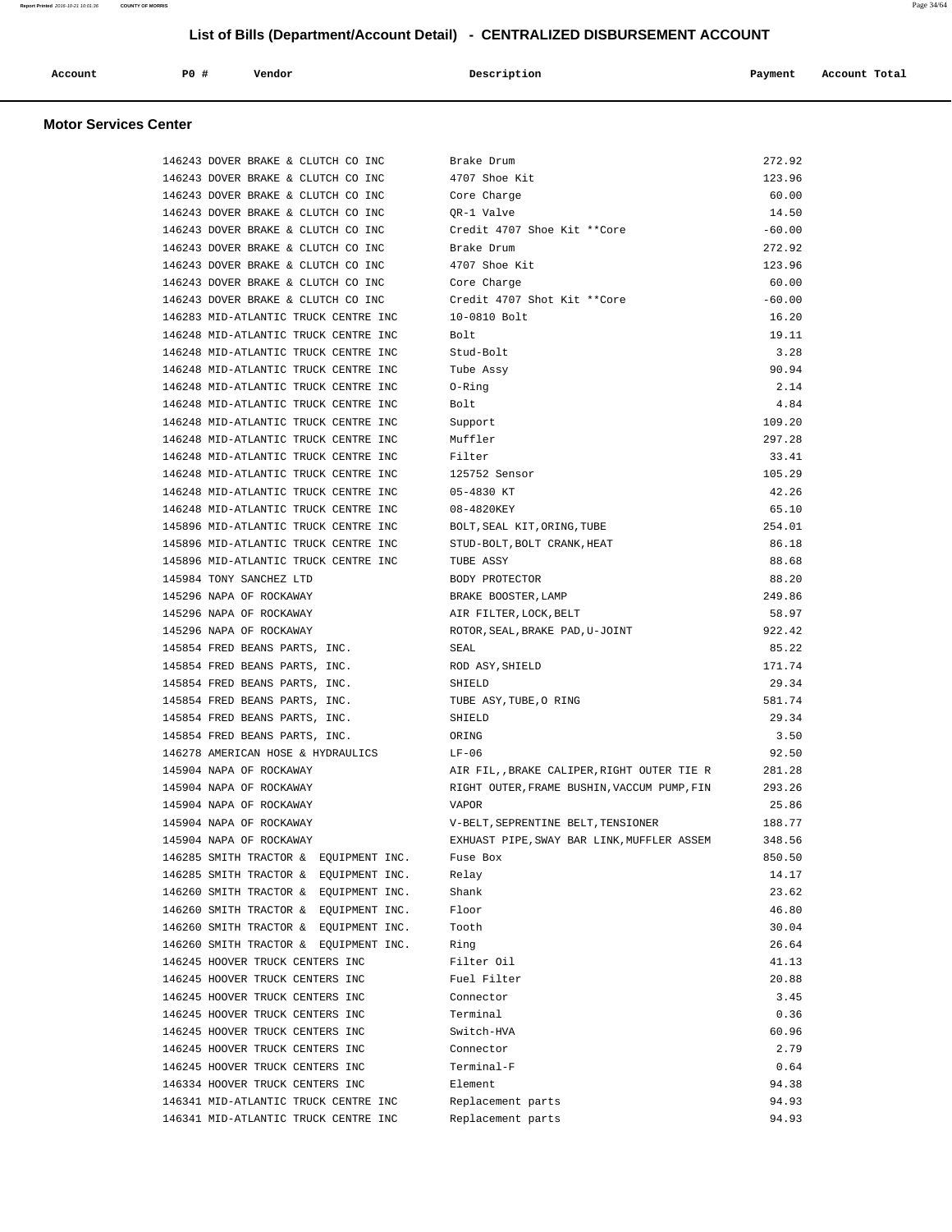# List of Bills (Department/Account Detail) - CENTRALIZED DISBURSEMENT ACCOUNT

## Motor Services Center

| Account | PO # | Vendor | Description | Payment | Account Total |
|---|---|---|---|---|---|
| | 146243 | DOVER BRAKE & CLUTCH CO INC | Brake Drum | 272.92 | |
| | 146243 | DOVER BRAKE & CLUTCH CO INC | 4707 Shoe Kit | 123.96 | |
| | 146243 | DOVER BRAKE & CLUTCH CO INC | Core Charge | 60.00 | |
| | 146243 | DOVER BRAKE & CLUTCH CO INC | QR-1 Valve | 14.50 | |
| | 146243 | DOVER BRAKE & CLUTCH CO INC | Credit 4707 Shoe Kit **Core | -60.00 | |
| | 146243 | DOVER BRAKE & CLUTCH CO INC | Brake Drum | 272.92 | |
| | 146243 | DOVER BRAKE & CLUTCH CO INC | 4707 Shoe Kit | 123.96 | |
| | 146243 | DOVER BRAKE & CLUTCH CO INC | Core Charge | 60.00 | |
| | 146243 | DOVER BRAKE & CLUTCH CO INC | Credit 4707 Shot Kit **Core | -60.00 | |
| | 146283 | MID-ATLANTIC TRUCK CENTRE INC | 10-0810 Bolt | 16.20 | |
| | 146248 | MID-ATLANTIC TRUCK CENTRE INC | Bolt | 19.11 | |
| | 146248 | MID-ATLANTIC TRUCK CENTRE INC | Stud-Bolt | 3.28 | |
| | 146248 | MID-ATLANTIC TRUCK CENTRE INC | Tube Assy | 90.94 | |
| | 146248 | MID-ATLANTIC TRUCK CENTRE INC | O-Ring | 2.14 | |
| | 146248 | MID-ATLANTIC TRUCK CENTRE INC | Bolt | 4.84 | |
| | 146248 | MID-ATLANTIC TRUCK CENTRE INC | Support | 109.20 | |
| | 146248 | MID-ATLANTIC TRUCK CENTRE INC | Muffler | 297.28 | |
| | 146248 | MID-ATLANTIC TRUCK CENTRE INC | Filter | 33.41 | |
| | 146248 | MID-ATLANTIC TRUCK CENTRE INC | 125752 Sensor | 105.29 | |
| | 146248 | MID-ATLANTIC TRUCK CENTRE INC | 05-4830 KT | 42.26 | |
| | 146248 | MID-ATLANTIC TRUCK CENTRE INC | 08-4820KEY | 65.10 | |
| | 145896 | MID-ATLANTIC TRUCK CENTRE INC | BOLT,SEAL KIT,ORING,TUBE | 254.01 | |
| | 145896 | MID-ATLANTIC TRUCK CENTRE INC | STUD-BOLT,BOLT CRANK,HEAT | 86.18 | |
| | 145896 | MID-ATLANTIC TRUCK CENTRE INC | TUBE ASSY | 88.68 | |
| | 145984 | TONY SANCHEZ LTD | BODY PROTECTOR | 88.20 | |
| | 145296 | NAPA OF ROCKAWAY | BRAKE BOOSTER,LAMP | 249.86 | |
| | 145296 | NAPA OF ROCKAWAY | AIR FILTER,LOCK,BELT | 58.97 | |
| | 145296 | NAPA OF ROCKAWAY | ROTOR,SEAL,BRAKE PAD,U-JOINT | 922.42 | |
| | 145854 | FRED BEANS PARTS, INC. | SEAL | 85.22 | |
| | 145854 | FRED BEANS PARTS, INC. | ROD ASY,SHIELD | 171.74 | |
| | 145854 | FRED BEANS PARTS, INC. | SHIELD | 29.34 | |
| | 145854 | FRED BEANS PARTS, INC. | TUBE ASY,TUBE,O RING | 581.74 | |
| | 145854 | FRED BEANS PARTS, INC. | SHIELD | 29.34 | |
| | 145854 | FRED BEANS PARTS, INC. | ORING | 3.50 | |
| | 146278 | AMERICAN HOSE & HYDRAULICS | LF-06 | 92.50 | |
| | 145904 | NAPA OF ROCKAWAY | AIR FIL,,BRAKE CALIPER,RIGHT OUTER TIE R | 281.28 | |
| | 145904 | NAPA OF ROCKAWAY | RIGHT OUTER,FRAME BUSHIN,VACCUM PUMP,FIN | 293.26 | |
| | 145904 | NAPA OF ROCKAWAY | VAPOR | 25.86 | |
| | 145904 | NAPA OF ROCKAWAY | V-BELT,SEPRENTINE BELT,TENSIONER | 188.77 | |
| | 145904 | NAPA OF ROCKAWAY | EXHUAST PIPE,SWAY BAR LINK,MUFFLER ASSEM | 348.56 | |
| | 146285 | SMITH TRACTOR & EQUIPMENT INC. | Fuse Box | 850.50 | |
| | 146285 | SMITH TRACTOR & EQUIPMENT INC. | Relay | 14.17 | |
| | 146260 | SMITH TRACTOR & EQUIPMENT INC. | Shank | 23.62 | |
| | 146260 | SMITH TRACTOR & EQUIPMENT INC. | Floor | 46.80 | |
| | 146260 | SMITH TRACTOR & EQUIPMENT INC. | Tooth | 30.04 | |
| | 146260 | SMITH TRACTOR & EQUIPMENT INC. | Ring | 26.64 | |
| | 146245 | HOOVER TRUCK CENTERS INC | Filter Oil | 41.13 | |
| | 146245 | HOOVER TRUCK CENTERS INC | Fuel Filter | 20.88 | |
| | 146245 | HOOVER TRUCK CENTERS INC | Connector | 3.45 | |
| | 146245 | HOOVER TRUCK CENTERS INC | Terminal | 0.36 | |
| | 146245 | HOOVER TRUCK CENTERS INC | Switch-HVA | 60.96 | |
| | 146245 | HOOVER TRUCK CENTERS INC | Connector | 2.79 | |
| | 146245 | HOOVER TRUCK CENTERS INC | Terminal-F | 0.64 | |
| | 146334 | HOOVER TRUCK CENTERS INC | Element | 94.38 | |
| | 146341 | MID-ATLANTIC TRUCK CENTRE INC | Replacement parts | 94.93 | |
| | 146341 | MID-ATLANTIC TRUCK CENTRE INC | Replacement parts | 94.93 | |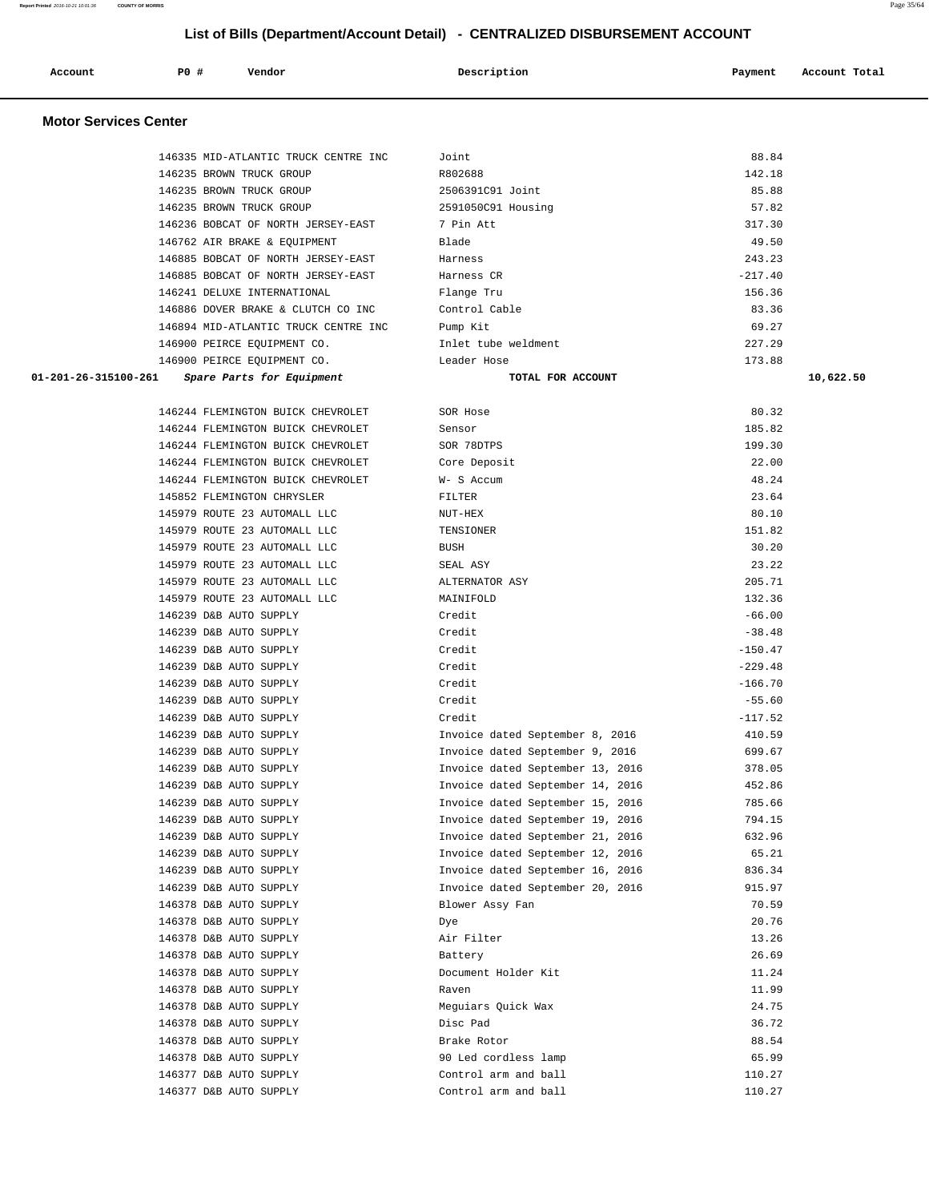## List of Bills (Department/Account Detail) - CENTRALIZED DISBURSEMENT ACCOUNT

| Account | PO # | Vendor | Description | Payment | Account Total |
|---|---|---|---|---|---|

### Motor Services Center

| Account | PO # | Vendor | Description | Payment | Account Total |
|---|---|---|---|---|---|
| | 146335 | MID-ATLANTIC TRUCK CENTRE INC | Joint | 88.84 | |
| | 146235 | BROWN TRUCK GROUP | R802688 | 142.18 | |
| | 146235 | BROWN TRUCK GROUP | 2506391C91 Joint | 85.88 | |
| | 146235 | BROWN TRUCK GROUP | 2591050C91 Housing | 57.82 | |
| | 146236 | BOBCAT OF NORTH JERSEY-EAST | 7 Pin Att | 317.30 | |
| | 146762 | AIR BRAKE & EQUIPMENT | Blade | 49.50 | |
| | 146885 | BOBCAT OF NORTH JERSEY-EAST | Harness | 243.23 | |
| | 146885 | BOBCAT OF NORTH JERSEY-EAST | Harness CR | -217.40 | |
| | 146241 | DELUXE INTERNATIONAL | Flange Tru | 156.36 | |
| | 146886 | DOVER BRAKE & CLUTCH CO INC | Control Cable | 83.36 | |
| | 146894 | MID-ATLANTIC TRUCK CENTRE INC | Pump Kit | 69.27 | |
| | 146900 | PEIRCE EQUIPMENT CO. | Inlet tube weldment | 227.29 | |
| | 146900 | PEIRCE EQUIPMENT CO. | Leader Hose | 173.88 | |
| **01-201-26-315100-261** | | *Spare Parts for Equipment* | **TOTAL FOR ACCOUNT** | | **10,622.50** |
| | 146244 | FLEMINGTON BUICK CHEVROLET | SOR Hose | 80.32 | |
| | 146244 | FLEMINGTON BUICK CHEVROLET | Sensor | 185.82 | |
| | 146244 | FLEMINGTON BUICK CHEVROLET | SOR 78DTPS | 199.30 | |
| | 146244 | FLEMINGTON BUICK CHEVROLET | Core Deposit | 22.00 | |
| | 146244 | FLEMINGTON BUICK CHEVROLET | W- S Accum | 48.24 | |
| | 145852 | FLEMINGTON CHRYSLER | FILTER | 23.64 | |
| | 145979 | ROUTE 23 AUTOMALL LLC | NUT-HEX | 80.10 | |
| | 145979 | ROUTE 23 AUTOMALL LLC | TENSIONER | 151.82 | |
| | 145979 | ROUTE 23 AUTOMALL LLC | BUSH | 30.20 | |
| | 145979 | ROUTE 23 AUTOMALL LLC | SEAL ASY | 23.22 | |
| | 145979 | ROUTE 23 AUTOMALL LLC | ALTERNATOR ASY | 205.71 | |
| | 145979 | ROUTE 23 AUTOMALL LLC | MAINIFOLD | 132.36 | |
| | 146239 | D&B AUTO SUPPLY | Credit | -66.00 | |
| | 146239 | D&B AUTO SUPPLY | Credit | -38.48 | |
| | 146239 | D&B AUTO SUPPLY | Credit | -150.47 | |
| | 146239 | D&B AUTO SUPPLY | Credit | -229.48 | |
| | 146239 | D&B AUTO SUPPLY | Credit | -166.70 | |
| | 146239 | D&B AUTO SUPPLY | Credit | -55.60 | |
| | 146239 | D&B AUTO SUPPLY | Credit | -117.52 | |
| | 146239 | D&B AUTO SUPPLY | Invoice dated September 8, 2016 | 410.59 | |
| | 146239 | D&B AUTO SUPPLY | Invoice dated September 9, 2016 | 699.67 | |
| | 146239 | D&B AUTO SUPPLY | Invoice dated September 13, 2016 | 378.05 | |
| | 146239 | D&B AUTO SUPPLY | Invoice dated September 14, 2016 | 452.86 | |
| | 146239 | D&B AUTO SUPPLY | Invoice dated September 15, 2016 | 785.66 | |
| | 146239 | D&B AUTO SUPPLY | Invoice dated September 19, 2016 | 794.15 | |
| | 146239 | D&B AUTO SUPPLY | Invoice dated September 21, 2016 | 632.96 | |
| | 146239 | D&B AUTO SUPPLY | Invoice dated September 12, 2016 | 65.21 | |
| | 146239 | D&B AUTO SUPPLY | Invoice dated September 16, 2016 | 836.34 | |
| | 146239 | D&B AUTO SUPPLY | Invoice dated September 20, 2016 | 915.97 | |
| | 146378 | D&B AUTO SUPPLY | Blower Assy Fan | 70.59 | |
| | 146378 | D&B AUTO SUPPLY | Dye | 20.76 | |
| | 146378 | D&B AUTO SUPPLY | Air Filter | 13.26 | |
| | 146378 | D&B AUTO SUPPLY | Battery | 26.69 | |
| | 146378 | D&B AUTO SUPPLY | Document Holder Kit | 11.24 | |
| | 146378 | D&B AUTO SUPPLY | Raven | 11.99 | |
| | 146378 | D&B AUTO SUPPLY | Meguiars Quick Wax | 24.75 | |
| | 146378 | D&B AUTO SUPPLY | Disc Pad | 36.72 | |
| | 146378 | D&B AUTO SUPPLY | Brake Rotor | 88.54 | |
| | 146378 | D&B AUTO SUPPLY | 90 Led cordless lamp | 65.99 | |
| | 146377 | D&B AUTO SUPPLY | Control arm and ball | 110.27 | |
| | 146377 | D&B AUTO SUPPLY | Control arm and ball | 110.27 | |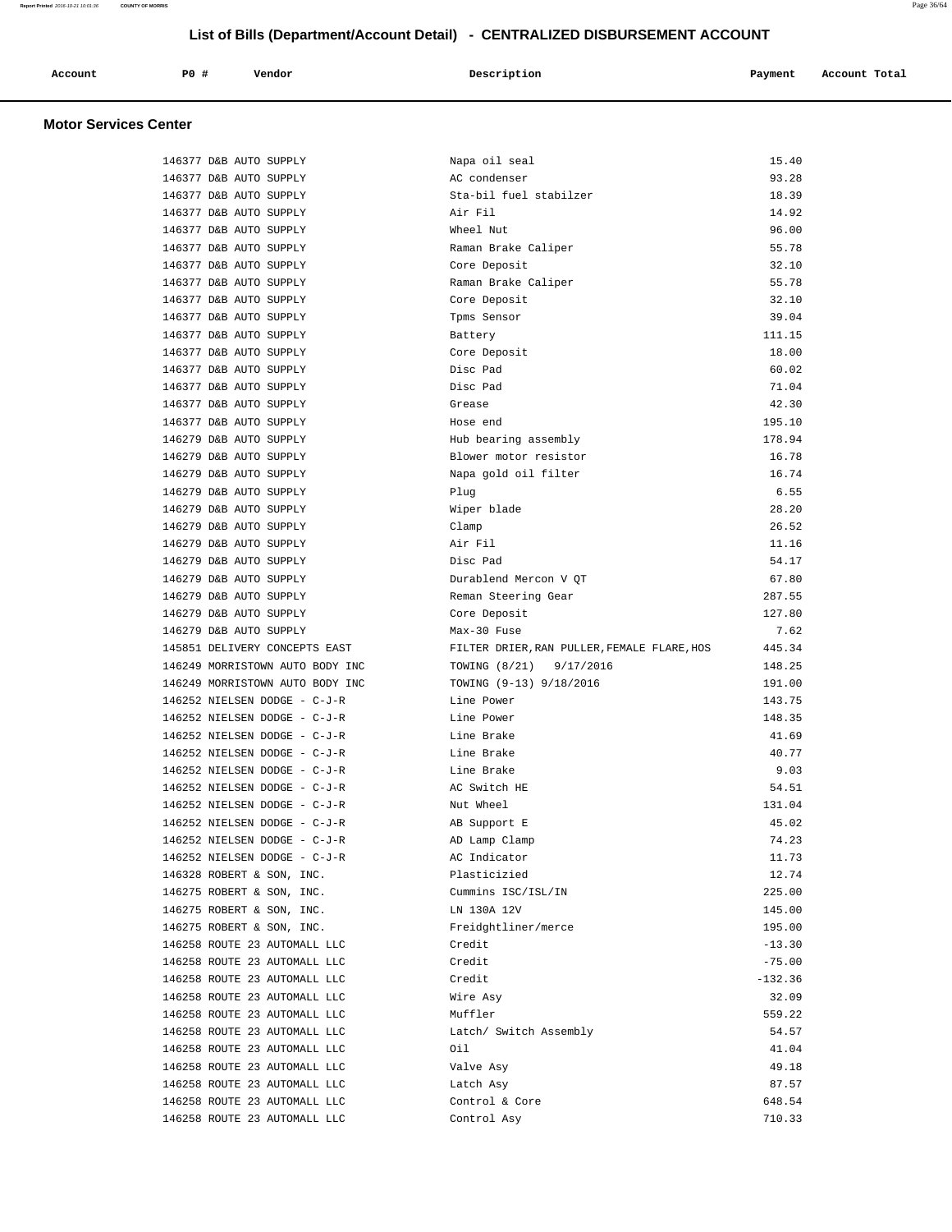# List of Bills (Department/Account Detail) - CENTRALIZED DISBURSEMENT ACCOUNT

## Motor Services Center

| Account | PO # | Vendor | Description | Payment | Account Total |
|---|---|---|---|---|---|
| | 146377 | D&B AUTO SUPPLY | Napa oil seal | 15.40 | |
| | 146377 | D&B AUTO SUPPLY | AC condenser | 93.28 | |
| | 146377 | D&B AUTO SUPPLY | Sta-bil fuel stabilzer | 18.39 | |
| | 146377 | D&B AUTO SUPPLY | Air Fil | 14.92 | |
| | 146377 | D&B AUTO SUPPLY | Wheel Nut | 96.00 | |
| | 146377 | D&B AUTO SUPPLY | Raman Brake Caliper | 55.78 | |
| | 146377 | D&B AUTO SUPPLY | Core Deposit | 32.10 | |
| | 146377 | D&B AUTO SUPPLY | Raman Brake Caliper | 55.78 | |
| | 146377 | D&B AUTO SUPPLY | Core Deposit | 32.10 | |
| | 146377 | D&B AUTO SUPPLY | Tpms Sensor | 39.04 | |
| | 146377 | D&B AUTO SUPPLY | Battery | 111.15 | |
| | 146377 | D&B AUTO SUPPLY | Core Deposit | 18.00 | |
| | 146377 | D&B AUTO SUPPLY | Disc Pad | 60.02 | |
| | 146377 | D&B AUTO SUPPLY | Disc Pad | 71.04 | |
| | 146377 | D&B AUTO SUPPLY | Grease | 42.30 | |
| | 146377 | D&B AUTO SUPPLY | Hose end | 195.10 | |
| | 146279 | D&B AUTO SUPPLY | Hub bearing assembly | 178.94 | |
| | 146279 | D&B AUTO SUPPLY | Blower motor resistor | 16.78 | |
| | 146279 | D&B AUTO SUPPLY | Napa gold oil filter | 16.74 | |
| | 146279 | D&B AUTO SUPPLY | Plug | 6.55 | |
| | 146279 | D&B AUTO SUPPLY | Wiper blade | 28.20 | |
| | 146279 | D&B AUTO SUPPLY | Clamp | 26.52 | |
| | 146279 | D&B AUTO SUPPLY | Air Fil | 11.16 | |
| | 146279 | D&B AUTO SUPPLY | Disc Pad | 54.17 | |
| | 146279 | D&B AUTO SUPPLY | Durablend Mercon V QT | 67.80 | |
| | 146279 | D&B AUTO SUPPLY | Reman Steering Gear | 287.55 | |
| | 146279 | D&B AUTO SUPPLY | Core Deposit | 127.80 | |
| | 146279 | D&B AUTO SUPPLY | Max-30 Fuse | 7.62 | |
| | 145851 | DELIVERY CONCEPTS EAST | FILTER DRIER,RAN PULLER,FEMALE FLARE,HOS | 445.34 | |
| | 146249 | MORRISTOWN AUTO BODY INC | TOWING (8/21) 9/17/2016 | 148.25 | |
| | 146249 | MORRISTOWN AUTO BODY INC | TOWING (9-13) 9/18/2016 | 191.00 | |
| | 146252 | NIELSEN DODGE - C-J-R | Line Power | 143.75 | |
| | 146252 | NIELSEN DODGE - C-J-R | Line Power | 148.35 | |
| | 146252 | NIELSEN DODGE - C-J-R | Line Brake | 41.69 | |
| | 146252 | NIELSEN DODGE - C-J-R | Line Brake | 40.77 | |
| | 146252 | NIELSEN DODGE - C-J-R | Line Brake | 9.03 | |
| | 146252 | NIELSEN DODGE - C-J-R | AC Switch HE | 54.51 | |
| | 146252 | NIELSEN DODGE - C-J-R | Nut Wheel | 131.04 | |
| | 146252 | NIELSEN DODGE - C-J-R | AB Support E | 45.02 | |
| | 146252 | NIELSEN DODGE - C-J-R | AD Lamp Clamp | 74.23 | |
| | 146252 | NIELSEN DODGE - C-J-R | AC Indicator | 11.73 | |
| | 146328 | ROBERT & SON, INC. | Plasticizied | 12.74 | |
| | 146275 | ROBERT & SON, INC. | Cummins ISC/ISL/IN | 225.00 | |
| | 146275 | ROBERT & SON, INC. | LN 130A 12V | 145.00 | |
| | 146275 | ROBERT & SON, INC. | Freidghtliner/merce | 195.00 | |
| | 146258 | ROUTE 23 AUTOMALL LLC | Credit | -13.30 | |
| | 146258 | ROUTE 23 AUTOMALL LLC | Credit | -75.00 | |
| | 146258 | ROUTE 23 AUTOMALL LLC | Credit | -132.36 | |
| | 146258 | ROUTE 23 AUTOMALL LLC | Wire Asy | 32.09 | |
| | 146258 | ROUTE 23 AUTOMALL LLC | Muffler | 559.22 | |
| | 146258 | ROUTE 23 AUTOMALL LLC | Latch/ Switch Assembly | 54.57 | |
| | 146258 | ROUTE 23 AUTOMALL LLC | Oil | 41.04 | |
| | 146258 | ROUTE 23 AUTOMALL LLC | Valve Asy | 49.18 | |
| | 146258 | ROUTE 23 AUTOMALL LLC | Latch Asy | 87.57 | |
| | 146258 | ROUTE 23 AUTOMALL LLC | Control & Core | 648.54 | |
| | 146258 | ROUTE 23 AUTOMALL LLC | Control Asy | 710.33 | |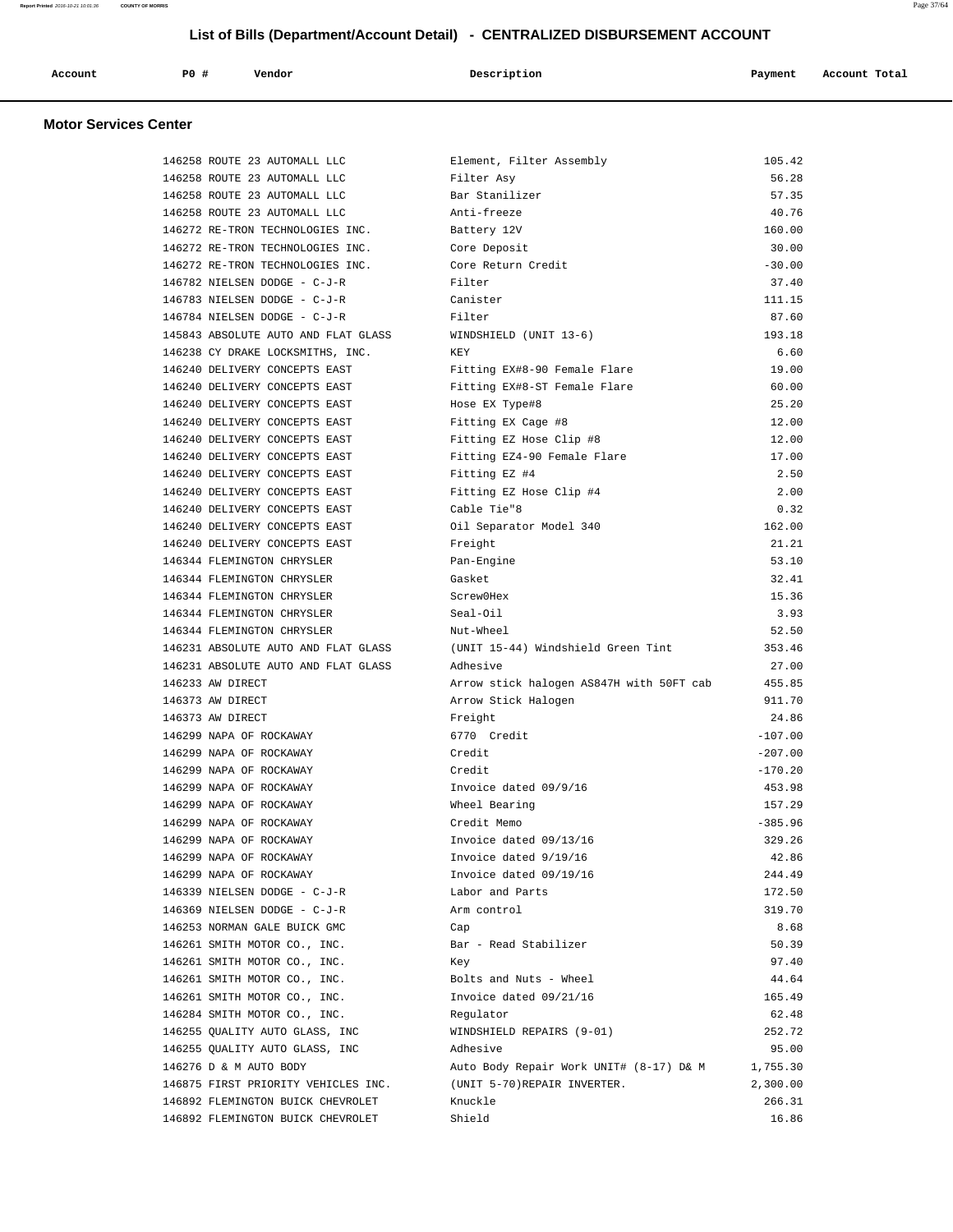## List of Bills (Department/Account Detail) - CENTRALIZED DISBURSEMENT ACCOUNT

| Account | PO # | Vendor | Description | Payment | Account Total |
|---|---|---|---|---|---|

### Motor Services Center

| Account | PO # | Vendor | Description | Payment | Account Total |
|---|---|---|---|---|---|
| | 146258 | ROUTE 23 AUTOMALL LLC | Element, Filter Assembly | 105.42 | |
| | 146258 | ROUTE 23 AUTOMALL LLC | Filter Asy | 56.28 | |
| | 146258 | ROUTE 23 AUTOMALL LLC | Bar Stanilizer | 57.35 | |
| | 146258 | ROUTE 23 AUTOMALL LLC | Anti-freeze | 40.76 | |
| | 146272 | RE-TRON TECHNOLOGIES INC. | Battery 12V | 160.00 | |
| | 146272 | RE-TRON TECHNOLOGIES INC. | Core Deposit | 30.00 | |
| | 146272 | RE-TRON TECHNOLOGIES INC. | Core Return Credit | -30.00 | |
| | 146782 | NIELSEN DODGE - C-J-R | Filter | 37.40 | |
| | 146783 | NIELSEN DODGE - C-J-R | Canister | 111.15 | |
| | 146784 | NIELSEN DODGE - C-J-R | Filter | 87.60 | |
| | 145843 | ABSOLUTE AUTO AND FLAT GLASS | WINDSHIELD (UNIT 13-6) | 193.18 | |
| | 146238 | CY DRAKE LOCKSMITHS, INC. | KEY | 6.60 | |
| | 146240 | DELIVERY CONCEPTS EAST | Fitting EX#8-90 Female Flare | 19.00 | |
| | 146240 | DELIVERY CONCEPTS EAST | Fitting EX#8-ST Female Flare | 60.00 | |
| | 146240 | DELIVERY CONCEPTS EAST | Hose EX Type#8 | 25.20 | |
| | 146240 | DELIVERY CONCEPTS EAST | Fitting EX Cage #8 | 12.00 | |
| | 146240 | DELIVERY CONCEPTS EAST | Fitting EZ Hose Clip #8 | 12.00 | |
| | 146240 | DELIVERY CONCEPTS EAST | Fitting EZ4-90 Female Flare | 17.00 | |
| | 146240 | DELIVERY CONCEPTS EAST | Fitting EZ #4 | 2.50 | |
| | 146240 | DELIVERY CONCEPTS EAST | Fitting EZ Hose Clip #4 | 2.00 | |
| | 146240 | DELIVERY CONCEPTS EAST | Cable Tie"8 | 0.32 | |
| | 146240 | DELIVERY CONCEPTS EAST | Oil Separator Model 340 | 162.00 | |
| | 146240 | DELIVERY CONCEPTS EAST | Freight | 21.21 | |
| | 146344 | FLEMINGTON CHRYSLER | Pan-Engine | 53.10 | |
| | 146344 | FLEMINGTON CHRYSLER | Gasket | 32.41 | |
| | 146344 | FLEMINGTON CHRYSLER | Screw0Hex | 15.36 | |
| | 146344 | FLEMINGTON CHRYSLER | Seal-Oil | 3.93 | |
| | 146344 | FLEMINGTON CHRYSLER | Nut-Wheel | 52.50 | |
| | 146231 | ABSOLUTE AUTO AND FLAT GLASS | (UNIT 15-44) Windshield Green Tint | 353.46 | |
| | 146231 | ABSOLUTE AUTO AND FLAT GLASS | Adhesive | 27.00 | |
| | 146233 | AW DIRECT | Arrow stick halogen AS847H with 50FT cab | 455.85 | |
| | 146373 | AW DIRECT | Arrow Stick Halogen | 911.70 | |
| | 146373 | AW DIRECT | Freight | 24.86 | |
| | 146299 | NAPA OF ROCKAWAY | 6770 Credit | -107.00 | |
| | 146299 | NAPA OF ROCKAWAY | Credit | -207.00 | |
| | 146299 | NAPA OF ROCKAWAY | Credit | -170.20 | |
| | 146299 | NAPA OF ROCKAWAY | Invoice dated 09/9/16 | 453.98 | |
| | 146299 | NAPA OF ROCKAWAY | Wheel Bearing | 157.29 | |
| | 146299 | NAPA OF ROCKAWAY | Credit Memo | -385.96 | |
| | 146299 | NAPA OF ROCKAWAY | Invoice dated 09/13/16 | 329.26 | |
| | 146299 | NAPA OF ROCKAWAY | Invoice dated 9/19/16 | 42.86 | |
| | 146299 | NAPA OF ROCKAWAY | Invoice dated 09/19/16 | 244.49 | |
| | 146339 | NIELSEN DODGE - C-J-R | Labor and Parts | 172.50 | |
| | 146369 | NIELSEN DODGE - C-J-R | Arm control | 319.70 | |
| | 146253 | NORMAN GALE BUICK GMC | Cap | 8.68 | |
| | 146261 | SMITH MOTOR CO., INC. | Bar - Read Stabilizer | 50.39 | |
| | 146261 | SMITH MOTOR CO., INC. | Key | 97.40 | |
| | 146261 | SMITH MOTOR CO., INC. | Bolts and Nuts - Wheel | 44.64 | |
| | 146261 | SMITH MOTOR CO., INC. | Invoice dated 09/21/16 | 165.49 | |
| | 146284 | SMITH MOTOR CO., INC. | Regulator | 62.48 | |
| | 146255 | QUALITY AUTO GLASS, INC | WINDSHIELD REPAIRS (9-01) | 252.72 | |
| | 146255 | QUALITY AUTO GLASS, INC | Adhesive | 95.00 | |
| | 146276 | D & M AUTO BODY | Auto Body Repair Work UNIT# (8-17) D& M | 1,755.30 | |
| | 146875 | FIRST PRIORITY VEHICLES INC. | (UNIT 5-70)REPAIR INVERTER. | 2,300.00 | |
| | 146892 | FLEMINGTON BUICK CHEVROLET | Knuckle | 266.31 | |
| | 146892 | FLEMINGTON BUICK CHEVROLET | Shield | 16.86 | |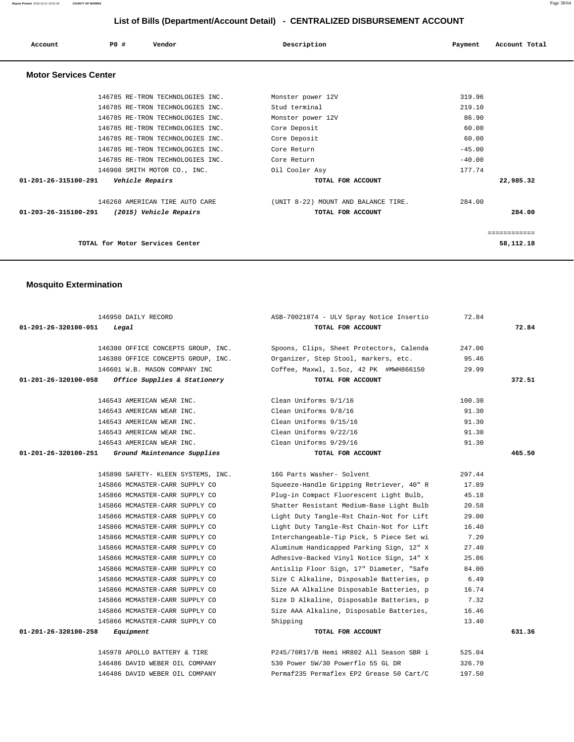## List of Bills (Department/Account Detail) - CENTRALIZED DISBURSEMENT ACCOUNT

| Account | PO # | Vendor | Description | Payment | Account Total |
|---|---|---|---|---|---|

### Motor Services Center

| Account | PO # | Vendor | Description | Payment | Account Total |
|---|---|---|---|---|---|
| | 146785 | RE-TRON TECHNOLOGIES INC. | Monster power 12V | 319.96 | |
| | 146785 | RE-TRON TECHNOLOGIES INC. | Stud terminal | 219.10 | |
| | 146785 | RE-TRON TECHNOLOGIES INC. | Monster power 12V | 86.90 | |
| | 146785 | RE-TRON TECHNOLOGIES INC. | Core Deposit | 60.00 | |
| | 146785 | RE-TRON TECHNOLOGIES INC. | Core Deposit | 60.00 | |
| | 146785 | RE-TRON TECHNOLOGIES INC. | Core Return | -45.00 | |
| | 146785 | RE-TRON TECHNOLOGIES INC. | Core Return | -40.00 | |
| | 146908 | SMITH MOTOR CO., INC. | Oil Cooler Asy | 177.74 | |
| **01-201-26-315100-291** | | ***Vehicle Repairs*** | **TOTAL FOR ACCOUNT** | | **22,985.32** |
| | 146268 | AMERICAN TIRE AUTO CARE | (UNIT 8-22) MOUNT AND BALANCE TIRE. | 284.00 | |
| **01-203-26-315100-291** | | ***(2015) Vehicle Repairs*** | **TOTAL FOR ACCOUNT** | | **284.00** |
| | | | | | ============ |
| | | **TOTAL for Motor Services Center** | | | **58,112.18** |

### Mosquito Extermination

| Account | PO # | Vendor | Description | Payment | Account Total |
|---|---|---|---|---|---|
| | 146950 | DAILY RECORD | ASB-70021874 - ULV Spray Notice Insertio | 72.84 | |
| **01-201-26-320100-051** | | ***Legal*** | **TOTAL FOR ACCOUNT** | | **72.84** |
| | 146380 | OFFICE CONCEPTS GROUP, INC. | Spoons, Clips, Sheet Protectors, Calenda | 247.06 | |
| | 146380 | OFFICE CONCEPTS GROUP, INC. | Organizer, Step Stool, markers, etc. | 95.46 | |
| | 146601 | W.B. MASON COMPANY INC | Coffee, Maxwl, 1.5oz, 42 PK #MWH866150 | 29.99 | |
| **01-201-26-320100-058** | | ***Office Supplies & Stationery*** | **TOTAL FOR ACCOUNT** | | **372.51** |
| | 146543 | AMERICAN WEAR INC. | Clean Uniforms 9/1/16 | 100.30 | |
| | 146543 | AMERICAN WEAR INC. | Clean Uniforms 9/8/16 | 91.30 | |
| | 146543 | AMERICAN WEAR INC. | Clean Uniforms 9/15/16 | 91.30 | |
| | 146543 | AMERICAN WEAR INC. | Clean Uniforms 9/22/16 | 91.30 | |
| | 146543 | AMERICAN WEAR INC. | Clean Uniforms 9/29/16 | 91.30 | |
| **01-201-26-320100-251** | | ***Ground Maintenance Supplies*** | **TOTAL FOR ACCOUNT** | | **465.50** |
| | 145890 | SAFETY- KLEEN SYSTEMS, INC. | 16G Parts Washer- Solvent | 297.44 | |
| | 145866 | MCMASTER-CARR SUPPLY CO | Squeeze-Handle Gripping Retriever, 40" R | 17.89 | |
| | 145866 | MCMASTER-CARR SUPPLY CO | Plug-in Compact Fluorescent Light Bulb, | 45.18 | |
| | 145866 | MCMASTER-CARR SUPPLY CO | Shatter Resistant Medium-Base Light Bulb | 20.58 | |
| | 145866 | MCMASTER-CARR SUPPLY CO | Light Duty Tangle-Rst Chain-Not for Lift | 29.00 | |
| | 145866 | MCMASTER-CARR SUPPLY CO | Light Duty Tangle-Rst Chain-Not for Lift | 16.40 | |
| | 145866 | MCMASTER-CARR SUPPLY CO | Interchangeable-Tip Pick, 5 Piece Set wi | 7.20 | |
| | 145866 | MCMASTER-CARR SUPPLY CO | Aluminum Handicapped Parking Sign, 12" X | 27.40 | |
| | 145866 | MCMASTER-CARR SUPPLY CO | Adhesive-Backed Vinyl Notice Sign, 14" X | 25.86 | |
| | 145866 | MCMASTER-CARR SUPPLY CO | Antislip Floor Sign, 17" Diameter, "Safe | 84.00 | |
| | 145866 | MCMASTER-CARR SUPPLY CO | Size C Alkaline, Disposable Batteries, p | 6.49 | |
| | 145866 | MCMASTER-CARR SUPPLY CO | Size AA Alkaline Disposable Batteries, p | 16.74 | |
| | 145866 | MCMASTER-CARR SUPPLY CO | Size D Alkaline, Disposable Batteries, p | 7.32 | |
| | 145866 | MCMASTER-CARR SUPPLY CO | Size AAA Alkaline Disposable Batteries, | 16.46 | |
| | 145866 | MCMASTER-CARR SUPPLY CO | Shipping | 13.40 | |
| **01-201-26-320100-258** | | ***Equipment*** | **TOTAL FOR ACCOUNT** | | **631.36** |
| | 145978 | APOLLO BATTERY & TIRE | P245/70R17/B Hemi HR802 All Season SBR i | 525.04 | |
| | 146486 | DAVID WEBER OIL COMPANY | 530 Power 5W/30 Powerflo 55 GL DR | 326.70 | |
| | 146486 | DAVID WEBER OIL COMPANY | Permaf235 Permaflex EP2 Grease 50 Cart/C | 197.50 | |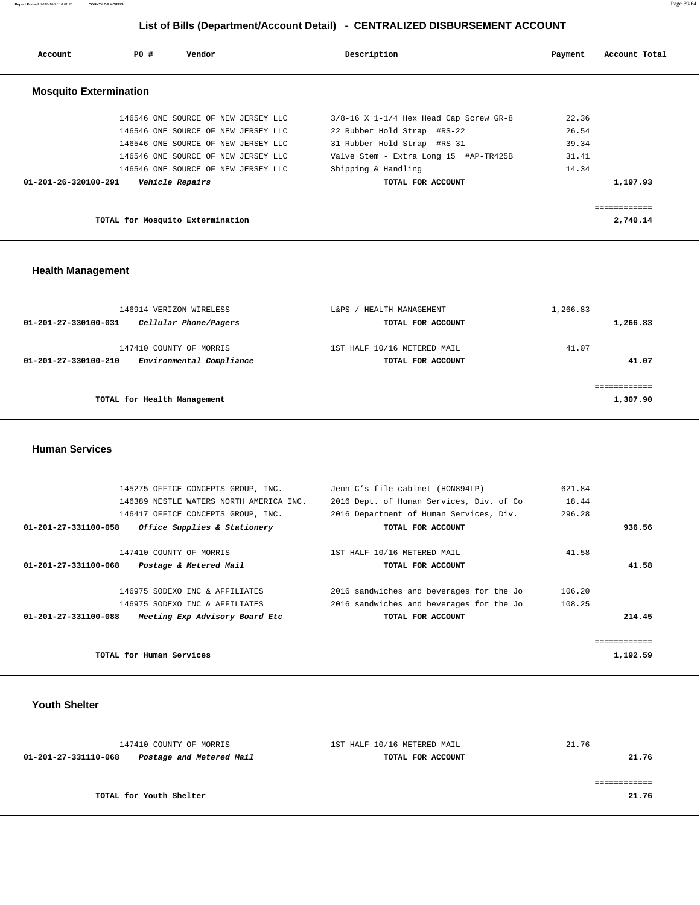# List of Bills (Department/Account Detail) - CENTRALIZED DISBURSEMENT ACCOUNT

| Account | PO # | Vendor | Description | Payment | Account Total |
|---|---|---|---|---|---|

## Mosquito Extermination

| Account | PO # | Vendor | Description | Payment | Account Total |
|---|---|---|---|---|---|
| | 146546 | ONE SOURCE OF NEW JERSEY LLC | 3/8-16 X 1-1/4 Hex Head Cap Screw GR-8 | 22.36 | |
| | 146546 | ONE SOURCE OF NEW JERSEY LLC | 22 Rubber Hold Strap #RS-22 | 26.54 | |
| | 146546 | ONE SOURCE OF NEW JERSEY LLC | 31 Rubber Hold Strap #RS-31 | 39.34 | |
| | 146546 | ONE SOURCE OF NEW JERSEY LLC | Valve Stem - Extra Long 15 #AP-TR425B | 31.41 | |
| | 146546 | ONE SOURCE OF NEW JERSEY LLC | Shipping & Handling | 14.34 | |
| **01-201-26-320100-291** | | ***Vehicle Repairs*** | **TOTAL FOR ACCOUNT** | | **1,197.93** |
| | | | | | ============ |
| | | **TOTAL for Mosquito Extermination** | | | **2,740.14** |

## Health Management

| Account | PO # | Vendor | Description | Payment | Account Total |
|---|---|---|---|---|---|
| | 146914 | VERIZON WIRELESS | L&PS / HEALTH MANAGEMENT | 1,266.83 | |
| **01-201-27-330100-031** | | ***Cellular Phone/Pagers*** | **TOTAL FOR ACCOUNT** | | **1,266.83** |
| | 147410 | COUNTY OF MORRIS | 1ST HALF 10/16 METERED MAIL | 41.07 | |
| **01-201-27-330100-210** | | ***Environmental Compliance*** | **TOTAL FOR ACCOUNT** | | **41.07** |
| | | | | | ============ |
| | | **TOTAL for Health Management** | | | **1,307.90** |

## Human Services

| Account | PO # | Vendor | Description | Payment | Account Total |
|---|---|---|---|---|---|
| | 145275 | OFFICE CONCEPTS GROUP, INC. | Jenn C's file cabinet (HON894LP) | 621.84 | |
| | 146389 | NESTLE WATERS NORTH AMERICA INC. | 2016 Dept. of Human Services, Div. of Co | 18.44 | |
| | 146417 | OFFICE CONCEPTS GROUP, INC. | 2016 Department of Human Services, Div. | 296.28 | |
| **01-201-27-331100-058** | | ***Office Supplies & Stationery*** | **TOTAL FOR ACCOUNT** | | **936.56** |
| | 147410 | COUNTY OF MORRIS | 1ST HALF 10/16 METERED MAIL | 41.58 | |
| **01-201-27-331100-068** | | ***Postage & Metered Mail*** | **TOTAL FOR ACCOUNT** | | **41.58** |
| | 146975 | SODEXO INC & AFFILIATES | 2016 sandwiches and beverages for the Jo | 106.20 | |
| | 146975 | SODEXO INC & AFFILIATES | 2016 sandwiches and beverages for the Jo | 108.25 | |
| **01-201-27-331100-088** | | ***Meeting Exp Advisory Board Etc*** | **TOTAL FOR ACCOUNT** | | **214.45** |
| | | | | | ============ |
| | | **TOTAL for Human Services** | | | **1,192.59** |

## Youth Shelter

| Account | PO # | Vendor | Description | Payment | Account Total |
|---|---|---|---|---|---|
| | 147410 | COUNTY OF MORRIS | 1ST HALF 10/16 METERED MAIL | 21.76 | |
| **01-201-27-331110-068** | | ***Postage and Metered Mail*** | **TOTAL FOR ACCOUNT** | | **21.76** |
| | | | | | ============ |
| | | **TOTAL for Youth Shelter** | | | **21.76** |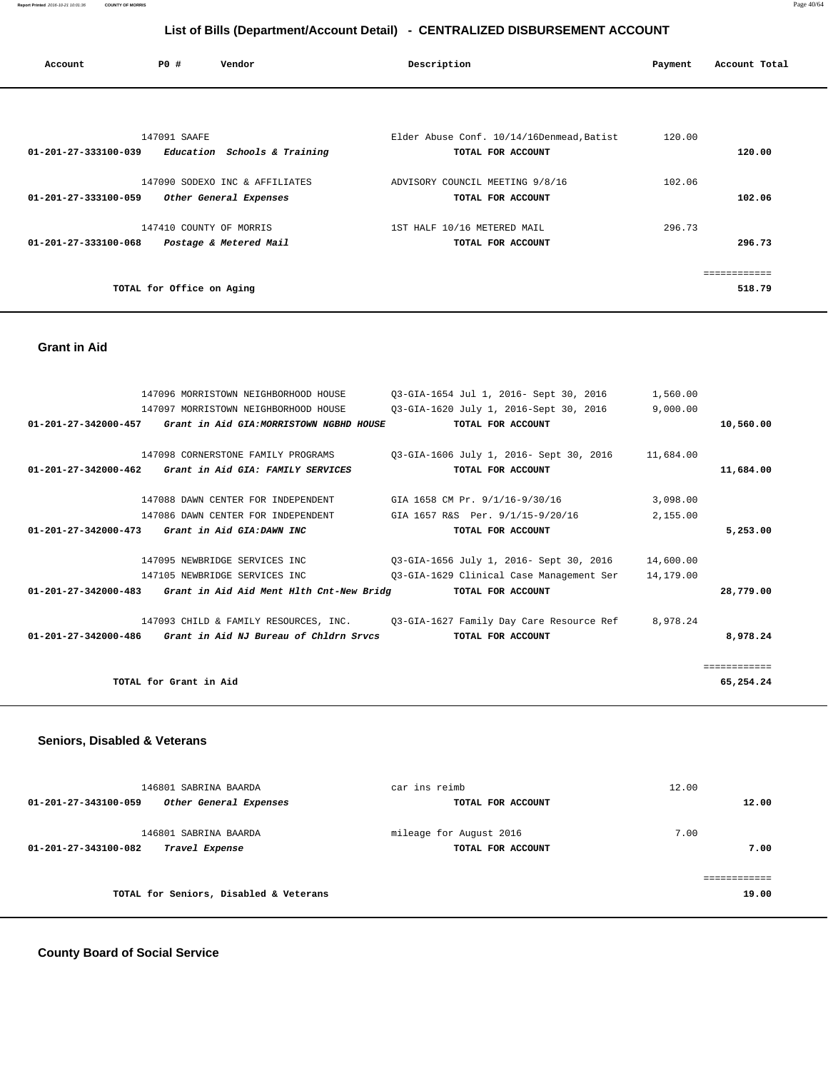## List of Bills (Department/Account Detail) - CENTRALIZED DISBURSEMENT ACCOUNT

| Account | PO # | Vendor | Description | Payment | Account Total |
|---|---|---|---|---|---|
| | 147091 | SAAFE | Elder Abuse Conf. 10/14/16Denmead,Batist | 120.00 | |
| 01-201-27-333100-039 | | *Education Schools & Training* | TOTAL FOR ACCOUNT | | 120.00 |
| | 147090 | SODEXO INC & AFFILIATES | ADVISORY COUNCIL MEETING 9/8/16 | 102.06 | |
| 01-201-27-333100-059 | | *Other General Expenses* | TOTAL FOR ACCOUNT | | 102.06 |
| | 147410 | COUNTY OF MORRIS | 1ST HALF 10/16 METERED MAIL | 296.73 | |
| 01-201-27-333100-068 | | *Postage & Metered Mail* | TOTAL FOR ACCOUNT | | 296.73 |
| | | | | | ============ |
| **TOTAL for Office on Aging** | | | | | **518.79** |

### Grant in Aid

| Account | PO # | Vendor | Description | Payment | Account Total |
|---|---|---|---|---|---|
| | 147096 | MORRISTOWN NEIGHBORHOOD HOUSE | Q3-GIA-1654 Jul 1, 2016- Sept 30, 2016 | 1,560.00 | |
| | 147097 | MORRISTOWN NEIGHBORHOOD HOUSE | Q3-GIA-1620 July 1, 2016-Sept 30, 2016 | 9,000.00 | |
| 01-201-27-342000-457 | | *Grant in Aid GIA:MORRISTOWN NGBHD HOUSE* | TOTAL FOR ACCOUNT | | 10,560.00 |
| | 147098 | CORNERSTONE FAMILY PROGRAMS | Q3-GIA-1606 July 1, 2016- Sept 30, 2016 | 11,684.00 | |
| 01-201-27-342000-462 | | *Grant in Aid GIA: FAMILY SERVICES* | TOTAL FOR ACCOUNT | | 11,684.00 |
| | 147088 | DAWN CENTER FOR INDEPENDENT | GIA 1658 CM Pr. 9/1/16-9/30/16 | 3,098.00 | |
| | 147086 | DAWN CENTER FOR INDEPENDENT | GIA 1657 R&S Per. 9/1/15-9/20/16 | 2,155.00 | |
| 01-201-27-342000-473 | | *Grant in Aid GIA:DAWN INC* | TOTAL FOR ACCOUNT | | 5,253.00 |
| | 147095 | NEWBRIDGE SERVICES INC | Q3-GIA-1656 July 1, 2016- Sept 30, 2016 | 14,600.00 | |
| | 147105 | NEWBRIDGE SERVICES INC | Q3-GIA-1629 Clinical Case Management Ser | 14,179.00 | |
| 01-201-27-342000-483 | | *Grant in Aid Aid Ment Hlth Cnt-New Bridg* | TOTAL FOR ACCOUNT | | 28,779.00 |
| | 147093 | CHILD & FAMILY RESOURCES, INC. | Q3-GIA-1627 Family Day Care Resource Ref | 8,978.24 | |
| 01-201-27-342000-486 | | *Grant in Aid NJ Bureau of Chldrn Srvcs* | TOTAL FOR ACCOUNT | | 8,978.24 |
| | | | | | ============ |
| **TOTAL for Grant in Aid** | | | | | **65,254.24** |

### Seniors, Disabled & Veterans

| Account | PO # | Vendor | Description | Payment | Account Total |
|---|---|---|---|---|---|
| | 146801 | SABRINA BAARDA | car ins reimb | 12.00 | |
| 01-201-27-343100-059 | | *Other General Expenses* | TOTAL FOR ACCOUNT | | 12.00 |
| | 146801 | SABRINA BAARDA | mileage for August 2016 | 7.00 | |
| 01-201-27-343100-082 | | *Travel Expense* | TOTAL FOR ACCOUNT | | 7.00 |
| | | | | | ============ |
| **TOTAL for Seniors, Disabled & Veterans** | | | | | **19.00** |

### County Board of Social Service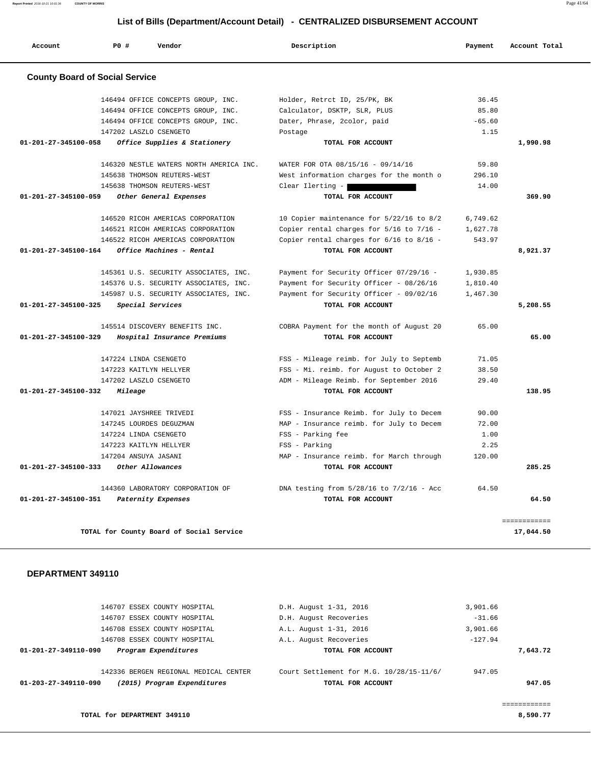# List of Bills (Department/Account Detail) - CENTRALIZED DISBURSEMENT ACCOUNT

| Account | PO # | Vendor | Description | Payment | Account Total |
|---|---|---|---|---|---|

## County Board of Social Service

| Account | PO # | Vendor | Description | Payment | Account Total |
|---|---|---|---|---|---|
| | 146494 | OFFICE CONCEPTS GROUP, INC. | Holder, Retrct ID, 25/PK, BK | 36.45 | |
| | 146494 | OFFICE CONCEPTS GROUP, INC. | Calculator, DSKTP, SLR, PLUS | 85.80 | |
| | 146494 | OFFICE CONCEPTS GROUP, INC. | Dater, Phrase, 2color, paid | -65.60 | |
| | 147202 | LASZLO CSENGETO | Postage | 1.15 | |
| **01-201-27-345100-058** | | ***Office Supplies & Stationery*** | **TOTAL FOR ACCOUNT** | | **1,990.98** |
| | 146320 | NESTLE WATERS NORTH AMERICA INC. | WATER FOR OTA 08/15/16 - 09/14/16 | 59.80 | |
| | 145638 | THOMSON REUTERS-WEST | West information charges for the month o | 296.10 | |
| | 145638 | THOMSON REUTERS-WEST | Clear Ilerting - | 14.00 | |
| **01-201-27-345100-059** | | ***Other General Expenses*** | **TOTAL FOR ACCOUNT** | | **369.90** |
| | 146520 | RICOH AMERICAS CORPORATION | 10 Copier maintenance for 5/22/16 to 8/2 | 6,749.62 | |
| | 146521 | RICOH AMERICAS CORPORATION | Copier rental charges for 5/16 to 7/16 - | 1,627.78 | |
| | 146522 | RICOH AMERICAS CORPORATION | Copier rental charges for 6/16 to 8/16 - | 543.97 | |
| **01-201-27-345100-164** | | ***Office Machines - Rental*** | **TOTAL FOR ACCOUNT** | | **8,921.37** |
| | 145361 | U.S. SECURITY ASSOCIATES, INC. | Payment for Security Officer 07/29/16 - | 1,930.85 | |
| | 145376 | U.S. SECURITY ASSOCIATES, INC. | Payment for Security Officer - 08/26/16 | 1,810.40 | |
| | 145987 | U.S. SECURITY ASSOCIATES, INC. | Payment for Security Officer - 09/02/16 | 1,467.30 | |
| **01-201-27-345100-325** | | ***Special Services*** | **TOTAL FOR ACCOUNT** | | **5,208.55** |
| | 145514 | DISCOVERY BENEFITS INC. | COBRA Payment for the month of August 20 | 65.00 | |
| **01-201-27-345100-329** | | ***Hospital Insurance Premiums*** | **TOTAL FOR ACCOUNT** | | **65.00** |
| | 147224 | LINDA CSENGETO | FSS - Mileage reimb. for July to Septemb | 71.05 | |
| | 147223 | KAITLYN HELLYER | FSS - Mi. reimb. for August to October 2 | 38.50 | |
| | 147202 | LASZLO CSENGETO | ADM - Mileage Reimb. for September 2016 | 29.40 | |
| **01-201-27-345100-332** | | ***Mileage*** | **TOTAL FOR ACCOUNT** | | **138.95** |
| | 147021 | JAYSHREE TRIVEDI | FSS - Insurance Reimb. for July to Decem | 90.00 | |
| | 147245 | LOURDES DEGUZMAN | MAP - Insurance reimb. for July to Decem | 72.00 | |
| | 147224 | LINDA CSENGETO | FSS - Parking fee | 1.00 | |
| | 147223 | KAITLYN HELLYER | FSS - Parking | 2.25 | |
| | 147204 | ANSUYA JASANI | MAP - Insurance reimb. for March through | 120.00 | |
| **01-201-27-345100-333** | | ***Other Allowances*** | **TOTAL FOR ACCOUNT** | | **285.25** |
| | 144360 | LABORATORY CORPORATION OF | DNA testing from 5/28/16 to 7/2/16 - Acc | 64.50 | |
| **01-201-27-345100-351** | | ***Paternity Expenses*** | **TOTAL FOR ACCOUNT** | | **64.50** |
| | | | | | ============ |
| | | **TOTAL for County Board of Social Service** | | | **17,044.50** |

## DEPARTMENT 349110

| Account | PO # | Vendor | Description | Payment | Account Total |
|---|---|---|---|---|---|
| | 146707 | ESSEX COUNTY HOSPITAL | D.H. August 1-31, 2016 | 3,901.66 | |
| | 146707 | ESSEX COUNTY HOSPITAL | D.H. August Recoveries | -31.66 | |
| | 146708 | ESSEX COUNTY HOSPITAL | A.L. August 1-31, 2016 | 3,901.66 | |
| | 146708 | ESSEX COUNTY HOSPITAL | A.L. August Recoveries | -127.94 | |
| **01-201-27-349110-090** | | ***Program Expenditures*** | **TOTAL FOR ACCOUNT** | | **7,643.72** |
| | 142336 | BERGEN REGIONAL MEDICAL CENTER | Court Settlement for M.G. 10/28/15-11/6/ | 947.05 | |
| **01-203-27-349110-090** | | ***(2015) Program Expenditures*** | **TOTAL FOR ACCOUNT** | | **947.05** |
| | | | | | ============ |
| | | **TOTAL for DEPARTMENT 349110** | | | **8,590.77** |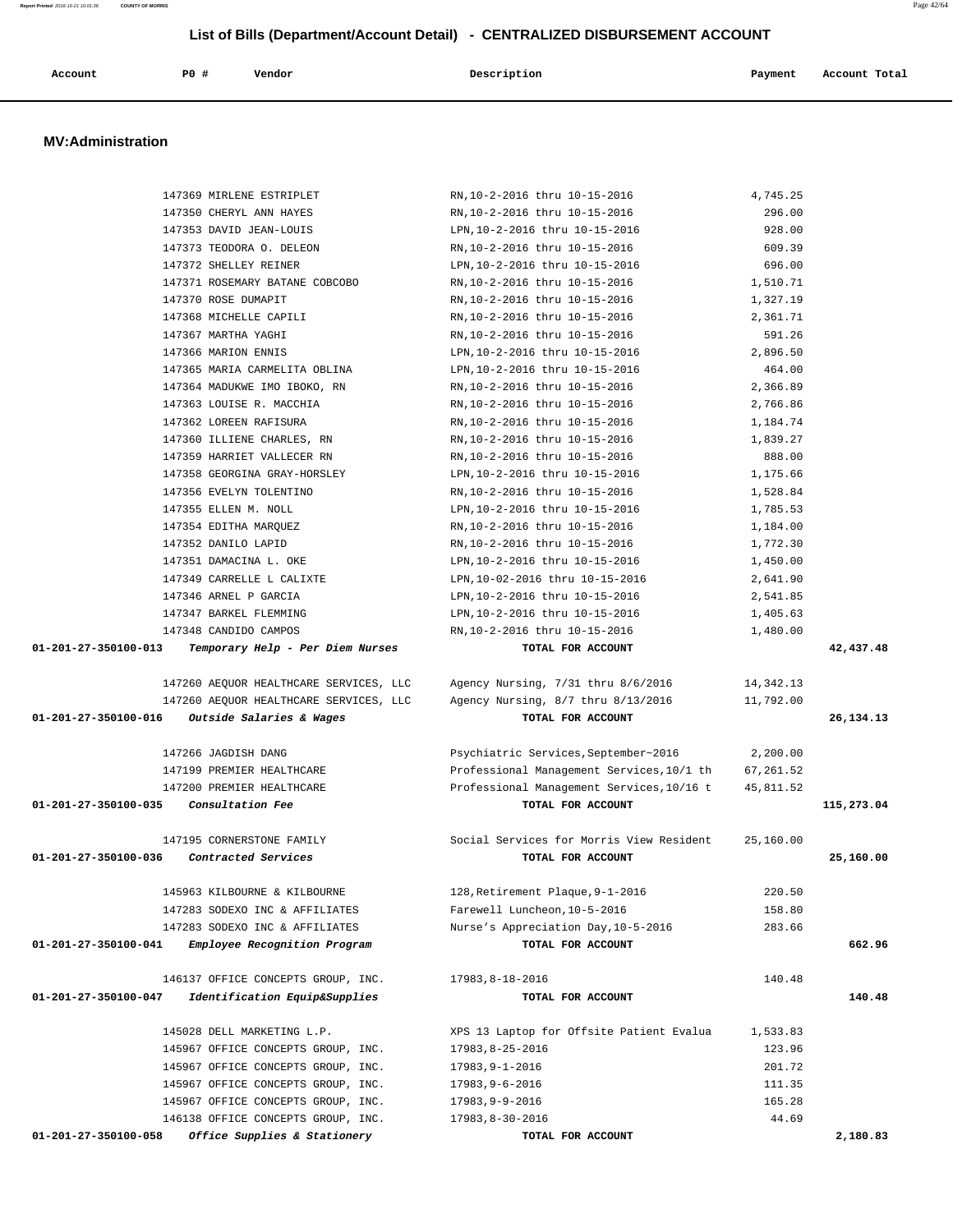# List of Bills (Department/Account Detail) - CENTRALIZED DISBURSEMENT ACCOUNT

## MV:Administration

| Account | PO # | Vendor | Description | Payment | Account Total |
|---|---|---|---|---|---|
| | 147369 | MIRLENE ESTRIPLET | RN,10-2-2016 thru 10-15-2016 | 4,745.25 | |
| | 147350 | CHERYL ANN HAYES | RN,10-2-2016 thru 10-15-2016 | 296.00 | |
| | 147353 | DAVID JEAN-LOUIS | LPN,10-2-2016 thru 10-15-2016 | 928.00 | |
| | 147373 | TEODORA O. DELEON | RN,10-2-2016 thru 10-15-2016 | 609.39 | |
| | 147372 | SHELLEY REINER | LPN,10-2-2016 thru 10-15-2016 | 696.00 | |
| | 147371 | ROSEMARY BATANE COBCOBO | RN,10-2-2016 thru 10-15-2016 | 1,510.71 | |
| | 147370 | ROSE DUMAPIT | RN,10-2-2016 thru 10-15-2016 | 1,327.19 | |
| | 147368 | MICHELLE CAPILI | RN,10-2-2016 thru 10-15-2016 | 2,361.71 | |
| | 147367 | MARTHA YAGHI | RN,10-2-2016 thru 10-15-2016 | 591.26 | |
| | 147366 | MARION ENNIS | LPN,10-2-2016 thru 10-15-2016 | 2,896.50 | |
| | 147365 | MARIA CARMELITA OBLINA | LPN,10-2-2016 thru 10-15-2016 | 464.00 | |
| | 147364 | MADUKWE IMO IBOKO, RN | RN,10-2-2016 thru 10-15-2016 | 2,366.89 | |
| | 147363 | LOUISE R. MACCHIA | RN,10-2-2016 thru 10-15-2016 | 2,766.86 | |
| | 147362 | LOREEN RAFISURA | RN,10-2-2016 thru 10-15-2016 | 1,184.74 | |
| | 147360 | ILLIENE CHARLES, RN | RN,10-2-2016 thru 10-15-2016 | 1,839.27 | |
| | 147359 | HARRIET VALLECER RN | RN,10-2-2016 thru 10-15-2016 | 888.00 | |
| | 147358 | GEORGINA GRAY-HORSLEY | LPN,10-2-2016 thru 10-15-2016 | 1,175.66 | |
| | 147356 | EVELYN TOLENTINO | RN,10-2-2016 thru 10-15-2016 | 1,528.84 | |
| | 147355 | ELLEN M. NOLL | LPN,10-2-2016 thru 10-15-2016 | 1,785.53 | |
| | 147354 | EDITHA MARQUEZ | RN,10-2-2016 thru 10-15-2016 | 1,184.00 | |
| | 147352 | DANILO LAPID | RN,10-2-2016 thru 10-15-2016 | 1,772.30 | |
| | 147351 | DAMACINA L. OKE | LPN,10-2-2016 thru 10-15-2016 | 1,450.00 | |
| | 147349 | CARRELLE L CALIXTE | LPN,10-02-2016 thru 10-15-2016 | 2,641.90 | |
| | 147346 | ARNEL P GARCIA | LPN,10-2-2016 thru 10-15-2016 | 2,541.85 | |
| | 147347 | BARKEL FLEMMING | LPN,10-2-2016 thru 10-15-2016 | 1,405.63 | |
| | 147348 | CANDIDO CAMPOS | RN,10-2-2016 thru 10-15-2016 | 1,480.00 | |
| **01-201-27-350100-013** | | *Temporary Help - Per Diem Nurses* | **TOTAL FOR ACCOUNT** | | **42,437.48** |
| | 147260 | AEQUOR HEALTHCARE SERVICES, LLC | Agency Nursing, 7/31 thru 8/6/2016 | 14,342.13 | |
| | 147260 | AEQUOR HEALTHCARE SERVICES, LLC | Agency Nursing, 8/7 thru 8/13/2016 | 11,792.00 | |
| **01-201-27-350100-016** | | *Outside Salaries & Wages* | **TOTAL FOR ACCOUNT** | | **26,134.13** |
| | 147266 | JAGDISH DANG | Psychiatric Services,September~2016 | 2,200.00 | |
| | 147199 | PREMIER HEALTHCARE | Professional Management Services,10/1 th | 67,261.52 | |
| | 147200 | PREMIER HEALTHCARE | Professional Management Services,10/16 t | 45,811.52 | |
| **01-201-27-350100-035** | | *Consultation Fee* | **TOTAL FOR ACCOUNT** | | **115,273.04** |
| | 147195 | CORNERSTONE FAMILY | Social Services for Morris View Resident | 25,160.00 | |
| **01-201-27-350100-036** | | *Contracted Services* | **TOTAL FOR ACCOUNT** | | **25,160.00** |
| | 145963 | KILBOURNE & KILBOURNE | 128,Retirement Plaque,9-1-2016 | 220.50 | |
| | 147283 | SODEXO INC & AFFILIATES | Farewell Luncheon,10-5-2016 | 158.80 | |
| | 147283 | SODEXO INC & AFFILIATES | Nurse's Appreciation Day,10-5-2016 | 283.66 | |
| **01-201-27-350100-041** | | *Employee Recognition Program* | **TOTAL FOR ACCOUNT** | | **662.96** |
| | 146137 | OFFICE CONCEPTS GROUP, INC. | 17983,8-18-2016 | 140.48 | |
| **01-201-27-350100-047** | | *Identification Equip&Supplies* | **TOTAL FOR ACCOUNT** | | **140.48** |
| | 145028 | DELL MARKETING L.P. | XPS 13 Laptop for Offsite Patient Evalua | 1,533.83 | |
| | 145967 | OFFICE CONCEPTS GROUP, INC. | 17983,8-25-2016 | 123.96 | |
| | 145967 | OFFICE CONCEPTS GROUP, INC. | 17983,9-1-2016 | 201.72 | |
| | 145967 | OFFICE CONCEPTS GROUP, INC. | 17983,9-6-2016 | 111.35 | |
| | 145967 | OFFICE CONCEPTS GROUP, INC. | 17983,9-9-2016 | 165.28 | |
| | 146138 | OFFICE CONCEPTS GROUP, INC. | 17983,8-30-2016 | 44.69 | |
| **01-201-27-350100-058** | | *Office Supplies & Stationery* | **TOTAL FOR ACCOUNT** | | **2,180.83** |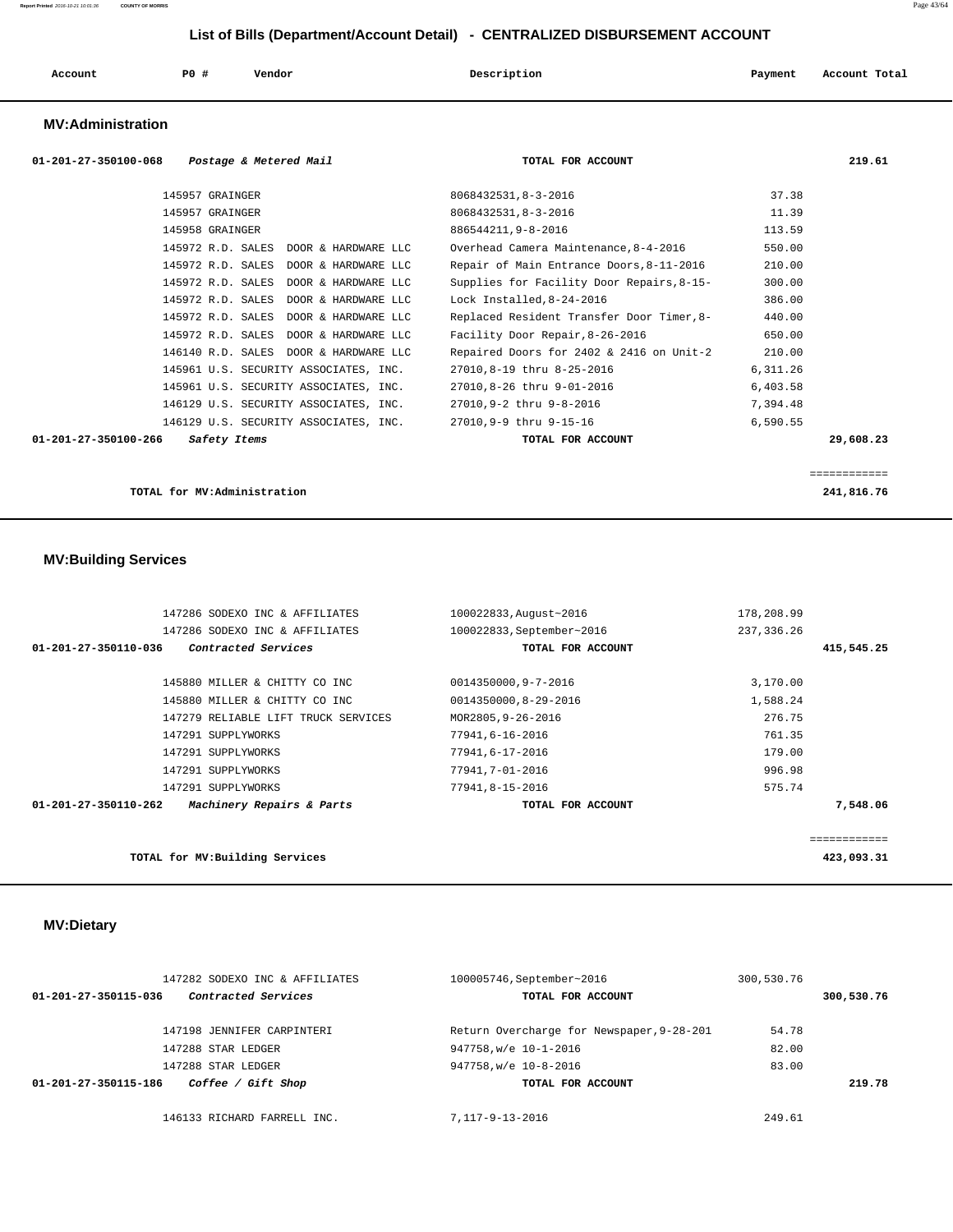## List of Bills (Department/Account Detail) - CENTRALIZED DISBURSEMENT ACCOUNT

| Account | PO # | Vendor | Description | Payment | Account Total |
|---|---|---|---|---|---|

### MV:Administration

| Account | PO # | Vendor | Description | Payment | Account Total |
|---|---|---|---|---|---|
| 01-201-27-350100-068 | | *Postage & Metered Mail* | TOTAL FOR ACCOUNT | | 219.61 |
| | 145957 | GRAINGER | 8068432531,8-3-2016 | 37.38 | |
| | 145957 | GRAINGER | 8068432531,8-3-2016 | 11.39 | |
| | 145958 | GRAINGER | 886544211,9-8-2016 | 113.59 | |
| | 145972 | R.D. SALES DOOR & HARDWARE LLC | Overhead Camera Maintenance,8-4-2016 | 550.00 | |
| | 145972 | R.D. SALES DOOR & HARDWARE LLC | Repair of Main Entrance Doors,8-11-2016 | 210.00 | |
| | 145972 | R.D. SALES DOOR & HARDWARE LLC | Supplies for Facility Door Repairs,8-15- | 300.00 | |
| | 145972 | R.D. SALES DOOR & HARDWARE LLC | Lock Installed,8-24-2016 | 386.00 | |
| | 145972 | R.D. SALES DOOR & HARDWARE LLC | Replaced Resident Transfer Door Timer,8- | 440.00 | |
| | 145972 | R.D. SALES DOOR & HARDWARE LLC | Facility Door Repair,8-26-2016 | 650.00 | |
| | 146140 | R.D. SALES DOOR & HARDWARE LLC | Repaired Doors for 2402 & 2416 on Unit-2 | 210.00 | |
| | 145961 | U.S. SECURITY ASSOCIATES, INC. | 27010,8-19 thru 8-25-2016 | 6,311.26 | |
| | 145961 | U.S. SECURITY ASSOCIATES, INC. | 27010,8-26 thru 9-01-2016 | 6,403.58 | |
| | 146129 | U.S. SECURITY ASSOCIATES, INC. | 27010,9-2 thru 9-8-2016 | 7,394.48 | |
| | 146129 | U.S. SECURITY ASSOCIATES, INC. | 27010,9-9 thru 9-15-16 | 6,590.55 | |
| 01-201-27-350100-266 | | *Safety Items* | TOTAL FOR ACCOUNT | | 29,608.23 |
| | | | | | ============ |
| | | **TOTAL for MV:Administration** | | | 241,816.76 |

### MV:Building Services

| Account | PO # | Vendor | Description | Payment | Account Total |
|---|---|---|---|---|---|
| | 147286 | SODEXO INC & AFFILIATES | 100022833,August~2016 | 178,208.99 | |
| | 147286 | SODEXO INC & AFFILIATES | 100022833,September~2016 | 237,336.26 | |
| 01-201-27-350110-036 | | *Contracted Services* | TOTAL FOR ACCOUNT | | 415,545.25 |
| | 145880 | MILLER & CHITTY CO INC | 0014350000,9-7-2016 | 3,170.00 | |
| | 145880 | MILLER & CHITTY CO INC | 0014350000,8-29-2016 | 1,588.24 | |
| | 147279 | RELIABLE LIFT TRUCK SERVICES | MOR2805,9-26-2016 | 276.75 | |
| | 147291 | SUPPLYWORKS | 77941,6-16-2016 | 761.35 | |
| | 147291 | SUPPLYWORKS | 77941,6-17-2016 | 179.00 | |
| | 147291 | SUPPLYWORKS | 77941,7-01-2016 | 996.98 | |
| | 147291 | SUPPLYWORKS | 77941,8-15-2016 | 575.74 | |
| 01-201-27-350110-262 | | *Machinery Repairs & Parts* | TOTAL FOR ACCOUNT | | 7,548.06 |
| | | | | | ============ |
| | | **TOTAL for MV:Building Services** | | | 423,093.31 |

### MV:Dietary

| Account | PO # | Vendor | Description | Payment | Account Total |
|---|---|---|---|---|---|
| | 147282 | SODEXO INC & AFFILIATES | 100005746,September~2016 | 300,530.76 | |
| 01-201-27-350115-036 | | *Contracted Services* | TOTAL FOR ACCOUNT | | 300,530.76 |
| | 147198 | JENNIFER CARPINTERI | Return Overcharge for Newspaper,9-28-201 | 54.78 | |
| | 147288 | STAR LEDGER | 947758,w/e 10-1-2016 | 82.00 | |
| | 147288 | STAR LEDGER | 947758,w/e 10-8-2016 | 83.00 | |
| 01-201-27-350115-186 | | *Coffee / Gift Shop* | TOTAL FOR ACCOUNT | | 219.78 |
| | 146133 | RICHARD FARRELL INC. | 7,117-9-13-2016 | 249.61 | |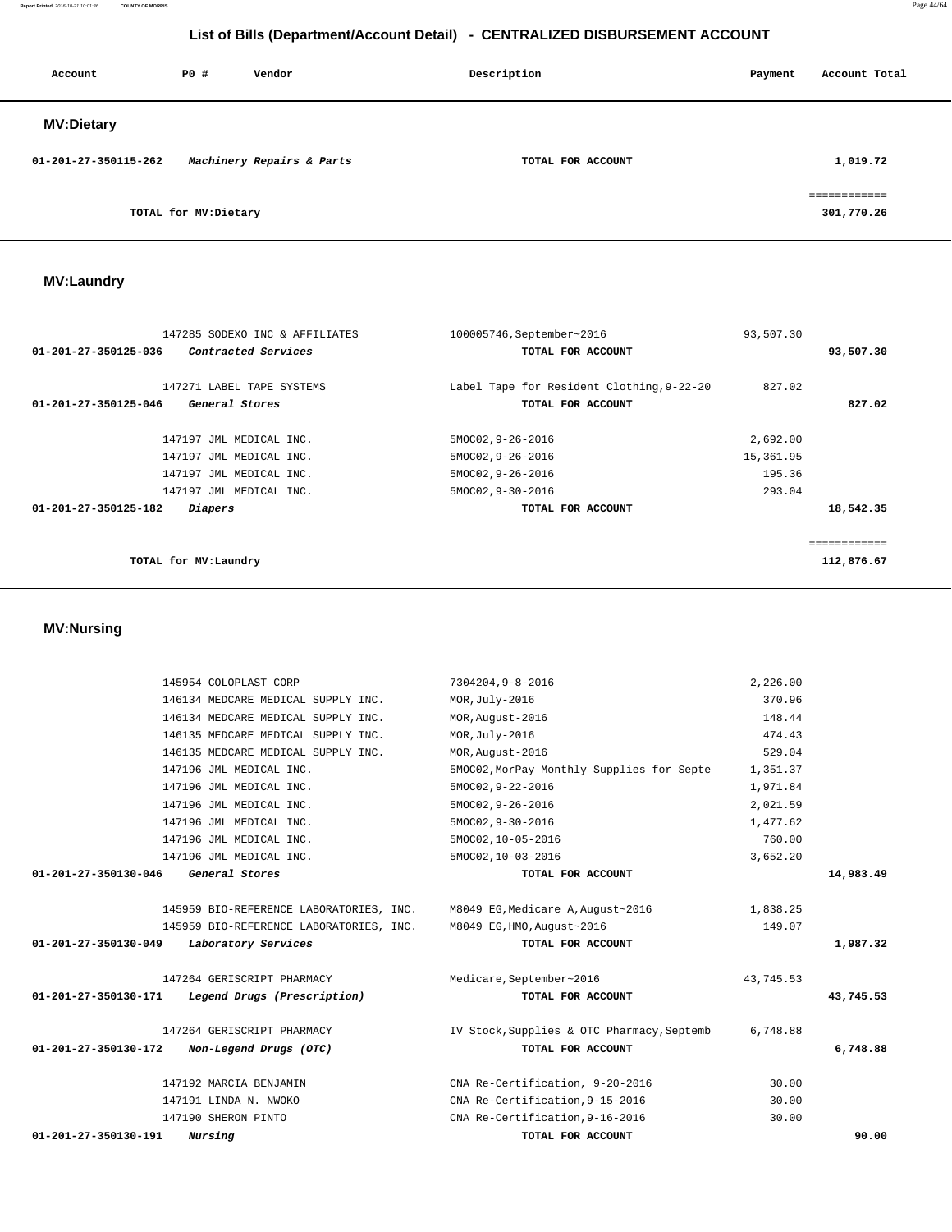## List of Bills (Department/Account Detail) - CENTRALIZED DISBURSEMENT ACCOUNT

| Account | PO # | Vendor | Description | Payment | Account Total |
|---|---|---|---|---|---|

### MV:Dietary

| Account | PO # | Vendor | Description | Payment | Account Total |
|---|---|---|---|---|---|
| 01-201-27-350115-262 | | *Machinery Repairs & Parts* | TOTAL FOR ACCOUNT | | 1,019.72 |
| | | | | | ============ |
| | | TOTAL for MV:Dietary | | | 301,770.26 |

### MV:Laundry

| Account | PO # | Vendor | Description | Payment | Account Total |
|---|---|---|---|---|---|
| | 147285 | SODEXO INC & AFFILIATES | 100005746,September~2016 | 93,507.30 | |
| 01-201-27-350125-036 | | *Contracted Services* | TOTAL FOR ACCOUNT | | 93,507.30 |
| | 147271 | LABEL TAPE SYSTEMS | Label Tape for Resident Clothing,9-22-20 | 827.02 | |
| 01-201-27-350125-046 | | *General Stores* | TOTAL FOR ACCOUNT | | 827.02 |
| | 147197 | JML MEDICAL INC. | 5MOC02,9-26-2016 | 2,692.00 | |
| | 147197 | JML MEDICAL INC. | 5MOC02,9-26-2016 | 15,361.95 | |
| | 147197 | JML MEDICAL INC. | 5MOC02,9-26-2016 | 195.36 | |
| | 147197 | JML MEDICAL INC. | 5MOC02,9-30-2016 | 293.04 | |
| 01-201-27-350125-182 | | *Diapers* | TOTAL FOR ACCOUNT | | 18,542.35 |
| | | | | | ============ |
| | | TOTAL for MV:Laundry | | | 112,876.67 |

### MV:Nursing

| Account | PO # | Vendor | Description | Payment | Account Total |
|---|---|---|---|---|---|
| | 145954 | COLOPLAST CORP | 7304204,9-8-2016 | 2,226.00 | |
| | 146134 | MEDCARE MEDICAL SUPPLY INC. | MOR,July-2016 | 370.96 | |
| | 146134 | MEDCARE MEDICAL SUPPLY INC. | MOR,August-2016 | 148.44 | |
| | 146135 | MEDCARE MEDICAL SUPPLY INC. | MOR,July-2016 | 474.43 | |
| | 146135 | MEDCARE MEDICAL SUPPLY INC. | MOR,August-2016 | 529.04 | |
| | 147196 | JML MEDICAL INC. | 5MOC02,MorPay Monthly Supplies for Septe | 1,351.37 | |
| | 147196 | JML MEDICAL INC. | 5MOC02,9-22-2016 | 1,971.84 | |
| | 147196 | JML MEDICAL INC. | 5MOC02,9-26-2016 | 2,021.59 | |
| | 147196 | JML MEDICAL INC. | 5MOC02,9-30-2016 | 1,477.62 | |
| | 147196 | JML MEDICAL INC. | 5MOC02,10-05-2016 | 760.00 | |
| | 147196 | JML MEDICAL INC. | 5MOC02,10-03-2016 | 3,652.20 | |
| 01-201-27-350130-046 | | *General Stores* | TOTAL FOR ACCOUNT | | 14,983.49 |
| | 145959 | BIO-REFERENCE LABORATORIES, INC. | M8049 EG,Medicare A,August~2016 | 1,838.25 | |
| | 145959 | BIO-REFERENCE LABORATORIES, INC. | M8049 EG,HMO,August~2016 | 149.07 | |
| 01-201-27-350130-049 | | *Laboratory Services* | TOTAL FOR ACCOUNT | | 1,987.32 |
| | 147264 | GERISCRIPT PHARMACY | Medicare,September~2016 | 43,745.53 | |
| 01-201-27-350130-171 | | *Legend Drugs (Prescription)* | TOTAL FOR ACCOUNT | | 43,745.53 |
| | 147264 | GERISCRIPT PHARMACY | IV Stock,Supplies & OTC Pharmacy,Septemb | 6,748.88 | |
| 01-201-27-350130-172 | | *Non-Legend Drugs (OTC)* | TOTAL FOR ACCOUNT | | 6,748.88 |
| | 147192 | MARCIA BENJAMIN | CNA Re-Certification, 9-20-2016 | 30.00 | |
| | 147191 | LINDA N. NWOKO | CNA Re-Certification,9-15-2016 | 30.00 | |
| | 147190 | SHERON PINTO | CNA Re-Certification,9-16-2016 | 30.00 | |
| 01-201-27-350130-191 | | *Nursing* | TOTAL FOR ACCOUNT | | 90.00 |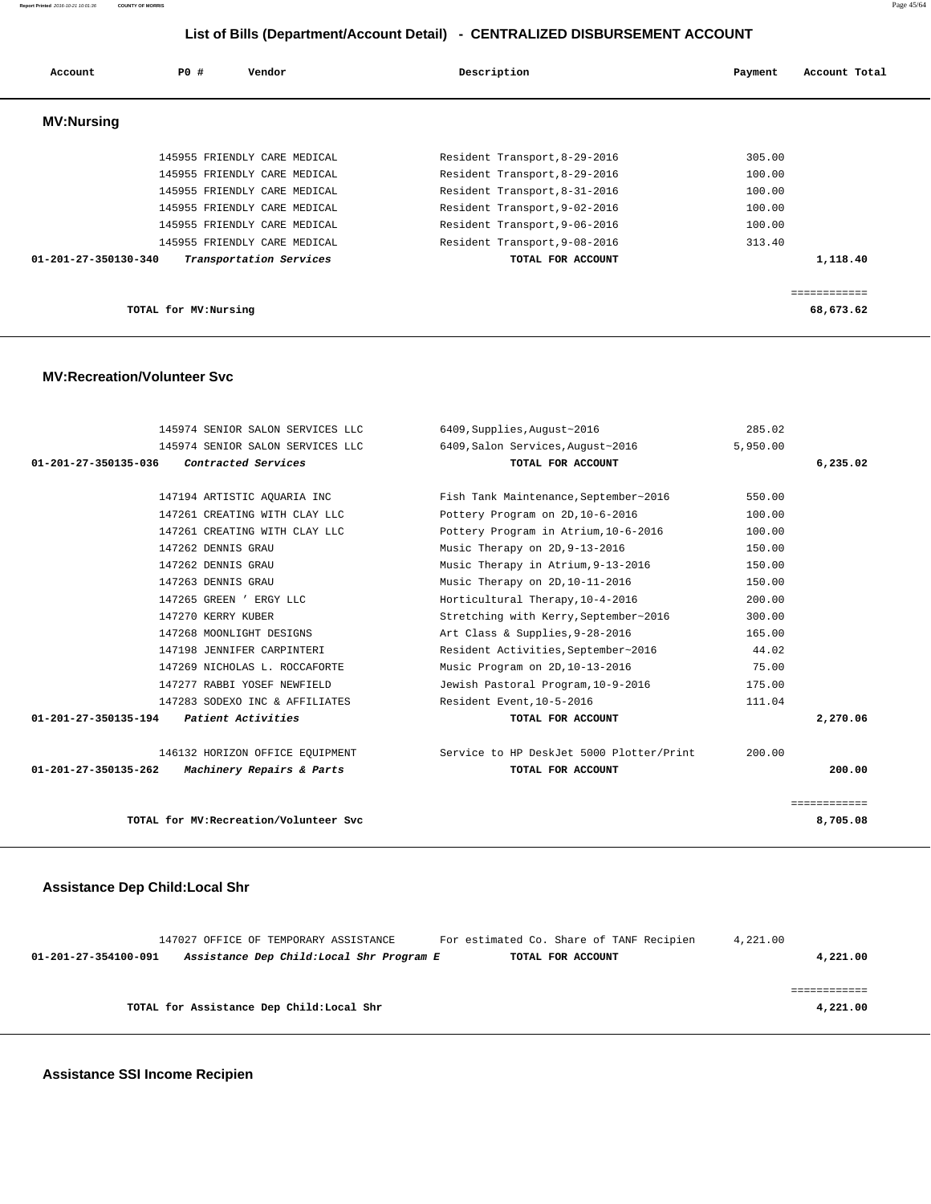# List of Bills (Department/Account Detail) - CENTRALIZED DISBURSEMENT ACCOUNT

| Account | PO # | Vendor | Description | Payment | Account Total |
|---|---|---|---|---|---|

## MV:Nursing

| Account | PO # | Vendor | Description | Payment | Account Total |
|---|---|---|---|---|---|
| | 145955 | FRIENDLY CARE MEDICAL | Resident Transport,8-29-2016 | 305.00 | |
| | 145955 | FRIENDLY CARE MEDICAL | Resident Transport,8-29-2016 | 100.00 | |
| | 145955 | FRIENDLY CARE MEDICAL | Resident Transport,8-31-2016 | 100.00 | |
| | 145955 | FRIENDLY CARE MEDICAL | Resident Transport,9-02-2016 | 100.00 | |
| | 145955 | FRIENDLY CARE MEDICAL | Resident Transport,9-06-2016 | 100.00 | |
| | 145955 | FRIENDLY CARE MEDICAL | Resident Transport,9-08-2016 | 313.40 | |
| **01-201-27-350130-340** | | *Transportation Services* | **TOTAL FOR ACCOUNT** | | **1,118.40** |
| | | | | | ============ |
| | **TOTAL for MV:Nursing** | | | | **68,673.62** |

## MV:Recreation/Volunteer Svc

| Account | PO # | Vendor | Description | Payment | Account Total |
|---|---|---|---|---|---|
| | 145974 | SENIOR SALON SERVICES LLC | 6409,Supplies,August~2016 | 285.02 | |
| | 145974 | SENIOR SALON SERVICES LLC | 6409,Salon Services,August~2016 | 5,950.00 | |
| **01-201-27-350135-036** | | *Contracted Services* | **TOTAL FOR ACCOUNT** | | **6,235.02** |
| | 147194 | ARTISTIC AQUARIA INC | Fish Tank Maintenance,September~2016 | 550.00 | |
| | 147261 | CREATING WITH CLAY LLC | Pottery Program on 2D,10-6-2016 | 100.00 | |
| | 147261 | CREATING WITH CLAY LLC | Pottery Program in Atrium,10-6-2016 | 100.00 | |
| | 147262 | DENNIS GRAU | Music Therapy on 2D,9-13-2016 | 150.00 | |
| | 147262 | DENNIS GRAU | Music Therapy in Atrium,9-13-2016 | 150.00 | |
| | 147263 | DENNIS GRAU | Music Therapy on 2D,10-11-2016 | 150.00 | |
| | 147265 | GREEN ’ ERGY LLC | Horticultural Therapy,10-4-2016 | 200.00 | |
| | 147270 | KERRY KUBER | Stretching with Kerry,September~2016 | 300.00 | |
| | 147268 | MOONLIGHT DESIGNS | Art Class & Supplies,9-28-2016 | 165.00 | |
| | 147198 | JENNIFER CARPINTERI | Resident Activities,September~2016 | 44.02 | |
| | 147269 | NICHOLAS L. ROCCAFORTE | Music Program on 2D,10-13-2016 | 75.00 | |
| | 147277 | RABBI YOSEF NEWFIELD | Jewish Pastoral Program,10-9-2016 | 175.00 | |
| | 147283 | SODEXO INC & AFFILIATES | Resident Event,10-5-2016 | 111.04 | |
| **01-201-27-350135-194** | | *Patient Activities* | **TOTAL FOR ACCOUNT** | | **2,270.06** |
| | 146132 | HORIZON OFFICE EQUIPMENT | Service to HP DeskJet 5000 Plotter/Print | 200.00 | |
| **01-201-27-350135-262** | | *Machinery Repairs & Parts* | **TOTAL FOR ACCOUNT** | | **200.00** |
| | | | | | ============ |
| | **TOTAL for MV:Recreation/Volunteer Svc** | | | | **8,705.08** |

## Assistance Dep Child:Local Shr

| Account | PO # | Vendor | Description | Payment | Account Total |
|---|---|---|---|---|---|
| | 147027 | OFFICE OF TEMPORARY ASSISTANCE | For estimated Co. Share of TANF Recipien | 4,221.00 | |
| **01-201-27-354100-091** | | *Assistance Dep Child:Local Shr Program E* | **TOTAL FOR ACCOUNT** | | **4,221.00** |
| | | | | | ============ |
| | **TOTAL for Assistance Dep Child:Local Shr** | | | | **4,221.00** |

## Assistance SSI Income Recipien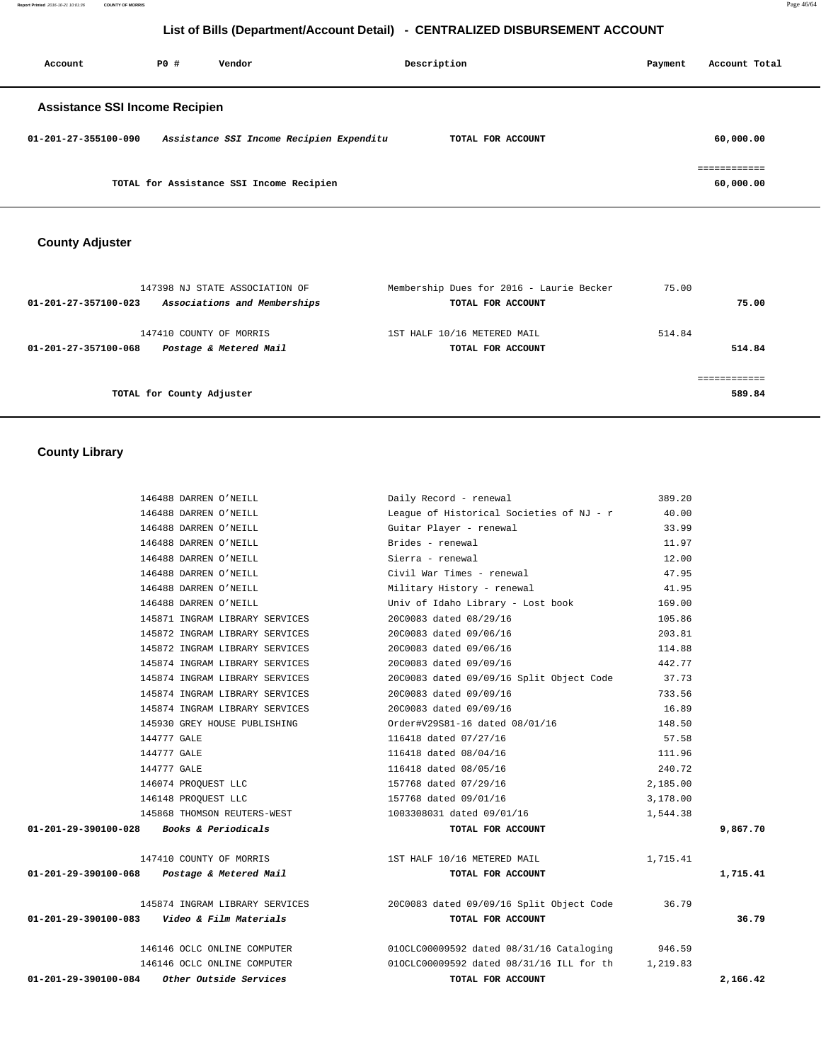# List of Bills (Department/Account Detail) - CENTRALIZED DISBURSEMENT ACCOUNT

| Account | PO # | Vendor | Description | Payment | Account Total |
|---|---|---|---|---|---|

## Assistance SSI Income Recipien

| Account | PO # | Vendor | Description | Payment | Account Total |
|---|---|---|---|---|---|
| 01-201-27-355100-090 | | *Assistance SSI Income Recipien Expenditu* | TOTAL FOR ACCOUNT | | 60,000.00 |
| | | | | | ============ |
| | | TOTAL for Assistance SSI Income Recipien | | | 60,000.00 |

## County Adjuster

| Account | PO # | Vendor | Description | Payment | Account Total |
|---|---|---|---|---|---|
| | 147398 | NJ STATE ASSOCIATION OF | Membership Dues for 2016 - Laurie Becker | 75.00 | |
| 01-201-27-357100-023 | | *Associations and Memberships* | TOTAL FOR ACCOUNT | | 75.00 |
| | 147410 | COUNTY OF MORRIS | 1ST HALF 10/16 METERED MAIL | 514.84 | |
| 01-201-27-357100-068 | | *Postage & Metered Mail* | TOTAL FOR ACCOUNT | | 514.84 |
| | | | | | ============ |
| | | TOTAL for County Adjuster | | | 589.84 |

## County Library

| Account | PO # | Vendor | Description | Payment | Account Total |
|---|---|---|---|---|---|
| | 146488 | DARREN O'NEILL | Daily Record - renewal | 389.20 | |
| | 146488 | DARREN O'NEILL | League of Historical Societies of NJ - r | 40.00 | |
| | 146488 | DARREN O'NEILL | Guitar Player - renewal | 33.99 | |
| | 146488 | DARREN O'NEILL | Brides - renewal | 11.97 | |
| | 146488 | DARREN O'NEILL | Sierra - renewal | 12.00 | |
| | 146488 | DARREN O'NEILL | Civil War Times - renewal | 47.95 | |
| | 146488 | DARREN O'NEILL | Military History - renewal | 41.95 | |
| | 146488 | DARREN O'NEILL | Univ of Idaho Library - Lost book | 169.00 | |
| | 145871 | INGRAM LIBRARY SERVICES | 20C0083 dated 08/29/16 | 105.86 | |
| | 145872 | INGRAM LIBRARY SERVICES | 20C0083 dated 09/06/16 | 203.81 | |
| | 145872 | INGRAM LIBRARY SERVICES | 20C0083 dated 09/06/16 | 114.88 | |
| | 145874 | INGRAM LIBRARY SERVICES | 20C0083 dated 09/09/16 | 442.77 | |
| | 145874 | INGRAM LIBRARY SERVICES | 20C0083 dated 09/09/16 Split Object Code | 37.73 | |
| | 145874 | INGRAM LIBRARY SERVICES | 20C0083 dated 09/09/16 | 733.56 | |
| | 145874 | INGRAM LIBRARY SERVICES | 20C0083 dated 09/09/16 | 16.89 | |
| | 145930 | GREY HOUSE PUBLISHING | Order#V29S81-16 dated 08/01/16 | 148.50 | |
| | 144777 | GALE | 116418 dated 07/27/16 | 57.58 | |
| | 144777 | GALE | 116418 dated 08/04/16 | 111.96 | |
| | 144777 | GALE | 116418 dated 08/05/16 | 240.72 | |
| | 146074 | PROQUEST LLC | 157768 dated 07/29/16 | 2,185.00 | |
| | 146148 | PROQUEST LLC | 157768 dated 09/01/16 | 3,178.00 | |
| | 145868 | THOMSON REUTERS-WEST | 1003308031 dated 09/01/16 | 1,544.38 | |
| 01-201-29-390100-028 | | *Books & Periodicals* | TOTAL FOR ACCOUNT | | 9,867.70 |
| | 147410 | COUNTY OF MORRIS | 1ST HALF 10/16 METERED MAIL | 1,715.41 | |
| 01-201-29-390100-068 | | *Postage & Metered Mail* | TOTAL FOR ACCOUNT | | 1,715.41 |
| | 145874 | INGRAM LIBRARY SERVICES | 20C0083 dated 09/09/16 Split Object Code | 36.79 | |
| 01-201-29-390100-083 | | *Video & Film Materials* | TOTAL FOR ACCOUNT | | 36.79 |
| | 146146 | OCLC ONLINE COMPUTER | 01OCLC00009592 dated 08/31/16 Cataloging | 946.59 | |
| | 146146 | OCLC ONLINE COMPUTER | 01OCLC00009592 dated 08/31/16 ILL for th | 1,219.83 | |
| 01-201-29-390100-084 | | *Other Outside Services* | TOTAL FOR ACCOUNT | | 2,166.42 |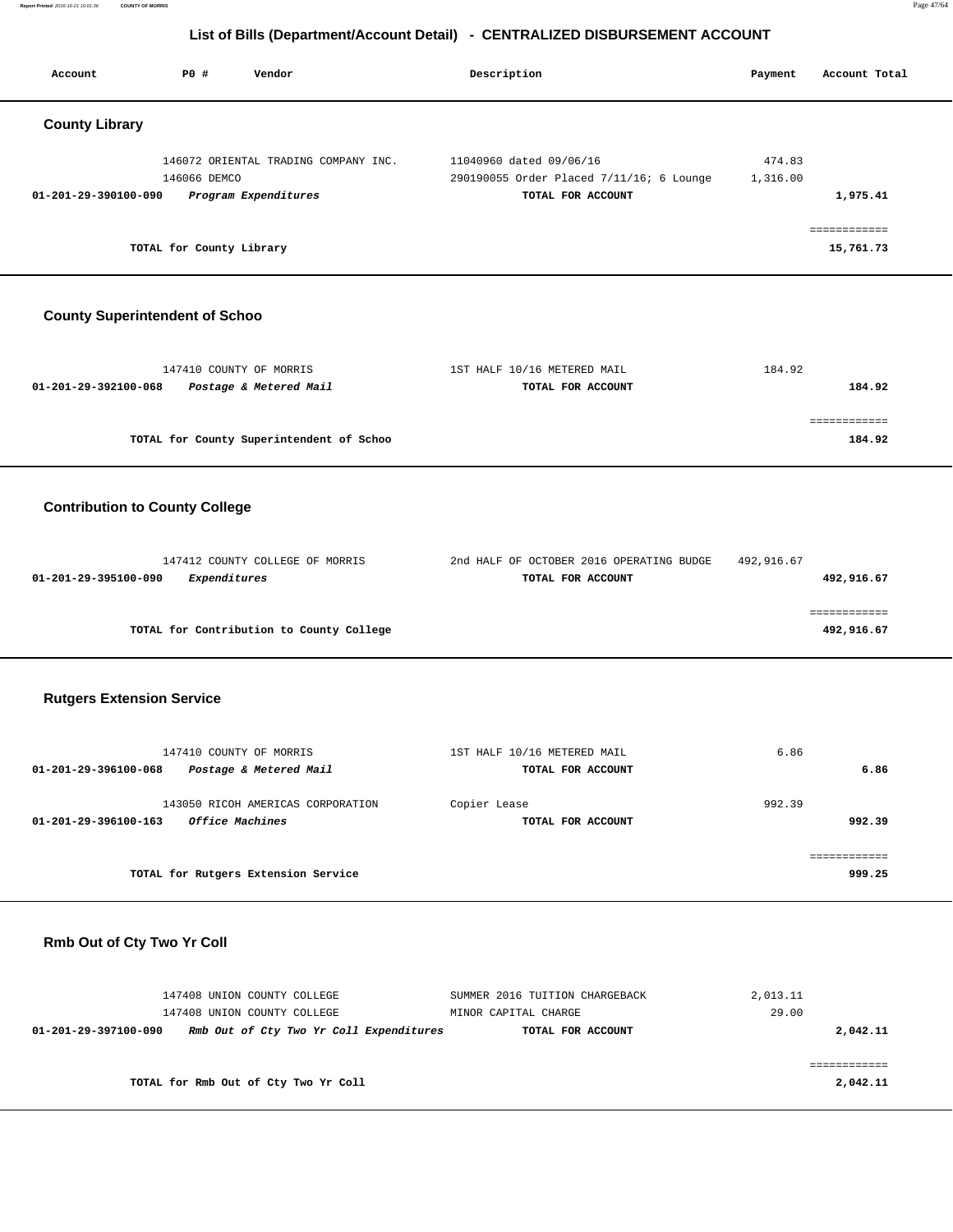## List of Bills (Department/Account Detail) - CENTRALIZED DISBURSEMENT ACCOUNT

| Account | PO # | Vendor | Description | Payment | Account Total |
|---|---|---|---|---|---|

### County Library

| Account | PO # | Vendor | Description | Payment | Account Total |
|---|---|---|---|---|---|
| | 146072 | ORIENTAL TRADING COMPANY INC. | 11040960 dated 09/06/16 | 474.83 | |
| | 146066 | DEMCO | 290190055 Order Placed 7/11/16; 6 Lounge | 1,316.00 | |
| **01-201-29-390100-090** | | ***Program Expenditures*** | **TOTAL FOR ACCOUNT** | | **1,975.41** |
| | | | | | ============ |
| | **TOTAL for County Library** | | | | **15,761.73** |

### County Superintendent of Schoo

| Account | PO # | Vendor | Description | Payment | Account Total |
|---|---|---|---|---|---|
| | 147410 | COUNTY OF MORRIS | 1ST HALF 10/16 METERED MAIL | 184.92 | |
| **01-201-29-392100-068** | | ***Postage & Metered Mail*** | **TOTAL FOR ACCOUNT** | | **184.92** |
| | | | | | ============ |
| | **TOTAL for County Superintendent of Schoo** | | | | **184.92** |

### Contribution to County College

| Account | PO # | Vendor | Description | Payment | Account Total |
|---|---|---|---|---|---|
| | 147412 | COUNTY COLLEGE OF MORRIS | 2nd HALF OF OCTOBER 2016 OPERATING BUDGE | 492,916.67 | |
| **01-201-29-395100-090** | | ***Expenditures*** | **TOTAL FOR ACCOUNT** | | **492,916.67** |
| | | | | | ============ |
| | **TOTAL for Contribution to County College** | | | | **492,916.67** |

### Rutgers Extension Service

| Account | PO # | Vendor | Description | Payment | Account Total |
|---|---|---|---|---|---|
| | 147410 | COUNTY OF MORRIS | 1ST HALF 10/16 METERED MAIL | 6.86 | |
| **01-201-29-396100-068** | | ***Postage & Metered Mail*** | **TOTAL FOR ACCOUNT** | | **6.86** |
| | 143050 | RICOH AMERICAS CORPORATION | Copier Lease | 992.39 | |
| **01-201-29-396100-163** | | ***Office Machines*** | **TOTAL FOR ACCOUNT** | | **992.39** |
| | | | | | ============ |
| | **TOTAL for Rutgers Extension Service** | | | | **999.25** |

### Rmb Out of Cty Two Yr Coll

| Account | PO # | Vendor | Description | Payment | Account Total |
|---|---|---|---|---|---|
| | 147408 | UNION COUNTY COLLEGE | SUMMER 2016 TUITION CHARGEBACK | 2,013.11 | |
| | 147408 | UNION COUNTY COLLEGE | MINOR CAPITAL CHARGE | 29.00 | |
| **01-201-29-397100-090** | | ***Rmb Out of Cty Two Yr Coll Expenditures*** | **TOTAL FOR ACCOUNT** | | **2,042.11** |
| | | | | | ============ |
| | **TOTAL for Rmb Out of Cty Two Yr Coll** | | | | **2,042.11** |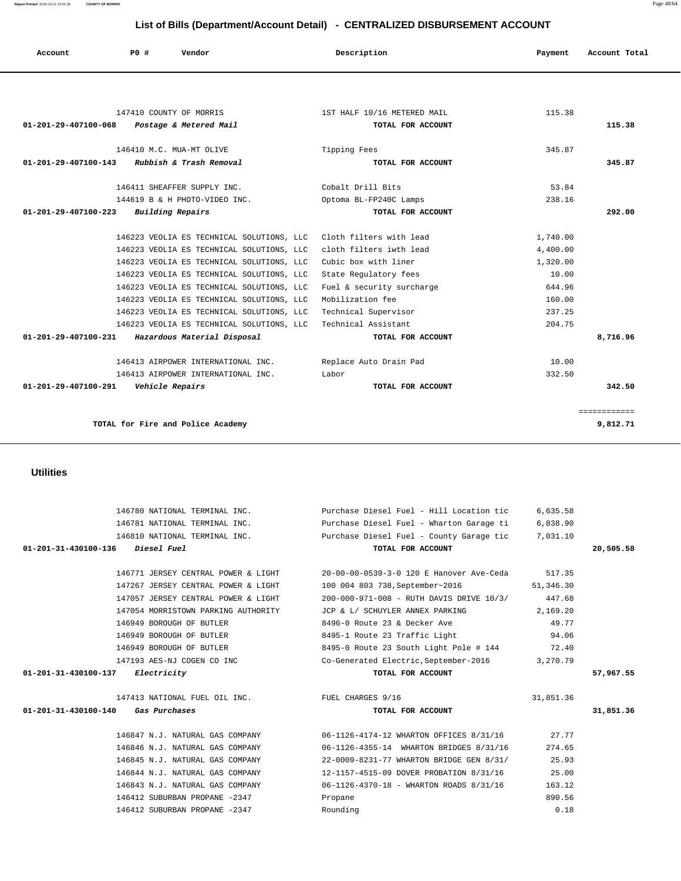# List of Bills (Department/Account Detail) - CENTRALIZED DISBURSEMENT ACCOUNT

| Account | PO # | Vendor | Description | Payment | Account Total |
|---|---|---|---|---|---|
| | 147410 | COUNTY OF MORRIS | 1ST HALF 10/16 METERED MAIL | 115.38 | |
| 01-201-29-407100-068 | | *Postage & Metered Mail* | TOTAL FOR ACCOUNT | | 115.38 |
| | 146410 | M.C. MUA-MT OLIVE | Tipping Fees | 345.87 | |
| 01-201-29-407100-143 | | *Rubbish & Trash Removal* | TOTAL FOR ACCOUNT | | 345.87 |
| | 146411 | SHEAFFER SUPPLY INC. | Cobalt Drill Bits | 53.84 | |
| | 144619 | B & H PHOTO-VIDEO INC. | Optoma BL-FP240C Lamps | 238.16 | |
| 01-201-29-407100-223 | | *Building Repairs* | TOTAL FOR ACCOUNT | | 292.00 |
| | 146223 | VEOLIA ES TECHNICAL SOLUTIONS, LLC | Cloth filters with lead | 1,740.00 | |
| | 146223 | VEOLIA ES TECHNICAL SOLUTIONS, LLC | cloth filters iwth lead | 4,400.00 | |
| | 146223 | VEOLIA ES TECHNICAL SOLUTIONS, LLC | Cubic box with liner | 1,320.00 | |
| | 146223 | VEOLIA ES TECHNICAL SOLUTIONS, LLC | State Regulatory fees | 10.00 | |
| | 146223 | VEOLIA ES TECHNICAL SOLUTIONS, LLC | Fuel & security surcharge | 644.96 | |
| | 146223 | VEOLIA ES TECHNICAL SOLUTIONS, LLC | Mobilization fee | 160.00 | |
| | 146223 | VEOLIA ES TECHNICAL SOLUTIONS, LLC | Technical Supervisor | 237.25 | |
| | 146223 | VEOLIA ES TECHNICAL SOLUTIONS, LLC | Technical Assistant | 204.75 | |
| 01-201-29-407100-231 | | *Hazardous Material Disposal* | TOTAL FOR ACCOUNT | | 8,716.96 |
| | 146413 | AIRPOWER INTERNATIONAL INC. | Replace Auto Drain Pad | 10.00 | |
| | 146413 | AIRPOWER INTERNATIONAL INC. | Labor | 332.50 | |
| 01-201-29-407100-291 | | *Vehicle Repairs* | TOTAL FOR ACCOUNT | | 342.50 |
| | | | | | ============ |
| | | **TOTAL for Fire and Police Academy** | | | **9,812.71** |

## Utilities

| Account | PO # | Vendor | Description | Payment | Account Total |
|---|---|---|---|---|---|
| | 146780 | NATIONAL TERMINAL INC. | Purchase Diesel Fuel - Hill Location tic | 6,635.58 | |
| | 146781 | NATIONAL TERMINAL INC. | Purchase Diesel Fuel - Wharton Garage ti | 6,838.90 | |
| | 146810 | NATIONAL TERMINAL INC. | Purchase Diesel Fuel - County Garage tic | 7,031.10 | |
| 01-201-31-430100-136 | | *Diesel Fuel* | TOTAL FOR ACCOUNT | | 20,505.58 |
| | 146771 | JERSEY CENTRAL POWER & LIGHT | 20-00-00-0539-3-0 120 E Hanover Ave-Ceda | 517.35 | |
| | 147267 | JERSEY CENTRAL POWER & LIGHT | 100 004 803 738,September~2016 | 51,346.30 | |
| | 147057 | JERSEY CENTRAL POWER & LIGHT | 200-000-971-008 - RUTH DAVIS DRIVE 10/3/ | 447.68 | |
| | 147054 | MORRISTOWN PARKING AUTHORITY | JCP & L/ SCHUYLER ANNEX PARKING | 2,169.20 | |
| | 146949 | BOROUGH OF BUTLER | 8496-0 Route 23 & Decker Ave | 49.77 | |
| | 146949 | BOROUGH OF BUTLER | 8495-1 Route 23 Traffic Light | 94.06 | |
| | 146949 | BOROUGH OF BUTLER | 8495-0 Route 23 South Light Pole # 144 | 72.40 | |
| | 147193 | AES-NJ COGEN CO INC | Co-Generated Electric,September-2016 | 3,270.79 | |
| 01-201-31-430100-137 | | *Electricity* | TOTAL FOR ACCOUNT | | 57,967.55 |
| | 147413 | NATIONAL FUEL OIL INC. | FUEL CHARGES 9/16 | 31,851.36 | |
| 01-201-31-430100-140 | | *Gas Purchases* | TOTAL FOR ACCOUNT | | 31,851.36 |
| | 146847 | N.J. NATURAL GAS COMPANY | 06-1126-4174-12 WHARTON OFFICES 8/31/16 | 27.77 | |
| | 146846 | N.J. NATURAL GAS COMPANY | 06-1126-4355-14 WHARTON BRIDGES 8/31/16 | 274.65 | |
| | 146845 | N.J. NATURAL GAS COMPANY | 22-0009-8231-77 WHARTON BRIDGE GEN 8/31/ | 25.93 | |
| | 146844 | N.J. NATURAL GAS COMPANY | 12-1157-4515-09 DOVER PROBATION 8/31/16 | 25.00 | |
| | 146843 | N.J. NATURAL GAS COMPANY | 06-1126-4370-18 - WHARTON ROADS 8/31/16 | 163.12 | |
| | 146412 | SUBURBAN PROPANE -2347 | Propane | 890.56 | |
| | 146412 | SUBURBAN PROPANE -2347 | Rounding | 0.18 | |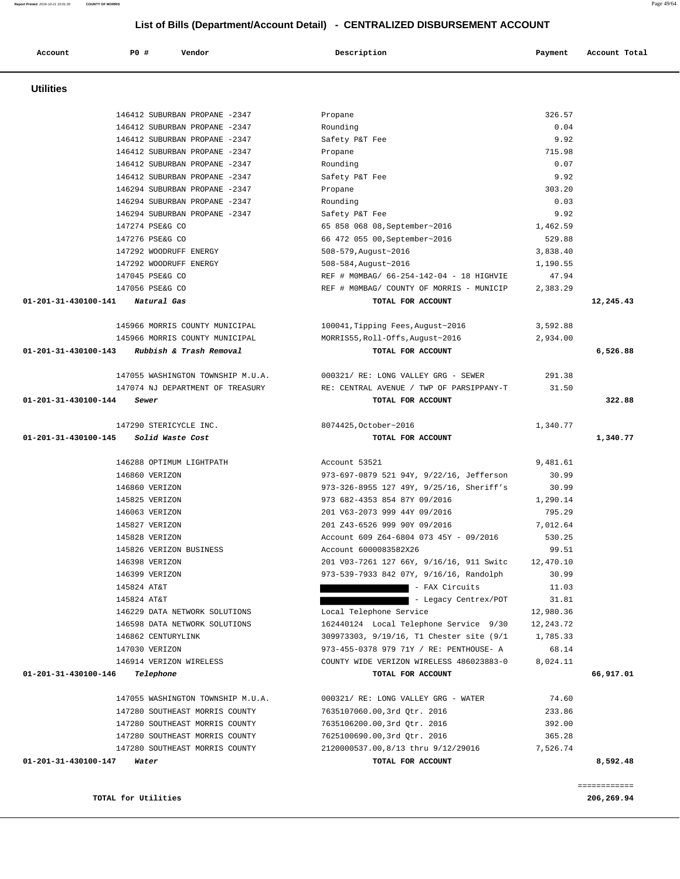## List of Bills (Department/Account Detail) - CENTRALIZED DISBURSEMENT ACCOUNT

| Account | PO # | Vendor | Description | Payment | Account Total |
|---|---|---|---|---|---|

### Utilities

| Account | PO # | Vendor | Description | Payment | Account Total |
|---|---|---|---|---|---|
| | 146412 | SUBURBAN PROPANE -2347 | Propane | 326.57 | |
| | 146412 | SUBURBAN PROPANE -2347 | Rounding | 0.04 | |
| | 146412 | SUBURBAN PROPANE -2347 | Safety P&T Fee | 9.92 | |
| | 146412 | SUBURBAN PROPANE -2347 | Propane | 715.98 | |
| | 146412 | SUBURBAN PROPANE -2347 | Rounding | 0.07 | |
| | 146412 | SUBURBAN PROPANE -2347 | Safety P&T Fee | 9.92 | |
| | 146294 | SUBURBAN PROPANE -2347 | Propane | 303.20 | |
| | 146294 | SUBURBAN PROPANE -2347 | Rounding | 0.03 | |
| | 146294 | SUBURBAN PROPANE -2347 | Safety P&T Fee | 9.92 | |
| | 147274 | PSE&G CO | 65 858 068 08,September~2016 | 1,462.59 | |
| | 147276 | PSE&G CO | 66 472 055 00,September~2016 | 529.88 | |
| | 147292 | WOODRUFF ENERGY | 508-579,August~2016 | 3,838.40 | |
| | 147292 | WOODRUFF ENERGY | 508-584,August~2016 | 1,190.55 | |
| | 147045 | PSE&G CO | REF # M0MBAG/ 66-254-142-04 - 18 HIGHVIE | 47.94 | |
| | 147056 | PSE&G CO | REF # M0MBAG/ COUNTY OF MORRIS - MUNICIP | 2,383.29 | |
| **01-201-31-430100-141** | | *Natural Gas* | **TOTAL FOR ACCOUNT** | | **12,245.43** |
| | 145966 | MORRIS COUNTY MUNICIPAL | 100041,Tipping Fees,August~2016 | 3,592.88 | |
| | 145966 | MORRIS COUNTY MUNICIPAL | MORRIS55,Roll-Offs,August~2016 | 2,934.00 | |
| **01-201-31-430100-143** | | *Rubbish & Trash Removal* | **TOTAL FOR ACCOUNT** | | **6,526.88** |
| | 147055 | WASHINGTON TOWNSHIP M.U.A. | 000321/ RE: LONG VALLEY GRG - SEWER | 291.38 | |
| | 147074 | NJ DEPARTMENT OF TREASURY | RE: CENTRAL AVENUE / TWP OF PARSIPPANY-T | 31.50 | |
| **01-201-31-430100-144** | | *Sewer* | **TOTAL FOR ACCOUNT** | | **322.88** |
| | 147290 | STERICYCLE INC. | 8074425,October~2016 | 1,340.77 | |
| **01-201-31-430100-145** | | *Solid Waste Cost* | **TOTAL FOR ACCOUNT** | | **1,340.77** |
| | 146288 | OPTIMUM LIGHTPATH | Account 53521 | 9,481.61 | |
| | 146860 | VERIZON | 973-697-0879 521 94Y, 9/22/16, Jefferson | 30.99 | |
| | 146860 | VERIZON | 973-326-8955 127 49Y, 9/25/16, Sheriff's | 30.99 | |
| | 145825 | VERIZON | 973 682-4353 854 87Y 09/2016 | 1,290.14 | |
| | 146063 | VERIZON | 201 V63-2073 999 44Y 09/2016 | 795.29 | |
| | 145827 | VERIZON | 201 Z43-6526 999 90Y 09/2016 | 7,012.64 | |
| | 145828 | VERIZON | Account 609 Z64-6804 073 45Y - 09/2016 | 530.25 | |
| | 145826 | VERIZON BUSINESS | Account 6000083582X26 | 99.51 | |
| | 146398 | VERIZON | 201 V03-7261 127 66Y, 9/16/16, 911 Switc | 12,470.10 | |
| | 146399 | VERIZON | 973-539-7933 842 07Y, 9/16/16, Randolph | 30.99 | |
| | 145824 | AT&T | [REDACTED] - FAX Circuits | 11.03 | |
| | 145824 | AT&T | [REDACTED] - Legacy Centrex/POT | 31.81 | |
| | 146229 | DATA NETWORK SOLUTIONS | Local Telephone Service | 12,980.36 | |
| | 146598 | DATA NETWORK SOLUTIONS | 162440124 Local Telephone Service 9/30 | 12,243.72 | |
| | 146862 | CENTURYLINK | 309973303, 9/19/16, T1 Chester site (9/1 | 1,785.33 | |
| | 147030 | VERIZON | 973-455-0378 979 71Y / RE: PENTHOUSE- A | 68.14 | |
| | 146914 | VERIZON WIRELESS | COUNTY WIDE VERIZON WIRELESS 486023883-0 | 8,024.11 | |
| **01-201-31-430100-146** | | *Telephone* | **TOTAL FOR ACCOUNT** | | **66,917.01** |
| | 147055 | WASHINGTON TOWNSHIP M.U.A. | 000321/ RE: LONG VALLEY GRG - WATER | 74.60 | |
| | 147280 | SOUTHEAST MORRIS COUNTY | 7635107060.00,3rd Qtr. 2016 | 233.86 | |
| | 147280 | SOUTHEAST MORRIS COUNTY | 7635106200.00,3rd Qtr. 2016 | 392.00 | |
| | 147280 | SOUTHEAST MORRIS COUNTY | 7625100690.00,3rd Qtr. 2016 | 365.28 | |
| | 147280 | SOUTHEAST MORRIS COUNTY | 2120000537.00,8/13 thru 9/12/29016 | 7,526.74 | |
| **01-201-31-430100-147** | | *Water* | **TOTAL FOR ACCOUNT** | | **8,592.48** |

**TOTAL for Utilities** **206,269.94**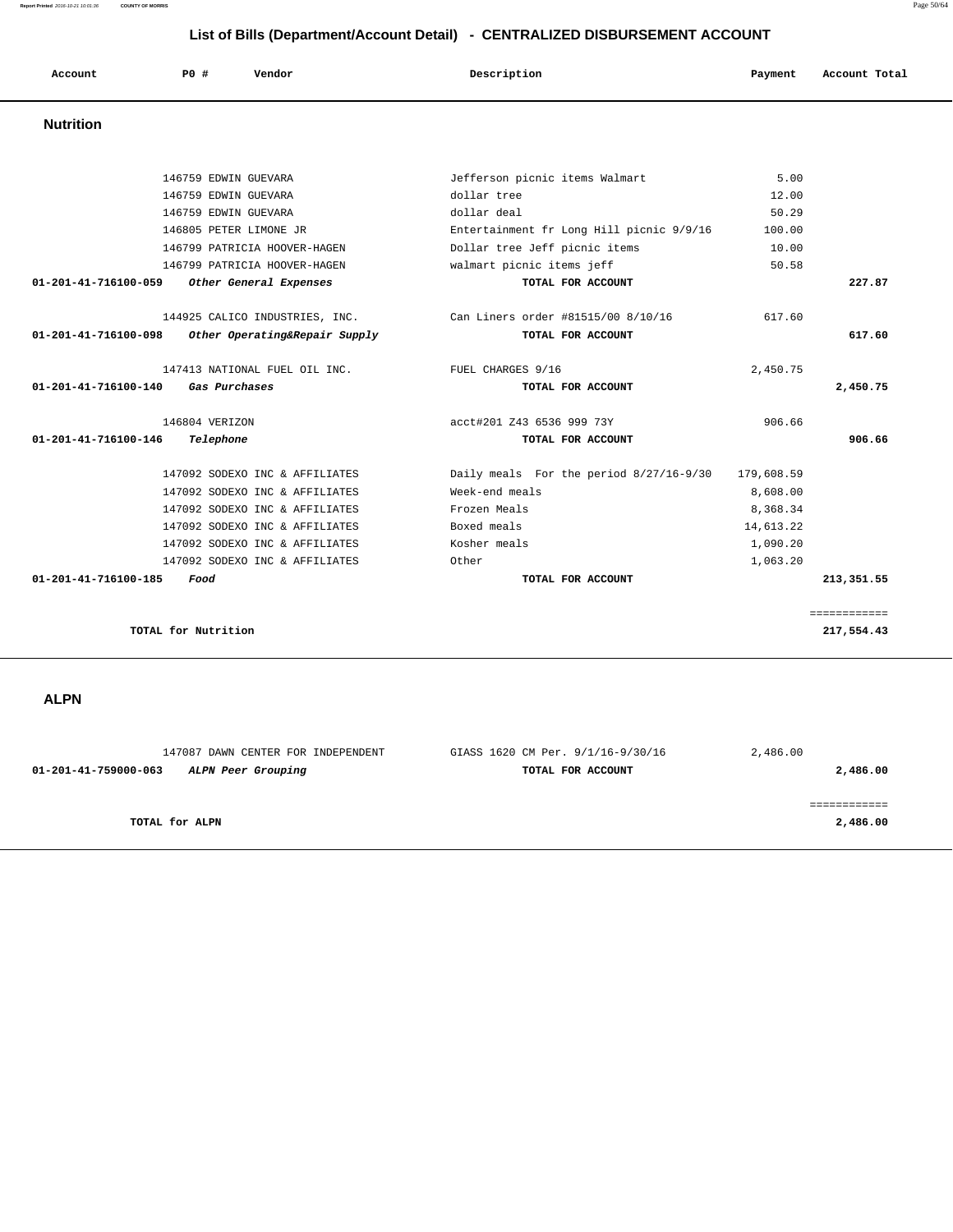# List of Bills (Department/Account Detail) - CENTRALIZED DISBURSEMENT ACCOUNT

## Nutrition

| Account | PO # | Vendor | Description | Payment | Account Total |
|---|---|---|---|---|---|
| | 146759 | EDWIN GUEVARA | Jefferson picnic items Walmart | 5.00 | |
| | 146759 | EDWIN GUEVARA | dollar tree | 12.00 | |
| | 146759 | EDWIN GUEVARA | dollar deal | 50.29 | |
| | 146805 | PETER LIMONE JR | Entertainment fr Long Hill picnic 9/9/16 | 100.00 | |
| | 146799 | PATRICIA HOOVER-HAGEN | Dollar tree Jeff picnic items | 10.00 | |
| | 146799 | PATRICIA HOOVER-HAGEN | walmart picnic items jeff | 50.58 | |
| **01-201-41-716100-059** | | ***Other General Expenses*** | **TOTAL FOR ACCOUNT** | | **227.87** |
| | 144925 | CALICO INDUSTRIES, INC. | Can Liners order #81515/00 8/10/16 | 617.60 | |
| **01-201-41-716100-098** | | ***Other Operating&Repair Supply*** | **TOTAL FOR ACCOUNT** | | **617.60** |
| | 147413 | NATIONAL FUEL OIL INC. | FUEL CHARGES 9/16 | 2,450.75 | |
| **01-201-41-716100-140** | | ***Gas Purchases*** | **TOTAL FOR ACCOUNT** | | **2,450.75** |
| | 146804 | VERIZON | acct#201 Z43 6536 999 73Y | 906.66 | |
| **01-201-41-716100-146** | | ***Telephone*** | **TOTAL FOR ACCOUNT** | | **906.66** |
| | 147092 | SODEXO INC & AFFILIATES | Daily meals For the period 8/27/16-9/30 | 179,608.59 | |
| | 147092 | SODEXO INC & AFFILIATES | Week-end meals | 8,608.00 | |
| | 147092 | SODEXO INC & AFFILIATES | Frozen Meals | 8,368.34 | |
| | 147092 | SODEXO INC & AFFILIATES | Boxed meals | 14,613.22 | |
| | 147092 | SODEXO INC & AFFILIATES | Kosher meals | 1,090.20 | |
| | 147092 | SODEXO INC & AFFILIATES | Other | 1,063.20 | |
| **01-201-41-716100-185** | | ***Food*** | **TOTAL FOR ACCOUNT** | | **213,351.55** |
| | | | | | ============ |
| **TOTAL for Nutrition** | | | | | **217,554.43** |

## ALPN

| Account | PO # | Vendor | Description | Payment | Account Total |
|---|---|---|---|---|---|
| | 147087 | DAWN CENTER FOR INDEPENDENT | GIASS 1620 CM Per. 9/1/16-9/30/16 | 2,486.00 | |
| **01-201-41-759000-063** | | ***ALPN Peer Grouping*** | **TOTAL FOR ACCOUNT** | | **2,486.00** |
| | | | | | ============ |
| **TOTAL for ALPN** | | | | | **2,486.00** |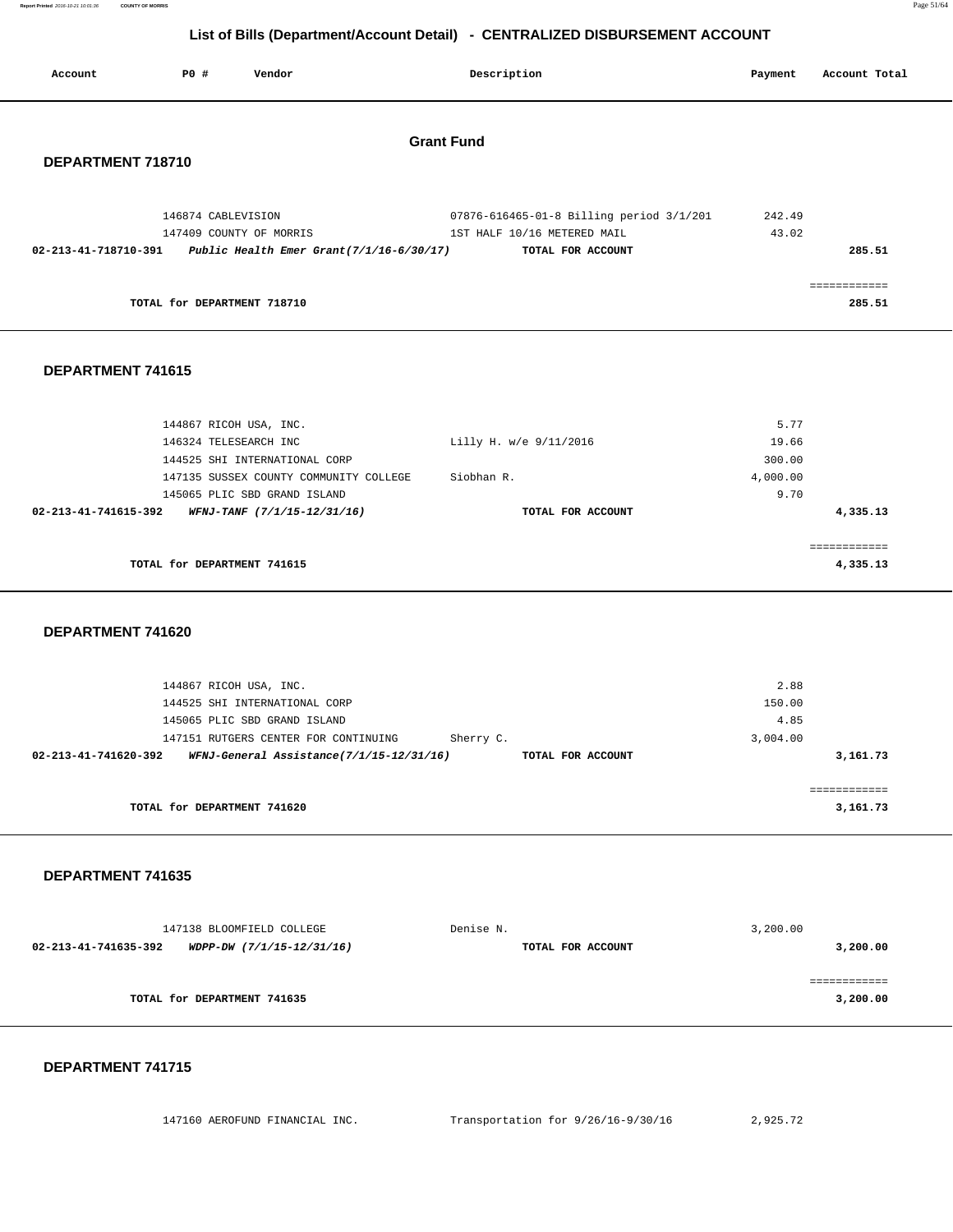# List of Bills (Department/Account Detail) - CENTRALIZED DISBURSEMENT ACCOUNT

| Account | PO # | Vendor | Description | Payment | Account Total |
|---|---|---|---|---|---|

## Grant Fund

### DEPARTMENT 718710

| Account | PO # | Vendor | Description | Payment | Account Total |
|---|---|---|---|---|---|
| | 146874 | CABLEVISION | 07876-616465-01-8 Billing period 3/1/201 | 242.49 | |
| | 147409 | COUNTY OF MORRIS | 1ST HALF 10/16 METERED MAIL | 43.02 | |
| **02-213-41-718710-391** | | ***Public Health Emer Grant(7/1/16-6/30/17)*** | **TOTAL FOR ACCOUNT** | | **285.51** |
| | | | | | ============ |
| | | **TOTAL for DEPARTMENT 718710** | | | **285.51** |

### DEPARTMENT 741615

| Account | PO # | Vendor | Description | Payment | Account Total |
|---|---|---|---|---|---|
| | 144867 | RICOH USA, INC. | | 5.77 | |
| | 146324 | TELESEARCH INC | Lilly H. w/e 9/11/2016 | 19.66 | |
| | 144525 | SHI INTERNATIONAL CORP | | 300.00 | |
| | 147135 | SUSSEX COUNTY COMMUNITY COLLEGE | Siobhan R. | 4,000.00 | |
| | 145065 | PLIC SBD GRAND ISLAND | | 9.70 | |
| **02-213-41-741615-392** | | ***WFNJ-TANF (7/1/15-12/31/16)*** | **TOTAL FOR ACCOUNT** | | **4,335.13** |
| | | | | | ============ |
| | | **TOTAL for DEPARTMENT 741615** | | | **4,335.13** |

### DEPARTMENT 741620

| Account | PO # | Vendor | Description | Payment | Account Total |
|---|---|---|---|---|---|
| | 144867 | RICOH USA, INC. | | 2.88 | |
| | 144525 | SHI INTERNATIONAL CORP | | 150.00 | |
| | 145065 | PLIC SBD GRAND ISLAND | | 4.85 | |
| | 147151 | RUTGERS CENTER FOR CONTINUING | Sherry C. | 3,004.00 | |
| **02-213-41-741620-392** | | ***WFNJ-General Assistance(7/1/15-12/31/16)*** | **TOTAL FOR ACCOUNT** | | **3,161.73** |
| | | | | | ============ |
| | | **TOTAL for DEPARTMENT 741620** | | | **3,161.73** |

### DEPARTMENT 741635

| Account | PO # | Vendor | Description | Payment | Account Total |
|---|---|---|---|---|---|
| | 147138 | BLOOMFIELD COLLEGE | Denise N. | 3,200.00 | |
| **02-213-41-741635-392** | | ***WDPP-DW (7/1/15-12/31/16)*** | **TOTAL FOR ACCOUNT** | | **3,200.00** |
| | | | | | ============ |
| | | **TOTAL for DEPARTMENT 741635** | | | **3,200.00** |

### DEPARTMENT 741715

| Account | PO # | Vendor | Description | Payment | Account Total |
|---|---|---|---|---|---|
| | 147160 | AEROFUND FINANCIAL INC. | Transportation for 9/26/16-9/30/16 | 2,925.72 | |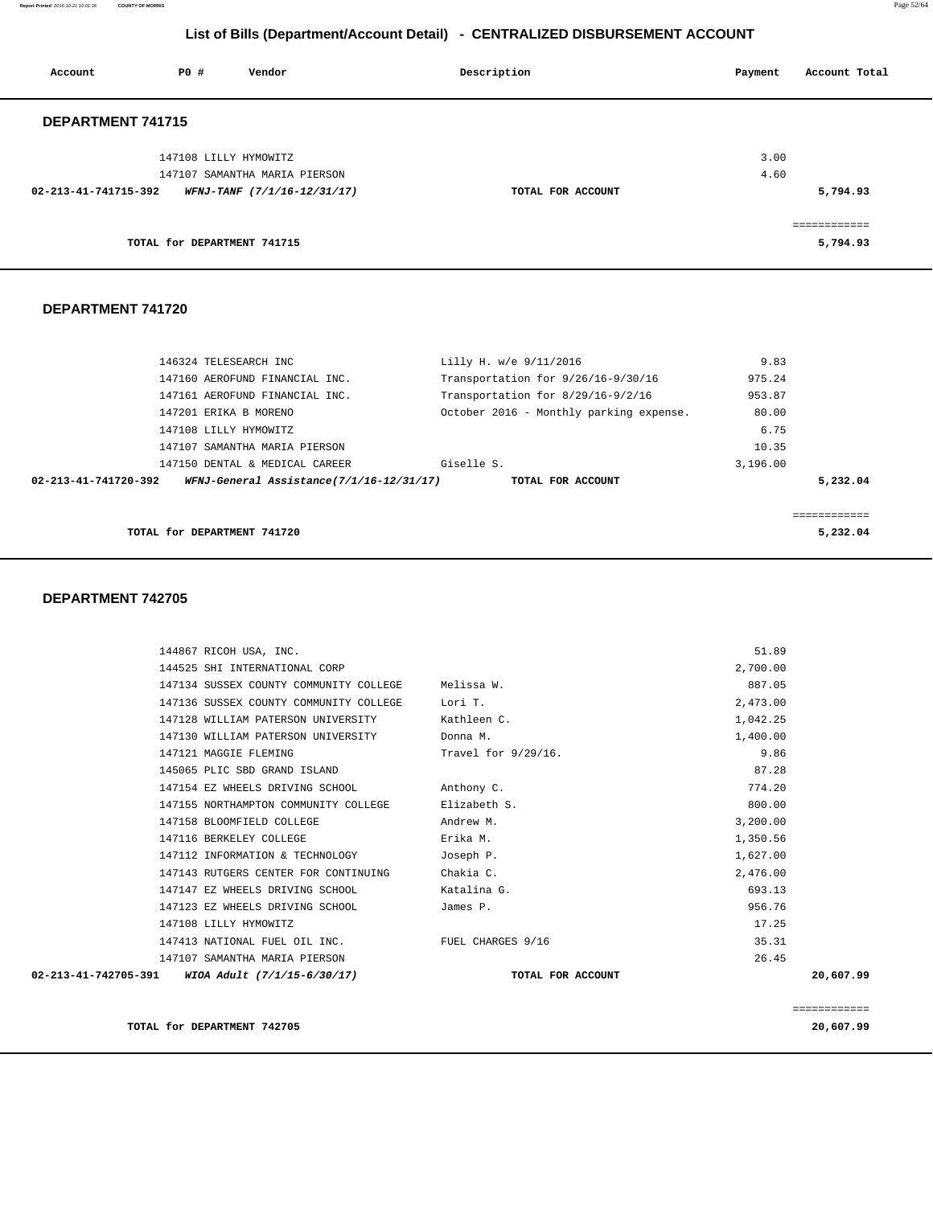# List of Bills (Department/Account Detail) - CENTRALIZED DISBURSEMENT ACCOUNT

| Account | PO # | Vendor | Description | Payment | Account Total |
|---|---|---|---|---|---|

## DEPARTMENT 741715

| Account | PO # | Vendor | Description | Payment | Account Total |
|---|---|---|---|---|---|
| | 147108 | LILLY HYMOWITZ | | 3.00 | |
| | 147107 | SAMANTHA MARIA PIERSON | | 4.60 | |
| **02-213-41-741715-392** | | ***WFNJ-TANF (7/1/16-12/31/17)*** | **TOTAL FOR ACCOUNT** | | **5,794.93** |

**TOTAL for DEPARTMENT 741715** — **5,794.93**

## DEPARTMENT 741720

| Account | PO # | Vendor | Description | Payment | Account Total |
|---|---|---|---|---|---|
| | 146324 | TELESEARCH INC | Lilly H. w/e 9/11/2016 | 9.83 | |
| | 147160 | AEROFUND FINANCIAL INC. | Transportation for 9/26/16-9/30/16 | 975.24 | |
| | 147161 | AEROFUND FINANCIAL INC. | Transportation for 8/29/16-9/2/16 | 953.87 | |
| | 147201 | ERIKA B MORENO | October 2016 - Monthly parking expense. | 80.00 | |
| | 147108 | LILLY HYMOWITZ | | 6.75 | |
| | 147107 | SAMANTHA MARIA PIERSON | | 10.35 | |
| | 147150 | DENTAL & MEDICAL CAREER | Giselle S. | 3,196.00 | |
| **02-213-41-741720-392** | | ***WFNJ-General Assistance(7/1/16-12/31/17)*** | **TOTAL FOR ACCOUNT** | | **5,232.04** |

**TOTAL for DEPARTMENT 741720** — **5,232.04**

## DEPARTMENT 742705

| Account | PO # | Vendor | Description | Payment | Account Total |
|---|---|---|---|---|---|
| | 144867 | RICOH USA, INC. | | 51.89 | |
| | 144525 | SHI INTERNATIONAL CORP | | 2,700.00 | |
| | 147134 | SUSSEX COUNTY COMMUNITY COLLEGE | Melissa W. | 887.05 | |
| | 147136 | SUSSEX COUNTY COMMUNITY COLLEGE | Lori T. | 2,473.00 | |
| | 147128 | WILLIAM PATERSON UNIVERSITY | Kathleen C. | 1,042.25 | |
| | 147130 | WILLIAM PATERSON UNIVERSITY | Donna M. | 1,400.00 | |
| | 147121 | MAGGIE FLEMING | Travel for 9/29/16. | 9.86 | |
| | 145065 | PLIC SBD GRAND ISLAND | | 87.28 | |
| | 147154 | EZ WHEELS DRIVING SCHOOL | Anthony C. | 774.20 | |
| | 147155 | NORTHAMPTON COMMUNITY COLLEGE | Elizabeth S. | 800.00 | |
| | 147158 | BLOOMFIELD COLLEGE | Andrew M. | 3,200.00 | |
| | 147116 | BERKELEY COLLEGE | Erika M. | 1,350.56 | |
| | 147112 | INFORMATION & TECHNOLOGY | Joseph P. | 1,627.00 | |
| | 147143 | RUTGERS CENTER FOR CONTINUING | Chakia C. | 2,476.00 | |
| | 147147 | EZ WHEELS DRIVING SCHOOL | Katalina G. | 693.13 | |
| | 147123 | EZ WHEELS DRIVING SCHOOL | James P. | 956.76 | |
| | 147108 | LILLY HYMOWITZ | | 17.25 | |
| | 147413 | NATIONAL FUEL OIL INC. | FUEL CHARGES 9/16 | 35.31 | |
| | 147107 | SAMANTHA MARIA PIERSON | | 26.45 | |
| **02-213-41-742705-391** | | ***WIOA Adult (7/1/15-6/30/17)*** | **TOTAL FOR ACCOUNT** | | **20,607.99** |

**TOTAL for DEPARTMENT 742705** — **20,607.99**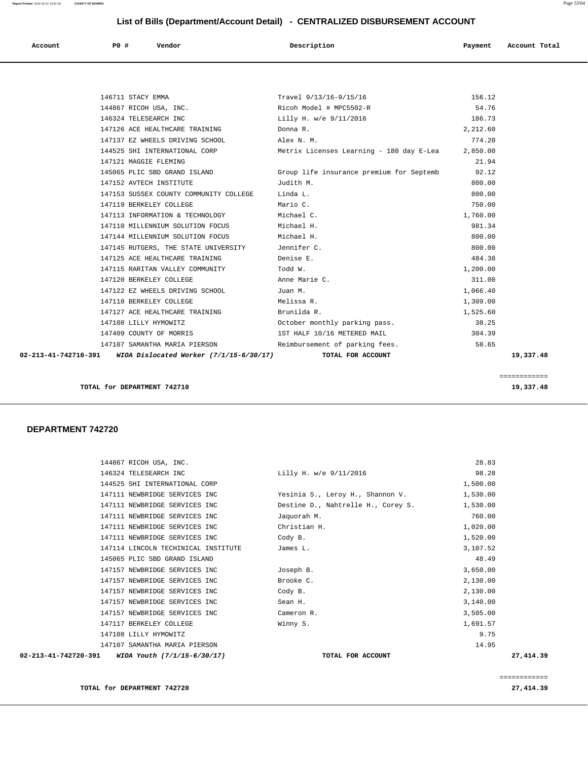## List of Bills (Department/Account Detail) - CENTRALIZED DISBURSEMENT ACCOUNT

| Account | PO # | Vendor | Description | Payment | Account Total |
|---|---|---|---|---|---|
| | 146711 | STACY EMMA | Travel 9/13/16-9/15/16 | 156.12 | |
| | 144867 | RICOH USA, INC. | Ricoh Model # MPC5502-R | 54.76 | |
| | 146324 | TELESEARCH INC | Lilly H. w/e 9/11/2016 | 186.73 | |
| | 147126 | ACE HEALTHCARE TRAINING | Donna R. | 2,212.60 | |
| | 147137 | EZ WHEELS DRIVING SCHOOL | Alex N. M. | 774.20 | |
| | 144525 | SHI INTERNATIONAL CORP | Metrix Licenses Learning - 180 day E-Lea | 2,850.00 | |
| | 147121 | MAGGIE FLEMING | | 21.94 | |
| | 145065 | PLIC SBD GRAND ISLAND | Group life insurance premium for Septemb | 92.12 | |
| | 147152 | AVTECH INSTITUTE | Judith M. | 800.00 | |
| | 147153 | SUSSEX COUNTY COMMUNITY COLLEGE | Linda L. | 800.00 | |
| | 147119 | BERKELEY COLLEGE | Mario C. | 750.00 | |
| | 147113 | INFORMATION & TECHNOLOGY | Michael C. | 1,760.00 | |
| | 147110 | MILLENNIUM SOLUTION FOCUS | Michael H. | 981.34 | |
| | 147144 | MILLENNIUM SOLUTION FOCUS | Michael H. | 800.00 | |
| | 147145 | RUTGERS, THE STATE UNIVERSITY | Jennifer C. | 800.00 | |
| | 147125 | ACE HEALTHCARE TRAINING | Denise E. | 484.38 | |
| | 147115 | RARITAN VALLEY COMMUNITY | Todd W. | 1,200.00 | |
| | 147120 | BERKELEY COLLEGE | Anne Marie C. | 311.00 | |
| | 147122 | EZ WHEELS DRIVING SCHOOL | Juan M. | 1,066.40 | |
| | 147118 | BERKELEY COLLEGE | Melissa R. | 1,309.00 | |
| | 147127 | ACE HEALTHCARE TRAINING | Brunilda R. | 1,525.60 | |
| | 147108 | LILLY HYMOWITZ | October monthly parking pass. | 38.25 | |
| | 147409 | COUNTY OF MORRIS | 1ST HALF 10/16 METERED MAIL | 304.39 | |
| | 147107 | SAMANTHA MARIA PIERSON | Reimbursement of parking fees. | 58.65 | |
| **02-213-41-742710-391** | | ***WIOA Dislocated Worker (7/1/15-6/30/17)*** | **TOTAL FOR ACCOUNT** | | **19,337.48** |

**TOTAL for DEPARTMENT 742710** ============ **19,337.48**

### DEPARTMENT 742720

| Account | PO # | Vendor | Description | Payment | Account Total |
|---|---|---|---|---|---|
| | 144867 | RICOH USA, INC. | | 28.83 | |
| | 146324 | TELESEARCH INC | Lilly H. w/e 9/11/2016 | 98.28 | |
| | 144525 | SHI INTERNATIONAL CORP | | 1,500.00 | |
| | 147111 | NEWBRIDGE SERVICES INC | Yesinia S., Leroy H., Shannon V. | 1,530.00 | |
| | 147111 | NEWBRIDGE SERVICES INC | Destine D., Nahtrelle H., Corey S. | 1,530.00 | |
| | 147111 | NEWBRIDGE SERVICES INC | Jaquorah M. | 760.00 | |
| | 147111 | NEWBRIDGE SERVICES INC | Christian H. | 1,020.00 | |
| | 147111 | NEWBRIDGE SERVICES INC | Cody B. | 1,520.00 | |
| | 147114 | LINCOLN TECHINICAL INSTITUTE | James L. | 3,107.52 | |
| | 145065 | PLIC SBD GRAND ISLAND | | 48.49 | |
| | 147157 | NEWBRIDGE SERVICES INC | Joseph B. | 3,650.00 | |
| | 147157 | NEWBRIDGE SERVICES INC | Brooke C. | 2,130.00 | |
| | 147157 | NEWBRIDGE SERVICES INC | Cody B. | 2,130.00 | |
| | 147157 | NEWBRIDGE SERVICES INC | Sean H. | 3,140.00 | |
| | 147157 | NEWBRIDGE SERVICES INC | Cameron R. | 3,505.00 | |
| | 147117 | BERKELEY COLLEGE | Winny S. | 1,691.57 | |
| | 147108 | LILLY HYMOWITZ | | 9.75 | |
| | 147107 | SAMANTHA MARIA PIERSON | | 14.95 | |
| **02-213-41-742720-391** | | ***WIOA Youth (7/1/15-6/30/17)*** | **TOTAL FOR ACCOUNT** | | **27,414.39** |

**TOTAL for DEPARTMENT 742720** ============ **27,414.39**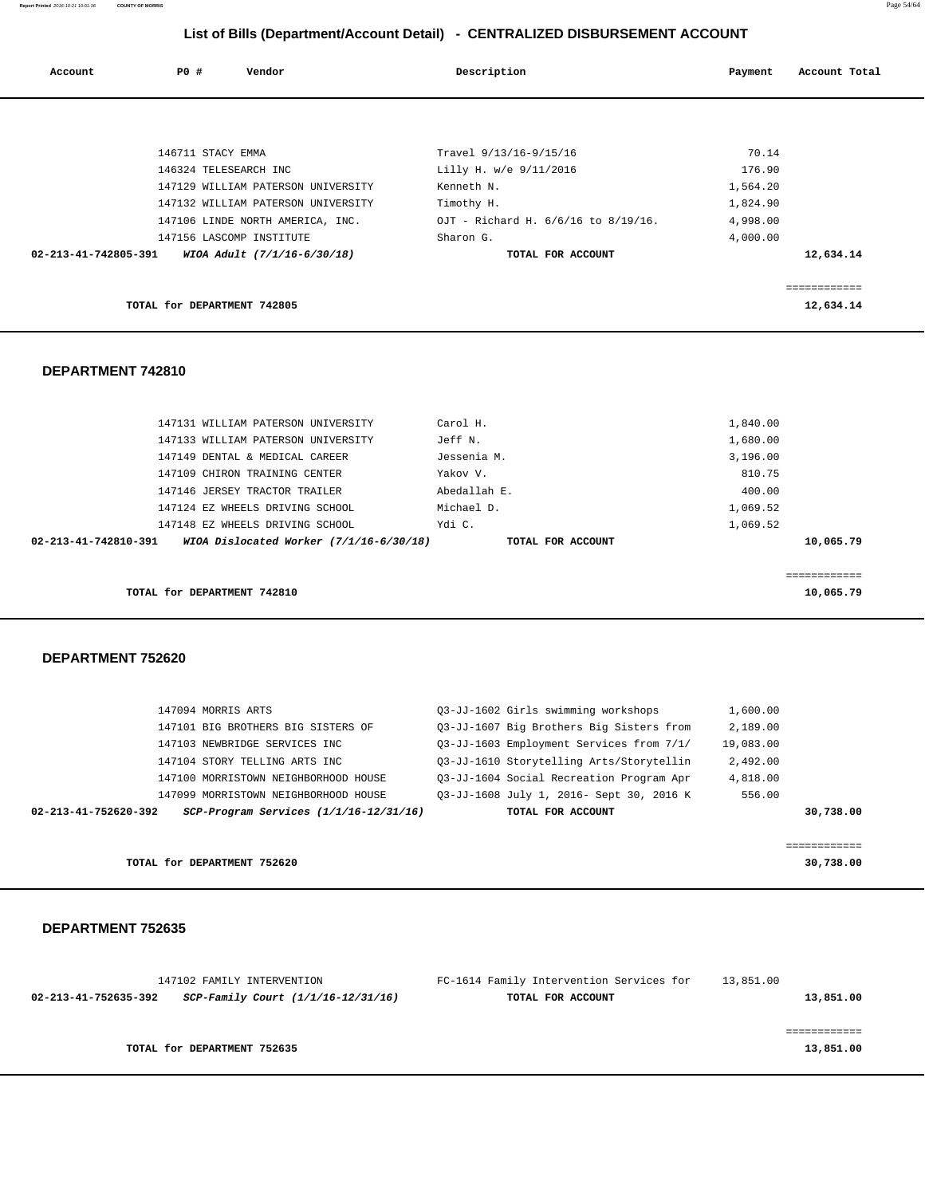## List of Bills (Department/Account Detail) - CENTRALIZED DISBURSEMENT ACCOUNT

| Account | PO # | Vendor | Description | Payment | Account Total |
|---|---|---|---|---|---|
| | 146711 | STACY EMMA | Travel 9/13/16-9/15/16 | 70.14 | |
| | 146324 | TELESEARCH INC | Lilly H. w/e 9/11/2016 | 176.90 | |
| | 147129 | WILLIAM PATERSON UNIVERSITY | Kenneth N. | 1,564.20 | |
| | 147132 | WILLIAM PATERSON UNIVERSITY | Timothy H. | 1,824.90 | |
| | 147106 | LINDE NORTH AMERICA, INC. | OJT - Richard H. 6/6/16 to 8/19/16. | 4,998.00 | |
| | 147156 | LASCOMP INSTITUTE | Sharon G. | 4,000.00 | |
| **02-213-41-742805-391** | | ***WIOA Adult (7/1/16-6/30/18)*** | **TOTAL FOR ACCOUNT** | | **12,634.14** |
| | | | | | ============ |
| | **TOTAL for DEPARTMENT 742805** | | | | **12,634.14** |

### DEPARTMENT 742810

| Account | PO # | Vendor | Description | Payment | Account Total |
|---|---|---|---|---|---|
| | 147131 | WILLIAM PATERSON UNIVERSITY | Carol H. | 1,840.00 | |
| | 147133 | WILLIAM PATERSON UNIVERSITY | Jeff N. | 1,680.00 | |
| | 147149 | DENTAL & MEDICAL CAREER | Jessenia M. | 3,196.00 | |
| | 147109 | CHIRON TRAINING CENTER | Yakov V. | 810.75 | |
| | 147146 | JERSEY TRACTOR TRAILER | Abedallah E. | 400.00 | |
| | 147124 | EZ WHEELS DRIVING SCHOOL | Michael D. | 1,069.52 | |
| | 147148 | EZ WHEELS DRIVING SCHOOL | Ydi C. | 1,069.52 | |
| **02-213-41-742810-391** | | ***WIOA Dislocated Worker (7/1/16-6/30/18)*** | **TOTAL FOR ACCOUNT** | | **10,065.79** |
| | | | | | ============ |
| | **TOTAL for DEPARTMENT 742810** | | | | **10,065.79** |

### DEPARTMENT 752620

| Account | PO # | Vendor | Description | Payment | Account Total |
|---|---|---|---|---|---|
| | 147094 | MORRIS ARTS | Q3-JJ-1602 Girls swimming workshops | 1,600.00 | |
| | 147101 | BIG BROTHERS BIG SISTERS OF | Q3-JJ-1607 Big Brothers Big Sisters from | 2,189.00 | |
| | 147103 | NEWBRIDGE SERVICES INC | Q3-JJ-1603 Employment Services from 7/1/ | 19,083.00 | |
| | 147104 | STORY TELLING ARTS INC | Q3-JJ-1610 Storytelling Arts/Storytellin | 2,492.00 | |
| | 147100 | MORRISTOWN NEIGHBORHOOD HOUSE | Q3-JJ-1604 Social Recreation Program Apr | 4,818.00 | |
| | 147099 | MORRISTOWN NEIGHBORHOOD HOUSE | Q3-JJ-1608 July 1, 2016- Sept 30, 2016 K | 556.00 | |
| **02-213-41-752620-392** | | ***SCP-Program Services (1/1/16-12/31/16)*** | **TOTAL FOR ACCOUNT** | | **30,738.00** |
| | | | | | ============ |
| | **TOTAL for DEPARTMENT 752620** | | | | **30,738.00** |

### DEPARTMENT 752635

| Account | PO # | Vendor | Description | Payment | Account Total |
|---|---|---|---|---|---|
| | 147102 | FAMILY INTERVENTION | FC-1614 Family Intervention Services for | 13,851.00 | |
| **02-213-41-752635-392** | | ***SCP-Family Court (1/1/16-12/31/16)*** | **TOTAL FOR ACCOUNT** | | **13,851.00** |
| | | | | | ============ |
| | **TOTAL for DEPARTMENT 752635** | | | | **13,851.00** |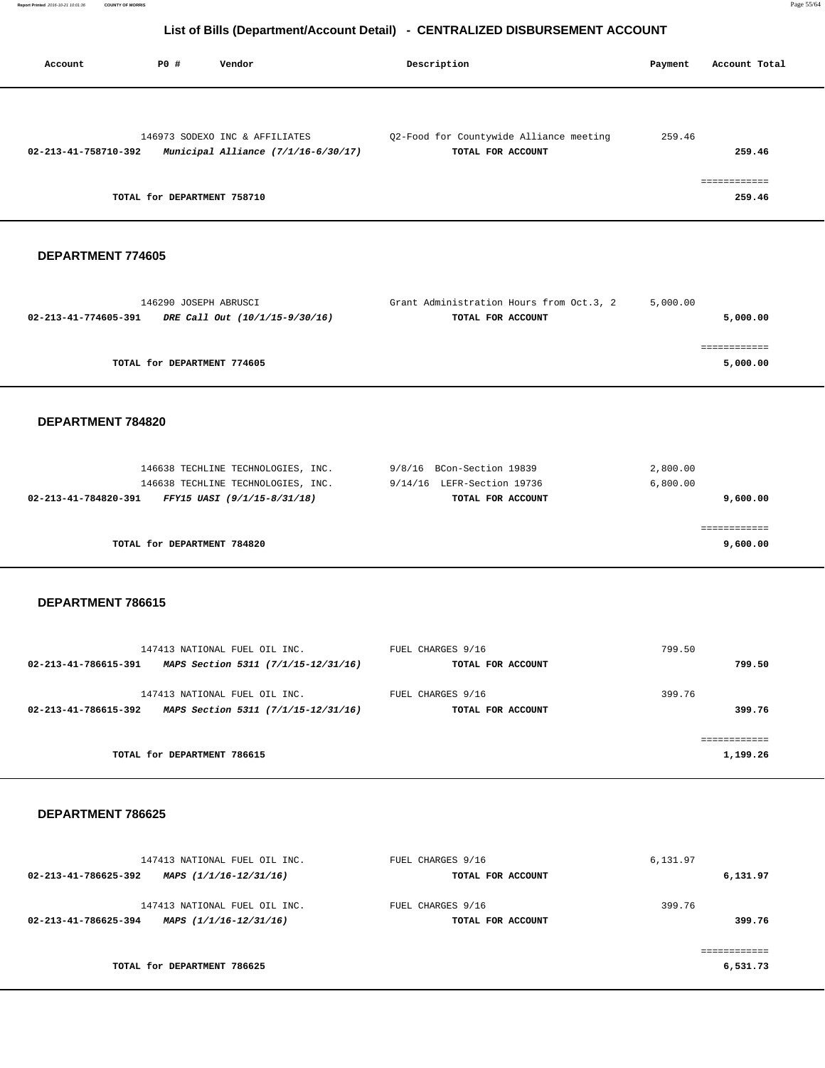## List of Bills (Department/Account Detail) - CENTRALIZED DISBURSEMENT ACCOUNT

| Account | PO # | Vendor | Description | Payment | Account Total |
|---|---|---|---|---|---|
| | 146973 | SODEXO INC & AFFILIATES | Q2-Food for Countywide Alliance meeting | 259.46 | |
| 02-213-41-758710-392 | | *Municipal Alliance (7/1/16-6/30/17)* | TOTAL FOR ACCOUNT | | 259.46 |
| | | | | | ============ |
| | TOTAL for DEPARTMENT 758710 | | | | 259.46 |

**DEPARTMENT 774605**

| Account | PO # | Vendor | Description | Payment | Account Total |
|---|---|---|---|---|---|
| | 146290 | JOSEPH ABRUSCI | Grant Administration Hours from Oct.3, 2 | 5,000.00 | |
| 02-213-41-774605-391 | | *DRE Call Out (10/1/15-9/30/16)* | TOTAL FOR ACCOUNT | | 5,000.00 |
| | | | | | ============ |
| | TOTAL for DEPARTMENT 774605 | | | | 5,000.00 |

**DEPARTMENT 784820**

| Account | PO # | Vendor | Description | Payment | Account Total |
|---|---|---|---|---|---|
| | 146638 | TECHLINE TECHNOLOGIES, INC. | 9/8/16 BCon-Section 19839 | 2,800.00 | |
| | 146638 | TECHLINE TECHNOLOGIES, INC. | 9/14/16 LEFR-Section 19736 | 6,800.00 | |
| 02-213-41-784820-391 | | *FFY15 UASI (9/1/15-8/31/18)* | TOTAL FOR ACCOUNT | | 9,600.00 |
| | | | | | ============ |
| | TOTAL for DEPARTMENT 784820 | | | | 9,600.00 |

**DEPARTMENT 786615**

| Account | PO # | Vendor | Description | Payment | Account Total |
|---|---|---|---|---|---|
| | 147413 | NATIONAL FUEL OIL INC. | FUEL CHARGES 9/16 | 799.50 | |
| 02-213-41-786615-391 | | *MAPS Section 5311 (7/1/15-12/31/16)* | TOTAL FOR ACCOUNT | | 799.50 |
| | 147413 | NATIONAL FUEL OIL INC. | FUEL CHARGES 9/16 | 399.76 | |
| 02-213-41-786615-392 | | *MAPS Section 5311 (7/1/15-12/31/16)* | TOTAL FOR ACCOUNT | | 399.76 |
| | | | | | ============ |
| | TOTAL for DEPARTMENT 786615 | | | | 1,199.26 |

**DEPARTMENT 786625**

| Account | PO # | Vendor | Description | Payment | Account Total |
|---|---|---|---|---|---|
| | 147413 | NATIONAL FUEL OIL INC. | FUEL CHARGES 9/16 | 6,131.97 | |
| 02-213-41-786625-392 | | *MAPS (1/1/16-12/31/16)* | TOTAL FOR ACCOUNT | | 6,131.97 |
| | 147413 | NATIONAL FUEL OIL INC. | FUEL CHARGES 9/16 | 399.76 | |
| 02-213-41-786625-394 | | *MAPS (1/1/16-12/31/16)* | TOTAL FOR ACCOUNT | | 399.76 |
| | | | | | ============ |
| | TOTAL for DEPARTMENT 786625 | | | | 6,531.73 |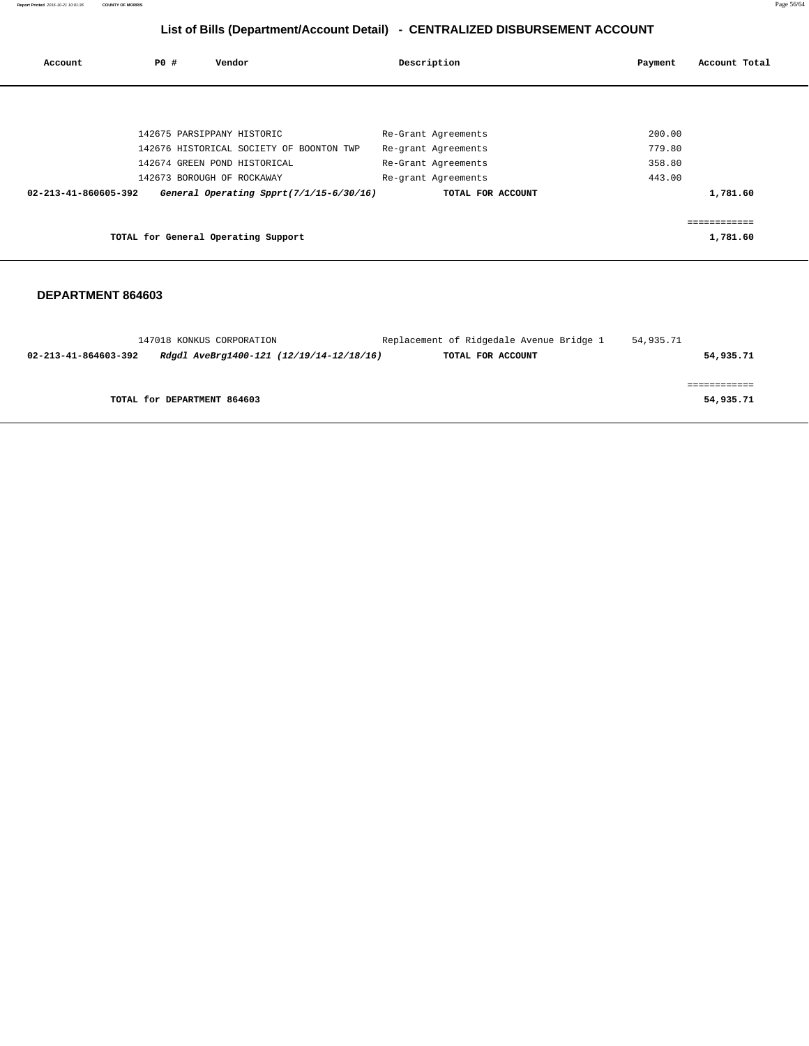# List of Bills (Department/Account Detail) - CENTRALIZED DISBURSEMENT ACCOUNT

| Account | PO # | Vendor | Description | Payment | Account Total |
|---|---|---|---|---|---|
| | 142675 | PARSIPPANY HISTORIC | Re-Grant Agreements | 200.00 | |
| | 142676 | HISTORICAL SOCIETY OF BOONTON TWP | Re-grant Agreements | 779.80 | |
| | 142674 | GREEN POND HISTORICAL | Re-Grant Agreements | 358.80 | |
| | 142673 | BOROUGH OF ROCKAWAY | Re-grant Agreements | 443.00 | |
| **02-213-41-860605-392** | | ***General Operating Spprt(7/1/15-6/30/16)*** | **TOTAL FOR ACCOUNT** | | **1,781.60** |
| | | | | | ============ |
| | | **TOTAL for General Operating Support** | | | **1,781.60** |

## DEPARTMENT 864603

| Account | PO # | Vendor | Description | Payment | Account Total |
|---|---|---|---|---|---|
| | 147018 | KONKUS CORPORATION | Replacement of Ridgedale Avenue Bridge 1 | 54,935.71 | |
| **02-213-41-864603-392** | | ***Rdgdl AveBrg1400-121 (12/19/14-12/18/16)*** | **TOTAL FOR ACCOUNT** | | **54,935.71** |
| | | | | | ============ |
| | | **TOTAL for DEPARTMENT 864603** | | | **54,935.71** |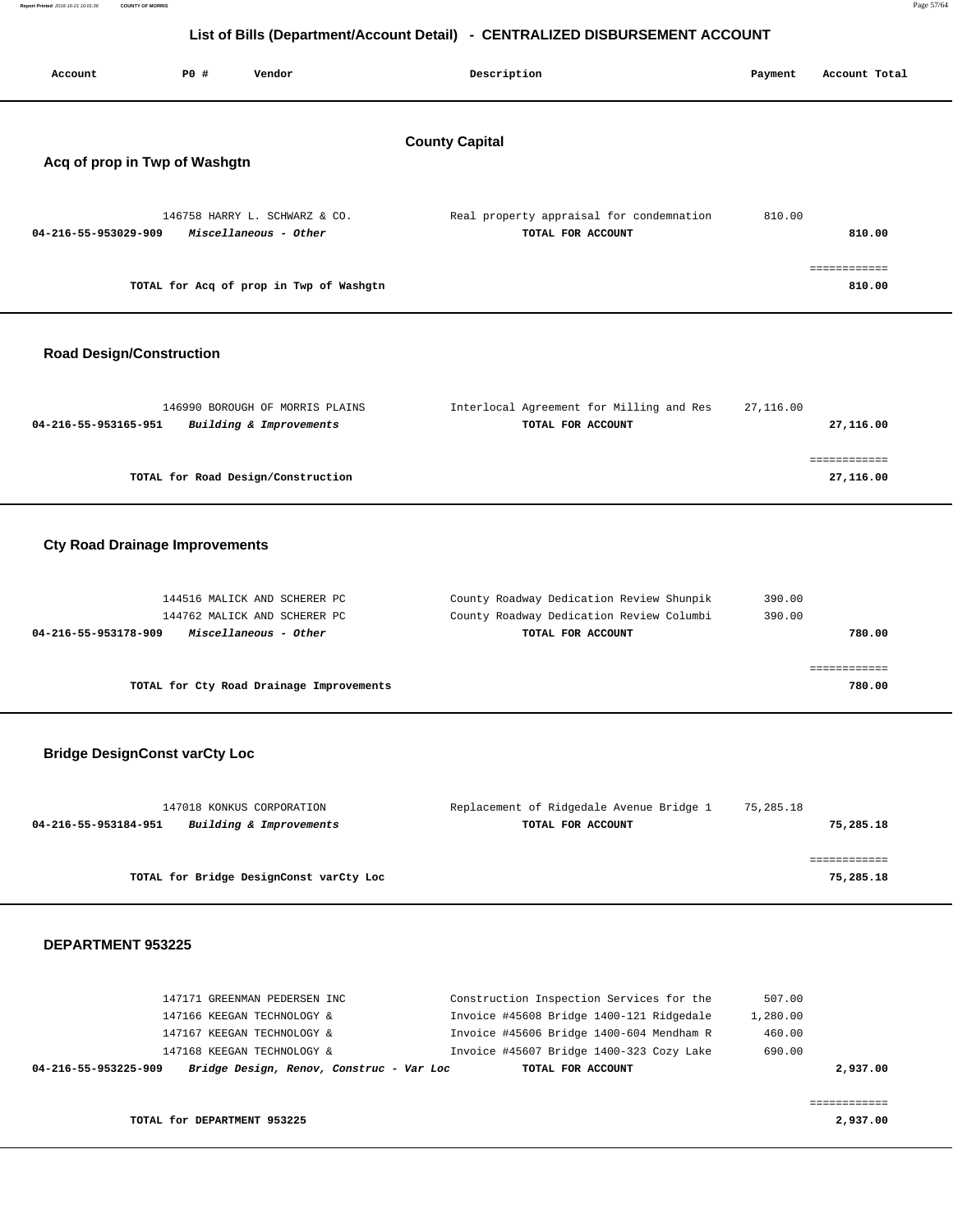# List of Bills (Department/Account Detail) - CENTRALIZED DISBURSEMENT ACCOUNT

| Account | PO # | Vendor | Description | Payment | Account Total |
|---|---|---|---|---|---|

## County Capital

### Acq of prop in Twp of Washgtn

| Account | PO # | Vendor | Description | Payment | Account Total |
|---|---|---|---|---|---|
| | 146758 | HARRY L. SCHWARZ & CO. | Real property appraisal for condemnation | 810.00 | |
| **04-216-55-953029-909** | | *Miscellaneous - Other* | **TOTAL FOR ACCOUNT** | | **810.00** |
| | | **TOTAL for Acq of prop in Twp of Washgtn** | | | **810.00** |

### Road Design/Construction

| Account | PO # | Vendor | Description | Payment | Account Total |
|---|---|---|---|---|---|
| | 146990 | BOROUGH OF MORRIS PLAINS | Interlocal Agreement for Milling and Res | 27,116.00 | |
| **04-216-55-953165-951** | | *Building & Improvements* | **TOTAL FOR ACCOUNT** | | **27,116.00** |
| | | **TOTAL for Road Design/Construction** | | | **27,116.00** |

### Cty Road Drainage Improvements

| Account | PO # | Vendor | Description | Payment | Account Total |
|---|---|---|---|---|---|
| | 144516 | MALICK AND SCHERER PC | County Roadway Dedication Review Shunpik | 390.00 | |
| | 144762 | MALICK AND SCHERER PC | County Roadway Dedication Review Columbi | 390.00 | |
| **04-216-55-953178-909** | | *Miscellaneous - Other* | **TOTAL FOR ACCOUNT** | | **780.00** |
| | | **TOTAL for Cty Road Drainage Improvements** | | | **780.00** |

### Bridge DesignConst varCty Loc

| Account | PO # | Vendor | Description | Payment | Account Total |
|---|---|---|---|---|---|
| | 147018 | KONKUS CORPORATION | Replacement of Ridgedale Avenue Bridge 1 | 75,285.18 | |
| **04-216-55-953184-951** | | *Building & Improvements* | **TOTAL FOR ACCOUNT** | | **75,285.18** |
| | | **TOTAL for Bridge DesignConst varCty Loc** | | | **75,285.18** |

### DEPARTMENT 953225

| Account | PO # | Vendor | Description | Payment | Account Total |
|---|---|---|---|---|---|
| | 147171 | GREENMAN PEDERSEN INC | Construction Inspection Services for the | 507.00 | |
| | 147166 | KEEGAN TECHNOLOGY & | Invoice #45608 Bridge 1400-121 Ridgedale | 1,280.00 | |
| | 147167 | KEEGAN TECHNOLOGY & | Invoice #45606 Bridge 1400-604 Mendham R | 460.00 | |
| | 147168 | KEEGAN TECHNOLOGY & | Invoice #45607 Bridge 1400-323 Cozy Lake | 690.00 | |
| **04-216-55-953225-909** | | *Bridge Design, Renov, Construc - Var Loc* | **TOTAL FOR ACCOUNT** | | **2,937.00** |
| | | **TOTAL for DEPARTMENT 953225** | | | **2,937.00** |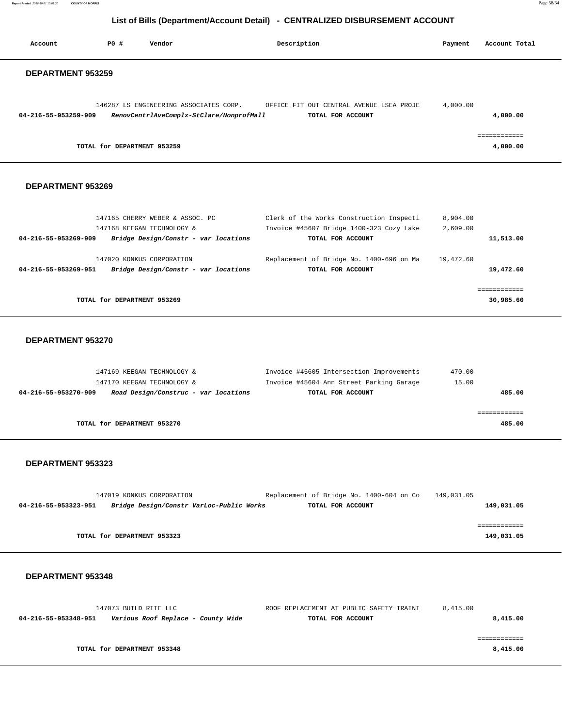# List of Bills (Department/Account Detail) - CENTRALIZED DISBURSEMENT ACCOUNT

| Account | PO # | Vendor | Description | Payment | Account Total |
|---|---|---|---|---|---|

## DEPARTMENT 953259

| Account | PO # | Vendor | Description | Payment | Account Total |
|---|---|---|---|---|---|
| | 146287 | LS ENGINEERING ASSOCIATES CORP. | OFFICE FIT OUT CENTRAL AVENUE LSEA PROJE | 4,000.00 | |
| 04-216-55-953259-909 | | *RenovCentrlAveComplx-StClare/NonprofMall* | TOTAL FOR ACCOUNT | | 4,000.00 |
| | | | | | ============ |
| | | TOTAL for DEPARTMENT 953259 | | | 4,000.00 |

## DEPARTMENT 953269

| Account | PO # | Vendor | Description | Payment | Account Total |
|---|---|---|---|---|---|
| | 147165 | CHERRY WEBER & ASSOC. PC | Clerk of the Works Construction Inspecti | 8,904.00 | |
| | 147168 | KEEGAN TECHNOLOGY & | Invoice #45607 Bridge 1400-323 Cozy Lake | 2,609.00 | |
| 04-216-55-953269-909 | | *Bridge Design/Constr - var locations* | TOTAL FOR ACCOUNT | | 11,513.00 |
| | 147020 | KONKUS CORPORATION | Replacement of Bridge No. 1400-696 on Ma | 19,472.60 | |
| 04-216-55-953269-951 | | *Bridge Design/Constr - var locations* | TOTAL FOR ACCOUNT | | 19,472.60 |
| | | | | | ============ |
| | | TOTAL for DEPARTMENT 953269 | | | 30,985.60 |

## DEPARTMENT 953270

| Account | PO # | Vendor | Description | Payment | Account Total |
|---|---|---|---|---|---|
| | 147169 | KEEGAN TECHNOLOGY & | Invoice #45605 Intersection Improvements | 470.00 | |
| | 147170 | KEEGAN TECHNOLOGY & | Invoice #45604 Ann Street Parking Garage | 15.00 | |
| 04-216-55-953270-909 | | *Road Design/Construc - var locations* | TOTAL FOR ACCOUNT | | 485.00 |
| | | | | | ============ |
| | | TOTAL for DEPARTMENT 953270 | | | 485.00 |

## DEPARTMENT 953323

| Account | PO # | Vendor | Description | Payment | Account Total |
|---|---|---|---|---|---|
| | 147019 | KONKUS CORPORATION | Replacement of Bridge No. 1400-604 on Co | 149,031.05 | |
| 04-216-55-953323-951 | | *Bridge Design/Constr VarLoc-Public Works* | TOTAL FOR ACCOUNT | | 149,031.05 |
| | | | | | ============ |
| | | TOTAL for DEPARTMENT 953323 | | | 149,031.05 |

## DEPARTMENT 953348

| Account | PO # | Vendor | Description | Payment | Account Total |
|---|---|---|---|---|---|
| | 147073 | BUILD RITE LLC | ROOF REPLACEMENT AT PUBLIC SAFETY TRAINI | 8,415.00 | |
| 04-216-55-953348-951 | | *Various Roof Replace - County Wide* | TOTAL FOR ACCOUNT | | 8,415.00 |
| | | | | | ============ |
| | | TOTAL for DEPARTMENT 953348 | | | 8,415.00 |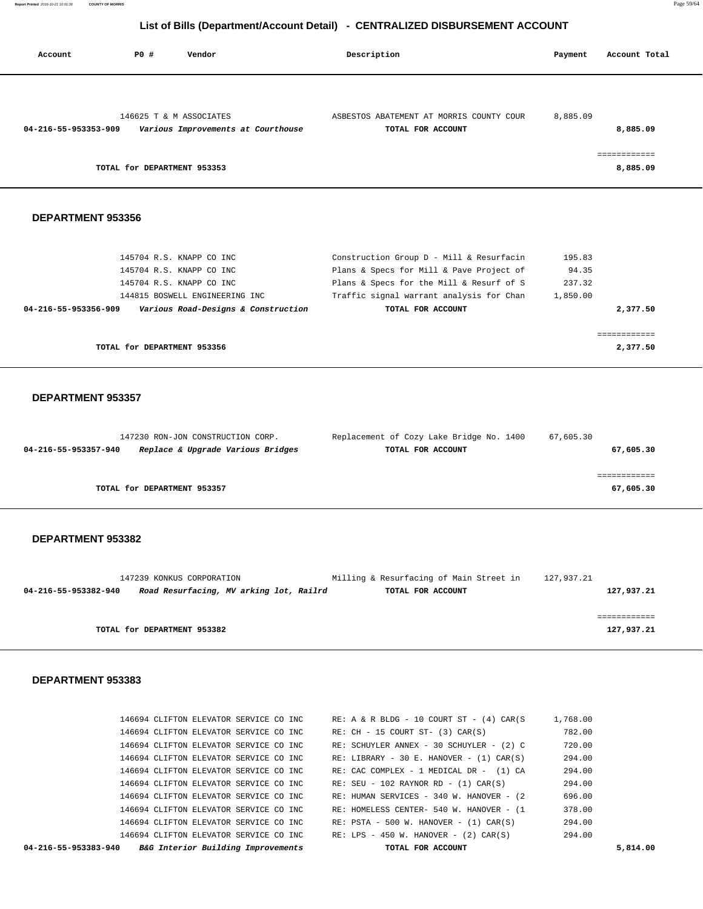## List of Bills (Department/Account Detail) - CENTRALIZED DISBURSEMENT ACCOUNT

| Account | PO # | Vendor | Description | Payment | Account Total |
|---|---|---|---|---|---|
| | 146625 | T & M ASSOCIATES | ASBESTOS ABATEMENT AT MORRIS COUNTY COUR | 8,885.09 | |
| **04-216-55-953353-909** | | ***Various Improvements at Courthouse*** | **TOTAL FOR ACCOUNT** | | **8,885.09** |
| | | | | | ============ |
| | **TOTAL for DEPARTMENT 953353** | | | | **8,885.09** |

### DEPARTMENT 953356

| Account | PO # | Vendor | Description | Payment | Account Total |
|---|---|---|---|---|---|
| | 145704 | R.S. KNAPP CO INC | Construction Group D - Mill & Resurfacin | 195.83 | |
| | 145704 | R.S. KNAPP CO INC | Plans & Specs for Mill & Pave Project of | 94.35 | |
| | 145704 | R.S. KNAPP CO INC | Plans & Specs for the Mill & Resurf of S | 237.32 | |
| | 144815 | BOSWELL ENGINEERING INC | Traffic signal warrant analysis for Chan | 1,850.00 | |
| **04-216-55-953356-909** | | ***Various Road-Designs & Construction*** | **TOTAL FOR ACCOUNT** | | **2,377.50** |
| | | | | | ============ |
| | **TOTAL for DEPARTMENT 953356** | | | | **2,377.50** |

### DEPARTMENT 953357

| Account | PO # | Vendor | Description | Payment | Account Total |
|---|---|---|---|---|---|
| | 147230 | RON-JON CONSTRUCTION CORP. | Replacement of Cozy Lake Bridge No. 1400 | 67,605.30 | |
| **04-216-55-953357-940** | | ***Replace & Upgrade Various Bridges*** | **TOTAL FOR ACCOUNT** | | **67,605.30** |
| | | | | | ============ |
| | **TOTAL for DEPARTMENT 953357** | | | | **67,605.30** |

### DEPARTMENT 953382

| Account | PO # | Vendor | Description | Payment | Account Total |
|---|---|---|---|---|---|
| | 147239 | KONKUS CORPORATION | Milling & Resurfacing of Main Street in | 127,937.21 | |
| **04-216-55-953382-940** | | ***Road Resurfacing, MV arking lot, Railrd*** | **TOTAL FOR ACCOUNT** | | **127,937.21** |
| | | | | | ============ |
| | **TOTAL for DEPARTMENT 953382** | | | | **127,937.21** |

### DEPARTMENT 953383

| Account | PO # | Vendor | Description | Payment | Account Total |
|---|---|---|---|---|---|
| | 146694 | CLIFTON ELEVATOR SERVICE CO INC | RE: A & R BLDG - 10 COURT ST - (4) CAR(S | 1,768.00 | |
| | 146694 | CLIFTON ELEVATOR SERVICE CO INC | RE: CH - 15 COURT ST- (3) CAR(S) | 782.00 | |
| | 146694 | CLIFTON ELEVATOR SERVICE CO INC | RE: SCHUYLER ANNEX - 30 SCHUYLER - (2) C | 720.00 | |
| | 146694 | CLIFTON ELEVATOR SERVICE CO INC | RE: LIBRARY - 30 E. HANOVER - (1) CAR(S) | 294.00 | |
| | 146694 | CLIFTON ELEVATOR SERVICE CO INC | RE: CAC COMPLEX - 1 MEDICAL DR - (1) CA | 294.00 | |
| | 146694 | CLIFTON ELEVATOR SERVICE CO INC | RE: SEU - 102 RAYNOR RD - (1) CAR(S) | 294.00 | |
| | 146694 | CLIFTON ELEVATOR SERVICE CO INC | RE: HUMAN SERVICES - 340 W. HANOVER - (2 | 696.00 | |
| | 146694 | CLIFTON ELEVATOR SERVICE CO INC | RE: HOMELESS CENTER- 540 W. HANOVER - (1 | 378.00 | |
| | 146694 | CLIFTON ELEVATOR SERVICE CO INC | RE: PSTA - 500 W. HANOVER - (1) CAR(S) | 294.00 | |
| | 146694 | CLIFTON ELEVATOR SERVICE CO INC | RE: LPS - 450 W. HANOVER - (2) CAR(S) | 294.00 | |
| **04-216-55-953383-940** | | ***B&G Interior Building Improvements*** | **TOTAL FOR ACCOUNT** | | **5,814.00** |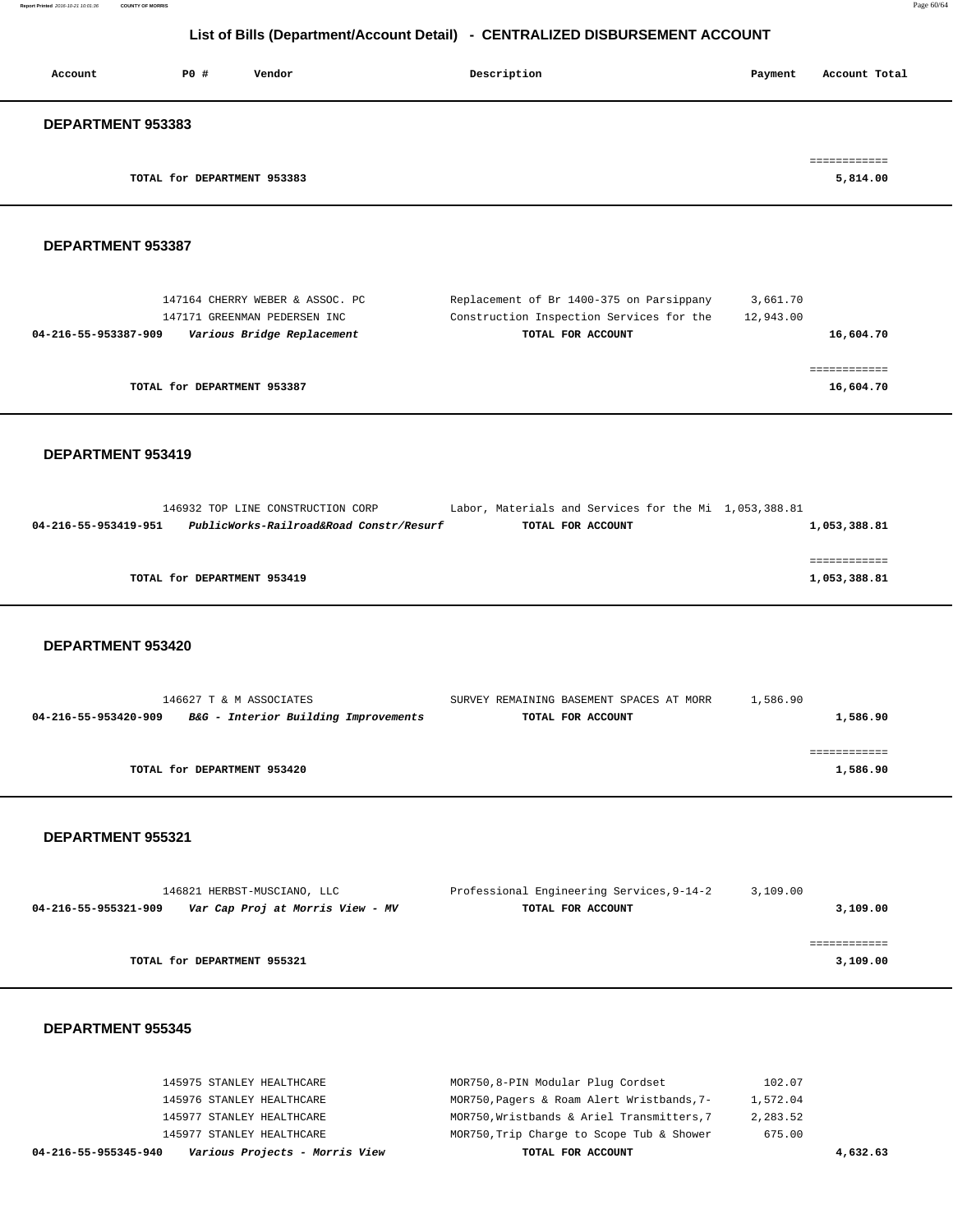# List of Bills (Department/Account Detail) - CENTRALIZED DISBURSEMENT ACCOUNT

| Account | PO # | Vendor | Description | Payment | Account Total |
|---|---|---|---|---|---|

**DEPARTMENT 953383**

| | | | | | |
|---|---|---|---|---|---|
| | | TOTAL for DEPARTMENT 953383 | | | 5,814.00 |

**DEPARTMENT 953387**

| Account | PO # | Vendor | Description | Payment | Account Total |
|---|---|---|---|---|---|
| | 147164 | CHERRY WEBER & ASSOC. PC | Replacement of Br 1400-375 on Parsippany | 3,661.70 | |
| | 147171 | GREENMAN PEDERSEN INC | Construction Inspection Services for the | 12,943.00 | |
| 04-216-55-953387-909 | | *Various Bridge Replacement* | TOTAL FOR ACCOUNT | | 16,604.70 |
| | | TOTAL for DEPARTMENT 953387 | | | 16,604.70 |

**DEPARTMENT 953419**

| Account | PO # | Vendor | Description | Payment | Account Total |
|---|---|---|---|---|---|
| | 146932 | TOP LINE CONSTRUCTION CORP | Labor, Materials and Services for the Mi | 1,053,388.81 | |
| 04-216-55-953419-951 | | *PublicWorks-Railroad&Road Constr/Resurf* | TOTAL FOR ACCOUNT | | 1,053,388.81 |
| | | TOTAL for DEPARTMENT 953419 | | | 1,053,388.81 |

**DEPARTMENT 953420**

| Account | PO # | Vendor | Description | Payment | Account Total |
|---|---|---|---|---|---|
| | 146627 | T & M ASSOCIATES | SURVEY REMAINING BASEMENT SPACES AT MORR | 1,586.90 | |
| 04-216-55-953420-909 | | *B&G - Interior Building Improvements* | TOTAL FOR ACCOUNT | | 1,586.90 |
| | | TOTAL for DEPARTMENT 953420 | | | 1,586.90 |

**DEPARTMENT 955321**

| Account | PO # | Vendor | Description | Payment | Account Total |
|---|---|---|---|---|---|
| | 146821 | HERBST-MUSCIANO, LLC | Professional Engineering Services,9-14-2 | 3,109.00 | |
| 04-216-55-955321-909 | | *Var Cap Proj at Morris View - MV* | TOTAL FOR ACCOUNT | | 3,109.00 |
| | | TOTAL for DEPARTMENT 955321 | | | 3,109.00 |

**DEPARTMENT 955345**

| Account | PO # | Vendor | Description | Payment | Account Total |
|---|---|---|---|---|---|
| | 145975 | STANLEY HEALTHCARE | MOR750,8-PIN Modular Plug Cordset | 102.07 | |
| | 145976 | STANLEY HEALTHCARE | MOR750,Pagers & Roam Alert Wristbands,7- | 1,572.04 | |
| | 145977 | STANLEY HEALTHCARE | MOR750,Wristbands & Ariel Transmitters,7 | 2,283.52 | |
| | 145977 | STANLEY HEALTHCARE | MOR750,Trip Charge to Scope Tub & Shower | 675.00 | |
| 04-216-55-955345-940 | | *Various Projects - Morris View* | TOTAL FOR ACCOUNT | | 4,632.63 |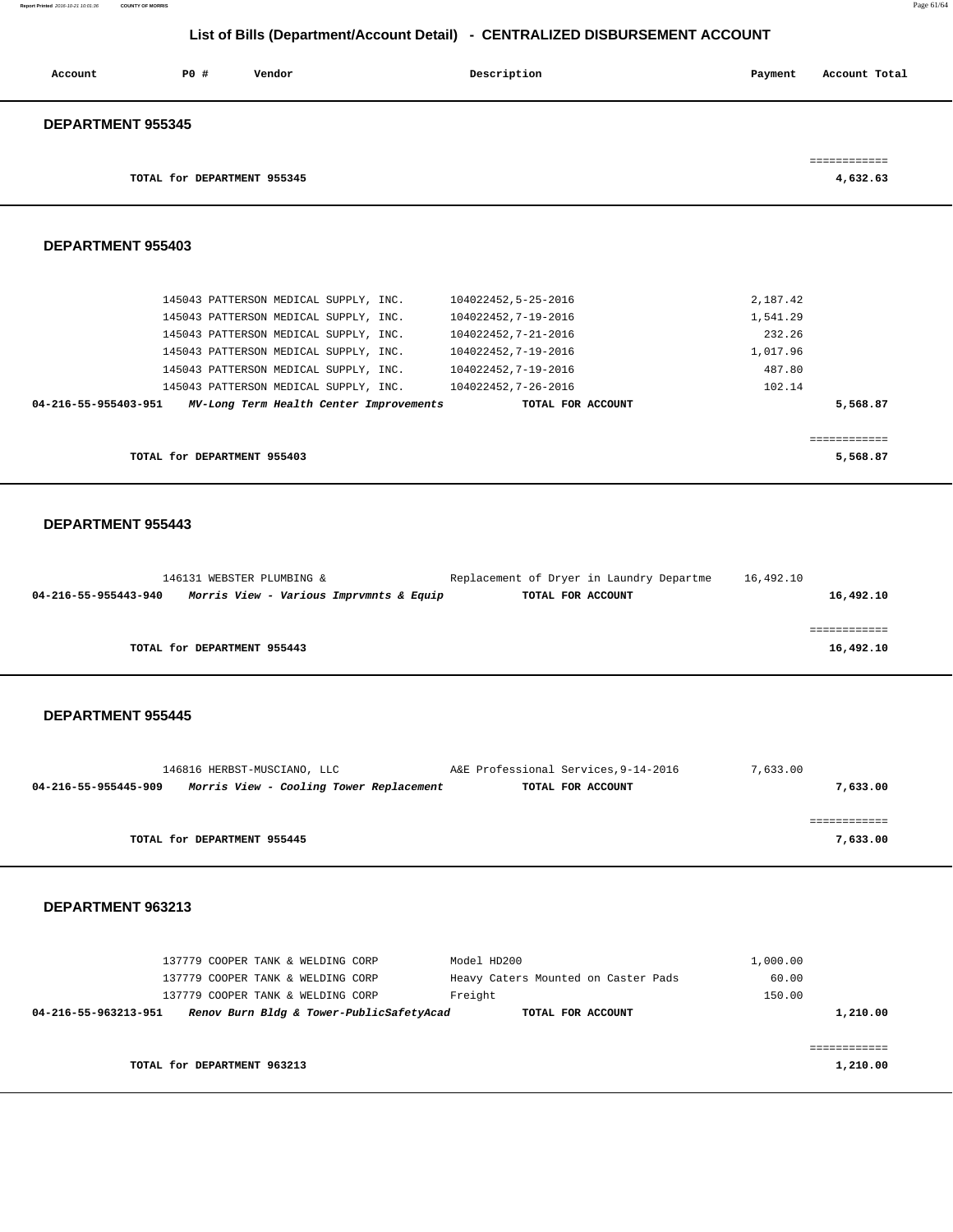## List of Bills (Department/Account Detail) - CENTRALIZED DISBURSEMENT ACCOUNT

| Account | PO # | Vendor | Description | Payment | Account Total |
|---|---|---|---|---|---|

### DEPARTMENT 955345

| | | | | | |
|---|---|---|---|---|---|
| | TOTAL for DEPARTMENT 955345 | | | | ============ 4,632.63 |

### DEPARTMENT 955403

| Account | PO # | Vendor | Description | Payment | Account Total |
|---|---|---|---|---|---|
| | 145043 | PATTERSON MEDICAL SUPPLY, INC. | 104022452,5-25-2016 | 2,187.42 | |
| | 145043 | PATTERSON MEDICAL SUPPLY, INC. | 104022452,7-19-2016 | 1,541.29 | |
| | 145043 | PATTERSON MEDICAL SUPPLY, INC. | 104022452,7-21-2016 | 232.26 | |
| | 145043 | PATTERSON MEDICAL SUPPLY, INC. | 104022452,7-19-2016 | 1,017.96 | |
| | 145043 | PATTERSON MEDICAL SUPPLY, INC. | 104022452,7-19-2016 | 487.80 | |
| | 145043 | PATTERSON MEDICAL SUPPLY, INC. | 104022452,7-26-2016 | 102.14 | |
| **04-216-55-955403-951** | | *MV-Long Term Health Center Improvements* | TOTAL FOR ACCOUNT | | 5,568.87 |
| | TOTAL for DEPARTMENT 955403 | | | | ============ 5,568.87 |

### DEPARTMENT 955443

| Account | PO # | Vendor | Description | Payment | Account Total |
|---|---|---|---|---|---|
| | 146131 | WEBSTER PLUMBING & | Replacement of Dryer in Laundry Departme | 16,492.10 | |
| **04-216-55-955443-940** | | *Morris View - Various Imprvmnts & Equip* | TOTAL FOR ACCOUNT | | 16,492.10 |
| | TOTAL for DEPARTMENT 955443 | | | | ============ 16,492.10 |

### DEPARTMENT 955445

| Account | PO # | Vendor | Description | Payment | Account Total |
|---|---|---|---|---|---|
| | 146816 | HERBST-MUSCIANO, LLC | A&E Professional Services,9-14-2016 | 7,633.00 | |
| **04-216-55-955445-909** | | *Morris View - Cooling Tower Replacement* | TOTAL FOR ACCOUNT | | 7,633.00 |
| | TOTAL for DEPARTMENT 955445 | | | | ============ 7,633.00 |

### DEPARTMENT 963213

| Account | PO # | Vendor | Description | Payment | Account Total |
|---|---|---|---|---|---|
| | 137779 | COOPER TANK & WELDING CORP | Model HD200 | 1,000.00 | |
| | 137779 | COOPER TANK & WELDING CORP | Heavy Caters Mounted on Caster Pads | 60.00 | |
| | 137779 | COOPER TANK & WELDING CORP | Freight | 150.00 | |
| **04-216-55-963213-951** | | *Renov Burn Bldg & Tower-PublicSafetyAcad* | TOTAL FOR ACCOUNT | | 1,210.00 |
| | TOTAL for DEPARTMENT 963213 | | | | ============ 1,210.00 |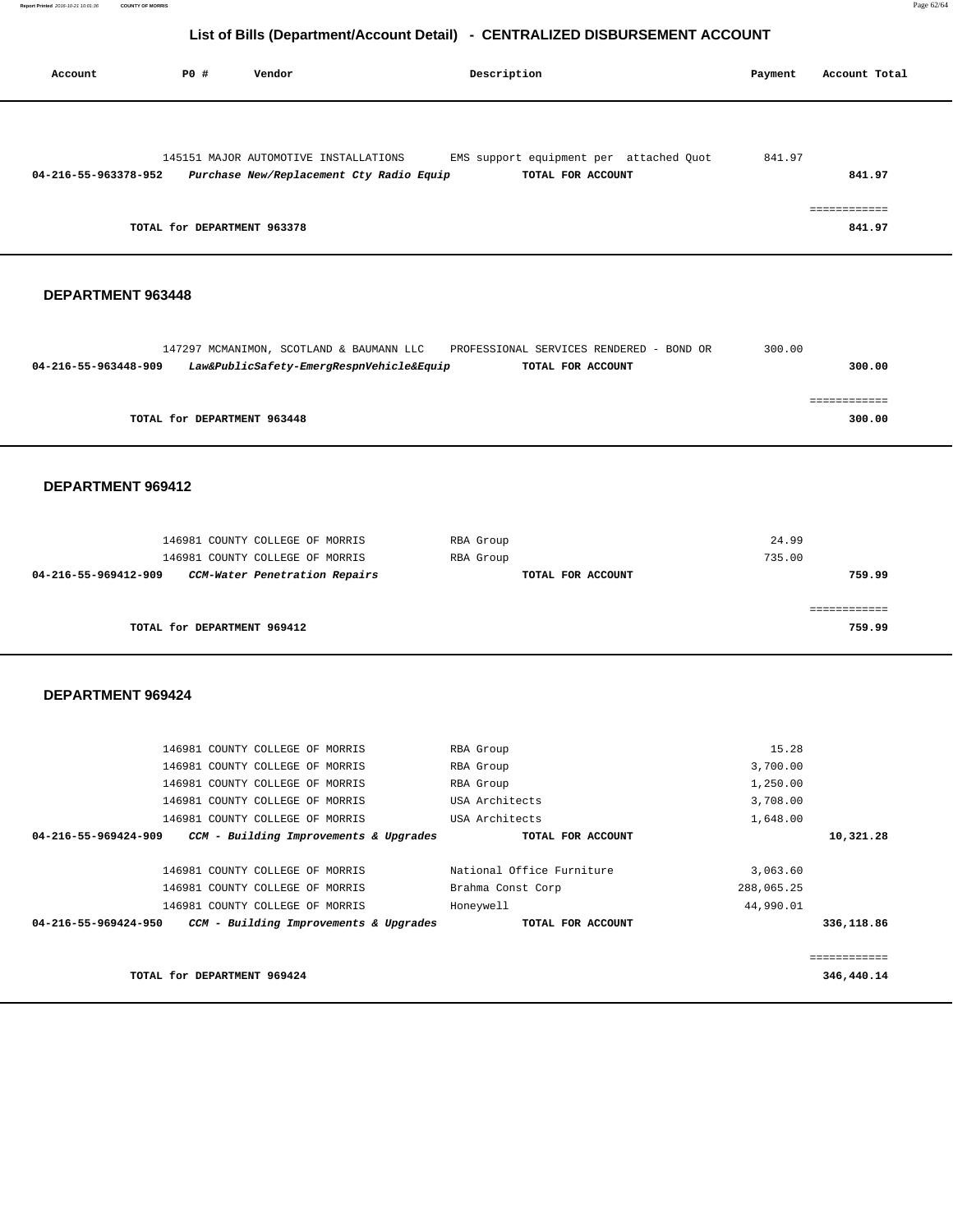# List of Bills (Department/Account Detail) - CENTRALIZED DISBURSEMENT ACCOUNT

| Account | PO # | Vendor | Description | Payment | Account Total |
|---|---|---|---|---|---|
| | 145151 | MAJOR AUTOMOTIVE INSTALLATIONS | EMS support equipment per attached Quot | 841.97 | |
| **04-216-55-963378-952** | | ***Purchase New/Replacement Cty Radio Equip*** | **TOTAL FOR ACCOUNT** | | **841.97** |
| | | | | | ============ |
| | **TOTAL for DEPARTMENT 963378** | | | | **841.97** |

## DEPARTMENT 963448

| Account | PO # | Vendor | Description | Payment | Account Total |
|---|---|---|---|---|---|
| | 147297 | MCMANIMON, SCOTLAND & BAUMANN LLC | PROFESSIONAL SERVICES RENDERED - BOND OR | 300.00 | |
| **04-216-55-963448-909** | | ***Law&PublicSafety-EmergRespnVehicle&Equip*** | **TOTAL FOR ACCOUNT** | | **300.00** |
| | | | | | ============ |
| | **TOTAL for DEPARTMENT 963448** | | | | **300.00** |

## DEPARTMENT 969412

| Account | PO # | Vendor | Description | Payment | Account Total |
|---|---|---|---|---|---|
| | 146981 | COUNTY COLLEGE OF MORRIS | RBA Group | 24.99 | |
| | 146981 | COUNTY COLLEGE OF MORRIS | RBA Group | 735.00 | |
| **04-216-55-969412-909** | | ***CCM-Water Penetration Repairs*** | **TOTAL FOR ACCOUNT** | | **759.99** |
| | | | | | ============ |
| | **TOTAL for DEPARTMENT 969412** | | | | **759.99** |

## DEPARTMENT 969424

| Account | PO # | Vendor | Description | Payment | Account Total |
|---|---|---|---|---|---|
| | 146981 | COUNTY COLLEGE OF MORRIS | RBA Group | 15.28 | |
| | 146981 | COUNTY COLLEGE OF MORRIS | RBA Group | 3,700.00 | |
| | 146981 | COUNTY COLLEGE OF MORRIS | RBA Group | 1,250.00 | |
| | 146981 | COUNTY COLLEGE OF MORRIS | USA Architects | 3,708.00 | |
| | 146981 | COUNTY COLLEGE OF MORRIS | USA Architects | 1,648.00 | |
| **04-216-55-969424-909** | | ***CCM - Building Improvements & Upgrades*** | **TOTAL FOR ACCOUNT** | | **10,321.28** |
| | 146981 | COUNTY COLLEGE OF MORRIS | National Office Furniture | 3,063.60 | |
| | 146981 | COUNTY COLLEGE OF MORRIS | Brahma Const Corp | 288,065.25 | |
| | 146981 | COUNTY COLLEGE OF MORRIS | Honeywell | 44,990.01 | |
| **04-216-55-969424-950** | | ***CCM - Building Improvements & Upgrades*** | **TOTAL FOR ACCOUNT** | | **336,118.86** |
| | | | | | ============ |
| | **TOTAL for DEPARTMENT 969424** | | | | **346,440.14** |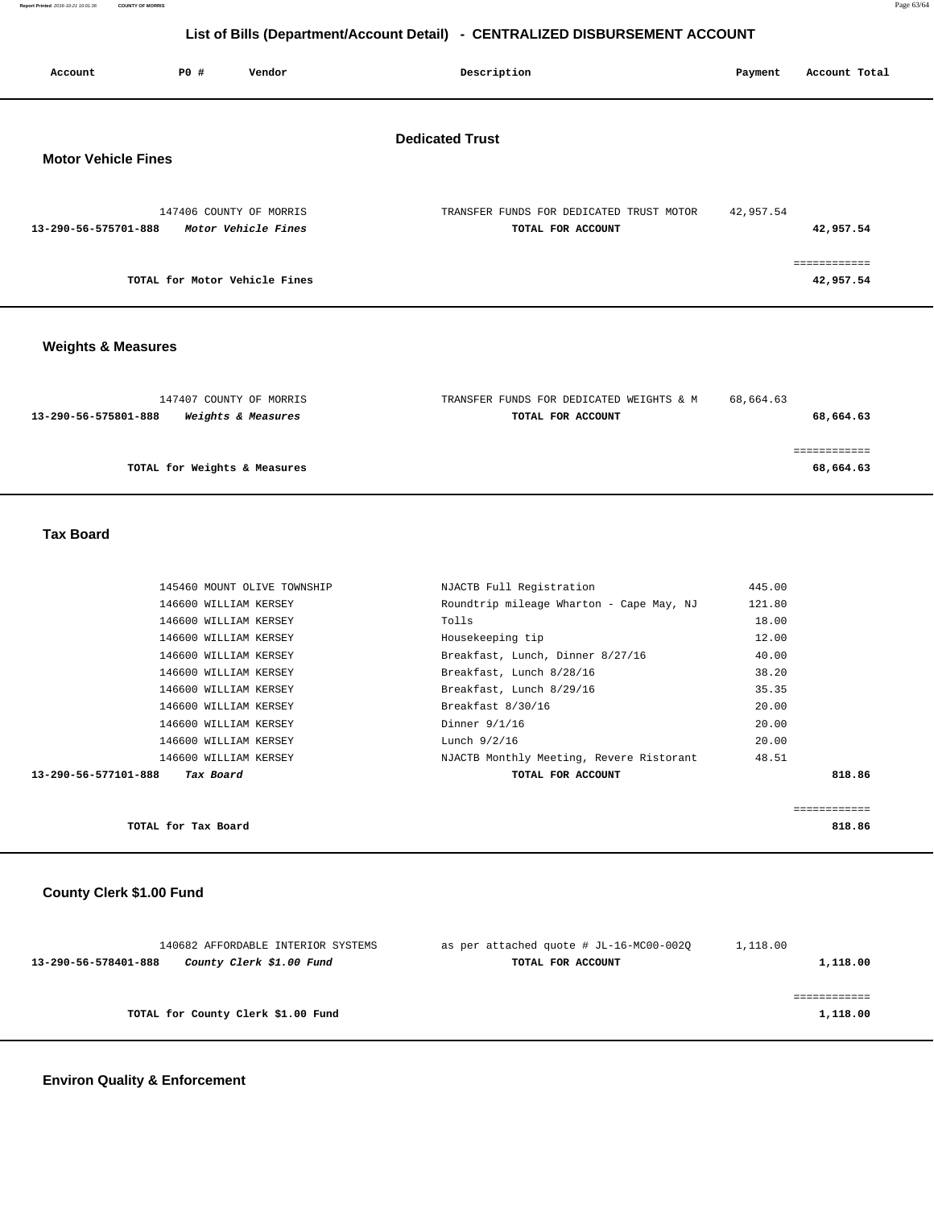# List of Bills (Department/Account Detail) - CENTRALIZED DISBURSEMENT ACCOUNT

| Account | PO # | Vendor | Description | Payment | Account Total |
|---|---|---|---|---|---|

## Dedicated Trust

### Motor Vehicle Fines

| Account | PO # | Vendor | Description | Payment | Account Total |
|---|---|---|---|---|---|
| | 147406 | COUNTY OF MORRIS | TRANSFER FUNDS FOR DEDICATED TRUST MOTOR | 42,957.54 | |
| **13-290-56-575701-888** | | ***Motor Vehicle Fines*** | **TOTAL FOR ACCOUNT** | | **42,957.54** |

**TOTAL for Motor Vehicle Fines** — **42,957.54**

### Weights & Measures

| Account | PO # | Vendor | Description | Payment | Account Total |
|---|---|---|---|---|---|
| | 147407 | COUNTY OF MORRIS | TRANSFER FUNDS FOR DEDICATED WEIGHTS & M | 68,664.63 | |
| **13-290-56-575801-888** | | ***Weights & Measures*** | **TOTAL FOR ACCOUNT** | | **68,664.63** |

**TOTAL for Weights & Measures** — **68,664.63**

### Tax Board

| Account | PO # | Vendor | Description | Payment | Account Total |
|---|---|---|---|---|---|
| | 145460 | MOUNT OLIVE TOWNSHIP | NJACTB Full Registration | 445.00 | |
| | 146600 | WILLIAM KERSEY | Roundtrip mileage Wharton - Cape May, NJ | 121.80 | |
| | 146600 | WILLIAM KERSEY | Tolls | 18.00 | |
| | 146600 | WILLIAM KERSEY | Housekeeping tip | 12.00 | |
| | 146600 | WILLIAM KERSEY | Breakfast, Lunch, Dinner 8/27/16 | 40.00 | |
| | 146600 | WILLIAM KERSEY | Breakfast, Lunch 8/28/16 | 38.20 | |
| | 146600 | WILLIAM KERSEY | Breakfast, Lunch 8/29/16 | 35.35 | |
| | 146600 | WILLIAM KERSEY | Breakfast 8/30/16 | 20.00 | |
| | 146600 | WILLIAM KERSEY | Dinner 9/1/16 | 20.00 | |
| | 146600 | WILLIAM KERSEY | Lunch 9/2/16 | 20.00 | |
| | 146600 | WILLIAM KERSEY | NJACTB Monthly Meeting, Revere Ristorant | 48.51 | |
| **13-290-56-577101-888** | | ***Tax Board*** | **TOTAL FOR ACCOUNT** | | **818.86** |

**TOTAL for Tax Board** — **818.86**

### County Clerk $1.00 Fund

| Account | PO # | Vendor | Description | Payment | Account Total |
|---|---|---|---|---|---|
| | 140682 | AFFORDABLE INTERIOR SYSTEMS | as per attached quote # JL-16-MC00-002Q | 1,118.00 | |
| **13-290-56-578401-888** | | ***County Clerk $1.00 Fund*** | **TOTAL FOR ACCOUNT** | | **1,118.00** |

**TOTAL for County Clerk $1.00 Fund** — **1,118.00**

### Environ Quality & Enforcement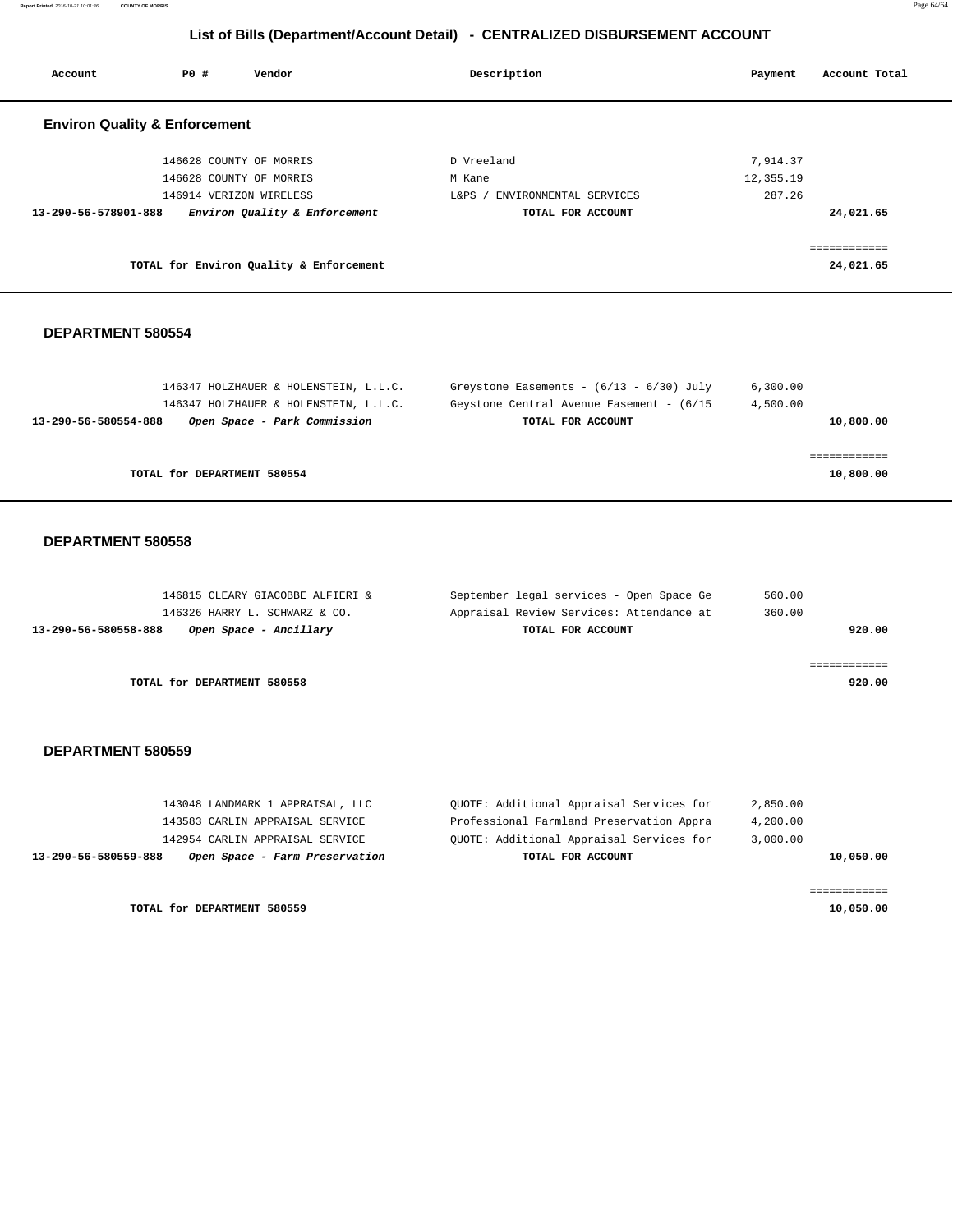# List of Bills (Department/Account Detail) - CENTRALIZED DISBURSEMENT ACCOUNT

| Account | PO # | Vendor | Description | Payment | Account Total |
|---|---|---|---|---|---|

## Environ Quality & Enforcement

| Account | PO # | Vendor | Description | Payment | Account Total |
|---|---|---|---|---|---|
| | 146628 | COUNTY OF MORRIS | D Vreeland | 7,914.37 | |
| | 146628 | COUNTY OF MORRIS | M Kane | 12,355.19 | |
| | 146914 | VERIZON WIRELESS | L&PS / ENVIRONMENTAL SERVICES | 287.26 | |
| **13-290-56-578901-888** | | ***Environ Quality & Enforcement*** | **TOTAL FOR ACCOUNT** | | **24,021.65** |

**TOTAL for Environ Quality & Enforcement** **24,021.65**

## DEPARTMENT 580554

| Account | PO # | Vendor | Description | Payment | Account Total |
|---|---|---|---|---|---|
| | 146347 | HOLZHAUER & HOLENSTEIN, L.L.C. | Greystone Easements - (6/13 - 6/30) July | 6,300.00 | |
| | 146347 | HOLZHAUER & HOLENSTEIN, L.L.C. | Geystone Central Avenue Easement - (6/15 | 4,500.00 | |
| **13-290-56-580554-888** | | ***Open Space - Park Commission*** | **TOTAL FOR ACCOUNT** | | **10,800.00** |

**TOTAL for DEPARTMENT 580554** **10,800.00**

## DEPARTMENT 580558

| Account | PO # | Vendor | Description | Payment | Account Total |
|---|---|---|---|---|---|
| | 146815 | CLEARY GIACOBBE ALFIERI & | September legal services - Open Space Ge | 560.00 | |
| | 146326 | HARRY L. SCHWARZ & CO. | Appraisal Review Services: Attendance at | 360.00 | |
| **13-290-56-580558-888** | | ***Open Space - Ancillary*** | **TOTAL FOR ACCOUNT** | | **920.00** |

**TOTAL for DEPARTMENT 580558** **920.00**

## DEPARTMENT 580559

| Account | PO # | Vendor | Description | Payment | Account Total |
|---|---|---|---|---|---|
| | 143048 | LANDMARK 1 APPRAISAL, LLC | QUOTE: Additional Appraisal Services for | 2,850.00 | |
| | 143583 | CARLIN APPRAISAL SERVICE | Professional Farmland Preservation Appra | 4,200.00 | |
| | 142954 | CARLIN APPRAISAL SERVICE | QUOTE: Additional Appraisal Services for | 3,000.00 | |
| **13-290-56-580559-888** | | ***Open Space - Farm Preservation*** | **TOTAL FOR ACCOUNT** | | **10,050.00** |

**TOTAL for DEPARTMENT 580559** **10,050.00**